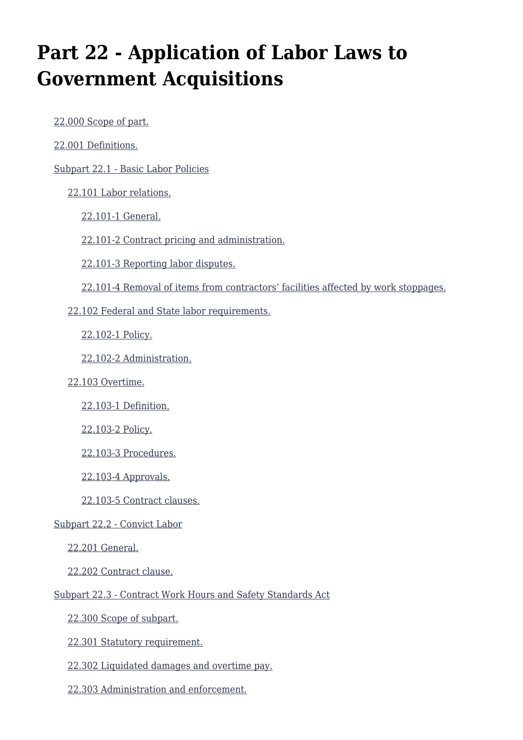# Part 22 - Application of Labor Laws to Government Acquisitions

- 22.000 Scope of part.
- 22.001 Definitions.
- Subpart 22.1 - Basic Labor Policies
  - 22.101 Labor relations.
    - 22.101-1 General.
    - 22.101-2 Contract pricing and administration.
    - 22.101-3 Reporting labor disputes.
    - 22.101-4 Removal of items from contractors' facilities affected by work stoppages.
  - 22.102 Federal and State labor requirements.
    - 22.102-1 Policy.
    - 22.102-2 Administration.
  - 22.103 Overtime.
    - 22.103-1 Definition.
    - 22.103-2 Policy.
    - 22.103-3 Procedures.
    - 22.103-4 Approvals.
    - 22.103-5 Contract clauses.
- Subpart 22.2 - Convict Labor
  - 22.201 General.
  - 22.202 Contract clause.
- Subpart 22.3 - Contract Work Hours and Safety Standards Act
  - 22.300 Scope of subpart.
  - 22.301 Statutory requirement.
  - 22.302 Liquidated damages and overtime pay.
  - 22.303 Administration and enforcement.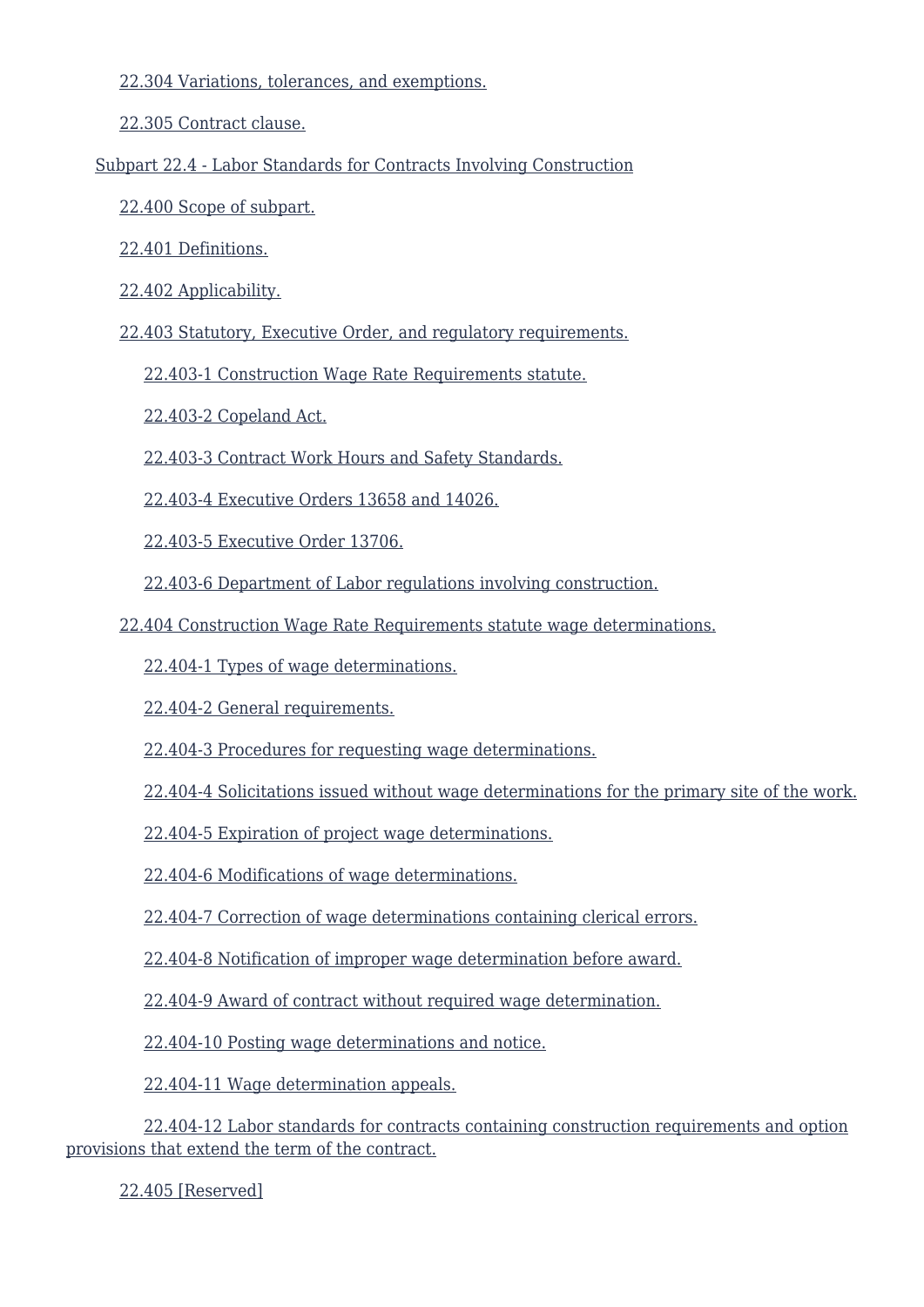22.304 Variations, tolerances, and exemptions.

22.305 Contract clause.

Subpart 22.4 - Labor Standards for Contracts Involving Construction

22.400 Scope of subpart.

22.401 Definitions.

22.402 Applicability.

22.403 Statutory, Executive Order, and regulatory requirements.

22.403-1 Construction Wage Rate Requirements statute.

22.403-2 Copeland Act.

22.403-3 Contract Work Hours and Safety Standards.

22.403-4 Executive Orders 13658 and 14026.

22.403-5 Executive Order 13706.

22.403-6 Department of Labor regulations involving construction.

22.404 Construction Wage Rate Requirements statute wage determinations.

22.404-1 Types of wage determinations.

22.404-2 General requirements.

22.404-3 Procedures for requesting wage determinations.

22.404-4 Solicitations issued without wage determinations for the primary site of the work.

22.404-5 Expiration of project wage determinations.

22.404-6 Modifications of wage determinations.

22.404-7 Correction of wage determinations containing clerical errors.

22.404-8 Notification of improper wage determination before award.

22.404-9 Award of contract without required wage determination.

22.404-10 Posting wage determinations and notice.

22.404-11 Wage determination appeals.

22.404-12 Labor standards for contracts containing construction requirements and option provisions that extend the term of the contract.

22.405 [Reserved]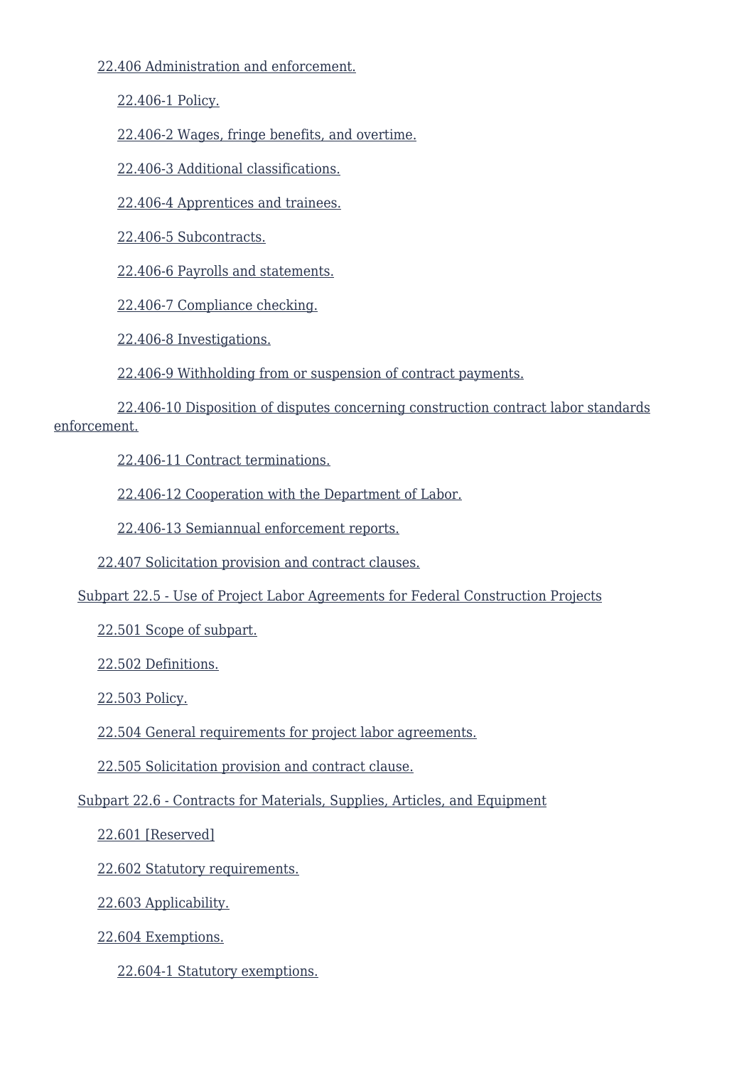- 22.406 Administration and enforcement.
  - 22.406-1 Policy.
  - 22.406-2 Wages, fringe benefits, and overtime.
  - 22.406-3 Additional classifications.
  - 22.406-4 Apprentices and trainees.
  - 22.406-5 Subcontracts.
  - 22.406-6 Payrolls and statements.
  - 22.406-7 Compliance checking.
  - 22.406-8 Investigations.
  - 22.406-9 Withholding from or suspension of contract payments.
  - 22.406-10 Disposition of disputes concerning construction contract labor standards enforcement.
  - 22.406-11 Contract terminations.
  - 22.406-12 Cooperation with the Department of Labor.
  - 22.406-13 Semiannual enforcement reports.
- 22.407 Solicitation provision and contract clauses.

Subpart 22.5 - Use of Project Labor Agreements for Federal Construction Projects

- 22.501 Scope of subpart.
- 22.502 Definitions.
- 22.503 Policy.
- 22.504 General requirements for project labor agreements.
- 22.505 Solicitation provision and contract clause.

Subpart 22.6 - Contracts for Materials, Supplies, Articles, and Equipment

- 22.601 [Reserved]
- 22.602 Statutory requirements.
- 22.603 Applicability.
- 22.604 Exemptions.
  - 22.604-1 Statutory exemptions.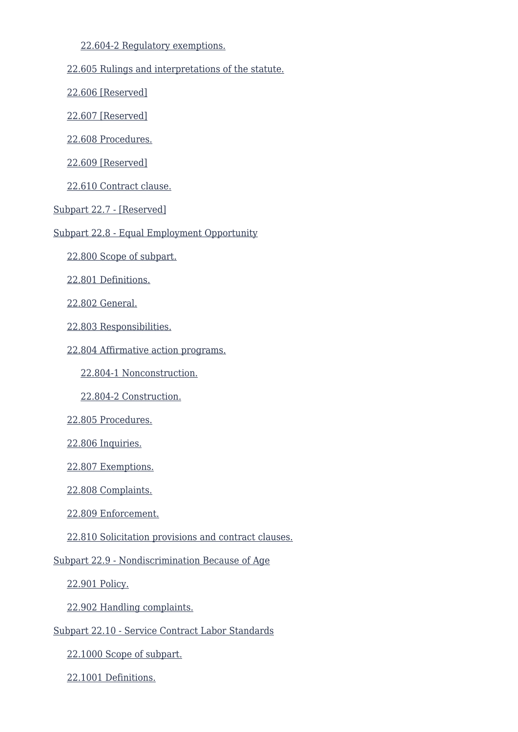- 22.604-2 Regulatory exemptions.
- 22.605 Rulings and interpretations of the statute.
- 22.606 [Reserved]
- 22.607 [Reserved]
- 22.608 Procedures.
- 22.609 [Reserved]
- 22.610 Contract clause.

Subpart 22.7 - [Reserved]

Subpart 22.8 - Equal Employment Opportunity

- 22.800 Scope of subpart.
- 22.801 Definitions.
- 22.802 General.
- 22.803 Responsibilities.
- 22.804 Affirmative action programs.
  - 22.804-1 Nonconstruction.
  - 22.804-2 Construction.
- 22.805 Procedures.
- 22.806 Inquiries.
- 22.807 Exemptions.
- 22.808 Complaints.
- 22.809 Enforcement.
- 22.810 Solicitation provisions and contract clauses.

Subpart 22.9 - Nondiscrimination Because of Age

- 22.901 Policy.
- 22.902 Handling complaints.

Subpart 22.10 - Service Contract Labor Standards

- 22.1000 Scope of subpart.
- 22.1001 Definitions.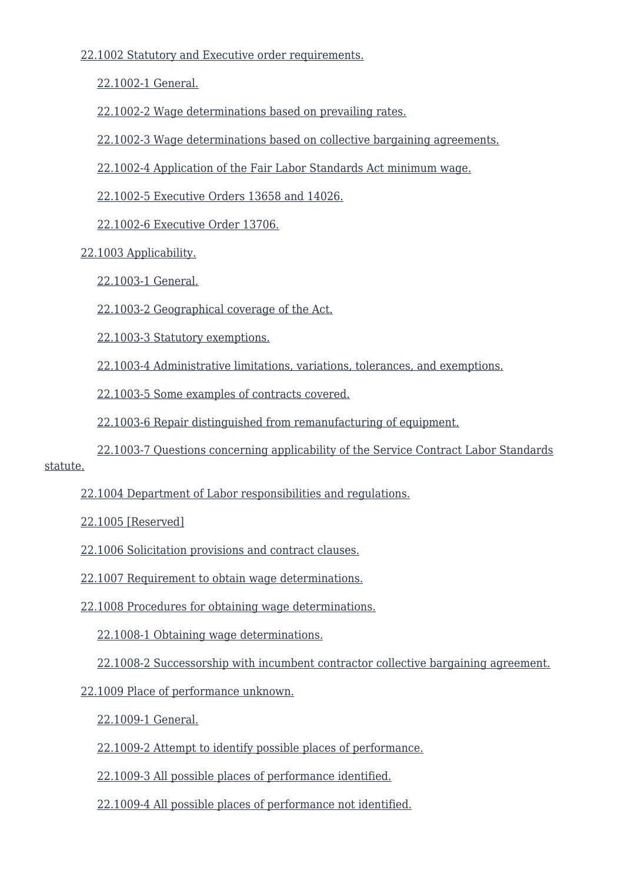- 22.1002 Statutory and Executive order requirements.
  - 22.1002-1 General.
  - 22.1002-2 Wage determinations based on prevailing rates.
  - 22.1002-3 Wage determinations based on collective bargaining agreements.
  - 22.1002-4 Application of the Fair Labor Standards Act minimum wage.
  - 22.1002-5 Executive Orders 13658 and 14026.
  - 22.1002-6 Executive Order 13706.
- 22.1003 Applicability.
  - 22.1003-1 General.
  - 22.1003-2 Geographical coverage of the Act.
  - 22.1003-3 Statutory exemptions.
  - 22.1003-4 Administrative limitations, variations, tolerances, and exemptions.
  - 22.1003-5 Some examples of contracts covered.
  - 22.1003-6 Repair distinguished from remanufacturing of equipment.
  - 22.1003-7 Questions concerning applicability of the Service Contract Labor Standards statute.
- 22.1004 Department of Labor responsibilities and regulations.
- 22.1005 [Reserved]
- 22.1006 Solicitation provisions and contract clauses.
- 22.1007 Requirement to obtain wage determinations.
- 22.1008 Procedures for obtaining wage determinations.
  - 22.1008-1 Obtaining wage determinations.
  - 22.1008-2 Successorship with incumbent contractor collective bargaining agreement.
- 22.1009 Place of performance unknown.
  - 22.1009-1 General.
  - 22.1009-2 Attempt to identify possible places of performance.
  - 22.1009-3 All possible places of performance identified.
  - 22.1009-4 All possible places of performance not identified.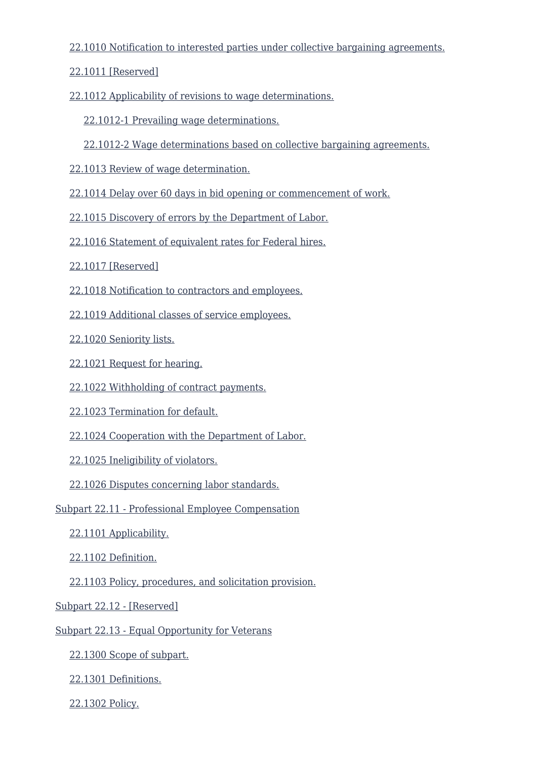- 22.1010 Notification to interested parties under collective bargaining agreements.
- 22.1011 [Reserved]
- 22.1012 Applicability of revisions to wage determinations.
  - 22.1012-1 Prevailing wage determinations.
  - 22.1012-2 Wage determinations based on collective bargaining agreements.
- 22.1013 Review of wage determination.
- 22.1014 Delay over 60 days in bid opening or commencement of work.
- 22.1015 Discovery of errors by the Department of Labor.
- 22.1016 Statement of equivalent rates for Federal hires.
- 22.1017 [Reserved]
- 22.1018 Notification to contractors and employees.
- 22.1019 Additional classes of service employees.
- 22.1020 Seniority lists.
- 22.1021 Request for hearing.
- 22.1022 Withholding of contract payments.
- 22.1023 Termination for default.
- 22.1024 Cooperation with the Department of Labor.
- 22.1025 Ineligibility of violators.
- 22.1026 Disputes concerning labor standards.

Subpart 22.11 - Professional Employee Compensation

- 22.1101 Applicability.
- 22.1102 Definition.
- 22.1103 Policy, procedures, and solicitation provision.

Subpart 22.12 - [Reserved]

Subpart 22.13 - Equal Opportunity for Veterans

- 22.1300 Scope of subpart.
- 22.1301 Definitions.
- 22.1302 Policy.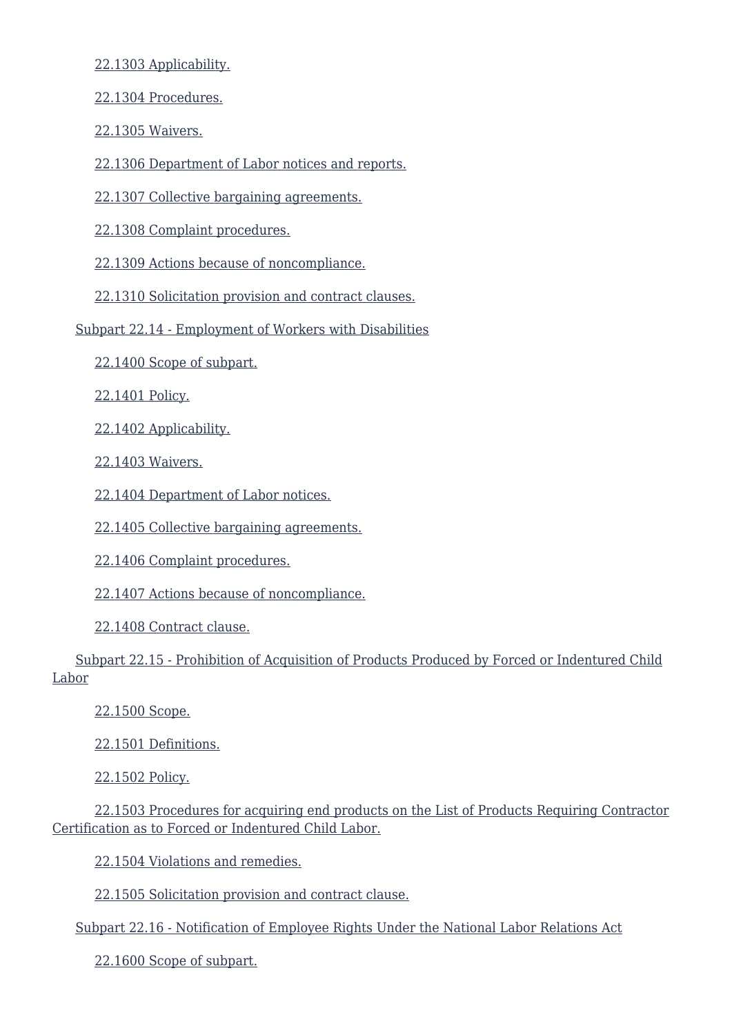22.1303 Applicability.

22.1304 Procedures.

22.1305 Waivers.

22.1306 Department of Labor notices and reports.

22.1307 Collective bargaining agreements.

22.1308 Complaint procedures.

22.1309 Actions because of noncompliance.

22.1310 Solicitation provision and contract clauses.

Subpart 22.14 - Employment of Workers with Disabilities

22.1400 Scope of subpart.

22.1401 Policy.

22.1402 Applicability.

22.1403 Waivers.

22.1404 Department of Labor notices.

22.1405 Collective bargaining agreements.

22.1406 Complaint procedures.

22.1407 Actions because of noncompliance.

22.1408 Contract clause.

Subpart 22.15 - Prohibition of Acquisition of Products Produced by Forced or Indentured Child Labor

22.1500 Scope.

22.1501 Definitions.

22.1502 Policy.

22.1503 Procedures for acquiring end products on the List of Products Requiring Contractor Certification as to Forced or Indentured Child Labor.

22.1504 Violations and remedies.

22.1505 Solicitation provision and contract clause.

Subpart 22.16 - Notification of Employee Rights Under the National Labor Relations Act

22.1600 Scope of subpart.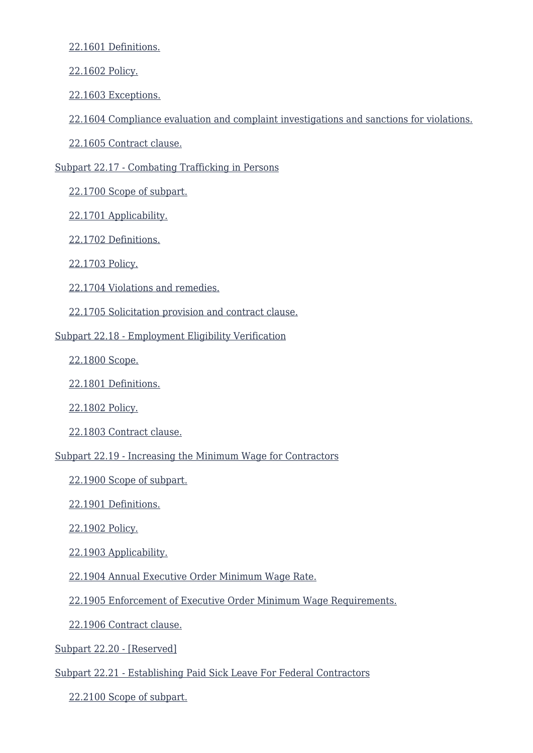- 22.1601 Definitions.
- 22.1602 Policy.
- 22.1603 Exceptions.
- 22.1604 Compliance evaluation and complaint investigations and sanctions for violations.
- 22.1605 Contract clause.

Subpart 22.17 - Combating Trafficking in Persons

- 22.1700 Scope of subpart.
- 22.1701 Applicability.
- 22.1702 Definitions.
- 22.1703 Policy.
- 22.1704 Violations and remedies.
- 22.1705 Solicitation provision and contract clause.

Subpart 22.18 - Employment Eligibility Verification

- 22.1800 Scope.
- 22.1801 Definitions.
- 22.1802 Policy.
- 22.1803 Contract clause.

Subpart 22.19 - Increasing the Minimum Wage for Contractors

- 22.1900 Scope of subpart.
- 22.1901 Definitions.
- 22.1902 Policy.
- 22.1903 Applicability.
- 22.1904 Annual Executive Order Minimum Wage Rate.
- 22.1905 Enforcement of Executive Order Minimum Wage Requirements.
- 22.1906 Contract clause.

Subpart 22.20 - [Reserved]

Subpart 22.21 - Establishing Paid Sick Leave For Federal Contractors

- 22.2100 Scope of subpart.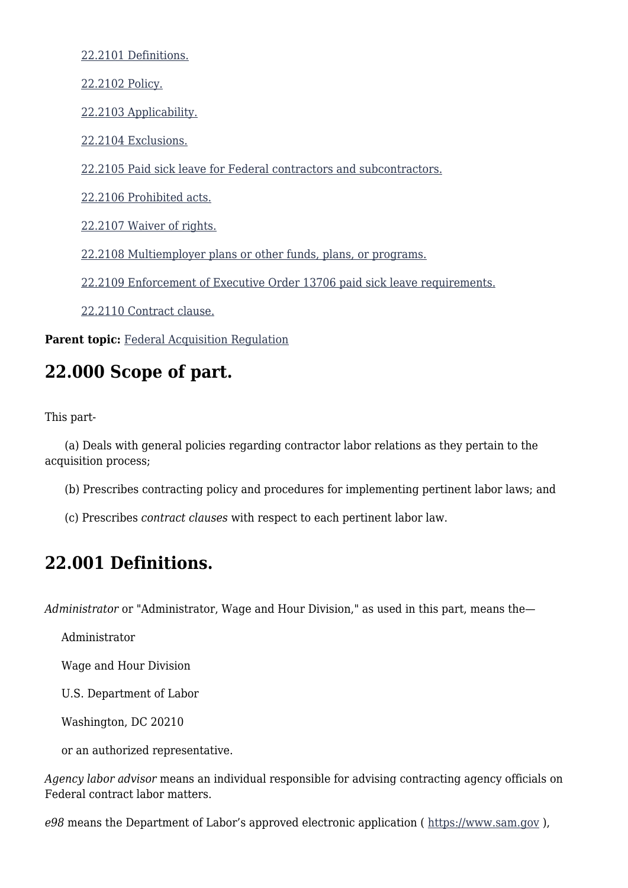[22.2101 Definitions.](#)

[22.2102 Policy.](#)

[22.2103 Applicability.](#)

[22.2104 Exclusions.](#)

[22.2105 Paid sick leave for Federal contractors and subcontractors.](#)

[22.2106 Prohibited acts.](#)

[22.2107 Waiver of rights.](#)

[22.2108 Multiemployer plans or other funds, plans, or programs.](#)

[22.2109 Enforcement of Executive Order 13706 paid sick leave requirements.](#)

[22.2110 Contract clause.](#)

**Parent topic:** [Federal Acquisition Regulation](#)

## 22.000 Scope of part.

This part-

(a) Deals with general policies regarding contractor labor relations as they pertain to the acquisition process;

(b) Prescribes contracting policy and procedures for implementing pertinent labor laws; and

(c) Prescribes *contract clauses* with respect to each pertinent labor law.

## 22.001 Definitions.

*Administrator* or "Administrator, Wage and Hour Division," as used in this part, means the—

Administrator

Wage and Hour Division

U.S. Department of Labor

Washington, DC 20210

or an authorized representative.

*Agency labor advisor* means an individual responsible for advising contracting agency officials on Federal contract labor matters.

*e98* means the Department of Labor's approved electronic application ( https://www.sam.gov ),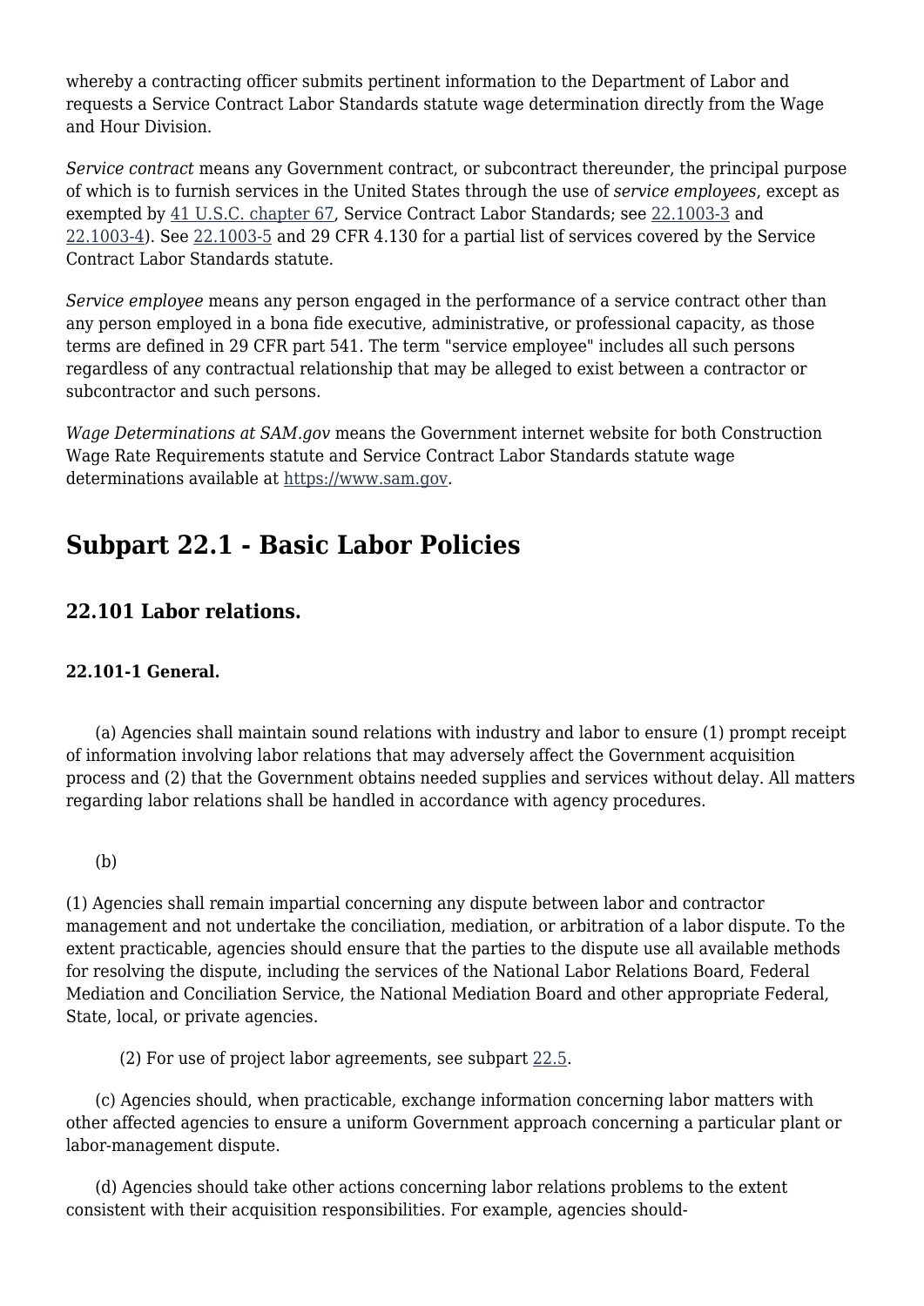whereby a contracting officer submits pertinent information to the Department of Labor and requests a Service Contract Labor Standards statute wage determination directly from the Wage and Hour Division.

*Service contract* means any Government contract, or subcontract thereunder, the principal purpose of which is to furnish services in the United States through the use of *service employees*, except as exempted by 41 U.S.C. chapter 67, Service Contract Labor Standards; see 22.1003-3 and 22.1003-4). See 22.1003-5 and 29 CFR 4.130 for a partial list of services covered by the Service Contract Labor Standards statute.

*Service employee* means any person engaged in the performance of a service contract other than any person employed in a bona fide executive, administrative, or professional capacity, as those terms are defined in 29 CFR part 541. The term "service employee" includes all such persons regardless of any contractual relationship that may be alleged to exist between a contractor or subcontractor and such persons.

*Wage Determinations at SAM.gov* means the Government internet website for both Construction Wage Rate Requirements statute and Service Contract Labor Standards statute wage determinations available at https://www.sam.gov.

## Subpart 22.1 - Basic Labor Policies

### 22.101 Labor relations.

#### 22.101-1 General.

(a) Agencies shall maintain sound relations with industry and labor to ensure (1) prompt receipt of information involving labor relations that may adversely affect the Government acquisition process and (2) that the Government obtains needed supplies and services without delay. All matters regarding labor relations shall be handled in accordance with agency procedures.

(b)

(1) Agencies shall remain impartial concerning any dispute between labor and contractor management and not undertake the conciliation, mediation, or arbitration of a labor dispute. To the extent practicable, agencies should ensure that the parties to the dispute use all available methods for resolving the dispute, including the services of the National Labor Relations Board, Federal Mediation and Conciliation Service, the National Mediation Board and other appropriate Federal, State, local, or private agencies.

(2) For use of project labor agreements, see subpart 22.5.

(c) Agencies should, when practicable, exchange information concerning labor matters with other affected agencies to ensure a uniform Government approach concerning a particular plant or labor-management dispute.

(d) Agencies should take other actions concerning labor relations problems to the extent consistent with their acquisition responsibilities. For example, agencies should-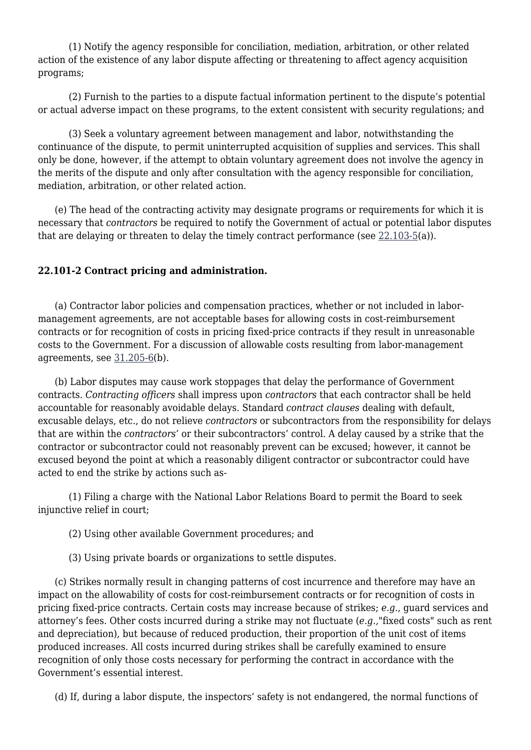(1) Notify the agency responsible for conciliation, mediation, arbitration, or other related action of the existence of any labor dispute affecting or threatening to affect agency acquisition programs;

(2) Furnish to the parties to a dispute factual information pertinent to the dispute's potential or actual adverse impact on these programs, to the extent consistent with security regulations; and

(3) Seek a voluntary agreement between management and labor, notwithstanding the continuance of the dispute, to permit uninterrupted acquisition of supplies and services. This shall only be done, however, if the attempt to obtain voluntary agreement does not involve the agency in the merits of the dispute and only after consultation with the agency responsible for conciliation, mediation, arbitration, or other related action.

(e) The head of the contracting activity may designate programs or requirements for which it is necessary that *contractors* be required to notify the Government of actual or potential labor disputes that are delaying or threaten to delay the timely contract performance (see 22.103-5(a)).

### 22.101-2 Contract pricing and administration.

(a) Contractor labor policies and compensation practices, whether or not included in labor-management agreements, are not acceptable bases for allowing costs in cost-reimbursement contracts or for recognition of costs in pricing fixed-price contracts if they result in unreasonable costs to the Government. For a discussion of allowable costs resulting from labor-management agreements, see 31.205-6(b).

(b) Labor disputes may cause work stoppages that delay the performance of Government contracts. *Contracting officers* shall impress upon *contractors* that each contractor shall be held accountable for reasonably avoidable delays. Standard *contract clauses* dealing with default, excusable delays, etc., do not relieve *contractors* or subcontractors from the responsibility for delays that are within the *contractors*' or their subcontractors' control. A delay caused by a strike that the contractor or subcontractor could not reasonably prevent can be excused; however, it cannot be excused beyond the point at which a reasonably diligent contractor or subcontractor could have acted to end the strike by actions such as-

(1) Filing a charge with the National Labor Relations Board to permit the Board to seek injunctive relief in court;

(2) Using other available Government procedures; and

(3) Using private boards or organizations to settle disputes.

(c) Strikes normally result in changing patterns of cost incurrence and therefore may have an impact on the allowability of costs for cost-reimbursement contracts or for recognition of costs in pricing fixed-price contracts. Certain costs may increase because of strikes; *e.g.,* guard services and attorney's fees. Other costs incurred during a strike may not fluctuate (*e.g.,*"fixed costs" such as rent and depreciation), but because of reduced production, their proportion of the unit cost of items produced increases. All costs incurred during strikes shall be carefully examined to ensure recognition of only those costs necessary for performing the contract in accordance with the Government's essential interest.

(d) If, during a labor dispute, the inspectors' safety is not endangered, the normal functions of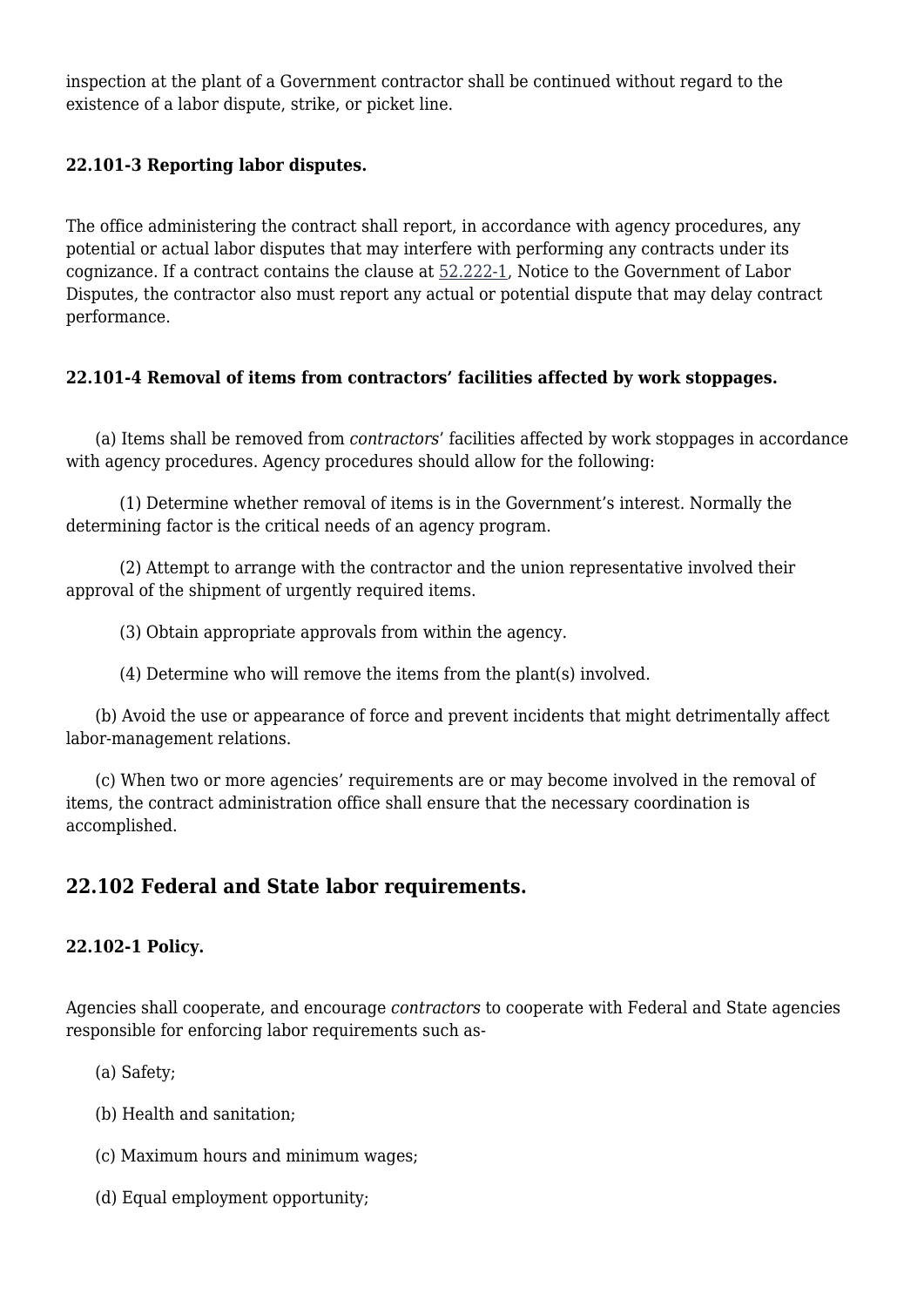inspection at the plant of a Government contractor shall be continued without regard to the existence of a labor dispute, strike, or picket line.

#### 22.101-3 Reporting labor disputes.

The office administering the contract shall report, in accordance with agency procedures, any potential or actual labor disputes that may interfere with performing any contracts under its cognizance. If a contract contains the clause at 52.222-1, Notice to the Government of Labor Disputes, the contractor also must report any actual or potential dispute that may delay contract performance.

#### 22.101-4 Removal of items from contractors' facilities affected by work stoppages.

(a) Items shall be removed from *contractors*' facilities affected by work stoppages in accordance with agency procedures. Agency procedures should allow for the following:

(1) Determine whether removal of items is in the Government's interest. Normally the determining factor is the critical needs of an agency program.

(2) Attempt to arrange with the contractor and the union representative involved their approval of the shipment of urgently required items.

(3) Obtain appropriate approvals from within the agency.

(4) Determine who will remove the items from the plant(s) involved.

(b) Avoid the use or appearance of force and prevent incidents that might detrimentally affect labor-management relations.

(c) When two or more agencies' requirements are or may become involved in the removal of items, the contract administration office shall ensure that the necessary coordination is accomplished.

### 22.102 Federal and State labor requirements.

#### 22.102-1 Policy.

Agencies shall cooperate, and encourage *contractors* to cooperate with Federal and State agencies responsible for enforcing labor requirements such as-

(a) Safety;

(b) Health and sanitation;

(c) Maximum hours and minimum wages;

(d) Equal employment opportunity;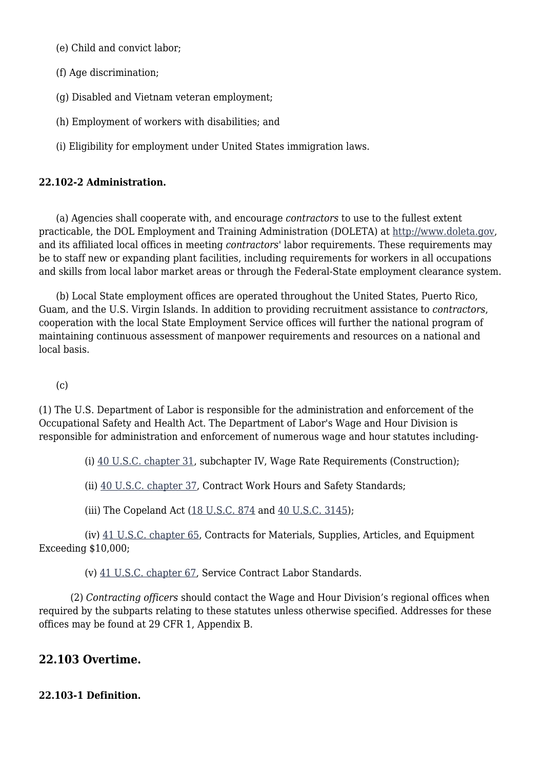(e) Child and convict labor;

(f) Age discrimination;

(g) Disabled and Vietnam veteran employment;

(h) Employment of workers with disabilities; and

(i) Eligibility for employment under United States immigration laws.

#### 22.102-2 Administration.

(a) Agencies shall cooperate with, and encourage *contractors* to use to the fullest extent practicable, the DOL Employment and Training Administration (DOLETA) at http://www.doleta.gov, and its affiliated local offices in meeting *contractors*' labor requirements. These requirements may be to staff new or expanding plant facilities, including requirements for workers in all occupations and skills from local labor market areas or through the Federal-State employment clearance system.

(b) Local State employment offices are operated throughout the United States, Puerto Rico, Guam, and the U.S. Virgin Islands. In addition to providing recruitment assistance to *contractors*, cooperation with the local State Employment Service offices will further the national program of maintaining continuous assessment of manpower requirements and resources on a national and local basis.

(c)

(1) The U.S. Department of Labor is responsible for the administration and enforcement of the Occupational Safety and Health Act. The Department of Labor's Wage and Hour Division is responsible for administration and enforcement of numerous wage and hour statutes including-

(i) 40 U.S.C. chapter 31, subchapter IV, Wage Rate Requirements (Construction);

(ii) 40 U.S.C. chapter 37, Contract Work Hours and Safety Standards;

(iii) The Copeland Act (18 U.S.C. 874 and 40 U.S.C. 3145);

(iv) 41 U.S.C. chapter 65, Contracts for Materials, Supplies, Articles, and Equipment Exceeding $10,000;

(v) 41 U.S.C. chapter 67, Service Contract Labor Standards.

(2) *Contracting officers* should contact the Wage and Hour Division's regional offices when required by the subparts relating to these statutes unless otherwise specified. Addresses for these offices may be found at 29 CFR 1, Appendix B.

### 22.103 Overtime.

#### 22.103-1 Definition.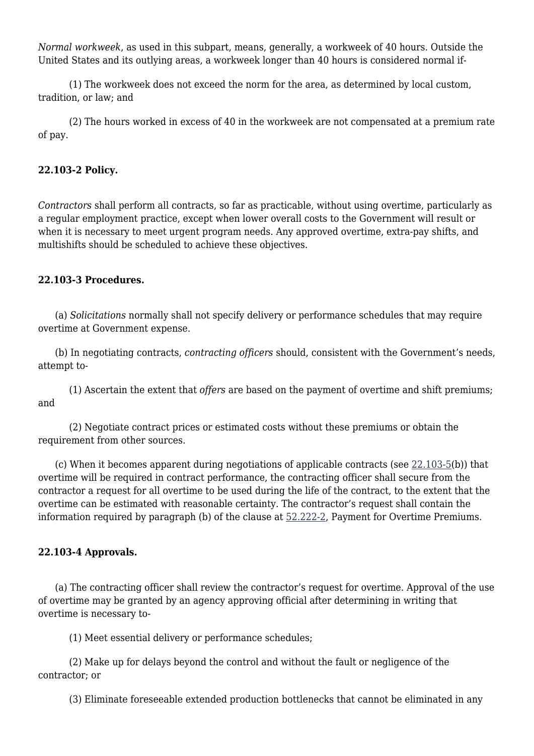*Normal workweek*, as used in this subpart, means, generally, a workweek of 40 hours. Outside the United States and its outlying areas, a workweek longer than 40 hours is considered normal if-

(1) The workweek does not exceed the norm for the area, as determined by local custom, tradition, or law; and

(2) The hours worked in excess of 40 in the workweek are not compensated at a premium rate of pay.

**22.103-2 Policy.**

*Contractors* shall perform all contracts, so far as practicable, without using overtime, particularly as a regular employment practice, except when lower overall costs to the Government will result or when it is necessary to meet urgent program needs. Any approved overtime, extra-pay shifts, and multishifts should be scheduled to achieve these objectives.

**22.103-3 Procedures.**

(a) *Solicitations* normally shall not specify delivery or performance schedules that may require overtime at Government expense.

(b) In negotiating contracts, *contracting officers* should, consistent with the Government's needs, attempt to-

(1) Ascertain the extent that *offers* are based on the payment of overtime and shift premiums; and

(2) Negotiate contract prices or estimated costs without these premiums or obtain the requirement from other sources.

(c) When it becomes apparent during negotiations of applicable contracts (see 22.103-5(b)) that overtime will be required in contract performance, the contracting officer shall secure from the contractor a request for all overtime to be used during the life of the contract, to the extent that the overtime can be estimated with reasonable certainty. The contractor's request shall contain the information required by paragraph (b) of the clause at 52.222-2, Payment for Overtime Premiums.

**22.103-4 Approvals.**

(a) The contracting officer shall review the contractor's request for overtime. Approval of the use of overtime may be granted by an agency approving official after determining in writing that overtime is necessary to-

(1) Meet essential delivery or performance schedules;

(2) Make up for delays beyond the control and without the fault or negligence of the contractor; or

(3) Eliminate foreseeable extended production bottlenecks that cannot be eliminated in any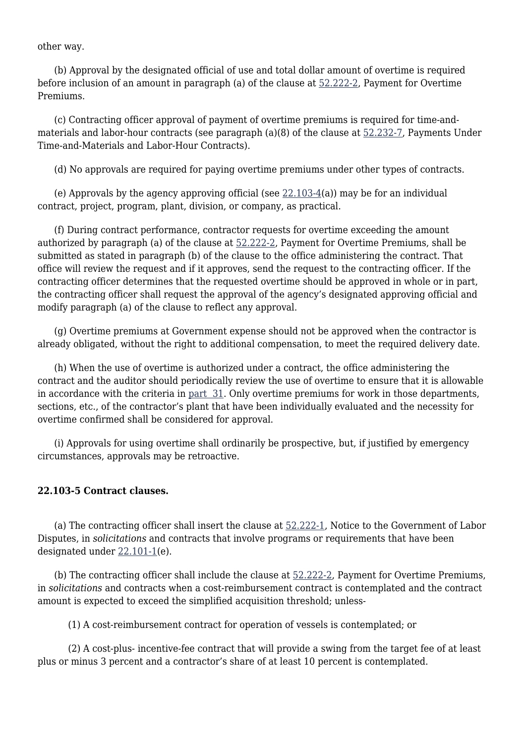other way.

(b) Approval by the designated official of use and total dollar amount of overtime is required before inclusion of an amount in paragraph (a) of the clause at 52.222-2, Payment for Overtime Premiums.

(c) Contracting officer approval of payment of overtime premiums is required for time-and-materials and labor-hour contracts (see paragraph (a)(8) of the clause at 52.232-7, Payments Under Time-and-Materials and Labor-Hour Contracts).

(d) No approvals are required for paying overtime premiums under other types of contracts.

(e) Approvals by the agency approving official (see 22.103-4(a)) may be for an individual contract, project, program, plant, division, or company, as practical.

(f) During contract performance, contractor requests for overtime exceeding the amount authorized by paragraph (a) of the clause at 52.222-2, Payment for Overtime Premiums, shall be submitted as stated in paragraph (b) of the clause to the office administering the contract. That office will review the request and if it approves, send the request to the contracting officer. If the contracting officer determines that the requested overtime should be approved in whole or in part, the contracting officer shall request the approval of the agency's designated approving official and modify paragraph (a) of the clause to reflect any approval.

(g) Overtime premiums at Government expense should not be approved when the contractor is already obligated, without the right to additional compensation, to meet the required delivery date.

(h) When the use of overtime is authorized under a contract, the office administering the contract and the auditor should periodically review the use of overtime to ensure that it is allowable in accordance with the criteria in part 31. Only overtime premiums for work in those departments, sections, etc., of the contractor's plant that have been individually evaluated and the necessity for overtime confirmed shall be considered for approval.

(i) Approvals for using overtime shall ordinarily be prospective, but, if justified by emergency circumstances, approvals may be retroactive.

### 22.103-5 Contract clauses.

(a) The contracting officer shall insert the clause at 52.222-1, Notice to the Government of Labor Disputes, in *solicitations* and contracts that involve programs or requirements that have been designated under 22.101-1(e).

(b) The contracting officer shall include the clause at 52.222-2, Payment for Overtime Premiums, in *solicitations* and contracts when a cost-reimbursement contract is contemplated and the contract amount is expected to exceed the simplified acquisition threshold; unless-

(1) A cost-reimbursement contract for operation of vessels is contemplated; or

(2) A cost-plus- incentive-fee contract that will provide a swing from the target fee of at least plus or minus 3 percent and a contractor's share of at least 10 percent is contemplated.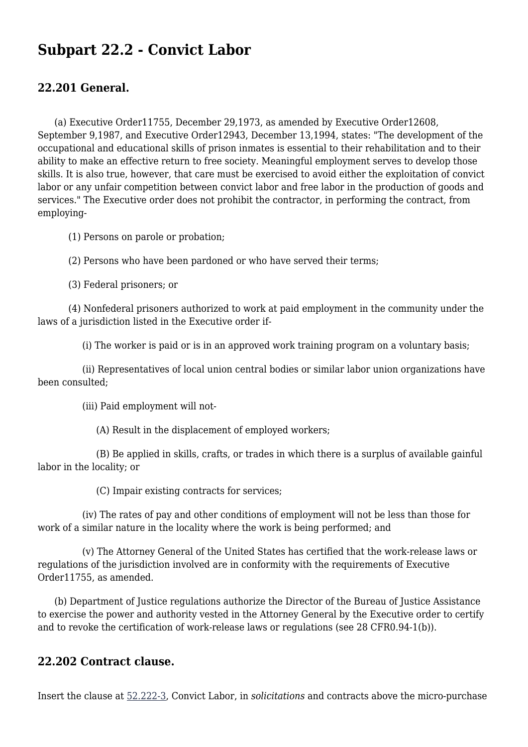## Subpart 22.2 - Convict Labor

### 22.201 General.

(a) Executive Order11755, December 29,1973, as amended by Executive Order12608, September 9,1987, and Executive Order12943, December 13,1994, states: "The development of the occupational and educational skills of prison inmates is essential to their rehabilitation and to their ability to make an effective return to free society. Meaningful employment serves to develop those skills. It is also true, however, that care must be exercised to avoid either the exploitation of convict labor or any unfair competition between convict labor and free labor in the production of goods and services." The Executive order does not prohibit the contractor, in performing the contract, from employing-

(1) Persons on parole or probation;

(2) Persons who have been pardoned or who have served their terms;

(3) Federal prisoners; or

(4) Nonfederal prisoners authorized to work at paid employment in the community under the laws of a jurisdiction listed in the Executive order if-

(i) The worker is paid or is in an approved work training program on a voluntary basis;

(ii) Representatives of local union central bodies or similar labor union organizations have been consulted;

(iii) Paid employment will not-

(A) Result in the displacement of employed workers;

(B) Be applied in skills, crafts, or trades in which there is a surplus of available gainful labor in the locality; or

(C) Impair existing contracts for services;

(iv) The rates of pay and other conditions of employment will not be less than those for work of a similar nature in the locality where the work is being performed; and

(v) The Attorney General of the United States has certified that the work-release laws or regulations of the jurisdiction involved are in conformity with the requirements of Executive Order11755, as amended.

(b) Department of Justice regulations authorize the Director of the Bureau of Justice Assistance to exercise the power and authority vested in the Attorney General by the Executive order to certify and to revoke the certification of work-release laws or regulations (see 28 CFR0.94-1(b)).

### 22.202 Contract clause.

Insert the clause at 52.222-3, Convict Labor, in *solicitations* and contracts above the micro-purchase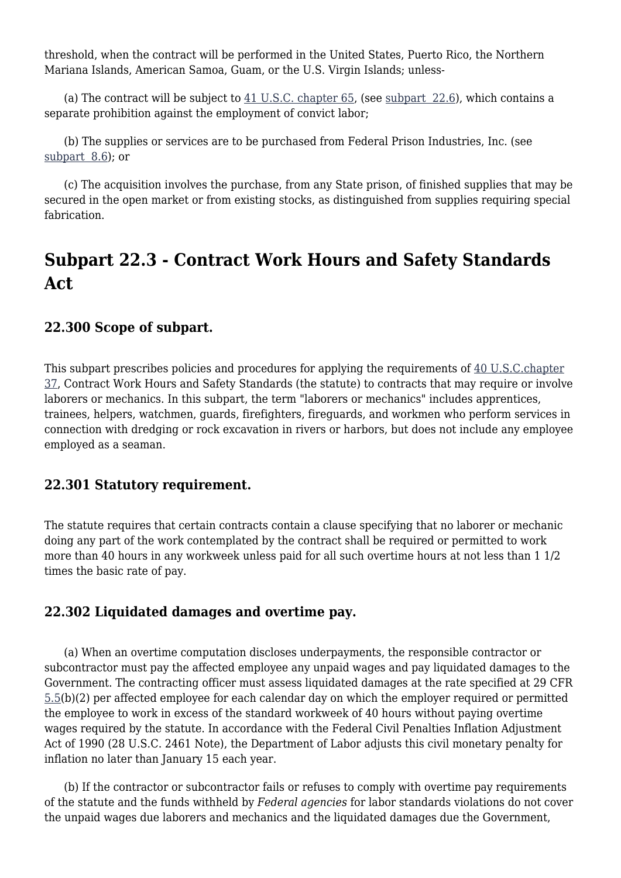threshold, when the contract will be performed in the United States, Puerto Rico, the Northern Mariana Islands, American Samoa, Guam, or the U.S. Virgin Islands; unless-

(a) The contract will be subject to 41 U.S.C. chapter 65, (see subpart 22.6), which contains a separate prohibition against the employment of convict labor;

(b) The supplies or services are to be purchased from Federal Prison Industries, Inc. (see subpart 8.6); or

(c) The acquisition involves the purchase, from any State prison, of finished supplies that may be secured in the open market or from existing stocks, as distinguished from supplies requiring special fabrication.

## Subpart 22.3 - Contract Work Hours and Safety Standards Act

### 22.300 Scope of subpart.

This subpart prescribes policies and procedures for applying the requirements of 40 U.S.C.chapter 37, Contract Work Hours and Safety Standards (the statute) to contracts that may require or involve laborers or mechanics. In this subpart, the term "laborers or mechanics" includes apprentices, trainees, helpers, watchmen, guards, firefighters, fireguards, and workmen who perform services in connection with dredging or rock excavation in rivers or harbors, but does not include any employee employed as a seaman.

### 22.301 Statutory requirement.

The statute requires that certain contracts contain a clause specifying that no laborer or mechanic doing any part of the work contemplated by the contract shall be required or permitted to work more than 40 hours in any workweek unless paid for all such overtime hours at not less than 1 1/2 times the basic rate of pay.

### 22.302 Liquidated damages and overtime pay.

(a) When an overtime computation discloses underpayments, the responsible contractor or subcontractor must pay the affected employee any unpaid wages and pay liquidated damages to the Government. The contracting officer must assess liquidated damages at the rate specified at 29 CFR 5.5(b)(2) per affected employee for each calendar day on which the employer required or permitted the employee to work in excess of the standard workweek of 40 hours without paying overtime wages required by the statute. In accordance with the Federal Civil Penalties Inflation Adjustment Act of 1990 (28 U.S.C. 2461 Note), the Department of Labor adjusts this civil monetary penalty for inflation no later than January 15 each year.

(b) If the contractor or subcontractor fails or refuses to comply with overtime pay requirements of the statute and the funds withheld by *Federal agencies* for labor standards violations do not cover the unpaid wages due laborers and mechanics and the liquidated damages due the Government,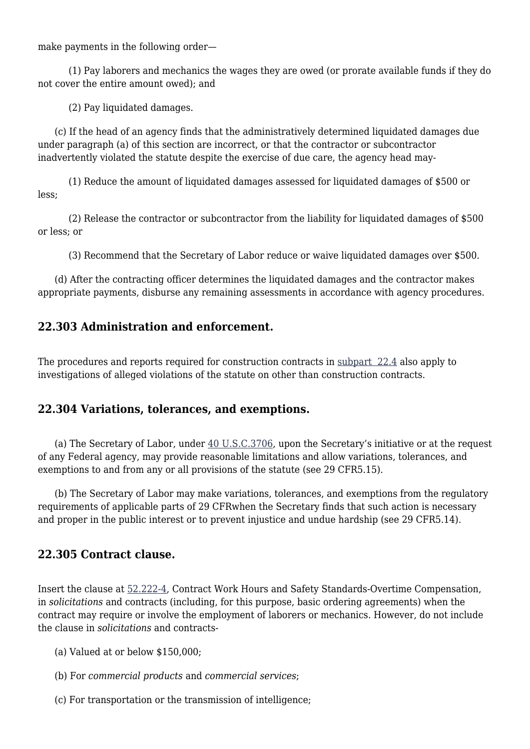make payments in the following order—

(1) Pay laborers and mechanics the wages they are owed (or prorate available funds if they do not cover the entire amount owed); and

(2) Pay liquidated damages.

(c) If the head of an agency finds that the administratively determined liquidated damages due under paragraph (a) of this section are incorrect, or that the contractor or subcontractor inadvertently violated the statute despite the exercise of due care, the agency head may-

(1) Reduce the amount of liquidated damages assessed for liquidated damages of $500 or less;

(2) Release the contractor or subcontractor from the liability for liquidated damages of $500 or less; or

(3) Recommend that the Secretary of Labor reduce or waive liquidated damages over $500.

(d) After the contracting officer determines the liquidated damages and the contractor makes appropriate payments, disburse any remaining assessments in accordance with agency procedures.

## 22.303 Administration and enforcement.

The procedures and reports required for construction contracts in subpart 22.4 also apply to investigations of alleged violations of the statute on other than construction contracts.

## 22.304 Variations, tolerances, and exemptions.

(a) The Secretary of Labor, under 40 U.S.C.3706, upon the Secretary's initiative or at the request of any Federal agency, may provide reasonable limitations and allow variations, tolerances, and exemptions to and from any or all provisions of the statute (see 29 CFR5.15).

(b) The Secretary of Labor may make variations, tolerances, and exemptions from the regulatory requirements of applicable parts of 29 CFRwhen the Secretary finds that such action is necessary and proper in the public interest or to prevent injustice and undue hardship (see 29 CFR5.14).

## 22.305 Contract clause.

Insert the clause at 52.222-4, Contract Work Hours and Safety Standards-Overtime Compensation, in *solicitations* and contracts (including, for this purpose, basic ordering agreements) when the contract may require or involve the employment of laborers or mechanics. However, do not include the clause in *solicitations* and contracts-

(a) Valued at or below $150,000;

(b) For *commercial products* and *commercial services*;

(c) For transportation or the transmission of intelligence;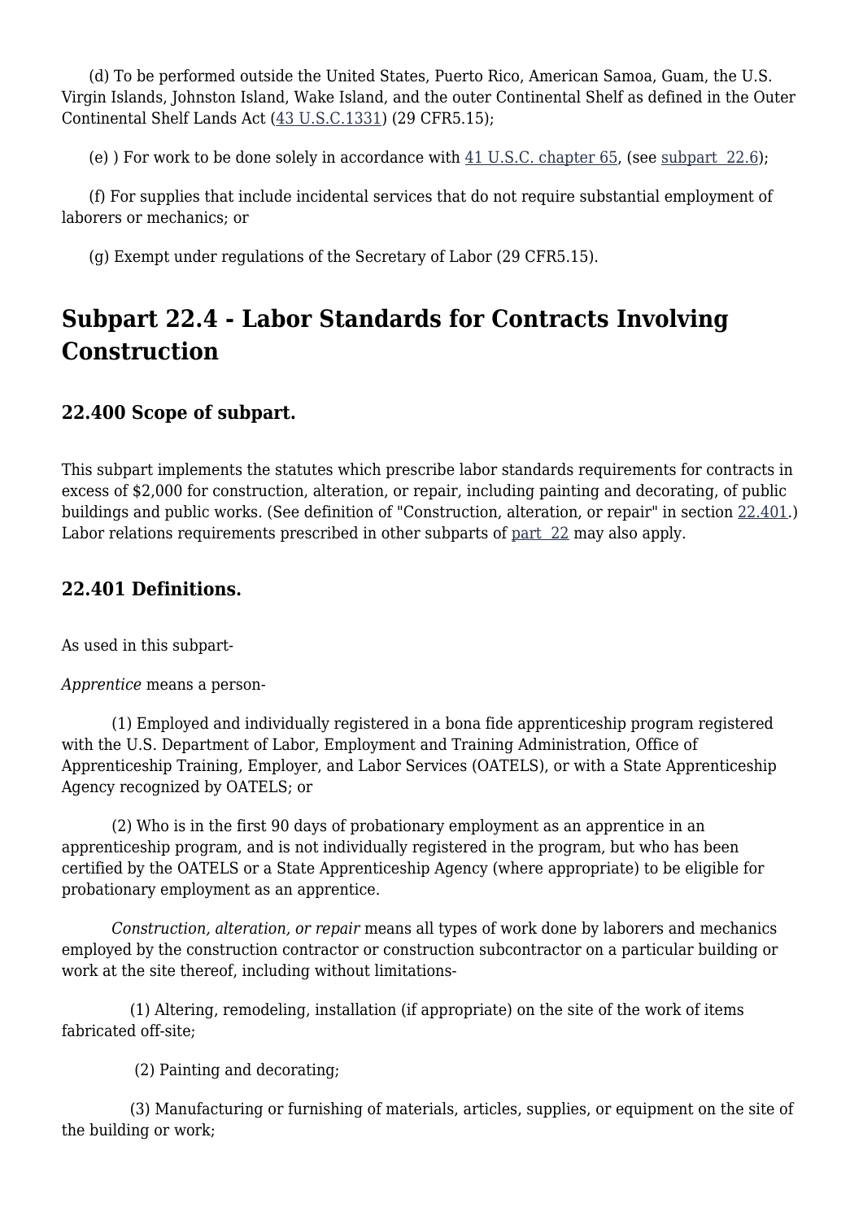(d) To be performed outside the United States, Puerto Rico, American Samoa, Guam, the U.S. Virgin Islands, Johnston Island, Wake Island, and the outer Continental Shelf as defined in the Outer Continental Shelf Lands Act (43 U.S.C.1331) (29 CFR5.15);

(e) ) For work to be done solely in accordance with 41 U.S.C. chapter 65, (see subpart 22.6);

(f) For supplies that include incidental services that do not require substantial employment of laborers or mechanics; or

(g) Exempt under regulations of the Secretary of Labor (29 CFR5.15).

## Subpart 22.4 - Labor Standards for Contracts Involving Construction

### 22.400 Scope of subpart.

This subpart implements the statutes which prescribe labor standards requirements for contracts in excess of $2,000 for construction, alteration, or repair, including painting and decorating, of public buildings and public works. (See definition of "Construction, alteration, or repair" in section 22.401.) Labor relations requirements prescribed in other subparts of part 22 may also apply.

### 22.401 Definitions.

As used in this subpart-

*Apprentice* means a person-

(1) Employed and individually registered in a bona fide apprenticeship program registered with the U.S. Department of Labor, Employment and Training Administration, Office of Apprenticeship Training, Employer, and Labor Services (OATELS), or with a State Apprenticeship Agency recognized by OATELS; or

(2) Who is in the first 90 days of probationary employment as an apprentice in an apprenticeship program, and is not individually registered in the program, but who has been certified by the OATELS or a State Apprenticeship Agency (where appropriate) to be eligible for probationary employment as an apprentice.

*Construction, alteration, or repair* means all types of work done by laborers and mechanics employed by the construction contractor or construction subcontractor on a particular building or work at the site thereof, including without limitations-

(1) Altering, remodeling, installation (if appropriate) on the site of the work of items fabricated off-site;

(2) Painting and decorating;

(3) Manufacturing or furnishing of materials, articles, supplies, or equipment on the site of the building or work;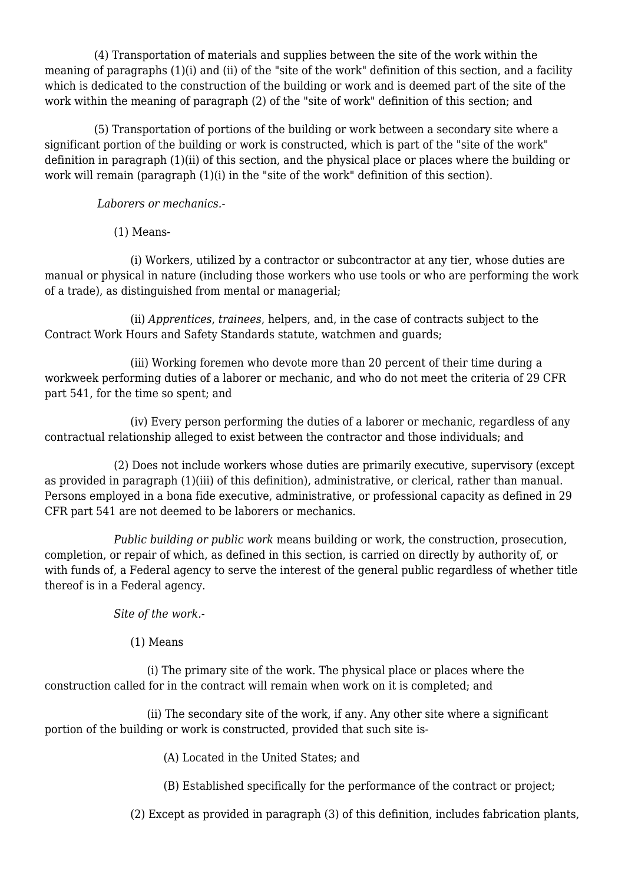(4) Transportation of materials and supplies between the site of the work within the meaning of paragraphs (1)(i) and (ii) of the "site of the work" definition of this section, and a facility which is dedicated to the construction of the building or work and is deemed part of the site of the work within the meaning of paragraph (2) of the "site of work" definition of this section; and

(5) Transportation of portions of the building or work between a secondary site where a significant portion of the building or work is constructed, which is part of the "site of the work" definition in paragraph (1)(ii) of this section, and the physical place or places where the building or work will remain (paragraph (1)(i) in the "site of the work" definition of this section).

*Laborers or mechanics*.-

(1) Means-

(i) Workers, utilized by a contractor or subcontractor at any tier, whose duties are manual or physical in nature (including those workers who use tools or who are performing the work of a trade), as distinguished from mental or managerial;

(ii) *Apprentices*, *trainees*, helpers, and, in the case of contracts subject to the Contract Work Hours and Safety Standards statute, watchmen and guards;

(iii) Working foremen who devote more than 20 percent of their time during a workweek performing duties of a laborer or mechanic, and who do not meet the criteria of 29 CFR part 541, for the time so spent; and

(iv) Every person performing the duties of a laborer or mechanic, regardless of any contractual relationship alleged to exist between the contractor and those individuals; and

(2) Does not include workers whose duties are primarily executive, supervisory (except as provided in paragraph (1)(iii) of this definition), administrative, or clerical, rather than manual. Persons employed in a bona fide executive, administrative, or professional capacity as defined in 29 CFR part 541 are not deemed to be laborers or mechanics.

*Public building or public work* means building or work, the construction, prosecution, completion, or repair of which, as defined in this section, is carried on directly by authority of, or with funds of, a Federal agency to serve the interest of the general public regardless of whether title thereof is in a Federal agency.

*Site of the work*.-

(1) Means

(i) The primary site of the work. The physical place or places where the construction called for in the contract will remain when work on it is completed; and

(ii) The secondary site of the work, if any. Any other site where a significant portion of the building or work is constructed, provided that such site is-

(A) Located in the United States; and

(B) Established specifically for the performance of the contract or project;

(2) Except as provided in paragraph (3) of this definition, includes fabrication plants,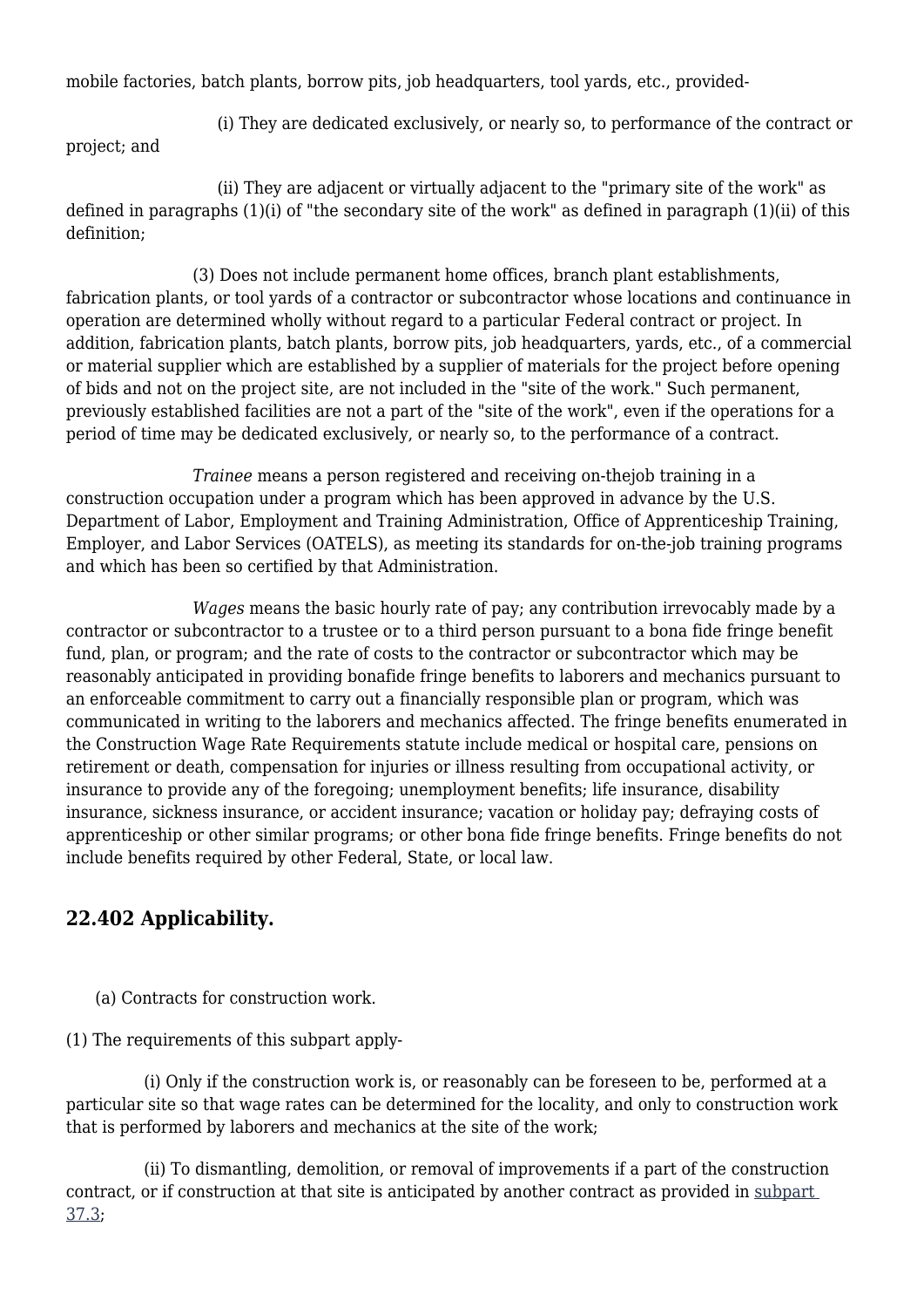mobile factories, batch plants, borrow pits, job headquarters, tool yards, etc., provided-

(i) They are dedicated exclusively, or nearly so, to performance of the contract or project; and

(ii) They are adjacent or virtually adjacent to the "primary site of the work" as defined in paragraphs (1)(i) of "the secondary site of the work" as defined in paragraph (1)(ii) of this definition;

(3) Does not include permanent home offices, branch plant establishments, fabrication plants, or tool yards of a contractor or subcontractor whose locations and continuance in operation are determined wholly without regard to a particular Federal contract or project. In addition, fabrication plants, batch plants, borrow pits, job headquarters, yards, etc., of a commercial or material supplier which are established by a supplier of materials for the project before opening of bids and not on the project site, are not included in the "site of the work." Such permanent, previously established facilities are not a part of the "site of the work", even if the operations for a period of time may be dedicated exclusively, or nearly so, to the performance of a contract.

*Trainee* means a person registered and receiving on-thejob training in a construction occupation under a program which has been approved in advance by the U.S. Department of Labor, Employment and Training Administration, Office of Apprenticeship Training, Employer, and Labor Services (OATELS), as meeting its standards for on-the-job training programs and which has been so certified by that Administration.

*Wages* means the basic hourly rate of pay; any contribution irrevocably made by a contractor or subcontractor to a trustee or to a third person pursuant to a bona fide fringe benefit fund, plan, or program; and the rate of costs to the contractor or subcontractor which may be reasonably anticipated in providing bonafide fringe benefits to laborers and mechanics pursuant to an enforceable commitment to carry out a financially responsible plan or program, which was communicated in writing to the laborers and mechanics affected. The fringe benefits enumerated in the Construction Wage Rate Requirements statute include medical or hospital care, pensions on retirement or death, compensation for injuries or illness resulting from occupational activity, or insurance to provide any of the foregoing; unemployment benefits; life insurance, disability insurance, sickness insurance, or accident insurance; vacation or holiday pay; defraying costs of apprenticeship or other similar programs; or other bona fide fringe benefits. Fringe benefits do not include benefits required by other Federal, State, or local law.

## 22.402 Applicability.

(a) Contracts for construction work.

(1) The requirements of this subpart apply-

(i) Only if the construction work is, or reasonably can be foreseen to be, performed at a particular site so that wage rates can be determined for the locality, and only to construction work that is performed by laborers and mechanics at the site of the work;

(ii) To dismantling, demolition, or removal of improvements if a part of the construction contract, or if construction at that site is anticipated by another contract as provided in subpart 37.3;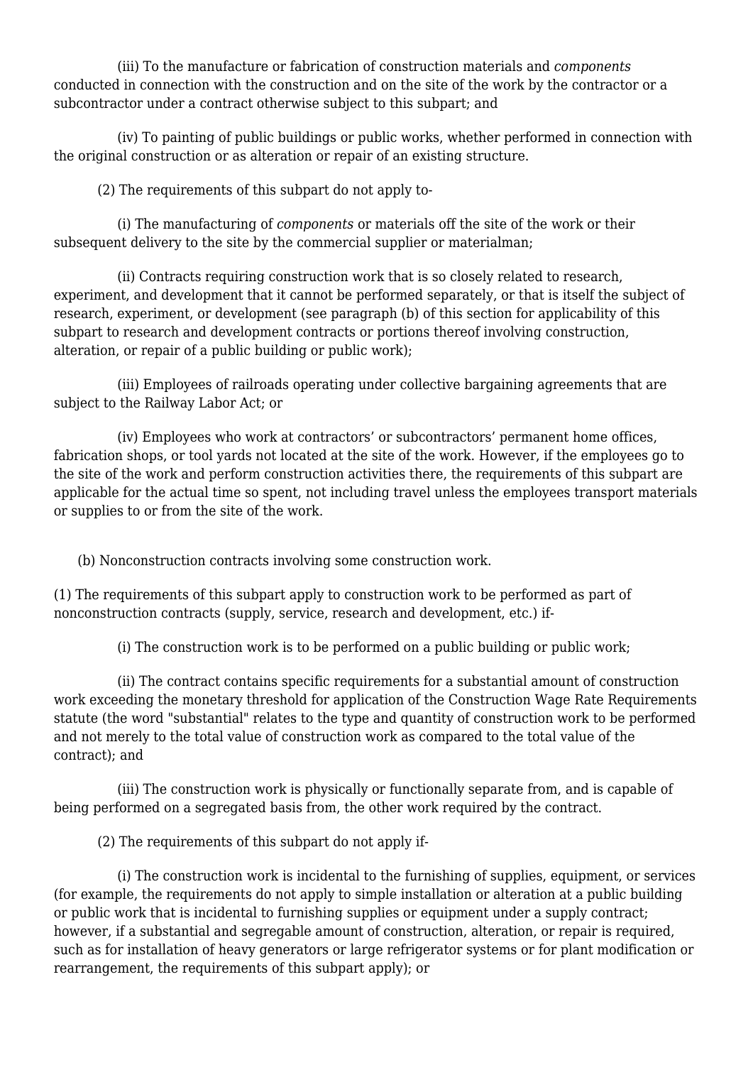(iii) To the manufacture or fabrication of construction materials and *components* conducted in connection with the construction and on the site of the work by the contractor or a subcontractor under a contract otherwise subject to this subpart; and

(iv) To painting of public buildings or public works, whether performed in connection with the original construction or as alteration or repair of an existing structure.

(2) The requirements of this subpart do not apply to-

(i) The manufacturing of *components* or materials off the site of the work or their subsequent delivery to the site by the commercial supplier or materialman;

(ii) Contracts requiring construction work that is so closely related to research, experiment, and development that it cannot be performed separately, or that is itself the subject of research, experiment, or development (see paragraph (b) of this section for applicability of this subpart to research and development contracts or portions thereof involving construction, alteration, or repair of a public building or public work);

(iii) Employees of railroads operating under collective bargaining agreements that are subject to the Railway Labor Act; or

(iv) Employees who work at contractors' or subcontractors' permanent home offices, fabrication shops, or tool yards not located at the site of the work. However, if the employees go to the site of the work and perform construction activities there, the requirements of this subpart are applicable for the actual time so spent, not including travel unless the employees transport materials or supplies to or from the site of the work.

(b) Nonconstruction contracts involving some construction work.

(1) The requirements of this subpart apply to construction work to be performed as part of nonconstruction contracts (supply, service, research and development, etc.) if-

(i) The construction work is to be performed on a public building or public work;

(ii) The contract contains specific requirements for a substantial amount of construction work exceeding the monetary threshold for application of the Construction Wage Rate Requirements statute (the word "substantial" relates to the type and quantity of construction work to be performed and not merely to the total value of construction work as compared to the total value of the contract); and

(iii) The construction work is physically or functionally separate from, and is capable of being performed on a segregated basis from, the other work required by the contract.

(2) The requirements of this subpart do not apply if-

(i) The construction work is incidental to the furnishing of supplies, equipment, or services (for example, the requirements do not apply to simple installation or alteration at a public building or public work that is incidental to furnishing supplies or equipment under a supply contract; however, if a substantial and segregable amount of construction, alteration, or repair is required, such as for installation of heavy generators or large refrigerator systems or for plant modification or rearrangement, the requirements of this subpart apply); or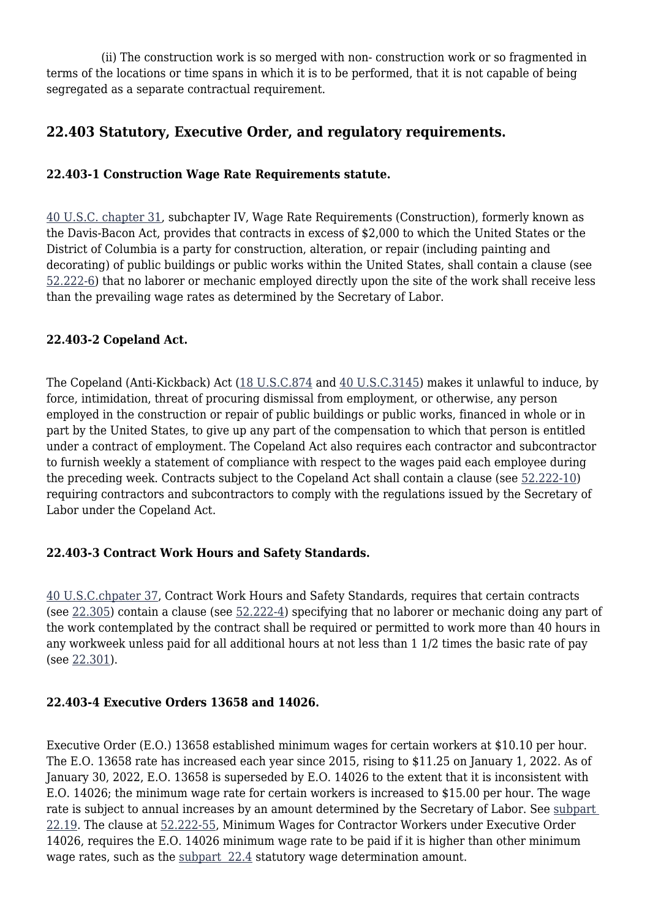(ii) The construction work is so merged with non- construction work or so fragmented in terms of the locations or time spans in which it is to be performed, that it is not capable of being segregated as a separate contractual requirement.

## 22.403 Statutory, Executive Order, and regulatory requirements.

### 22.403-1 Construction Wage Rate Requirements statute.

40 U.S.C. chapter 31, subchapter IV, Wage Rate Requirements (Construction), formerly known as the Davis-Bacon Act, provides that contracts in excess of $2,000 to which the United States or the District of Columbia is a party for construction, alteration, or repair (including painting and decorating) of public buildings or public works within the United States, shall contain a clause (see 52.222-6) that no laborer or mechanic employed directly upon the site of the work shall receive less than the prevailing wage rates as determined by the Secretary of Labor.

### 22.403-2 Copeland Act.

The Copeland (Anti-Kickback) Act (18 U.S.C.874 and 40 U.S.C.3145) makes it unlawful to induce, by force, intimidation, threat of procuring dismissal from employment, or otherwise, any person employed in the construction or repair of public buildings or public works, financed in whole or in part by the United States, to give up any part of the compensation to which that person is entitled under a contract of employment. The Copeland Act also requires each contractor and subcontractor to furnish weekly a statement of compliance with respect to the wages paid each employee during the preceding week. Contracts subject to the Copeland Act shall contain a clause (see 52.222-10) requiring contractors and subcontractors to comply with the regulations issued by the Secretary of Labor under the Copeland Act.

### 22.403-3 Contract Work Hours and Safety Standards.

40 U.S.C.chpater 37, Contract Work Hours and Safety Standards, requires that certain contracts (see 22.305) contain a clause (see 52.222-4) specifying that no laborer or mechanic doing any part of the work contemplated by the contract shall be required or permitted to work more than 40 hours in any workweek unless paid for all additional hours at not less than 1 1/2 times the basic rate of pay (see 22.301).

### 22.403-4 Executive Orders 13658 and 14026.

Executive Order (E.O.) 13658 established minimum wages for certain workers at $10.10 per hour. The E.O. 13658 rate has increased each year since 2015, rising to $11.25 on January 1, 2022. As of January 30, 2022, E.O. 13658 is superseded by E.O. 14026 to the extent that it is inconsistent with E.O. 14026; the minimum wage rate for certain workers is increased to $15.00 per hour. The wage rate is subject to annual increases by an amount determined by the Secretary of Labor. See subpart 22.19. The clause at 52.222-55, Minimum Wages for Contractor Workers under Executive Order 14026, requires the E.O. 14026 minimum wage rate to be paid if it is higher than other minimum wage rates, such as the subpart 22.4 statutory wage determination amount.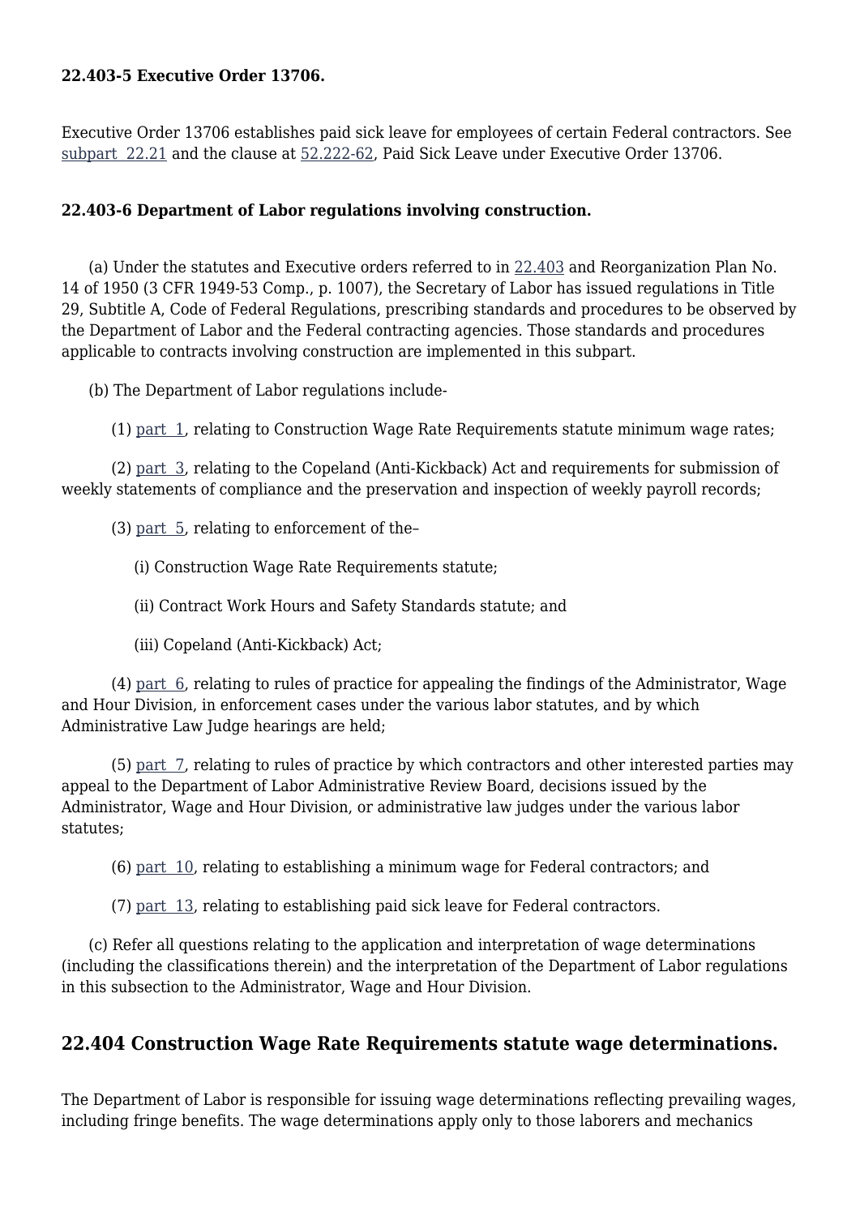**22.403-5 Executive Order 13706.**

Executive Order 13706 establishes paid sick leave for employees of certain Federal contractors. See subpart 22.21 and the clause at 52.222-62, Paid Sick Leave under Executive Order 13706.

**22.403-6 Department of Labor regulations involving construction.**

(a) Under the statutes and Executive orders referred to in 22.403 and Reorganization Plan No. 14 of 1950 (3 CFR 1949-53 Comp., p. 1007), the Secretary of Labor has issued regulations in Title 29, Subtitle A, Code of Federal Regulations, prescribing standards and procedures to be observed by the Department of Labor and the Federal contracting agencies. Those standards and procedures applicable to contracts involving construction are implemented in this subpart.

(b) The Department of Labor regulations include-

(1) part 1, relating to Construction Wage Rate Requirements statute minimum wage rates;

(2) part 3, relating to the Copeland (Anti-Kickback) Act and requirements for submission of weekly statements of compliance and the preservation and inspection of weekly payroll records;

(3) part 5, relating to enforcement of the–

(i) Construction Wage Rate Requirements statute;

(ii) Contract Work Hours and Safety Standards statute; and

(iii) Copeland (Anti-Kickback) Act;

(4) part 6, relating to rules of practice for appealing the findings of the Administrator, Wage and Hour Division, in enforcement cases under the various labor statutes, and by which Administrative Law Judge hearings are held;

(5) part 7, relating to rules of practice by which contractors and other interested parties may appeal to the Department of Labor Administrative Review Board, decisions issued by the Administrator, Wage and Hour Division, or administrative law judges under the various labor statutes;

(6) part 10, relating to establishing a minimum wage for Federal contractors; and

(7) part 13, relating to establishing paid sick leave for Federal contractors.

(c) Refer all questions relating to the application and interpretation of wage determinations (including the classifications therein) and the interpretation of the Department of Labor regulations in this subsection to the Administrator, Wage and Hour Division.

## 22.404 Construction Wage Rate Requirements statute wage determinations.

The Department of Labor is responsible for issuing wage determinations reflecting prevailing wages, including fringe benefits. The wage determinations apply only to those laborers and mechanics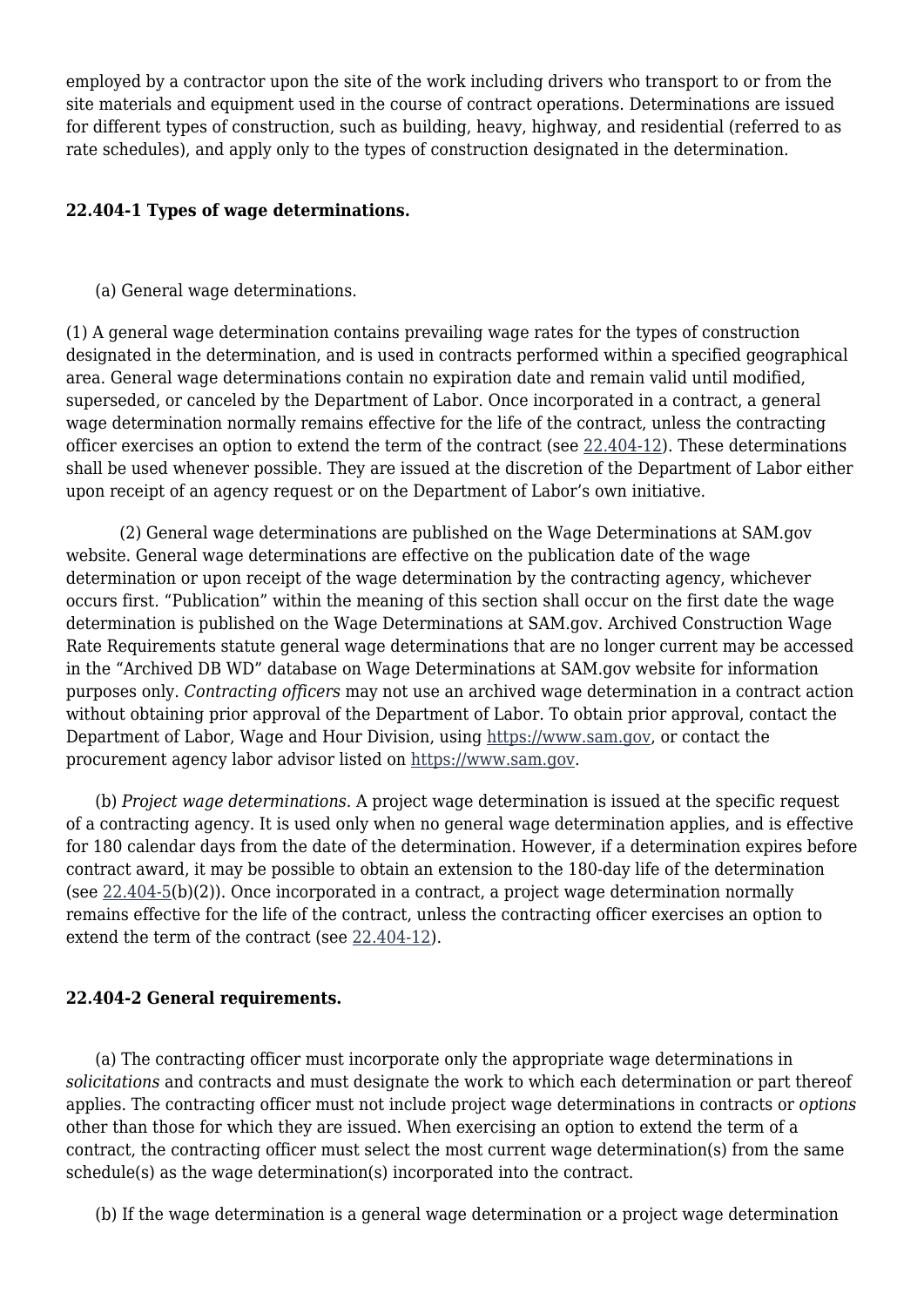employed by a contractor upon the site of the work including drivers who transport to or from the site materials and equipment used in the course of contract operations. Determinations are issued for different types of construction, such as building, heavy, highway, and residential (referred to as rate schedules), and apply only to the types of construction designated in the determination.

**22.404-1 Types of wage determinations.**

(a) General wage determinations.

(1) A general wage determination contains prevailing wage rates for the types of construction designated in the determination, and is used in contracts performed within a specified geographical area. General wage determinations contain no expiration date and remain valid until modified, superseded, or canceled by the Department of Labor. Once incorporated in a contract, a general wage determination normally remains effective for the life of the contract, unless the contracting officer exercises an option to extend the term of the contract (see 22.404-12). These determinations shall be used whenever possible. They are issued at the discretion of the Department of Labor either upon receipt of an agency request or on the Department of Labor's own initiative.

(2) General wage determinations are published on the Wage Determinations at SAM.gov website. General wage determinations are effective on the publication date of the wage determination or upon receipt of the wage determination by the contracting agency, whichever occurs first. "Publication" within the meaning of this section shall occur on the first date the wage determination is published on the Wage Determinations at SAM.gov. Archived Construction Wage Rate Requirements statute general wage determinations that are no longer current may be accessed in the "Archived DB WD" database on Wage Determinations at SAM.gov website for information purposes only. *Contracting officers* may not use an archived wage determination in a contract action without obtaining prior approval of the Department of Labor. To obtain prior approval, contact the Department of Labor, Wage and Hour Division, using https://www.sam.gov, or contact the procurement agency labor advisor listed on https://www.sam.gov.

(b) *Project wage determinations*. A project wage determination is issued at the specific request of a contracting agency. It is used only when no general wage determination applies, and is effective for 180 calendar days from the date of the determination. However, if a determination expires before contract award, it may be possible to obtain an extension to the 180-day life of the determination (see 22.404-5(b)(2)). Once incorporated in a contract, a project wage determination normally remains effective for the life of the contract, unless the contracting officer exercises an option to extend the term of the contract (see 22.404-12).

**22.404-2 General requirements.**

(a) The contracting officer must incorporate only the appropriate wage determinations in *solicitations* and contracts and must designate the work to which each determination or part thereof applies. The contracting officer must not include project wage determinations in contracts or *options* other than those for which they are issued. When exercising an option to extend the term of a contract, the contracting officer must select the most current wage determination(s) from the same schedule(s) as the wage determination(s) incorporated into the contract.

(b) If the wage determination is a general wage determination or a project wage determination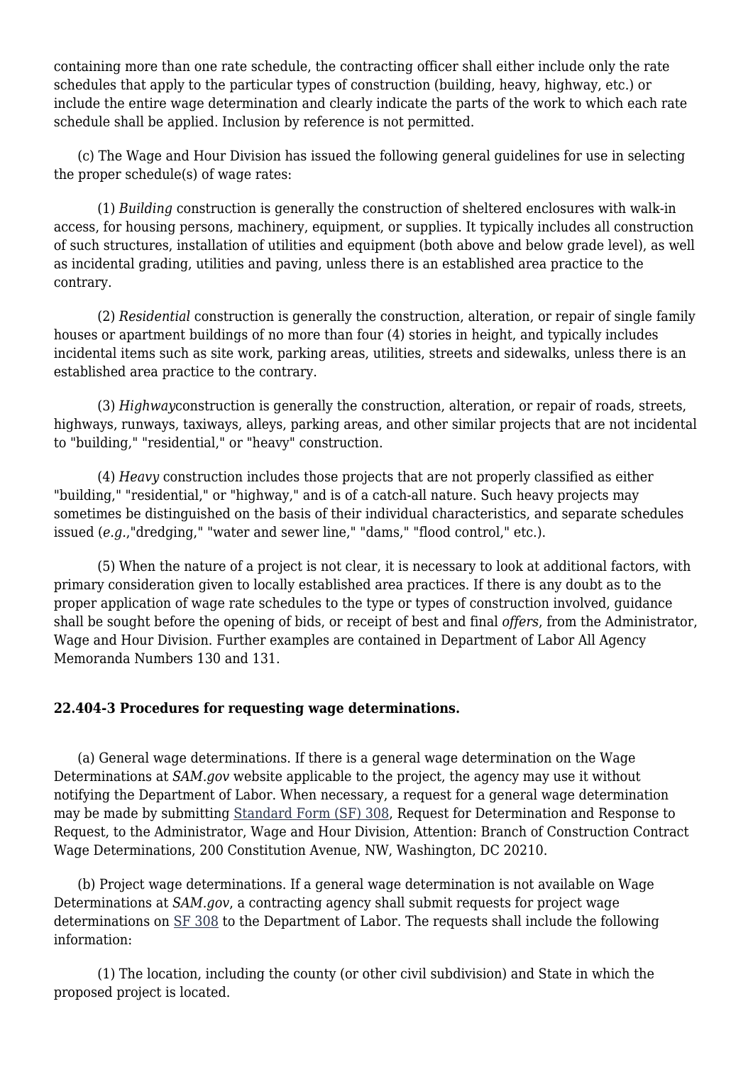containing more than one rate schedule, the contracting officer shall either include only the rate schedules that apply to the particular types of construction (building, heavy, highway, etc.) or include the entire wage determination and clearly indicate the parts of the work to which each rate schedule shall be applied. Inclusion by reference is not permitted.

(c) The Wage and Hour Division has issued the following general guidelines for use in selecting the proper schedule(s) of wage rates:

(1) *Building* construction is generally the construction of sheltered enclosures with walk-in access, for housing persons, machinery, equipment, or supplies. It typically includes all construction of such structures, installation of utilities and equipment (both above and below grade level), as well as incidental grading, utilities and paving, unless there is an established area practice to the contrary.

(2) *Residential* construction is generally the construction, alteration, or repair of single family houses or apartment buildings of no more than four (4) stories in height, and typically includes incidental items such as site work, parking areas, utilities, streets and sidewalks, unless there is an established area practice to the contrary.

(3) *Highway*construction is generally the construction, alteration, or repair of roads, streets, highways, runways, taxiways, alleys, parking areas, and other similar projects that are not incidental to "building," "residential," or "heavy" construction.

(4) *Heavy* construction includes those projects that are not properly classified as either "building," "residential," or "highway," and is of a catch-all nature. Such heavy projects may sometimes be distinguished on the basis of their individual characteristics, and separate schedules issued (*e.g.*,"dredging," "water and sewer line," "dams," "flood control," etc.).

(5) When the nature of a project is not clear, it is necessary to look at additional factors, with primary consideration given to locally established area practices. If there is any doubt as to the proper application of wage rate schedules to the type or types of construction involved, guidance shall be sought before the opening of bids, or receipt of best and final *offers*, from the Administrator, Wage and Hour Division. Further examples are contained in Department of Labor All Agency Memoranda Numbers 130 and 131.

**22.404-3 Procedures for requesting wage determinations.**

(a) General wage determinations. If there is a general wage determination on the Wage Determinations at *SAM.gov* website applicable to the project, the agency may use it without notifying the Department of Labor. When necessary, a request for a general wage determination may be made by submitting Standard Form (SF) 308, Request for Determination and Response to Request, to the Administrator, Wage and Hour Division, Attention: Branch of Construction Contract Wage Determinations, 200 Constitution Avenue, NW, Washington, DC 20210.

(b) Project wage determinations. If a general wage determination is not available on Wage Determinations at *SAM.gov*, a contracting agency shall submit requests for project wage determinations on SF 308 to the Department of Labor. The requests shall include the following information:

(1) The location, including the county (or other civil subdivision) and State in which the proposed project is located.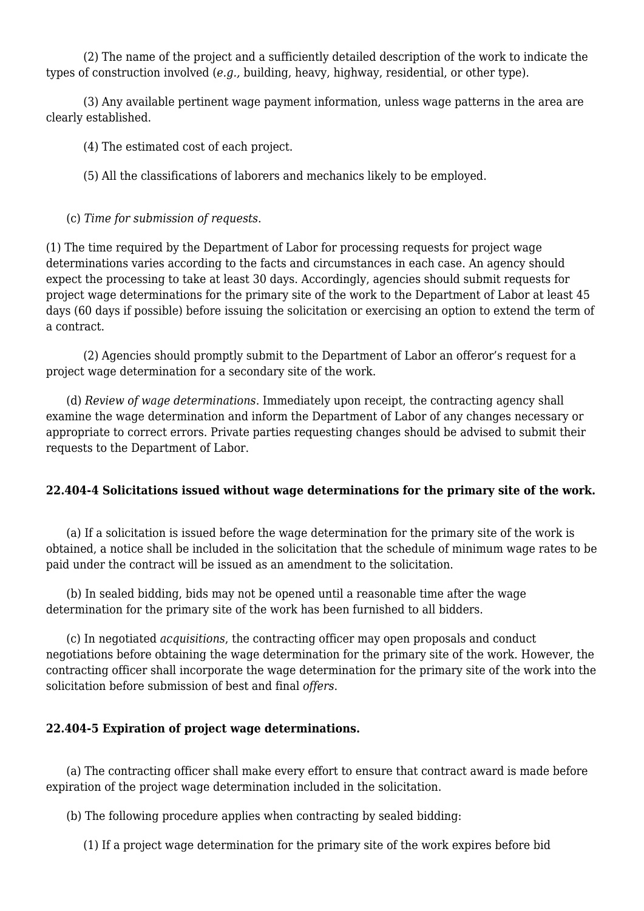(2) The name of the project and a sufficiently detailed description of the work to indicate the types of construction involved (*e.g.,* building, heavy, highway, residential, or other type).

(3) Any available pertinent wage payment information, unless wage patterns in the area are clearly established.

(4) The estimated cost of each project.

(5) All the classifications of laborers and mechanics likely to be employed.

(c) *Time for submission of requests*.

(1) The time required by the Department of Labor for processing requests for project wage determinations varies according to the facts and circumstances in each case. An agency should expect the processing to take at least 30 days. Accordingly, agencies should submit requests for project wage determinations for the primary site of the work to the Department of Labor at least 45 days (60 days if possible) before issuing the solicitation or exercising an option to extend the term of a contract.

(2) Agencies should promptly submit to the Department of Labor an offeror's request for a project wage determination for a secondary site of the work.

(d) *Review of wage determinations*. Immediately upon receipt, the contracting agency shall examine the wage determination and inform the Department of Labor of any changes necessary or appropriate to correct errors. Private parties requesting changes should be advised to submit their requests to the Department of Labor.

**22.404-4 Solicitations issued without wage determinations for the primary site of the work.**

(a) If a solicitation is issued before the wage determination for the primary site of the work is obtained, a notice shall be included in the solicitation that the schedule of minimum wage rates to be paid under the contract will be issued as an amendment to the solicitation.

(b) In sealed bidding, bids may not be opened until a reasonable time after the wage determination for the primary site of the work has been furnished to all bidders.

(c) In negotiated *acquisitions*, the contracting officer may open proposals and conduct negotiations before obtaining the wage determination for the primary site of the work. However, the contracting officer shall incorporate the wage determination for the primary site of the work into the solicitation before submission of best and final *offers*.

**22.404-5 Expiration of project wage determinations.**

(a) The contracting officer shall make every effort to ensure that contract award is made before expiration of the project wage determination included in the solicitation.

(b) The following procedure applies when contracting by sealed bidding:

(1) If a project wage determination for the primary site of the work expires before bid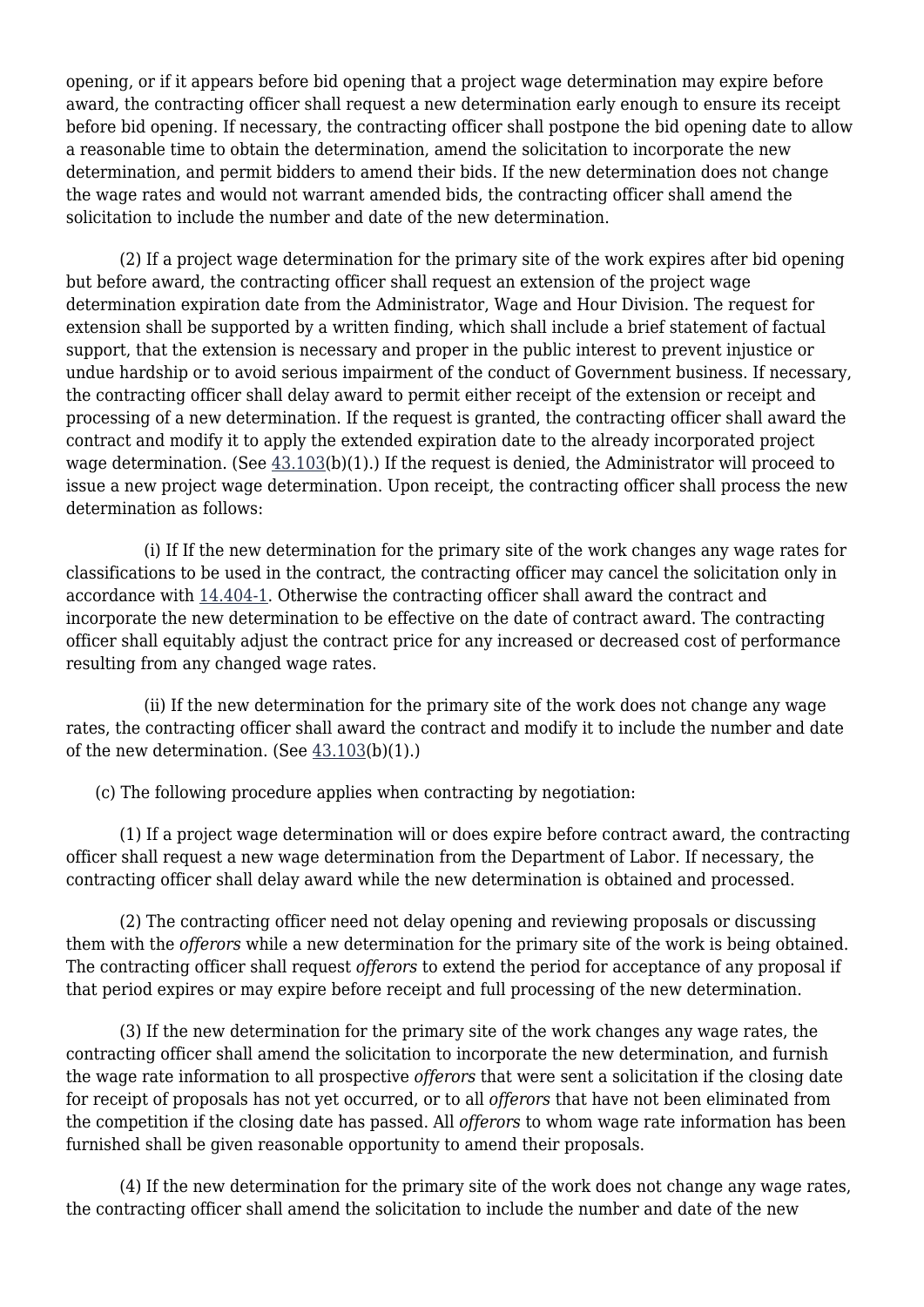opening, or if it appears before bid opening that a project wage determination may expire before award, the contracting officer shall request a new determination early enough to ensure its receipt before bid opening. If necessary, the contracting officer shall postpone the bid opening date to allow a reasonable time to obtain the determination, amend the solicitation to incorporate the new determination, and permit bidders to amend their bids. If the new determination does not change the wage rates and would not warrant amended bids, the contracting officer shall amend the solicitation to include the number and date of the new determination.

(2) If a project wage determination for the primary site of the work expires after bid opening but before award, the contracting officer shall request an extension of the project wage determination expiration date from the Administrator, Wage and Hour Division. The request for extension shall be supported by a written finding, which shall include a brief statement of factual support, that the extension is necessary and proper in the public interest to prevent injustice or undue hardship or to avoid serious impairment of the conduct of Government business. If necessary, the contracting officer shall delay award to permit either receipt of the extension or receipt and processing of a new determination. If the request is granted, the contracting officer shall award the contract and modify it to apply the extended expiration date to the already incorporated project wage determination. (See 43.103(b)(1).) If the request is denied, the Administrator will proceed to issue a new project wage determination. Upon receipt, the contracting officer shall process the new determination as follows:

(i) If If the new determination for the primary site of the work changes any wage rates for classifications to be used in the contract, the contracting officer may cancel the solicitation only in accordance with 14.404-1. Otherwise the contracting officer shall award the contract and incorporate the new determination to be effective on the date of contract award. The contracting officer shall equitably adjust the contract price for any increased or decreased cost of performance resulting from any changed wage rates.

(ii) If the new determination for the primary site of the work does not change any wage rates, the contracting officer shall award the contract and modify it to include the number and date of the new determination. (See 43.103(b)(1).)

(c) The following procedure applies when contracting by negotiation:

(1) If a project wage determination will or does expire before contract award, the contracting officer shall request a new wage determination from the Department of Labor. If necessary, the contracting officer shall delay award while the new determination is obtained and processed.

(2) The contracting officer need not delay opening and reviewing proposals or discussing them with the *offerors* while a new determination for the primary site of the work is being obtained. The contracting officer shall request *offerors* to extend the period for acceptance of any proposal if that period expires or may expire before receipt and full processing of the new determination.

(3) If the new determination for the primary site of the work changes any wage rates, the contracting officer shall amend the solicitation to incorporate the new determination, and furnish the wage rate information to all prospective *offerors* that were sent a solicitation if the closing date for receipt of proposals has not yet occurred, or to all *offerors* that have not been eliminated from the competition if the closing date has passed. All *offerors* to whom wage rate information has been furnished shall be given reasonable opportunity to amend their proposals.

(4) If the new determination for the primary site of the work does not change any wage rates, the contracting officer shall amend the solicitation to include the number and date of the new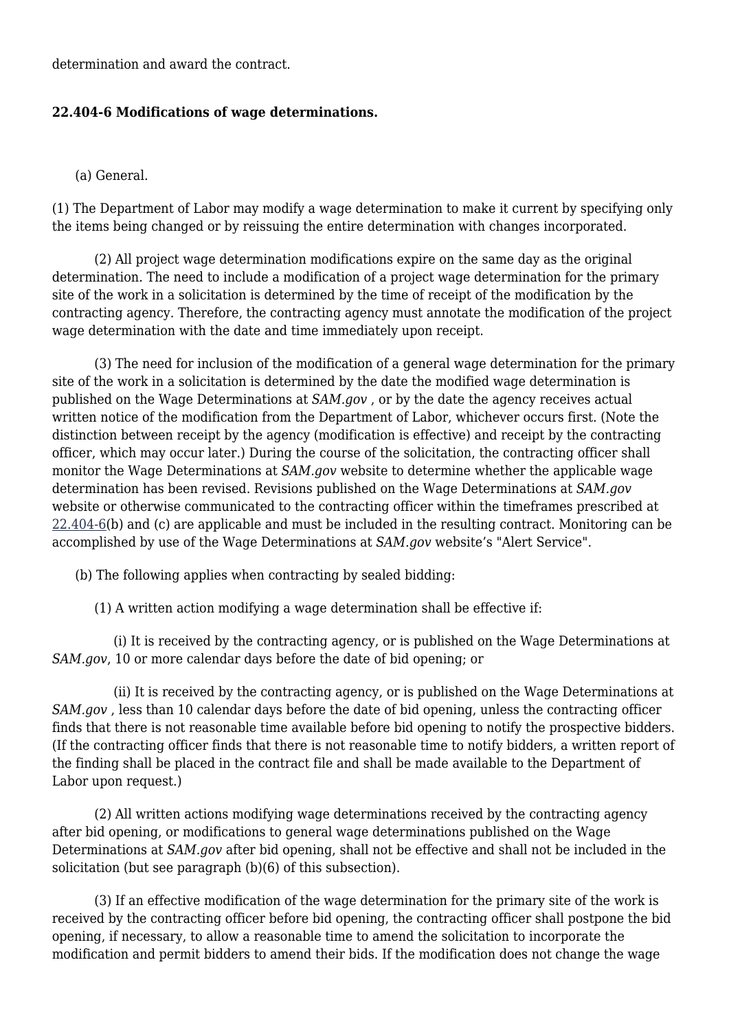determination and award the contract.

**22.404-6 Modifications of wage determinations.**

(a) General.

(1) The Department of Labor may modify a wage determination to make it current by specifying only the items being changed or by reissuing the entire determination with changes incorporated.

(2) All project wage determination modifications expire on the same day as the original determination. The need to include a modification of a project wage determination for the primary site of the work in a solicitation is determined by the time of receipt of the modification by the contracting agency. Therefore, the contracting agency must annotate the modification of the project wage determination with the date and time immediately upon receipt.

(3) The need for inclusion of the modification of a general wage determination for the primary site of the work in a solicitation is determined by the date the modified wage determination is published on the Wage Determinations at *SAM.gov* , or by the date the agency receives actual written notice of the modification from the Department of Labor, whichever occurs first. (Note the distinction between receipt by the agency (modification is effective) and receipt by the contracting officer, which may occur later.) During the course of the solicitation, the contracting officer shall monitor the Wage Determinations at *SAM.gov* website to determine whether the applicable wage determination has been revised. Revisions published on the Wage Determinations at *SAM.gov* website or otherwise communicated to the contracting officer within the timeframes prescribed at 22.404-6(b) and (c) are applicable and must be included in the resulting contract. Monitoring can be accomplished by use of the Wage Determinations at *SAM.gov* website's "Alert Service".

(b) The following applies when contracting by sealed bidding:

(1) A written action modifying a wage determination shall be effective if:

(i) It is received by the contracting agency, or is published on the Wage Determinations at *SAM.gov*, 10 or more calendar days before the date of bid opening; or

(ii) It is received by the contracting agency, or is published on the Wage Determinations at *SAM.gov* , less than 10 calendar days before the date of bid opening, unless the contracting officer finds that there is not reasonable time available before bid opening to notify the prospective bidders. (If the contracting officer finds that there is not reasonable time to notify bidders, a written report of the finding shall be placed in the contract file and shall be made available to the Department of Labor upon request.)

(2) All written actions modifying wage determinations received by the contracting agency after bid opening, or modifications to general wage determinations published on the Wage Determinations at *SAM.gov* after bid opening, shall not be effective and shall not be included in the solicitation (but see paragraph (b)(6) of this subsection).

(3) If an effective modification of the wage determination for the primary site of the work is received by the contracting officer before bid opening, the contracting officer shall postpone the bid opening, if necessary, to allow a reasonable time to amend the solicitation to incorporate the modification and permit bidders to amend their bids. If the modification does not change the wage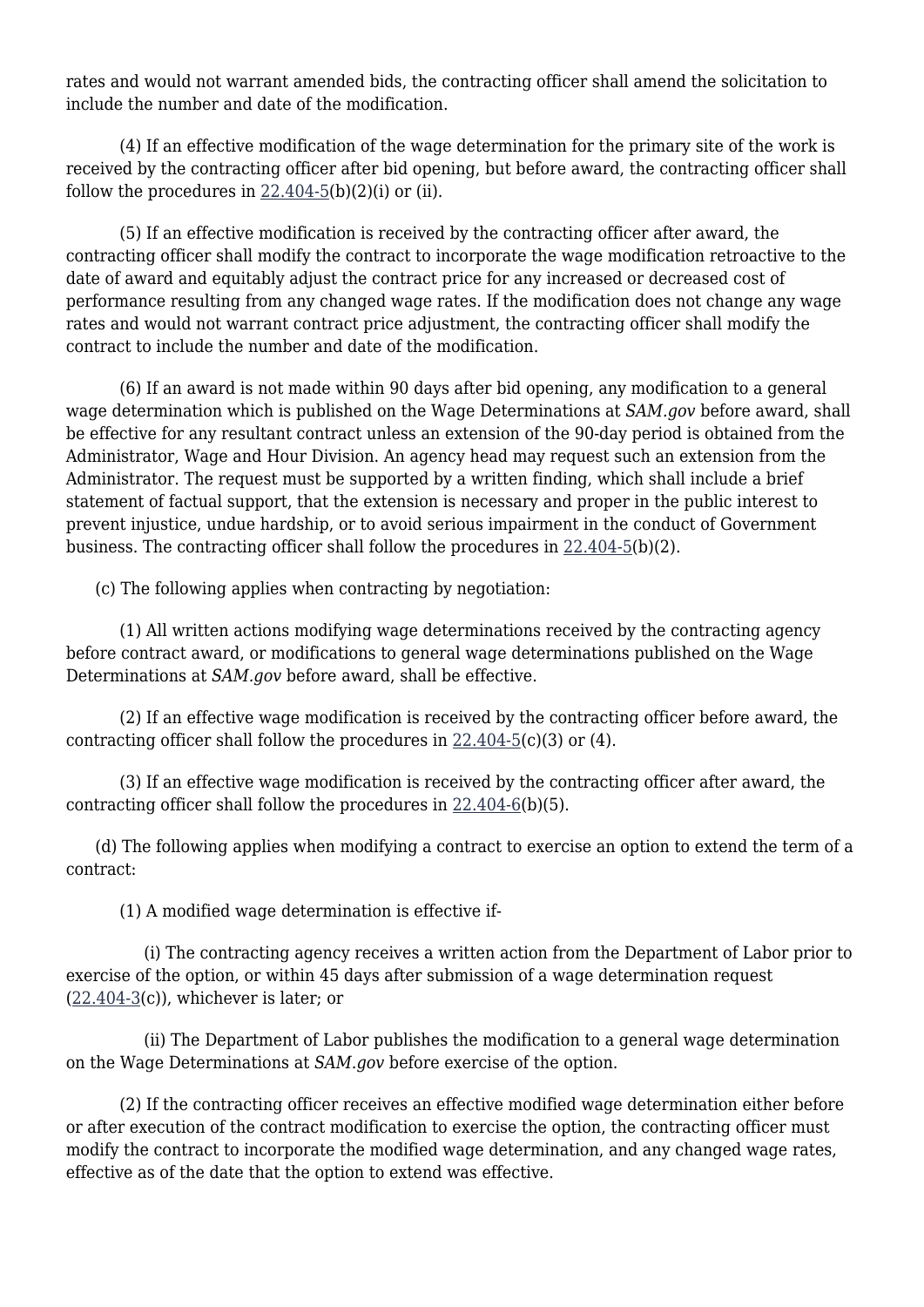rates and would not warrant amended bids, the contracting officer shall amend the solicitation to include the number and date of the modification.

(4) If an effective modification of the wage determination for the primary site of the work is received by the contracting officer after bid opening, but before award, the contracting officer shall follow the procedures in 22.404-5(b)(2)(i) or (ii).

(5) If an effective modification is received by the contracting officer after award, the contracting officer shall modify the contract to incorporate the wage modification retroactive to the date of award and equitably adjust the contract price for any increased or decreased cost of performance resulting from any changed wage rates. If the modification does not change any wage rates and would not warrant contract price adjustment, the contracting officer shall modify the contract to include the number and date of the modification.

(6) If an award is not made within 90 days after bid opening, any modification to a general wage determination which is published on the Wage Determinations at *SAM.gov* before award, shall be effective for any resultant contract unless an extension of the 90-day period is obtained from the Administrator, Wage and Hour Division. An agency head may request such an extension from the Administrator. The request must be supported by a written finding, which shall include a brief statement of factual support, that the extension is necessary and proper in the public interest to prevent injustice, undue hardship, or to avoid serious impairment in the conduct of Government business. The contracting officer shall follow the procedures in 22.404-5(b)(2).

(c) The following applies when contracting by negotiation:

(1) All written actions modifying wage determinations received by the contracting agency before contract award, or modifications to general wage determinations published on the Wage Determinations at *SAM.gov* before award, shall be effective.

(2) If an effective wage modification is received by the contracting officer before award, the contracting officer shall follow the procedures in 22.404-5(c)(3) or (4).

(3) If an effective wage modification is received by the contracting officer after award, the contracting officer shall follow the procedures in 22.404-6(b)(5).

(d) The following applies when modifying a contract to exercise an option to extend the term of a contract:

(1) A modified wage determination is effective if-

(i) The contracting agency receives a written action from the Department of Labor prior to exercise of the option, or within 45 days after submission of a wage determination request (22.404-3(c)), whichever is later; or

(ii) The Department of Labor publishes the modification to a general wage determination on the Wage Determinations at *SAM.gov* before exercise of the option.

(2) If the contracting officer receives an effective modified wage determination either before or after execution of the contract modification to exercise the option, the contracting officer must modify the contract to incorporate the modified wage determination, and any changed wage rates, effective as of the date that the option to extend was effective.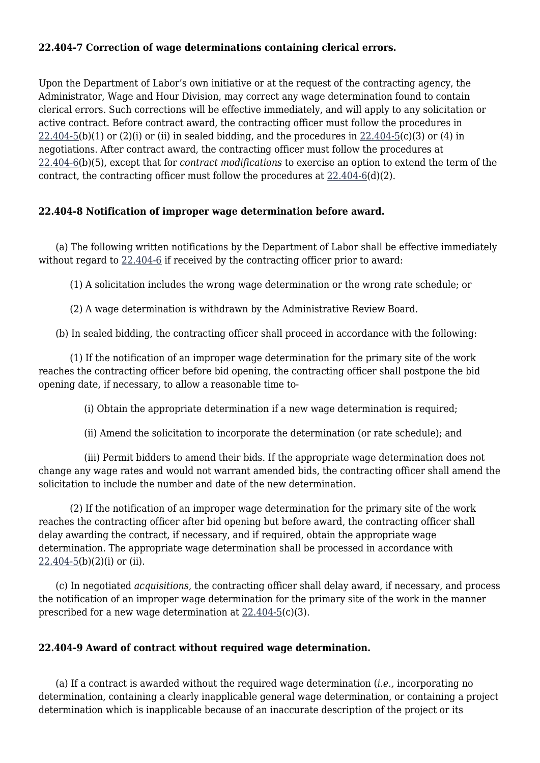**22.404-7 Correction of wage determinations containing clerical errors.**

Upon the Department of Labor's own initiative or at the request of the contracting agency, the Administrator, Wage and Hour Division, may correct any wage determination found to contain clerical errors. Such corrections will be effective immediately, and will apply to any solicitation or active contract. Before contract award, the contracting officer must follow the procedures in 22.404-5(b)(1) or (2)(i) or (ii) in sealed bidding, and the procedures in 22.404-5(c)(3) or (4) in negotiations. After contract award, the contracting officer must follow the procedures at 22.404-6(b)(5), except that for *contract modifications* to exercise an option to extend the term of the contract, the contracting officer must follow the procedures at 22.404-6(d)(2).

**22.404-8 Notification of improper wage determination before award.**

(a) The following written notifications by the Department of Labor shall be effective immediately without regard to 22.404-6 if received by the contracting officer prior to award:

(1) A solicitation includes the wrong wage determination or the wrong rate schedule; or

(2) A wage determination is withdrawn by the Administrative Review Board.

(b) In sealed bidding, the contracting officer shall proceed in accordance with the following:

(1) If the notification of an improper wage determination for the primary site of the work reaches the contracting officer before bid opening, the contracting officer shall postpone the bid opening date, if necessary, to allow a reasonable time to-

(i) Obtain the appropriate determination if a new wage determination is required;

(ii) Amend the solicitation to incorporate the determination (or rate schedule); and

(iii) Permit bidders to amend their bids. If the appropriate wage determination does not change any wage rates and would not warrant amended bids, the contracting officer shall amend the solicitation to include the number and date of the new determination.

(2) If the notification of an improper wage determination for the primary site of the work reaches the contracting officer after bid opening but before award, the contracting officer shall delay awarding the contract, if necessary, and if required, obtain the appropriate wage determination. The appropriate wage determination shall be processed in accordance with 22.404-5(b)(2)(i) or (ii).

(c) In negotiated *acquisitions*, the contracting officer shall delay award, if necessary, and process the notification of an improper wage determination for the primary site of the work in the manner prescribed for a new wage determination at 22.404-5(c)(3).

**22.404-9 Award of contract without required wage determination.**

(a) If a contract is awarded without the required wage determination (*i.e.,* incorporating no determination, containing a clearly inapplicable general wage determination, or containing a project determination which is inapplicable because of an inaccurate description of the project or its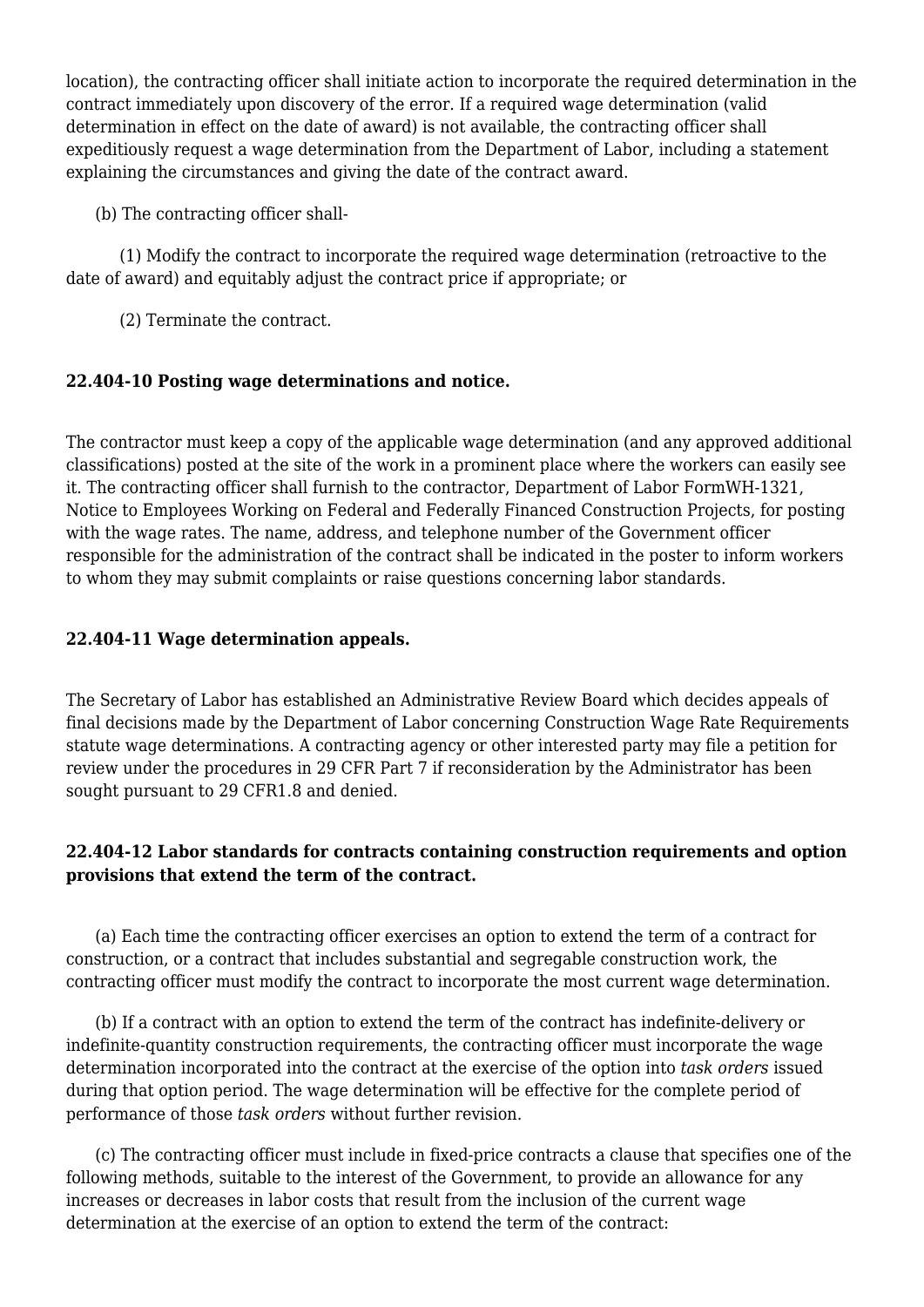location), the contracting officer shall initiate action to incorporate the required determination in the contract immediately upon discovery of the error. If a required wage determination (valid determination in effect on the date of award) is not available, the contracting officer shall expeditiously request a wage determination from the Department of Labor, including a statement explaining the circumstances and giving the date of the contract award.

(b) The contracting officer shall-

(1) Modify the contract to incorporate the required wage determination (retroactive to the date of award) and equitably adjust the contract price if appropriate; or

(2) Terminate the contract.

### 22.404-10 Posting wage determinations and notice.

The contractor must keep a copy of the applicable wage determination (and any approved additional classifications) posted at the site of the work in a prominent place where the workers can easily see it. The contracting officer shall furnish to the contractor, Department of Labor FormWH-1321, Notice to Employees Working on Federal and Federally Financed Construction Projects, for posting with the wage rates. The name, address, and telephone number of the Government officer responsible for the administration of the contract shall be indicated in the poster to inform workers to whom they may submit complaints or raise questions concerning labor standards.

### 22.404-11 Wage determination appeals.

The Secretary of Labor has established an Administrative Review Board which decides appeals of final decisions made by the Department of Labor concerning Construction Wage Rate Requirements statute wage determinations. A contracting agency or other interested party may file a petition for review under the procedures in 29 CFR Part 7 if reconsideration by the Administrator has been sought pursuant to 29 CFR1.8 and denied.

### 22.404-12 Labor standards for contracts containing construction requirements and option provisions that extend the term of the contract.

(a) Each time the contracting officer exercises an option to extend the term of a contract for construction, or a contract that includes substantial and segregable construction work, the contracting officer must modify the contract to incorporate the most current wage determination.

(b) If a contract with an option to extend the term of the contract has indefinite-delivery or indefinite-quantity construction requirements, the contracting officer must incorporate the wage determination incorporated into the contract at the exercise of the option into *task orders* issued during that option period. The wage determination will be effective for the complete period of performance of those *task orders* without further revision.

(c) The contracting officer must include in fixed-price contracts a clause that specifies one of the following methods, suitable to the interest of the Government, to provide an allowance for any increases or decreases in labor costs that result from the inclusion of the current wage determination at the exercise of an option to extend the term of the contract: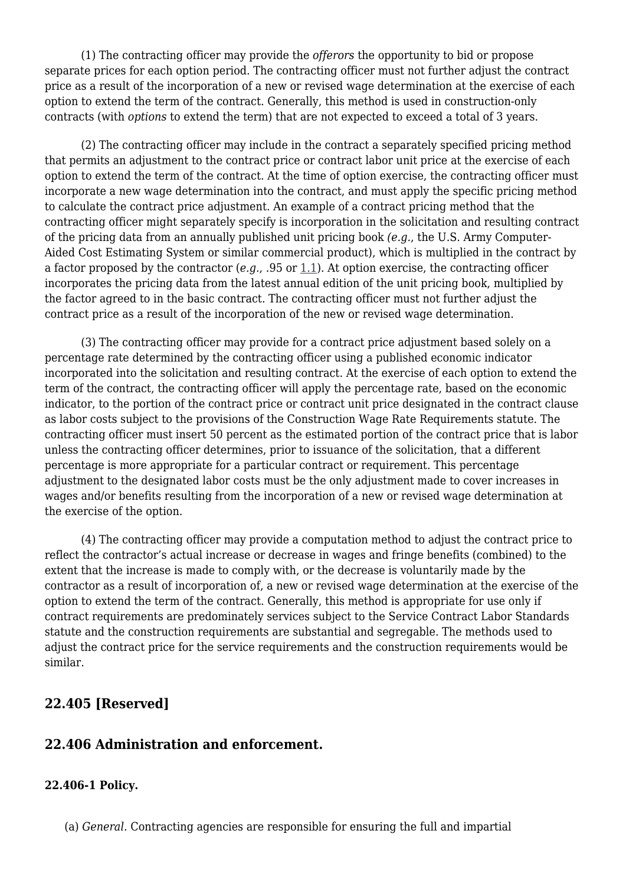(1) The contracting officer may provide the *offerors* the opportunity to bid or propose separate prices for each option period. The contracting officer must not further adjust the contract price as a result of the incorporation of a new or revised wage determination at the exercise of each option to extend the term of the contract. Generally, this method is used in construction-only contracts (with *options* to extend the term) that are not expected to exceed a total of 3 years.

(2) The contracting officer may include in the contract a separately specified pricing method that permits an adjustment to the contract price or contract labor unit price at the exercise of each option to extend the term of the contract. At the time of option exercise, the contracting officer must incorporate a new wage determination into the contract, and must apply the specific pricing method to calculate the contract price adjustment. An example of a contract pricing method that the contracting officer might separately specify is incorporation in the solicitation and resulting contract of the pricing data from an annually published unit pricing book *(e.g.*, the U.S. Army Computer-Aided Cost Estimating System or similar commercial product), which is multiplied in the contract by a factor proposed by the contractor (*e.g.*, .95 or 1.1). At option exercise, the contracting officer incorporates the pricing data from the latest annual edition of the unit pricing book, multiplied by the factor agreed to in the basic contract. The contracting officer must not further adjust the contract price as a result of the incorporation of the new or revised wage determination.

(3) The contracting officer may provide for a contract price adjustment based solely on a percentage rate determined by the contracting officer using a published economic indicator incorporated into the solicitation and resulting contract. At the exercise of each option to extend the term of the contract, the contracting officer will apply the percentage rate, based on the economic indicator, to the portion of the contract price or contract unit price designated in the contract clause as labor costs subject to the provisions of the Construction Wage Rate Requirements statute. The contracting officer must insert 50 percent as the estimated portion of the contract price that is labor unless the contracting officer determines, prior to issuance of the solicitation, that a different percentage is more appropriate for a particular contract or requirement. This percentage adjustment to the designated labor costs must be the only adjustment made to cover increases in wages and/or benefits resulting from the incorporation of a new or revised wage determination at the exercise of the option.

(4) The contracting officer may provide a computation method to adjust the contract price to reflect the contractor's actual increase or decrease in wages and fringe benefits (combined) to the extent that the increase is made to comply with, or the decrease is voluntarily made by the contractor as a result of incorporation of, a new or revised wage determination at the exercise of the option to extend the term of the contract. Generally, this method is appropriate for use only if contract requirements are predominately services subject to the Service Contract Labor Standards statute and the construction requirements are substantial and segregable. The methods used to adjust the contract price for the service requirements and the construction requirements would be similar.

## 22.405 [Reserved]

## 22.406 Administration and enforcement.

### 22.406-1 Policy.

(a) *General*. Contracting agencies are responsible for ensuring the full and impartial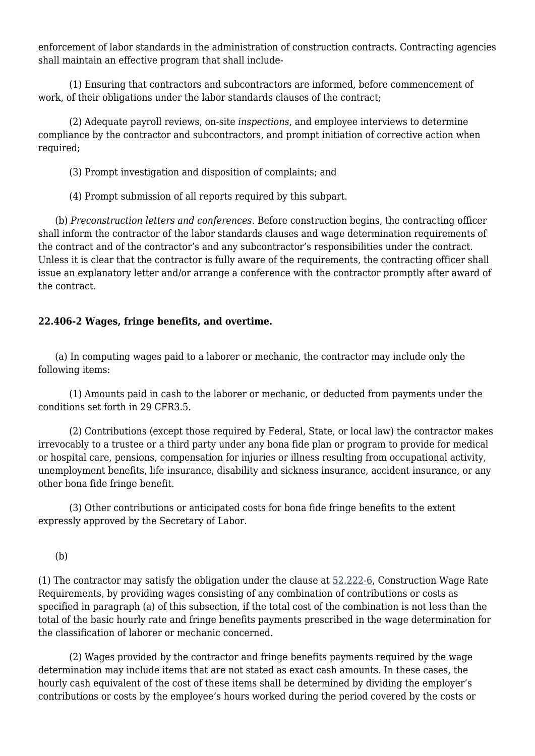enforcement of labor standards in the administration of construction contracts. Contracting agencies shall maintain an effective program that shall include-

(1) Ensuring that contractors and subcontractors are informed, before commencement of work, of their obligations under the labor standards clauses of the contract;

(2) Adequate payroll reviews, on-site *inspections*, and employee interviews to determine compliance by the contractor and subcontractors, and prompt initiation of corrective action when required;

(3) Prompt investigation and disposition of complaints; and

(4) Prompt submission of all reports required by this subpart.

(b) *Preconstruction letters and conferences*. Before construction begins, the contracting officer shall inform the contractor of the labor standards clauses and wage determination requirements of the contract and of the contractor's and any subcontractor's responsibilities under the contract. Unless it is clear that the contractor is fully aware of the requirements, the contracting officer shall issue an explanatory letter and/or arrange a conference with the contractor promptly after award of the contract.

**22.406-2 Wages, fringe benefits, and overtime.**

(a) In computing wages paid to a laborer or mechanic, the contractor may include only the following items:

(1) Amounts paid in cash to the laborer or mechanic, or deducted from payments under the conditions set forth in 29 CFR3.5.

(2) Contributions (except those required by Federal, State, or local law) the contractor makes irrevocably to a trustee or a third party under any bona fide plan or program to provide for medical or hospital care, pensions, compensation for injuries or illness resulting from occupational activity, unemployment benefits, life insurance, disability and sickness insurance, accident insurance, or any other bona fide fringe benefit.

(3) Other contributions or anticipated costs for bona fide fringe benefits to the extent expressly approved by the Secretary of Labor.

(b)

(1) The contractor may satisfy the obligation under the clause at 52.222-6, Construction Wage Rate Requirements, by providing wages consisting of any combination of contributions or costs as specified in paragraph (a) of this subsection, if the total cost of the combination is not less than the total of the basic hourly rate and fringe benefits payments prescribed in the wage determination for the classification of laborer or mechanic concerned.

(2) Wages provided by the contractor and fringe benefits payments required by the wage determination may include items that are not stated as exact cash amounts. In these cases, the hourly cash equivalent of the cost of these items shall be determined by dividing the employer's contributions or costs by the employee's hours worked during the period covered by the costs or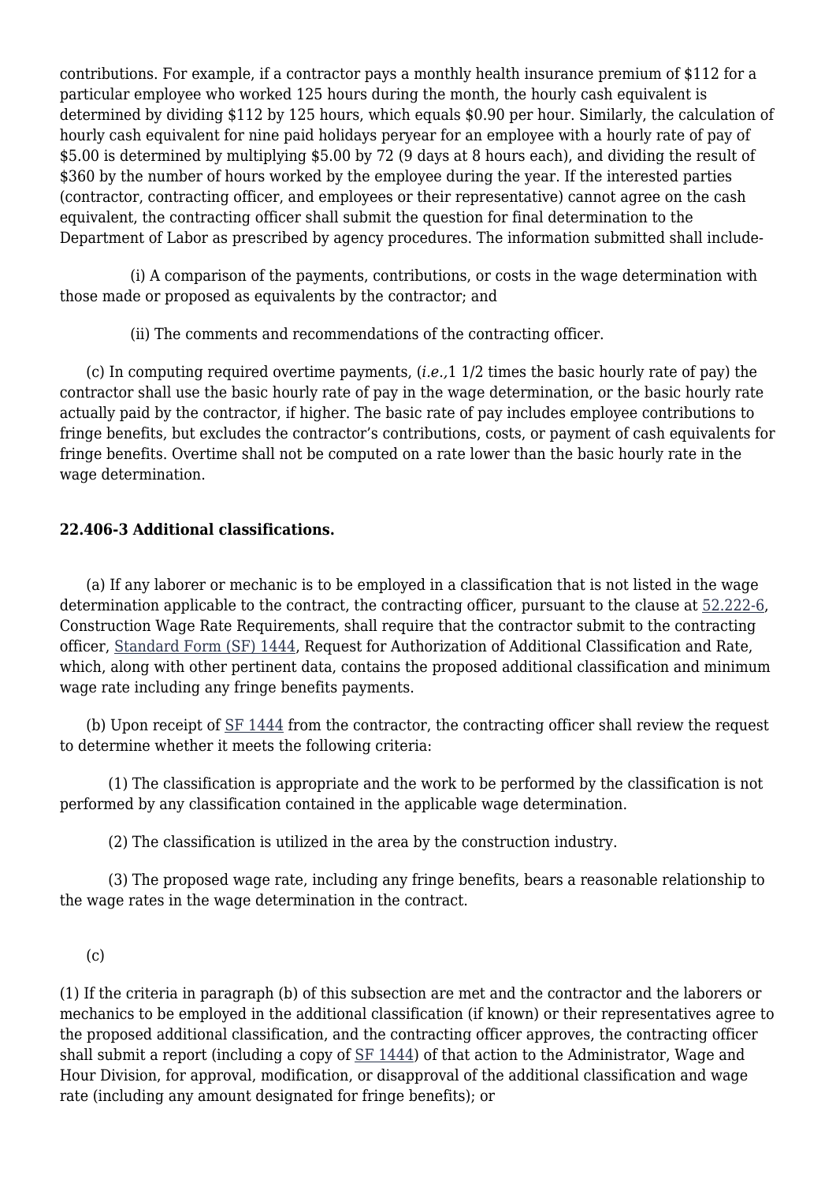contributions. For example, if a contractor pays a monthly health insurance premium of $112 for a particular employee who worked 125 hours during the month, the hourly cash equivalent is determined by dividing $112 by 125 hours, which equals $0.90 per hour. Similarly, the calculation of hourly cash equivalent for nine paid holidays peryear for an employee with a hourly rate of pay of $5.00 is determined by multiplying $5.00 by 72 (9 days at 8 hours each), and dividing the result of $360 by the number of hours worked by the employee during the year. If the interested parties (contractor, contracting officer, and employees or their representative) cannot agree on the cash equivalent, the contracting officer shall submit the question for final determination to the Department of Labor as prescribed by agency procedures. The information submitted shall include-

(i) A comparison of the payments, contributions, or costs in the wage determination with those made or proposed as equivalents by the contractor; and

(ii) The comments and recommendations of the contracting officer.

(c) In computing required overtime payments, (*i.e.,*1 1/2 times the basic hourly rate of pay) the contractor shall use the basic hourly rate of pay in the wage determination, or the basic hourly rate actually paid by the contractor, if higher. The basic rate of pay includes employee contributions to fringe benefits, but excludes the contractor's contributions, costs, or payment of cash equivalents for fringe benefits. Overtime shall not be computed on a rate lower than the basic hourly rate in the wage determination.

### 22.406-3 Additional classifications.

(a) If any laborer or mechanic is to be employed in a classification that is not listed in the wage determination applicable to the contract, the contracting officer, pursuant to the clause at 52.222-6, Construction Wage Rate Requirements, shall require that the contractor submit to the contracting officer, Standard Form (SF) 1444, Request for Authorization of Additional Classification and Rate, which, along with other pertinent data, contains the proposed additional classification and minimum wage rate including any fringe benefits payments.

(b) Upon receipt of SF 1444 from the contractor, the contracting officer shall review the request to determine whether it meets the following criteria:

(1) The classification is appropriate and the work to be performed by the classification is not performed by any classification contained in the applicable wage determination.

(2) The classification is utilized in the area by the construction industry.

(3) The proposed wage rate, including any fringe benefits, bears a reasonable relationship to the wage rates in the wage determination in the contract.

(c)

(1) If the criteria in paragraph (b) of this subsection are met and the contractor and the laborers or mechanics to be employed in the additional classification (if known) or their representatives agree to the proposed additional classification, and the contracting officer approves, the contracting officer shall submit a report (including a copy of SF 1444) of that action to the Administrator, Wage and Hour Division, for approval, modification, or disapproval of the additional classification and wage rate (including any amount designated for fringe benefits); or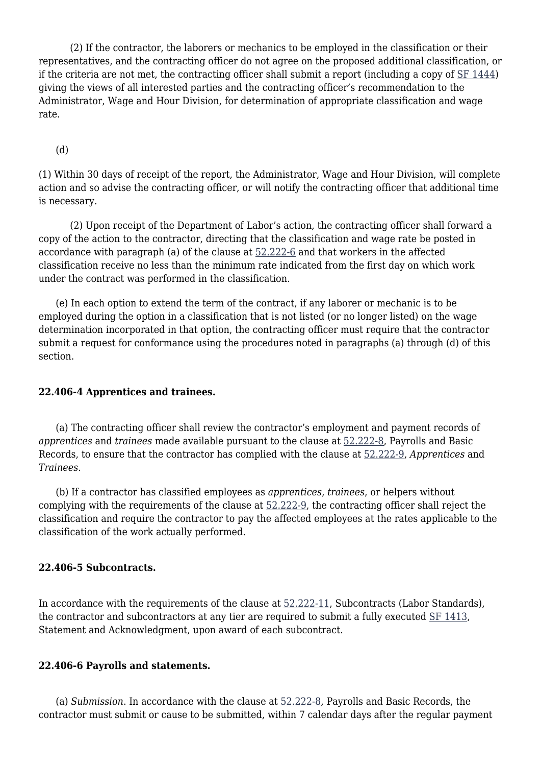(2) If the contractor, the laborers or mechanics to be employed in the classification or their representatives, and the contracting officer do not agree on the proposed additional classification, or if the criteria are not met, the contracting officer shall submit a report (including a copy of SF 1444) giving the views of all interested parties and the contracting officer's recommendation to the Administrator, Wage and Hour Division, for determination of appropriate classification and wage rate.

(d)

(1) Within 30 days of receipt of the report, the Administrator, Wage and Hour Division, will complete action and so advise the contracting officer, or will notify the contracting officer that additional time is necessary.

(2) Upon receipt of the Department of Labor's action, the contracting officer shall forward a copy of the action to the contractor, directing that the classification and wage rate be posted in accordance with paragraph (a) of the clause at 52.222-6 and that workers in the affected classification receive no less than the minimum rate indicated from the first day on which work under the contract was performed in the classification.

(e) In each option to extend the term of the contract, if any laborer or mechanic is to be employed during the option in a classification that is not listed (or no longer listed) on the wage determination incorporated in that option, the contracting officer must require that the contractor submit a request for conformance using the procedures noted in paragraphs (a) through (d) of this section.

**22.406-4 Apprentices and trainees.**

(a) The contracting officer shall review the contractor's employment and payment records of *apprentices* and *trainees* made available pursuant to the clause at 52.222-8, Payrolls and Basic Records, to ensure that the contractor has complied with the clause at 52.222-9, *Apprentices* and *Trainees*.

(b) If a contractor has classified employees as *apprentices*, *trainees*, or helpers without complying with the requirements of the clause at 52.222-9, the contracting officer shall reject the classification and require the contractor to pay the affected employees at the rates applicable to the classification of the work actually performed.

**22.406-5 Subcontracts.**

In accordance with the requirements of the clause at 52.222-11, Subcontracts (Labor Standards), the contractor and subcontractors at any tier are required to submit a fully executed SF 1413, Statement and Acknowledgment, upon award of each subcontract.

**22.406-6 Payrolls and statements.**

(a) *Submission*. In accordance with the clause at 52.222-8, Payrolls and Basic Records, the contractor must submit or cause to be submitted, within 7 calendar days after the regular payment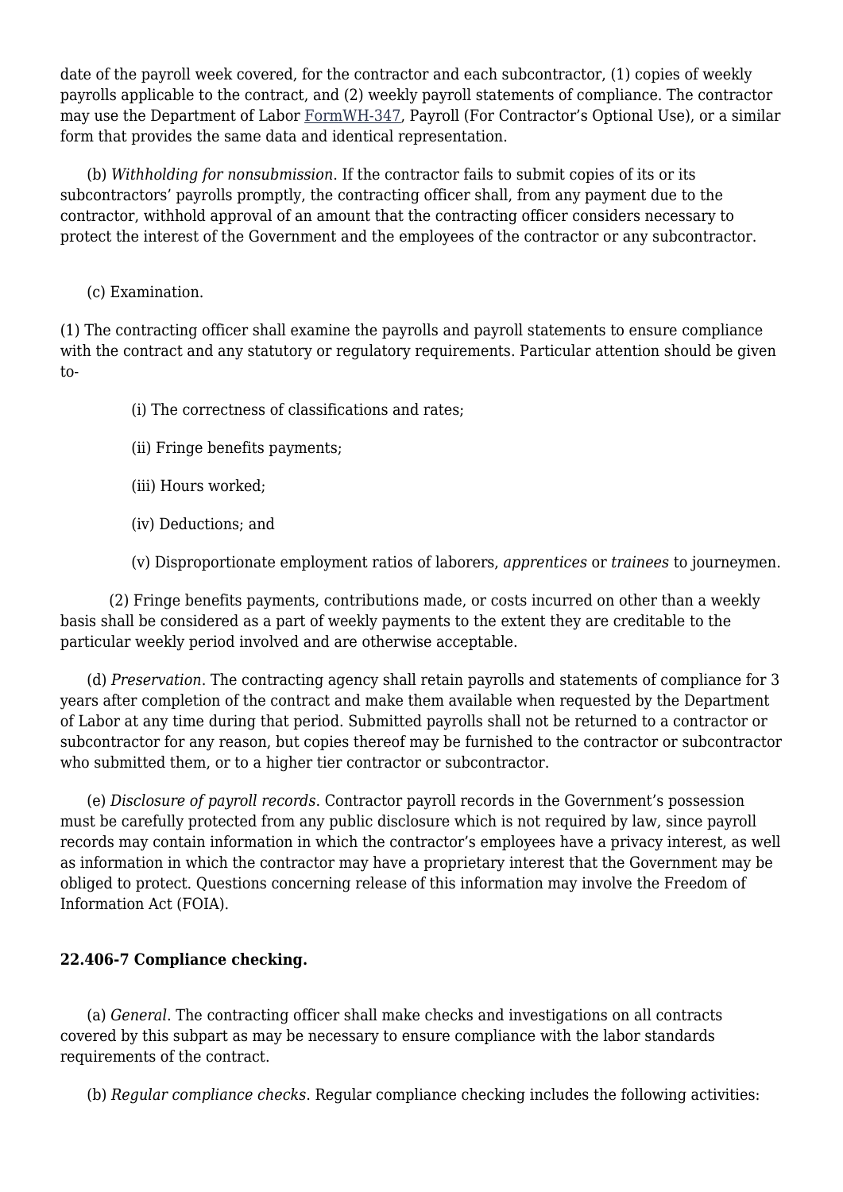date of the payroll week covered, for the contractor and each subcontractor, (1) copies of weekly payrolls applicable to the contract, and (2) weekly payroll statements of compliance. The contractor may use the Department of Labor FormWH-347, Payroll (For Contractor's Optional Use), or a similar form that provides the same data and identical representation.

(b) *Withholding for nonsubmission*. If the contractor fails to submit copies of its or its subcontractors' payrolls promptly, the contracting officer shall, from any payment due to the contractor, withhold approval of an amount that the contracting officer considers necessary to protect the interest of the Government and the employees of the contractor or any subcontractor.

(c) Examination.

(1) The contracting officer shall examine the payrolls and payroll statements to ensure compliance with the contract and any statutory or regulatory requirements. Particular attention should be given to-

(i) The correctness of classifications and rates;

(ii) Fringe benefits payments;

(iii) Hours worked;

(iv) Deductions; and

(v) Disproportionate employment ratios of laborers, *apprentices* or *trainees* to journeymen.

(2) Fringe benefits payments, contributions made, or costs incurred on other than a weekly basis shall be considered as a part of weekly payments to the extent they are creditable to the particular weekly period involved and are otherwise acceptable.

(d) *Preservation*. The contracting agency shall retain payrolls and statements of compliance for 3 years after completion of the contract and make them available when requested by the Department of Labor at any time during that period. Submitted payrolls shall not be returned to a contractor or subcontractor for any reason, but copies thereof may be furnished to the contractor or subcontractor who submitted them, or to a higher tier contractor or subcontractor.

(e) *Disclosure of payroll records*. Contractor payroll records in the Government's possession must be carefully protected from any public disclosure which is not required by law, since payroll records may contain information in which the contractor's employees have a privacy interest, as well as information in which the contractor may have a proprietary interest that the Government may be obliged to protect. Questions concerning release of this information may involve the Freedom of Information Act (FOIA).

**22.406-7 Compliance checking.**

(a) *General*. The contracting officer shall make checks and investigations on all contracts covered by this subpart as may be necessary to ensure compliance with the labor standards requirements of the contract.

(b) *Regular compliance checks*. Regular compliance checking includes the following activities: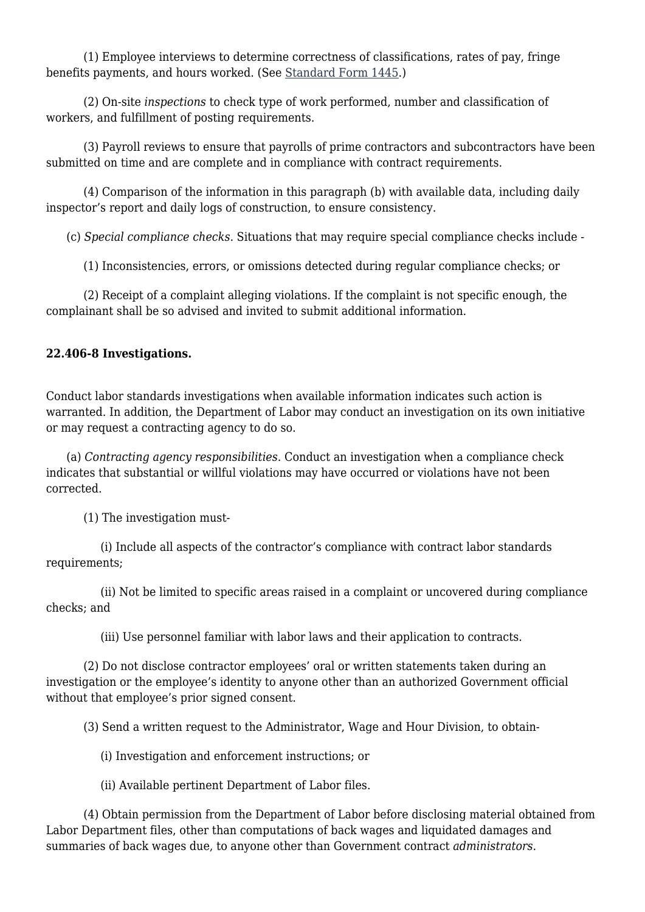(1) Employee interviews to determine correctness of classifications, rates of pay, fringe benefits payments, and hours worked. (See [Standard Form 1445](#).)

(2) On-site *inspections* to check type of work performed, number and classification of workers, and fulfillment of posting requirements.

(3) Payroll reviews to ensure that payrolls of prime contractors and subcontractors have been submitted on time and are complete and in compliance with contract requirements.

(4) Comparison of the information in this paragraph (b) with available data, including daily inspector's report and daily logs of construction, to ensure consistency.

(c) *Special compliance checks*. Situations that may require special compliance checks include -

(1) Inconsistencies, errors, or omissions detected during regular compliance checks; or

(2) Receipt of a complaint alleging violations. If the complaint is not specific enough, the complainant shall be so advised and invited to submit additional information.

**22.406-8 Investigations.**

Conduct labor standards investigations when available information indicates such action is warranted. In addition, the Department of Labor may conduct an investigation on its own initiative or may request a contracting agency to do so.

(a) *Contracting agency responsibilities*. Conduct an investigation when a compliance check indicates that substantial or willful violations may have occurred or violations have not been corrected.

(1) The investigation must-

(i) Include all aspects of the contractor's compliance with contract labor standards requirements;

(ii) Not be limited to specific areas raised in a complaint or uncovered during compliance checks; and

(iii) Use personnel familiar with labor laws and their application to contracts.

(2) Do not disclose contractor employees' oral or written statements taken during an investigation or the employee's identity to anyone other than an authorized Government official without that employee's prior signed consent.

(3) Send a written request to the Administrator, Wage and Hour Division, to obtain-

(i) Investigation and enforcement instructions; or

(ii) Available pertinent Department of Labor files.

(4) Obtain permission from the Department of Labor before disclosing material obtained from Labor Department files, other than computations of back wages and liquidated damages and summaries of back wages due, to anyone other than Government contract *administrators*.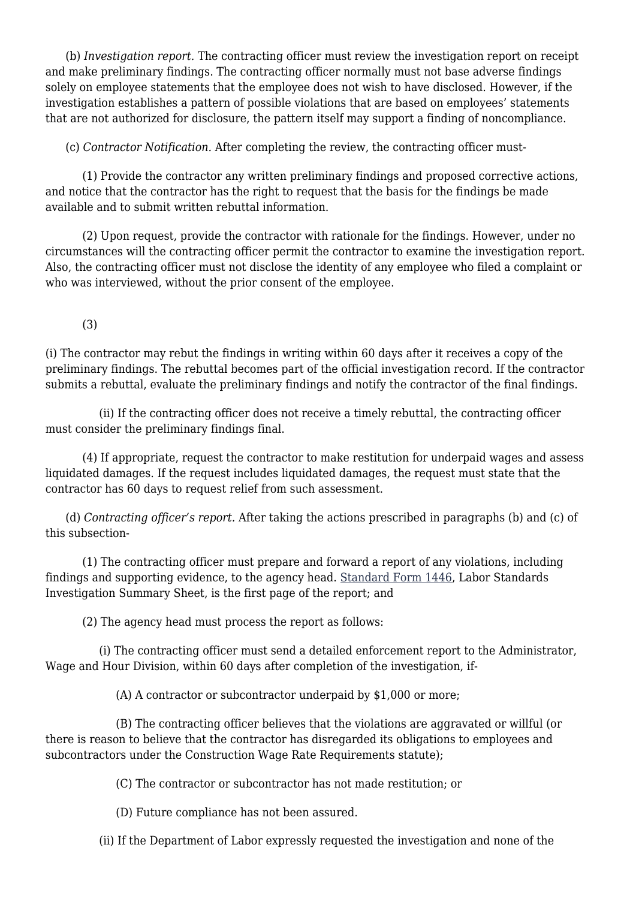(b) *Investigation report.* The contracting officer must review the investigation report on receipt and make preliminary findings. The contracting officer normally must not base adverse findings solely on employee statements that the employee does not wish to have disclosed. However, if the investigation establishes a pattern of possible violations that are based on employees' statements that are not authorized for disclosure, the pattern itself may support a finding of noncompliance.

(c) *Contractor Notification.* After completing the review, the contracting officer must-

(1) Provide the contractor any written preliminary findings and proposed corrective actions, and notice that the contractor has the right to request that the basis for the findings be made available and to submit written rebuttal information.

(2) Upon request, provide the contractor with rationale for the findings. However, under no circumstances will the contracting officer permit the contractor to examine the investigation report. Also, the contracting officer must not disclose the identity of any employee who filed a complaint or who was interviewed, without the prior consent of the employee.

(3)

(i) The contractor may rebut the findings in writing within 60 days after it receives a copy of the preliminary findings. The rebuttal becomes part of the official investigation record. If the contractor submits a rebuttal, evaluate the preliminary findings and notify the contractor of the final findings.

(ii) If the contracting officer does not receive a timely rebuttal, the contracting officer must consider the preliminary findings final.

(4) If appropriate, request the contractor to make restitution for underpaid wages and assess liquidated damages. If the request includes liquidated damages, the request must state that the contractor has 60 days to request relief from such assessment.

(d) *Contracting officer's report.* After taking the actions prescribed in paragraphs (b) and (c) of this subsection-

(1) The contracting officer must prepare and forward a report of any violations, including findings and supporting evidence, to the agency head. [Standard Form 1446](), Labor Standards Investigation Summary Sheet, is the first page of the report; and

(2) The agency head must process the report as follows:

(i) The contracting officer must send a detailed enforcement report to the Administrator, Wage and Hour Division, within 60 days after completion of the investigation, if-

(A) A contractor or subcontractor underpaid by $1,000 or more;

(B) The contracting officer believes that the violations are aggravated or willful (or there is reason to believe that the contractor has disregarded its obligations to employees and subcontractors under the Construction Wage Rate Requirements statute);

(C) The contractor or subcontractor has not made restitution; or

(D) Future compliance has not been assured.

(ii) If the Department of Labor expressly requested the investigation and none of the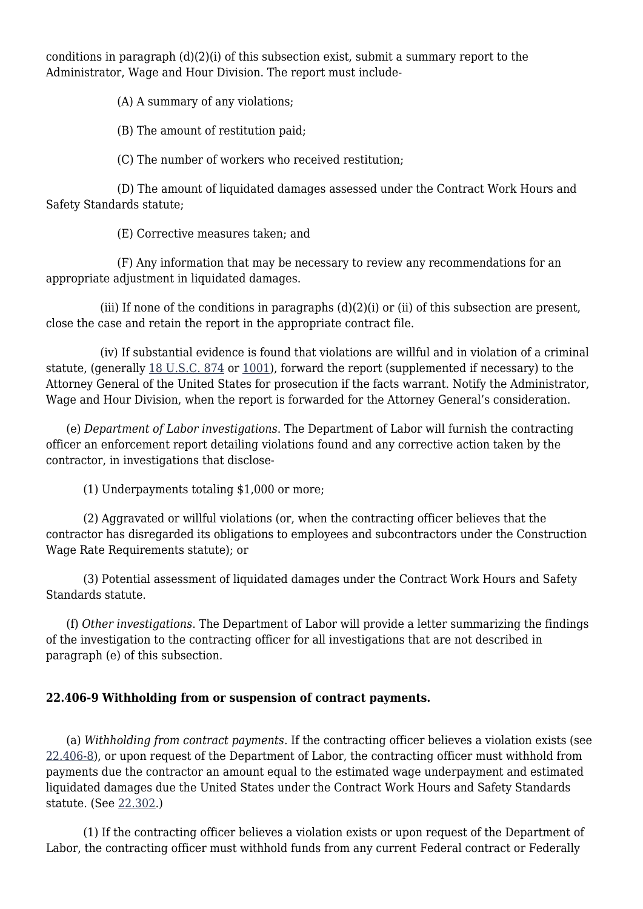conditions in paragraph (d)(2)(i) of this subsection exist, submit a summary report to the Administrator, Wage and Hour Division. The report must include-

(A) A summary of any violations;

(B) The amount of restitution paid;

(C) The number of workers who received restitution;

(D) The amount of liquidated damages assessed under the Contract Work Hours and Safety Standards statute;

(E) Corrective measures taken; and

(F) Any information that may be necessary to review any recommendations for an appropriate adjustment in liquidated damages.

(iii) If none of the conditions in paragraphs (d)(2)(i) or (ii) of this subsection are present, close the case and retain the report in the appropriate contract file.

(iv) If substantial evidence is found that violations are willful and in violation of a criminal statute, (generally 18 U.S.C. 874 or 1001), forward the report (supplemented if necessary) to the Attorney General of the United States for prosecution if the facts warrant. Notify the Administrator, Wage and Hour Division, when the report is forwarded for the Attorney General's consideration.

(e) *Department of Labor investigations*. The Department of Labor will furnish the contracting officer an enforcement report detailing violations found and any corrective action taken by the contractor, in investigations that disclose-

(1) Underpayments totaling $1,000 or more;

(2) Aggravated or willful violations (or, when the contracting officer believes that the contractor has disregarded its obligations to employees and subcontractors under the Construction Wage Rate Requirements statute); or

(3) Potential assessment of liquidated damages under the Contract Work Hours and Safety Standards statute.

(f) *Other investigations*. The Department of Labor will provide a letter summarizing the findings of the investigation to the contracting officer for all investigations that are not described in paragraph (e) of this subsection.

### 22.406-9 Withholding from or suspension of contract payments.

(a) *Withholding from contract payments*. If the contracting officer believes a violation exists (see 22.406-8), or upon request of the Department of Labor, the contracting officer must withhold from payments due the contractor an amount equal to the estimated wage underpayment and estimated liquidated damages due the United States under the Contract Work Hours and Safety Standards statute. (See 22.302.)

(1) If the contracting officer believes a violation exists or upon request of the Department of Labor, the contracting officer must withhold funds from any current Federal contract or Federally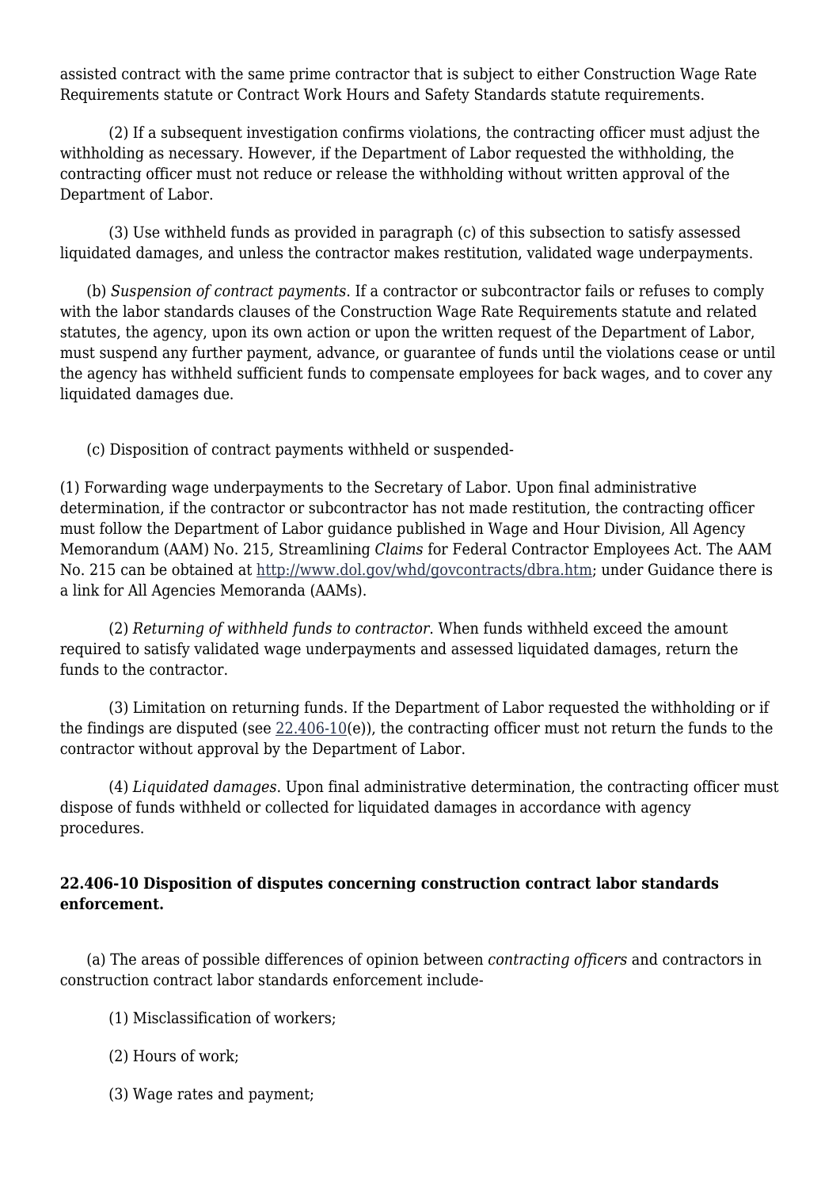assisted contract with the same prime contractor that is subject to either Construction Wage Rate Requirements statute or Contract Work Hours and Safety Standards statute requirements.

(2) If a subsequent investigation confirms violations, the contracting officer must adjust the withholding as necessary. However, if the Department of Labor requested the withholding, the contracting officer must not reduce or release the withholding without written approval of the Department of Labor.

(3) Use withheld funds as provided in paragraph (c) of this subsection to satisfy assessed liquidated damages, and unless the contractor makes restitution, validated wage underpayments.

(b) *Suspension of contract payments*. If a contractor or subcontractor fails or refuses to comply with the labor standards clauses of the Construction Wage Rate Requirements statute and related statutes, the agency, upon its own action or upon the written request of the Department of Labor, must suspend any further payment, advance, or guarantee of funds until the violations cease or until the agency has withheld sufficient funds to compensate employees for back wages, and to cover any liquidated damages due.

(c) Disposition of contract payments withheld or suspended-

(1) Forwarding wage underpayments to the Secretary of Labor. Upon final administrative determination, if the contractor or subcontractor has not made restitution, the contracting officer must follow the Department of Labor guidance published in Wage and Hour Division, All Agency Memorandum (AAM) No. 215, Streamlining *Claims* for Federal Contractor Employees Act. The AAM No. 215 can be obtained at [http://www.dol.gov/whd/govcontracts/dbra.htm](http://www.dol.gov/whd/govcontracts/dbra.htm); under Guidance there is a link for All Agencies Memoranda (AAMs).

(2) *Returning of withheld funds to contractor*. When funds withheld exceed the amount required to satisfy validated wage underpayments and assessed liquidated damages, return the funds to the contractor.

(3) Limitation on returning funds. If the Department of Labor requested the withholding or if the findings are disputed (see 22.406-10(e)), the contracting officer must not return the funds to the contractor without approval by the Department of Labor.

(4) *Liquidated damages*. Upon final administrative determination, the contracting officer must dispose of funds withheld or collected for liquidated damages in accordance with agency procedures.

### 22.406-10 Disposition of disputes concerning construction contract labor standards enforcement.

(a) The areas of possible differences of opinion between *contracting officers* and contractors in construction contract labor standards enforcement include-

(1) Misclassification of workers;

(2) Hours of work;

(3) Wage rates and payment;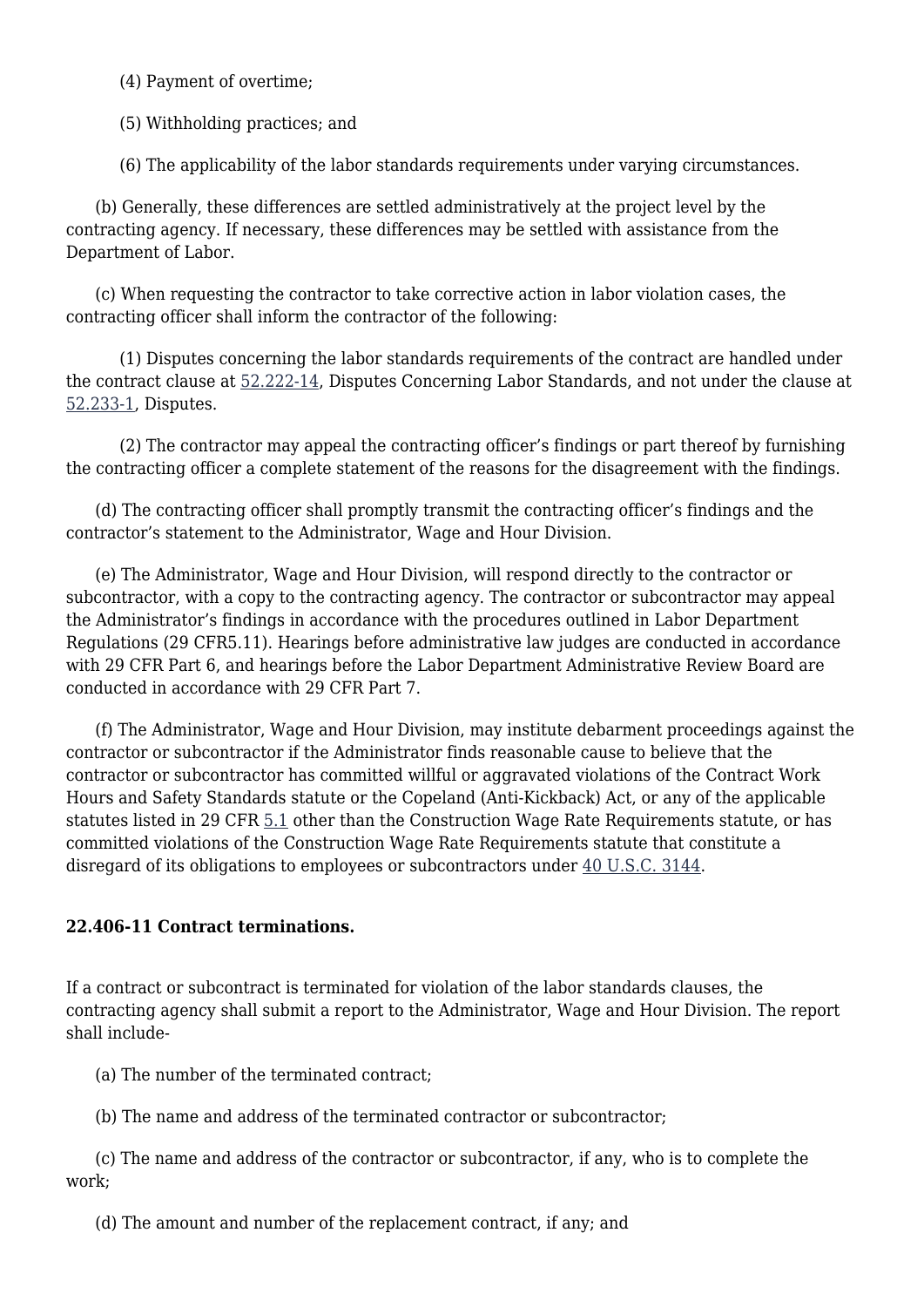(4) Payment of overtime;

(5) Withholding practices; and

(6) The applicability of the labor standards requirements under varying circumstances.

(b) Generally, these differences are settled administratively at the project level by the contracting agency. If necessary, these differences may be settled with assistance from the Department of Labor.

(c) When requesting the contractor to take corrective action in labor violation cases, the contracting officer shall inform the contractor of the following:

(1) Disputes concerning the labor standards requirements of the contract are handled under the contract clause at 52.222-14, Disputes Concerning Labor Standards, and not under the clause at 52.233-1, Disputes.

(2) The contractor may appeal the contracting officer's findings or part thereof by furnishing the contracting officer a complete statement of the reasons for the disagreement with the findings.

(d) The contracting officer shall promptly transmit the contracting officer's findings and the contractor's statement to the Administrator, Wage and Hour Division.

(e) The Administrator, Wage and Hour Division, will respond directly to the contractor or subcontractor, with a copy to the contracting agency. The contractor or subcontractor may appeal the Administrator's findings in accordance with the procedures outlined in Labor Department Regulations (29 CFR5.11). Hearings before administrative law judges are conducted in accordance with 29 CFR Part 6, and hearings before the Labor Department Administrative Review Board are conducted in accordance with 29 CFR Part 7.

(f) The Administrator, Wage and Hour Division, may institute debarment proceedings against the contractor or subcontractor if the Administrator finds reasonable cause to believe that the contractor or subcontractor has committed willful or aggravated violations of the Contract Work Hours and Safety Standards statute or the Copeland (Anti-Kickback) Act, or any of the applicable statutes listed in 29 CFR 5.1 other than the Construction Wage Rate Requirements statute, or has committed violations of the Construction Wage Rate Requirements statute that constitute a disregard of its obligations to employees or subcontractors under 40 U.S.C. 3144.

**22.406-11 Contract terminations.**

If a contract or subcontract is terminated for violation of the labor standards clauses, the contracting agency shall submit a report to the Administrator, Wage and Hour Division. The report shall include-

(a) The number of the terminated contract;

(b) The name and address of the terminated contractor or subcontractor;

(c) The name and address of the contractor or subcontractor, if any, who is to complete the work;

(d) The amount and number of the replacement contract, if any; and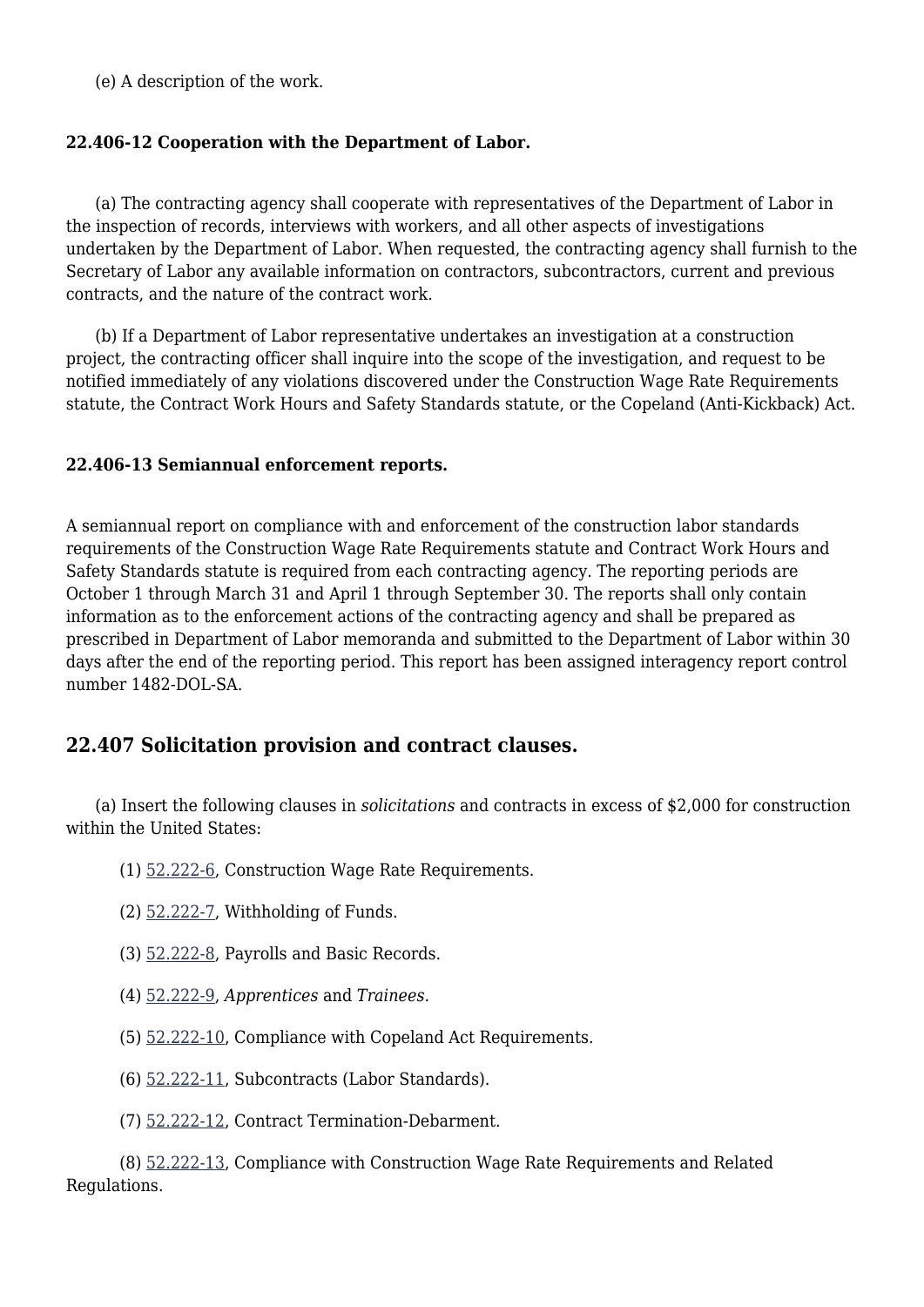(e) A description of the work.

### 22.406-12 Cooperation with the Department of Labor.

(a) The contracting agency shall cooperate with representatives of the Department of Labor in the inspection of records, interviews with workers, and all other aspects of investigations undertaken by the Department of Labor. When requested, the contracting agency shall furnish to the Secretary of Labor any available information on contractors, subcontractors, current and previous contracts, and the nature of the contract work.

(b) If a Department of Labor representative undertakes an investigation at a construction project, the contracting officer shall inquire into the scope of the investigation, and request to be notified immediately of any violations discovered under the Construction Wage Rate Requirements statute, the Contract Work Hours and Safety Standards statute, or the Copeland (Anti-Kickback) Act.

### 22.406-13 Semiannual enforcement reports.

A semiannual report on compliance with and enforcement of the construction labor standards requirements of the Construction Wage Rate Requirements statute and Contract Work Hours and Safety Standards statute is required from each contracting agency. The reporting periods are October 1 through March 31 and April 1 through September 30. The reports shall only contain information as to the enforcement actions of the contracting agency and shall be prepared as prescribed in Department of Labor memoranda and submitted to the Department of Labor within 30 days after the end of the reporting period. This report has been assigned interagency report control number 1482-DOL-SA.

## 22.407 Solicitation provision and contract clauses.

(a) Insert the following clauses in *solicitations* and contracts in excess of $2,000 for construction within the United States:

(1) 52.222-6, Construction Wage Rate Requirements.

(2) 52.222-7, Withholding of Funds.

(3) 52.222-8, Payrolls and Basic Records.

(4) 52.222-9, *Apprentices* and *Trainees*.

(5) 52.222-10, Compliance with Copeland Act Requirements.

(6) 52.222-11, Subcontracts (Labor Standards).

(7) 52.222-12, Contract Termination-Debarment.

(8) 52.222-13, Compliance with Construction Wage Rate Requirements and Related Regulations.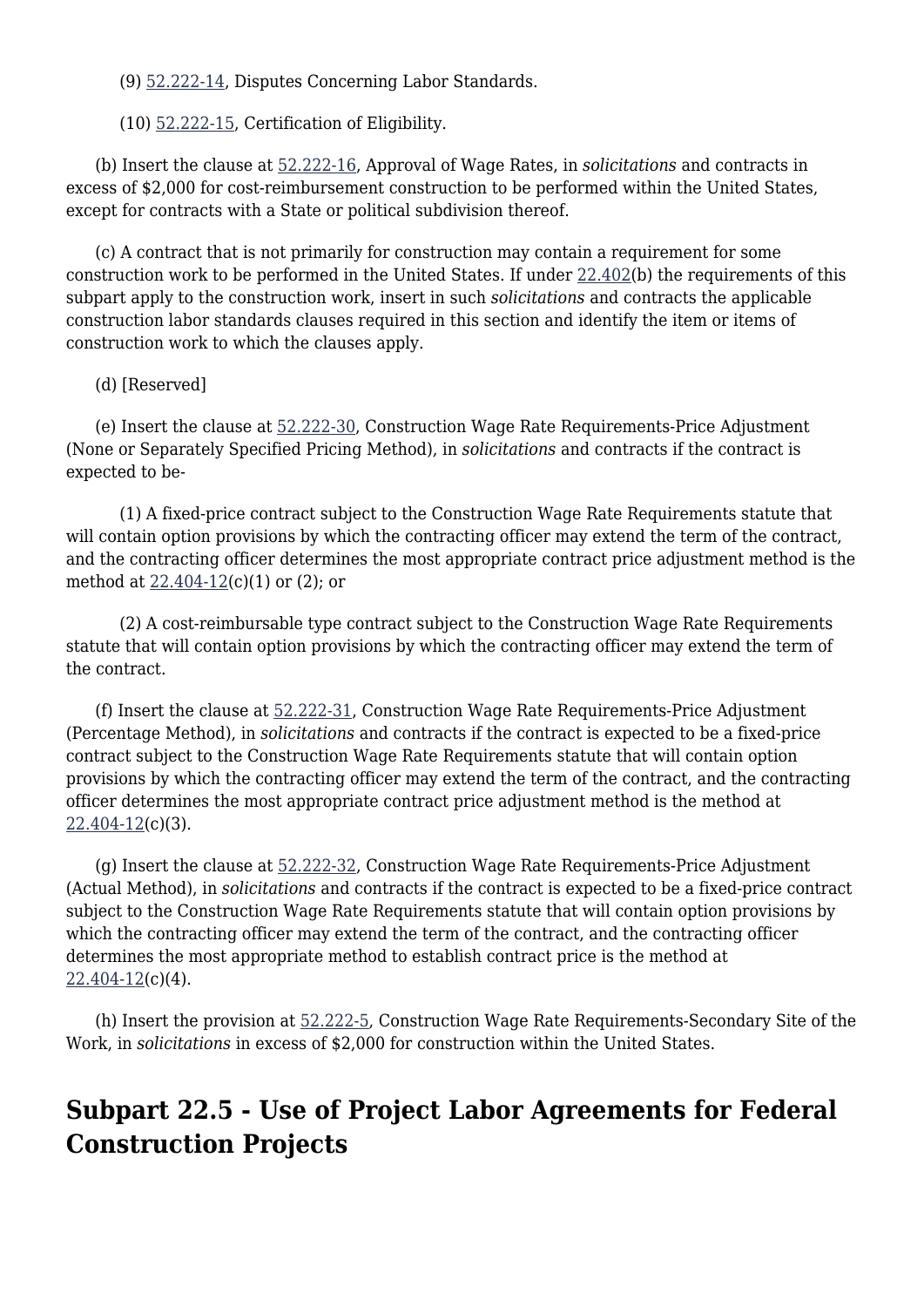(9) 52.222-14, Disputes Concerning Labor Standards.

(10) 52.222-15, Certification of Eligibility.

(b) Insert the clause at 52.222-16, Approval of Wage Rates, in *solicitations* and contracts in excess of $2,000 for cost-reimbursement construction to be performed within the United States, except for contracts with a State or political subdivision thereof.

(c) A contract that is not primarily for construction may contain a requirement for some construction work to be performed in the United States. If under 22.402(b) the requirements of this subpart apply to the construction work, insert in such *solicitations* and contracts the applicable construction labor standards clauses required in this section and identify the item or items of construction work to which the clauses apply.

(d) [Reserved]

(e) Insert the clause at 52.222-30, Construction Wage Rate Requirements-Price Adjustment (None or Separately Specified Pricing Method), in *solicitations* and contracts if the contract is expected to be-

(1) A fixed-price contract subject to the Construction Wage Rate Requirements statute that will contain option provisions by which the contracting officer may extend the term of the contract, and the contracting officer determines the most appropriate contract price adjustment method is the method at 22.404-12(c)(1) or (2); or

(2) A cost-reimbursable type contract subject to the Construction Wage Rate Requirements statute that will contain option provisions by which the contracting officer may extend the term of the contract.

(f) Insert the clause at 52.222-31, Construction Wage Rate Requirements-Price Adjustment (Percentage Method), in *solicitations* and contracts if the contract is expected to be a fixed-price contract subject to the Construction Wage Rate Requirements statute that will contain option provisions by which the contracting officer may extend the term of the contract, and the contracting officer determines the most appropriate contract price adjustment method is the method at 22.404-12(c)(3).

(g) Insert the clause at 52.222-32, Construction Wage Rate Requirements-Price Adjustment (Actual Method), in *solicitations* and contracts if the contract is expected to be a fixed-price contract subject to the Construction Wage Rate Requirements statute that will contain option provisions by which the contracting officer may extend the term of the contract, and the contracting officer determines the most appropriate method to establish contract price is the method at 22.404-12(c)(4).

(h) Insert the provision at 52.222-5, Construction Wage Rate Requirements-Secondary Site of the Work, in *solicitations* in excess of $2,000 for construction within the United States.

## Subpart 22.5 - Use of Project Labor Agreements for Federal Construction Projects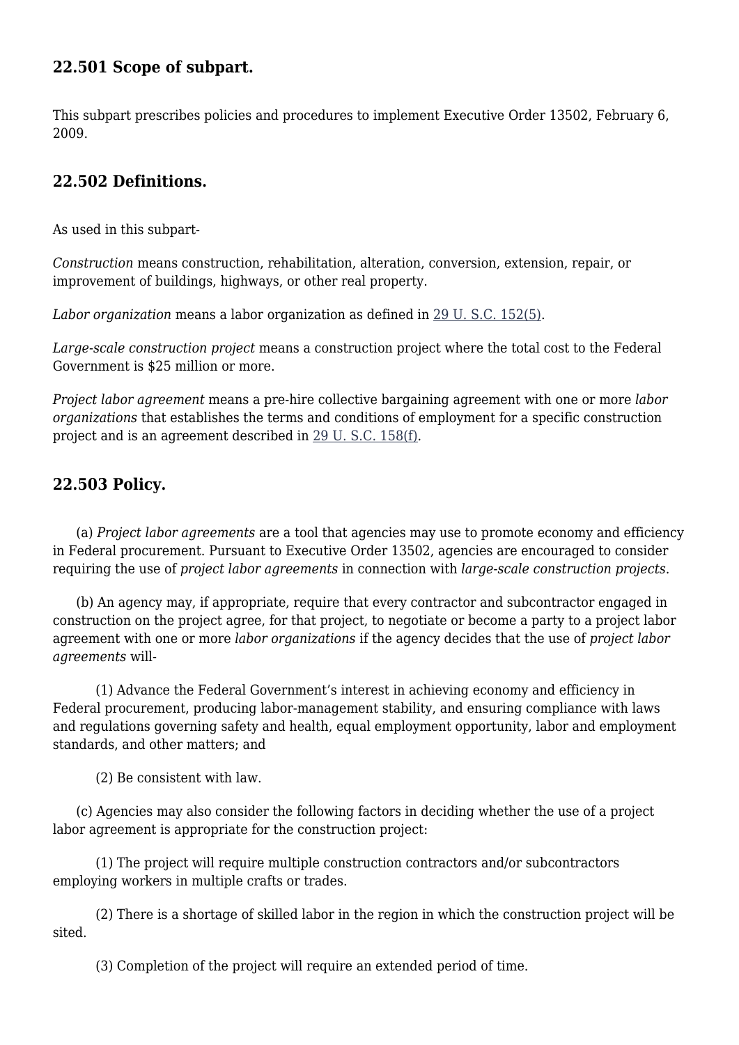## 22.501 Scope of subpart.

This subpart prescribes policies and procedures to implement Executive Order 13502, February 6, 2009.

## 22.502 Definitions.

As used in this subpart-

*Construction* means construction, rehabilitation, alteration, conversion, extension, repair, or improvement of buildings, highways, or other real property.

*Labor organization* means a labor organization as defined in 29 U. S.C. 152(5).

*Large-scale construction project* means a construction project where the total cost to the Federal Government is $25 million or more.

*Project labor agreement* means a pre-hire collective bargaining agreement with one or more *labor organizations* that establishes the terms and conditions of employment for a specific construction project and is an agreement described in 29 U. S.C. 158(f).

## 22.503 Policy.

(a) *Project labor agreements* are a tool that agencies may use to promote economy and efficiency in Federal procurement. Pursuant to Executive Order 13502, agencies are encouraged to consider requiring the use of *project labor agreements* in connection with *large-scale construction projects*.

(b) An agency may, if appropriate, require that every contractor and subcontractor engaged in construction on the project agree, for that project, to negotiate or become a party to a project labor agreement with one or more *labor organizations* if the agency decides that the use of *project labor agreements* will-

(1) Advance the Federal Government's interest in achieving economy and efficiency in Federal procurement, producing labor-management stability, and ensuring compliance with laws and regulations governing safety and health, equal employment opportunity, labor and employment standards, and other matters; and

(2) Be consistent with law.

(c) Agencies may also consider the following factors in deciding whether the use of a project labor agreement is appropriate for the construction project:

(1) The project will require multiple construction contractors and/or subcontractors employing workers in multiple crafts or trades.

(2) There is a shortage of skilled labor in the region in which the construction project will be sited.

(3) Completion of the project will require an extended period of time.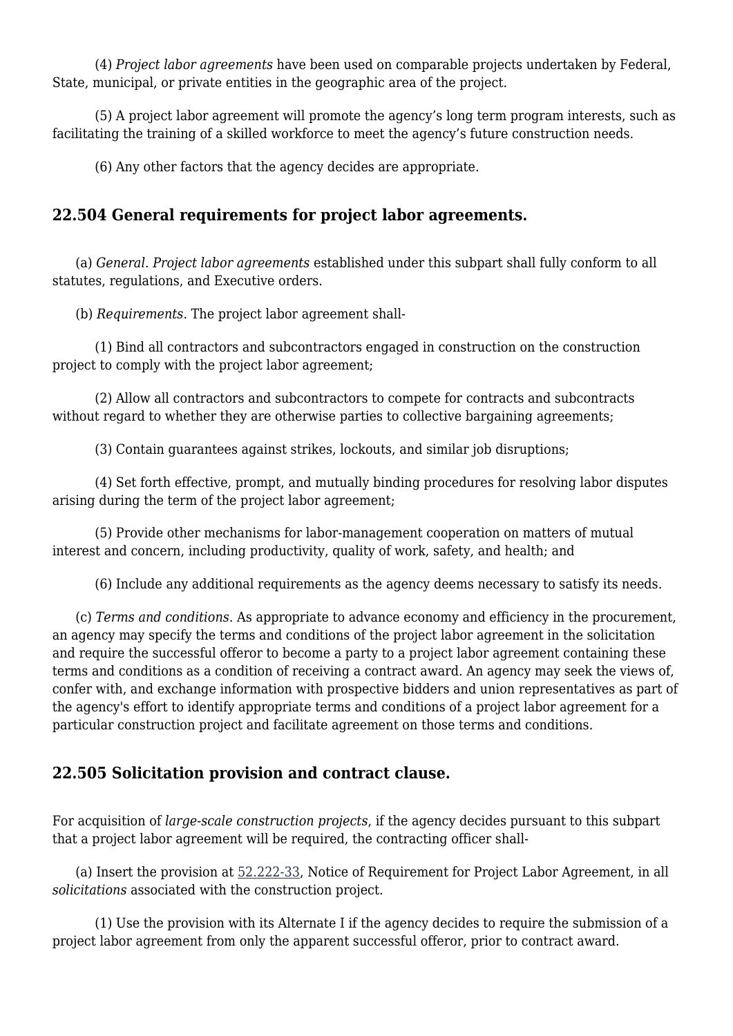(4) *Project labor agreements* have been used on comparable projects undertaken by Federal, State, municipal, or private entities in the geographic area of the project.

(5) A project labor agreement will promote the agency's long term program interests, such as facilitating the training of a skilled workforce to meet the agency's future construction needs.

(6) Any other factors that the agency decides are appropriate.

## 22.504 General requirements for project labor agreements.

(a) *General*. *Project labor agreements* established under this subpart shall fully conform to all statutes, regulations, and Executive orders.

(b) *Requirements*. The project labor agreement shall-

(1) Bind all contractors and subcontractors engaged in construction on the construction project to comply with the project labor agreement;

(2) Allow all contractors and subcontractors to compete for contracts and subcontracts without regard to whether they are otherwise parties to collective bargaining agreements;

(3) Contain guarantees against strikes, lockouts, and similar job disruptions;

(4) Set forth effective, prompt, and mutually binding procedures for resolving labor disputes arising during the term of the project labor agreement;

(5) Provide other mechanisms for labor-management cooperation on matters of mutual interest and concern, including productivity, quality of work, safety, and health; and

(6) Include any additional requirements as the agency deems necessary to satisfy its needs.

(c) *Terms and conditions*. As appropriate to advance economy and efficiency in the procurement, an agency may specify the terms and conditions of the project labor agreement in the solicitation and require the successful offeror to become a party to a project labor agreement containing these terms and conditions as a condition of receiving a contract award. An agency may seek the views of, confer with, and exchange information with prospective bidders and union representatives as part of the agency's effort to identify appropriate terms and conditions of a project labor agreement for a particular construction project and facilitate agreement on those terms and conditions.

## 22.505 Solicitation provision and contract clause.

For acquisition of *large-scale construction projects*, if the agency decides pursuant to this subpart that a project labor agreement will be required, the contracting officer shall-

(a) Insert the provision at 52.222-33, Notice of Requirement for Project Labor Agreement, in all *solicitations* associated with the construction project.

(1) Use the provision with its Alternate I if the agency decides to require the submission of a project labor agreement from only the apparent successful offeror, prior to contract award.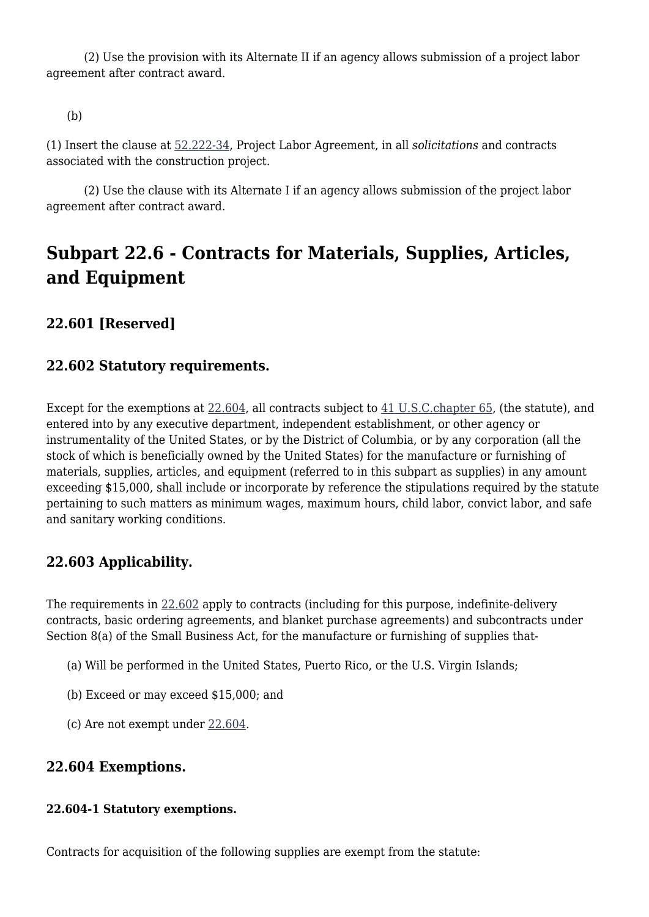(2) Use the provision with its Alternate II if an agency allows submission of a project labor agreement after contract award.

(b)

(1) Insert the clause at 52.222-34, Project Labor Agreement, in all *solicitations* and contracts associated with the construction project.

(2) Use the clause with its Alternate I if an agency allows submission of the project labor agreement after contract award.

## Subpart 22.6 - Contracts for Materials, Supplies, Articles, and Equipment

### 22.601 [Reserved]

### 22.602 Statutory requirements.

Except for the exemptions at 22.604, all contracts subject to 41 U.S.C.chapter 65, (the statute), and entered into by any executive department, independent establishment, or other agency or instrumentality of the United States, or by the District of Columbia, or by any corporation (all the stock of which is beneficially owned by the United States) for the manufacture or furnishing of materials, supplies, articles, and equipment (referred to in this subpart as supplies) in any amount exceeding $15,000, shall include or incorporate by reference the stipulations required by the statute pertaining to such matters as minimum wages, maximum hours, child labor, convict labor, and safe and sanitary working conditions.

### 22.603 Applicability.

The requirements in 22.602 apply to contracts (including for this purpose, indefinite-delivery contracts, basic ordering agreements, and blanket purchase agreements) and subcontracts under Section 8(a) of the Small Business Act, for the manufacture or furnishing of supplies that-

(a) Will be performed in the United States, Puerto Rico, or the U.S. Virgin Islands;

(b) Exceed or may exceed $15,000; and

(c) Are not exempt under 22.604.

### 22.604 Exemptions.

#### 22.604-1 Statutory exemptions.

Contracts for acquisition of the following supplies are exempt from the statute: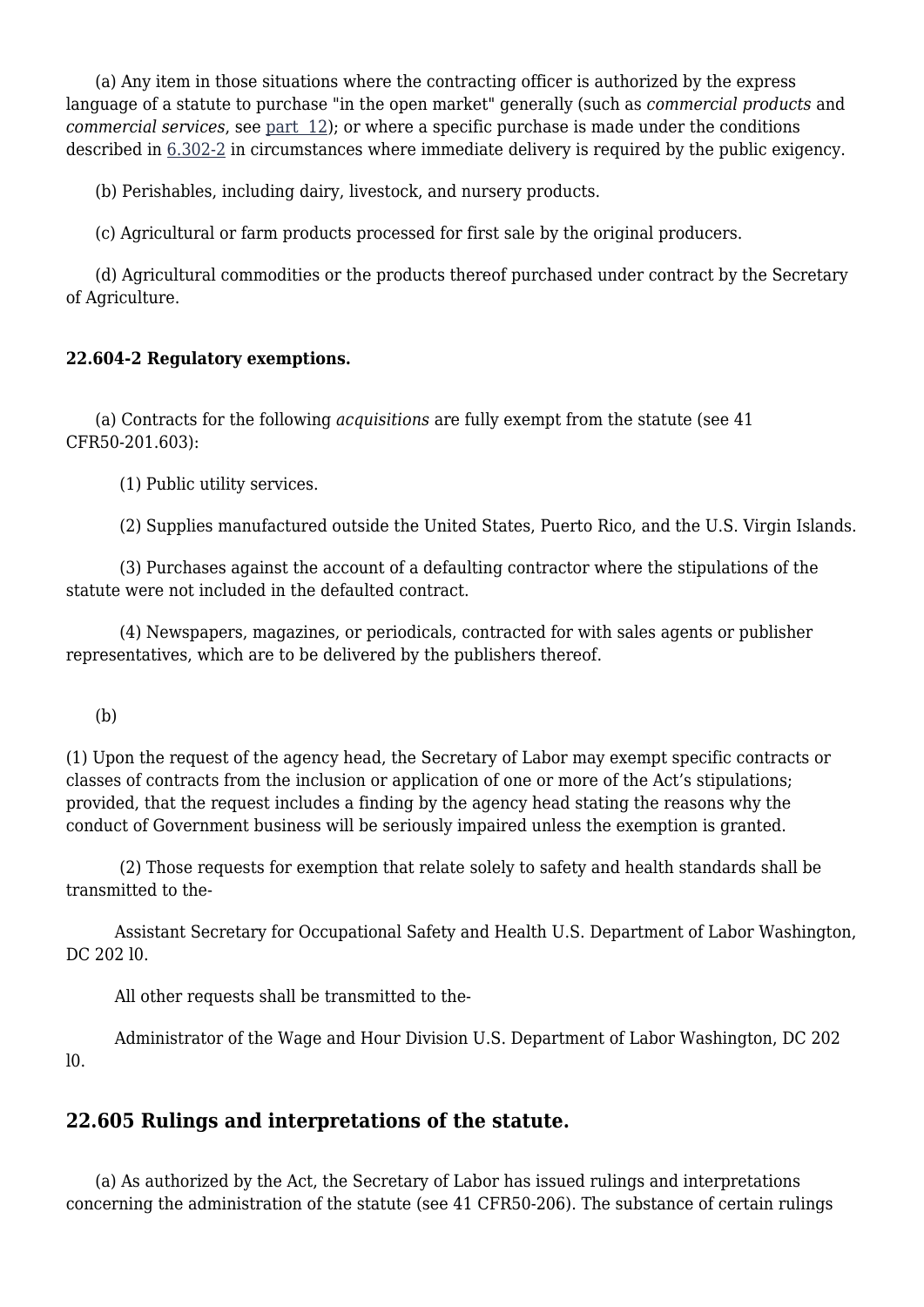(a) Any item in those situations where the contracting officer is authorized by the express language of a statute to purchase "in the open market" generally (such as *commercial products* and *commercial services*, see part 12); or where a specific purchase is made under the conditions described in 6.302-2 in circumstances where immediate delivery is required by the public exigency.

(b) Perishables, including dairy, livestock, and nursery products.

(c) Agricultural or farm products processed for first sale by the original producers.

(d) Agricultural commodities or the products thereof purchased under contract by the Secretary of Agriculture.

**22.604-2 Regulatory exemptions.**

(a) Contracts for the following *acquisitions* are fully exempt from the statute (see 41 CFR50-201.603):

(1) Public utility services.

(2) Supplies manufactured outside the United States, Puerto Rico, and the U.S. Virgin Islands.

(3) Purchases against the account of a defaulting contractor where the stipulations of the statute were not included in the defaulted contract.

(4) Newspapers, magazines, or periodicals, contracted for with sales agents or publisher representatives, which are to be delivered by the publishers thereof.

(b)

(1) Upon the request of the agency head, the Secretary of Labor may exempt specific contracts or classes of contracts from the inclusion or application of one or more of the Act’s stipulations; provided, that the request includes a finding by the agency head stating the reasons why the conduct of Government business will be seriously impaired unless the exemption is granted.

(2) Those requests for exemption that relate solely to safety and health standards shall be transmitted to the-

Assistant Secretary for Occupational Safety and Health U.S. Department of Labor Washington, DC 202 l0.

All other requests shall be transmitted to the-

Administrator of the Wage and Hour Division U.S. Department of Labor Washington, DC 202 l0.

## 22.605 Rulings and interpretations of the statute.

(a) As authorized by the Act, the Secretary of Labor has issued rulings and interpretations concerning the administration of the statute (see 41 CFR50-206). The substance of certain rulings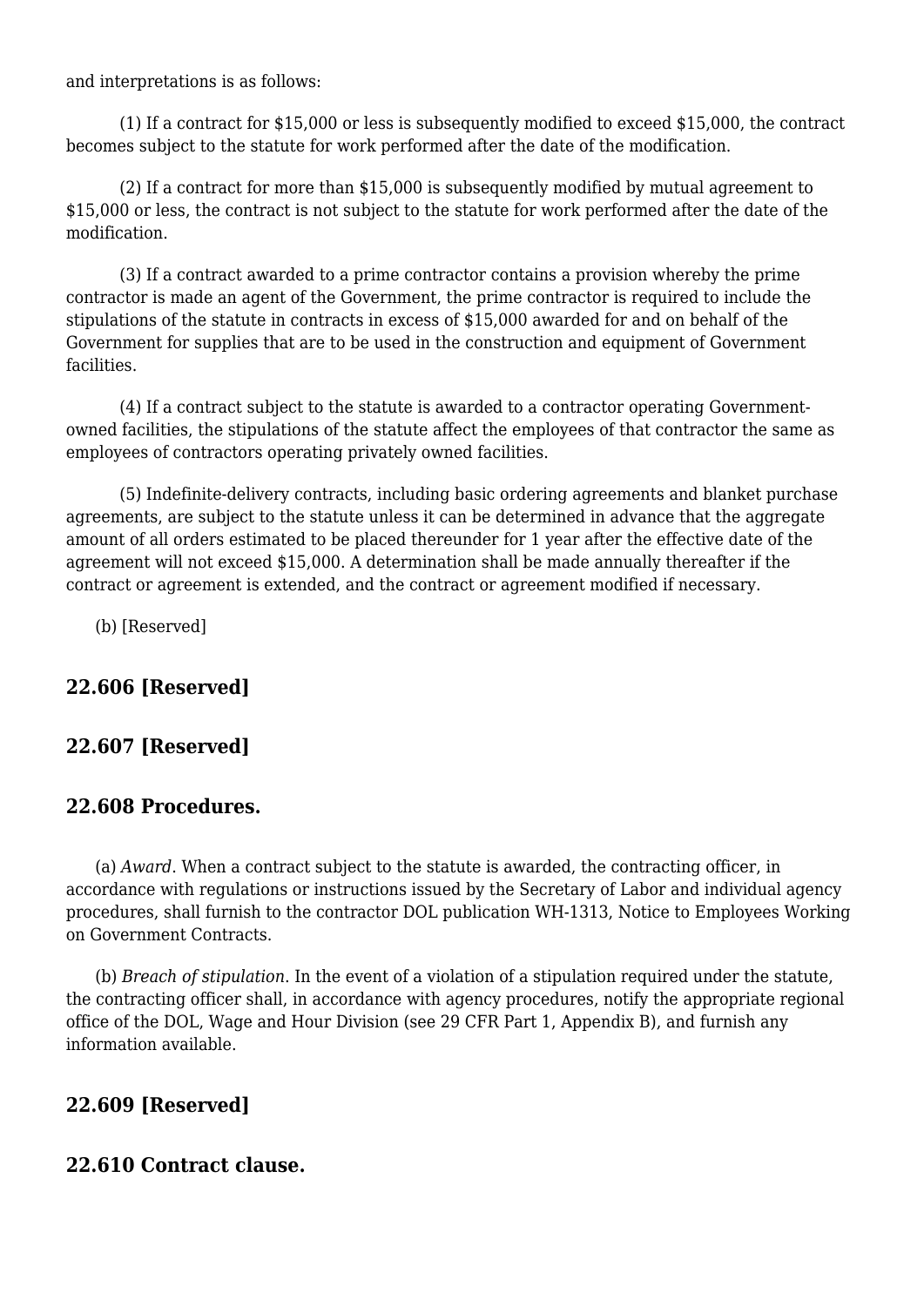and interpretations is as follows:

(1) If a contract for $15,000 or less is subsequently modified to exceed $15,000, the contract becomes subject to the statute for work performed after the date of the modification.

(2) If a contract for more than $15,000 is subsequently modified by mutual agreement to $15,000 or less, the contract is not subject to the statute for work performed after the date of the modification.

(3) If a contract awarded to a prime contractor contains a provision whereby the prime contractor is made an agent of the Government, the prime contractor is required to include the stipulations of the statute in contracts in excess of $15,000 awarded for and on behalf of the Government for supplies that are to be used in the construction and equipment of Government facilities.

(4) If a contract subject to the statute is awarded to a contractor operating Government-owned facilities, the stipulations of the statute affect the employees of that contractor the same as employees of contractors operating privately owned facilities.

(5) Indefinite-delivery contracts, including basic ordering agreements and blanket purchase agreements, are subject to the statute unless it can be determined in advance that the aggregate amount of all orders estimated to be placed thereunder for 1 year after the effective date of the agreement will not exceed $15,000. A determination shall be made annually thereafter if the contract or agreement is extended, and the contract or agreement modified if necessary.

(b) [Reserved]

### 22.606 [Reserved]

### 22.607 [Reserved]

### 22.608 Procedures.

(a) *Award*. When a contract subject to the statute is awarded, the contracting officer, in accordance with regulations or instructions issued by the Secretary of Labor and individual agency procedures, shall furnish to the contractor DOL publication WH-1313, Notice to Employees Working on Government Contracts.

(b) *Breach of stipulation*. In the event of a violation of a stipulation required under the statute, the contracting officer shall, in accordance with agency procedures, notify the appropriate regional office of the DOL, Wage and Hour Division (see 29 CFR Part 1, Appendix B), and furnish any information available.

### 22.609 [Reserved]

### 22.610 Contract clause.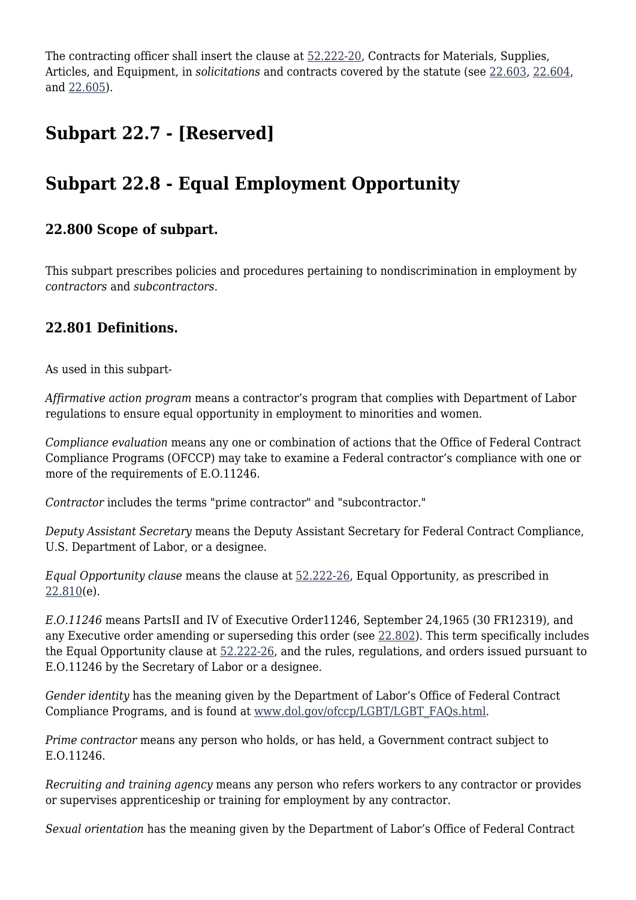The contracting officer shall insert the clause at 52.222-20, Contracts for Materials, Supplies, Articles, and Equipment, in *solicitations* and contracts covered by the statute (see 22.603, 22.604, and 22.605).

## Subpart 22.7 - [Reserved]

## Subpart 22.8 - Equal Employment Opportunity

### 22.800 Scope of subpart.

This subpart prescribes policies and procedures pertaining to nondiscrimination in employment by *contractors* and *subcontractors*.

### 22.801 Definitions.

As used in this subpart-

*Affirmative action program* means a contractor's program that complies with Department of Labor regulations to ensure equal opportunity in employment to minorities and women.

*Compliance evaluation* means any one or combination of actions that the Office of Federal Contract Compliance Programs (OFCCP) may take to examine a Federal contractor's compliance with one or more of the requirements of E.O.11246.

*Contractor* includes the terms "prime contractor" and "subcontractor."

*Deputy Assistant Secretary* means the Deputy Assistant Secretary for Federal Contract Compliance, U.S. Department of Labor, or a designee.

*Equal Opportunity clause* means the clause at 52.222-26, Equal Opportunity, as prescribed in 22.810(e).

*E.O.11246* means PartsII and IV of Executive Order11246, September 24,1965 (30 FR12319), and any Executive order amending or superseding this order (see 22.802). This term specifically includes the Equal Opportunity clause at 52.222-26, and the rules, regulations, and orders issued pursuant to E.O.11246 by the Secretary of Labor or a designee.

*Gender identity* has the meaning given by the Department of Labor's Office of Federal Contract Compliance Programs, and is found at www.dol.gov/ofccp/LGBT/LGBT_FAQs.html.

*Prime contractor* means any person who holds, or has held, a Government contract subject to E.O.11246.

*Recruiting and training agency* means any person who refers workers to any contractor or provides or supervises apprenticeship or training for employment by any contractor.

*Sexual orientation* has the meaning given by the Department of Labor's Office of Federal Contract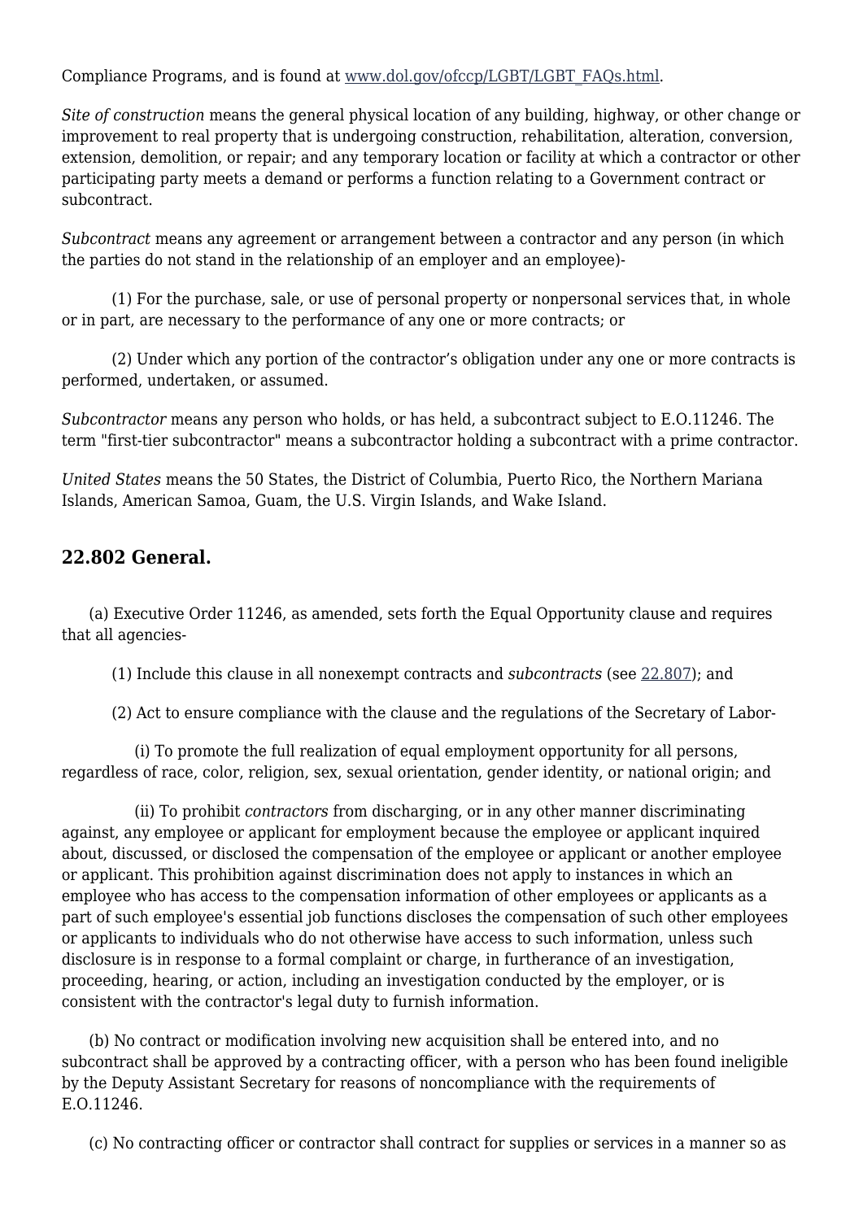Compliance Programs, and is found at [www.dol.gov/ofccp/LGBT/LGBT_FAQs.html](www.dol.gov/ofccp/LGBT/LGBT_FAQs.html).

*Site of construction* means the general physical location of any building, highway, or other change or improvement to real property that is undergoing construction, rehabilitation, alteration, conversion, extension, demolition, or repair; and any temporary location or facility at which a contractor or other participating party meets a demand or performs a function relating to a Government contract or subcontract.

*Subcontract* means any agreement or arrangement between a contractor and any person (in which the parties do not stand in the relationship of an employer and an employee)-

(1) For the purchase, sale, or use of personal property or nonpersonal services that, in whole or in part, are necessary to the performance of any one or more contracts; or

(2) Under which any portion of the contractor's obligation under any one or more contracts is performed, undertaken, or assumed.

*Subcontractor* means any person who holds, or has held, a subcontract subject to E.O.11246. The term "first-tier subcontractor" means a subcontractor holding a subcontract with a prime contractor.

*United States* means the 50 States, the District of Columbia, Puerto Rico, the Northern Mariana Islands, American Samoa, Guam, the U.S. Virgin Islands, and Wake Island.

## 22.802 General.

(a) Executive Order 11246, as amended, sets forth the Equal Opportunity clause and requires that all agencies-

(1) Include this clause in all nonexempt contracts and *subcontracts* (see 22.807); and

(2) Act to ensure compliance with the clause and the regulations of the Secretary of Labor-

(i) To promote the full realization of equal employment opportunity for all persons, regardless of race, color, religion, sex, sexual orientation, gender identity, or national origin; and

(ii) To prohibit *contractors* from discharging, or in any other manner discriminating against, any employee or applicant for employment because the employee or applicant inquired about, discussed, or disclosed the compensation of the employee or applicant or another employee or applicant. This prohibition against discrimination does not apply to instances in which an employee who has access to the compensation information of other employees or applicants as a part of such employee's essential job functions discloses the compensation of such other employees or applicants to individuals who do not otherwise have access to such information, unless such disclosure is in response to a formal complaint or charge, in furtherance of an investigation, proceeding, hearing, or action, including an investigation conducted by the employer, or is consistent with the contractor's legal duty to furnish information.

(b) No contract or modification involving new acquisition shall be entered into, and no subcontract shall be approved by a contracting officer, with a person who has been found ineligible by the Deputy Assistant Secretary for reasons of noncompliance with the requirements of E.O.11246.

(c) No contracting officer or contractor shall contract for supplies or services in a manner so as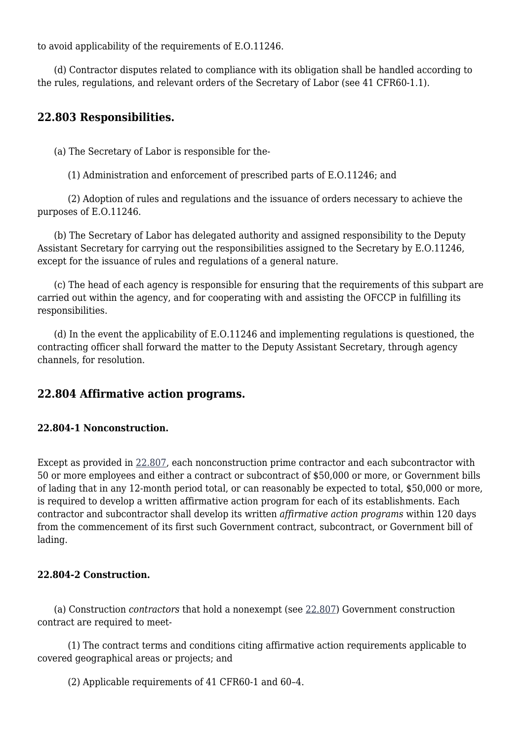to avoid applicability of the requirements of E.O.11246.

(d) Contractor disputes related to compliance with its obligation shall be handled according to the rules, regulations, and relevant orders of the Secretary of Labor (see 41 CFR60-1.1).

## 22.803 Responsibilities.

(a) The Secretary of Labor is responsible for the-

(1) Administration and enforcement of prescribed parts of E.O.11246; and

(2) Adoption of rules and regulations and the issuance of orders necessary to achieve the purposes of E.O.11246.

(b) The Secretary of Labor has delegated authority and assigned responsibility to the Deputy Assistant Secretary for carrying out the responsibilities assigned to the Secretary by E.O.11246, except for the issuance of rules and regulations of a general nature.

(c) The head of each agency is responsible for ensuring that the requirements of this subpart are carried out within the agency, and for cooperating with and assisting the OFCCP in fulfilling its responsibilities.

(d) In the event the applicability of E.O.11246 and implementing regulations is questioned, the contracting officer shall forward the matter to the Deputy Assistant Secretary, through agency channels, for resolution.

## 22.804 Affirmative action programs.

### 22.804-1 Nonconstruction.

Except as provided in 22.807, each nonconstruction prime contractor and each subcontractor with 50 or more employees and either a contract or subcontract of $50,000 or more, or Government bills of lading that in any 12-month period total, or can reasonably be expected to total, $50,000 or more, is required to develop a written affirmative action program for each of its establishments. Each contractor and subcontractor shall develop its written *affirmative action programs* within 120 days from the commencement of its first such Government contract, subcontract, or Government bill of lading.

### 22.804-2 Construction.

(a) Construction *contractors* that hold a nonexempt (see 22.807) Government construction contract are required to meet-

(1) The contract terms and conditions citing affirmative action requirements applicable to covered geographical areas or projects; and

(2) Applicable requirements of 41 CFR60-1 and 60–4.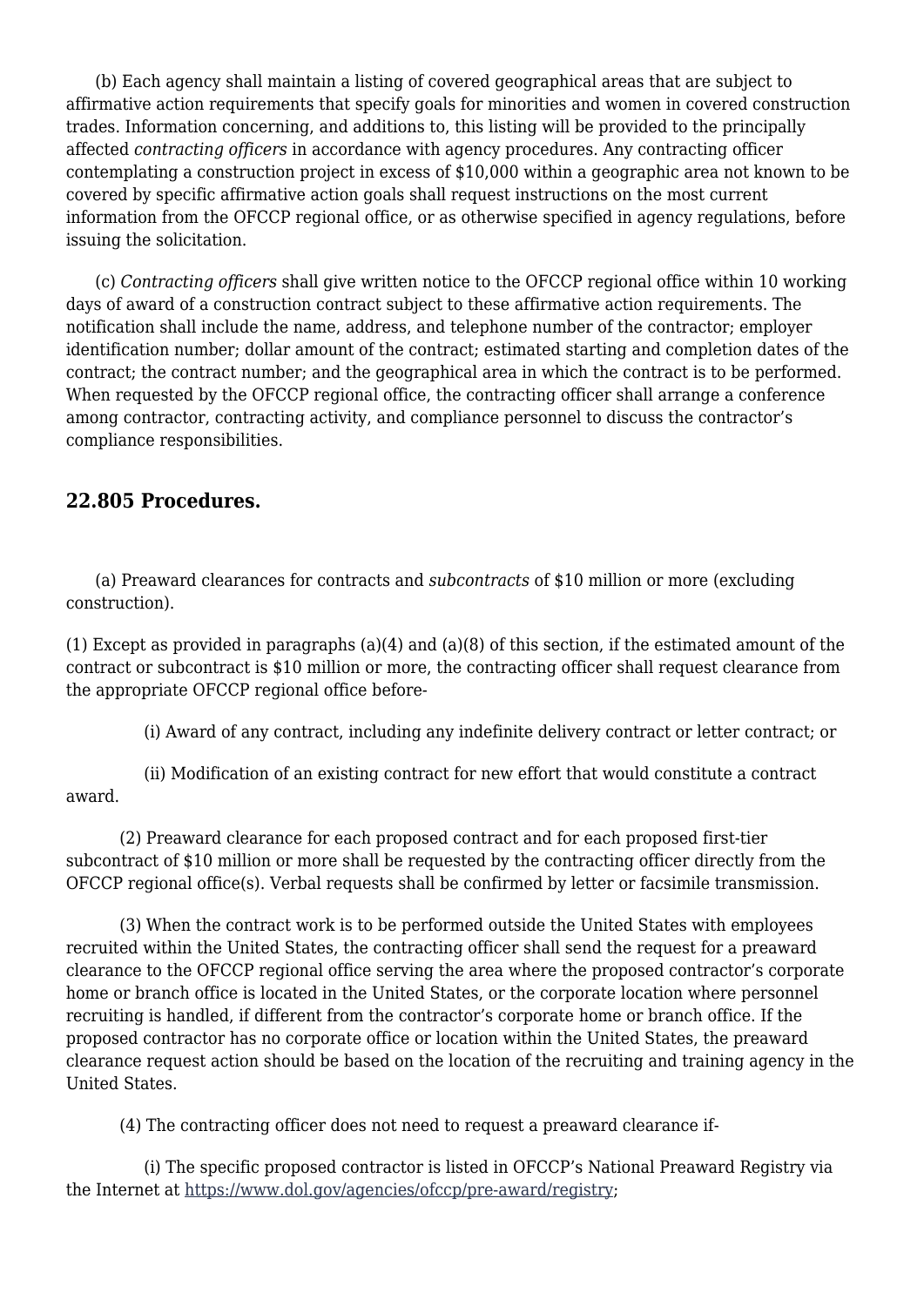(b) Each agency shall maintain a listing of covered geographical areas that are subject to affirmative action requirements that specify goals for minorities and women in covered construction trades. Information concerning, and additions to, this listing will be provided to the principally affected *contracting officers* in accordance with agency procedures. Any contracting officer contemplating a construction project in excess of $10,000 within a geographic area not known to be covered by specific affirmative action goals shall request instructions on the most current information from the OFCCP regional office, or as otherwise specified in agency regulations, before issuing the solicitation.

(c) *Contracting officers* shall give written notice to the OFCCP regional office within 10 working days of award of a construction contract subject to these affirmative action requirements. The notification shall include the name, address, and telephone number of the contractor; employer identification number; dollar amount of the contract; estimated starting and completion dates of the contract; the contract number; and the geographical area in which the contract is to be performed. When requested by the OFCCP regional office, the contracting officer shall arrange a conference among contractor, contracting activity, and compliance personnel to discuss the contractor's compliance responsibilities.

### 22.805 Procedures.

(a) Preaward clearances for contracts and *subcontracts* of $10 million or more (excluding construction).

(1) Except as provided in paragraphs (a)(4) and (a)(8) of this section, if the estimated amount of the contract or subcontract is $10 million or more, the contracting officer shall request clearance from the appropriate OFCCP regional office before-

(i) Award of any contract, including any indefinite delivery contract or letter contract; or

(ii) Modification of an existing contract for new effort that would constitute a contract award.

(2) Preaward clearance for each proposed contract and for each proposed first-tier subcontract of $10 million or more shall be requested by the contracting officer directly from the OFCCP regional office(s). Verbal requests shall be confirmed by letter or facsimile transmission.

(3) When the contract work is to be performed outside the United States with employees recruited within the United States, the contracting officer shall send the request for a preaward clearance to the OFCCP regional office serving the area where the proposed contractor's corporate home or branch office is located in the United States, or the corporate location where personnel recruiting is handled, if different from the contractor's corporate home or branch office. If the proposed contractor has no corporate office or location within the United States, the preaward clearance request action should be based on the location of the recruiting and training agency in the United States.

(4) The contracting officer does not need to request a preaward clearance if-

(i) The specific proposed contractor is listed in OFCCP's National Preaward Registry via the Internet at https://www.dol.gov/agencies/ofccp/pre-award/registry;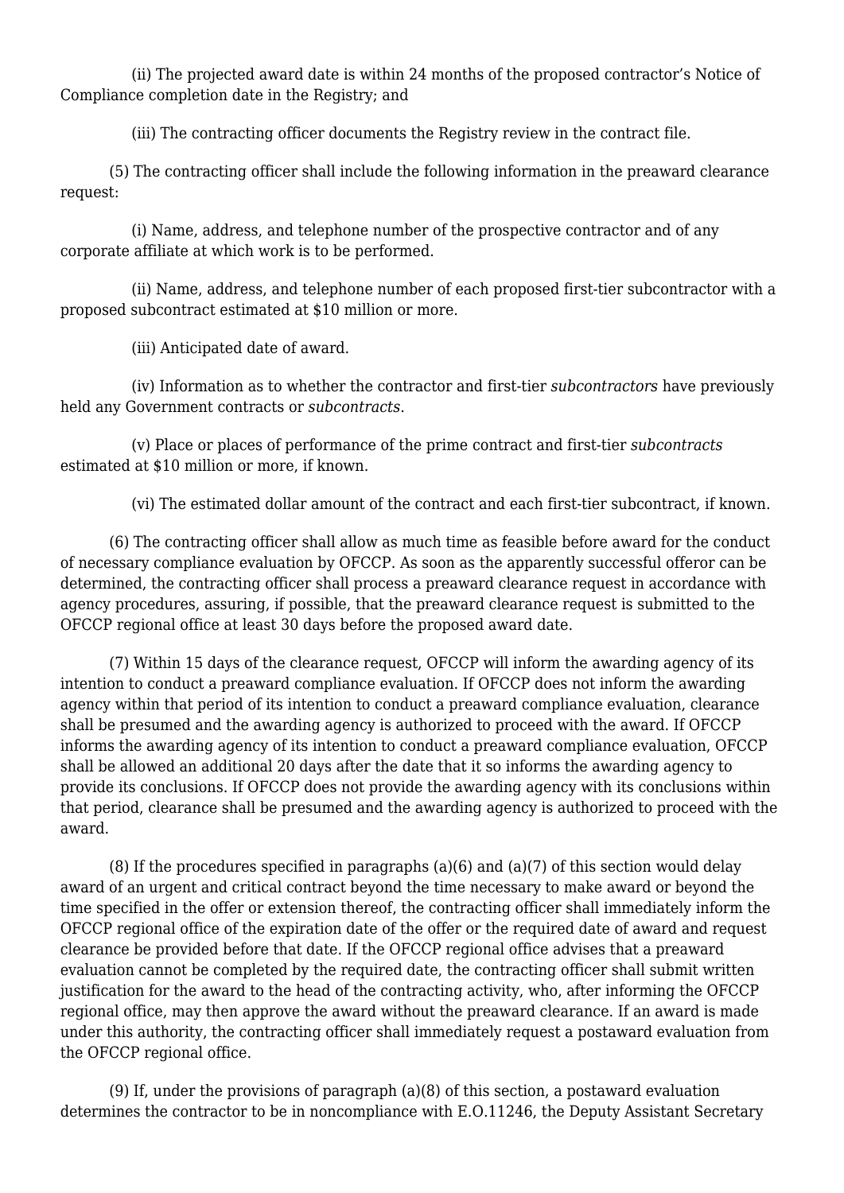(ii) The projected award date is within 24 months of the proposed contractor's Notice of Compliance completion date in the Registry; and

(iii) The contracting officer documents the Registry review in the contract file.

(5) The contracting officer shall include the following information in the preaward clearance request:

(i) Name, address, and telephone number of the prospective contractor and of any corporate affiliate at which work is to be performed.

(ii) Name, address, and telephone number of each proposed first-tier subcontractor with a proposed subcontract estimated at $10 million or more.

(iii) Anticipated date of award.

(iv) Information as to whether the contractor and first-tier *subcontractors* have previously held any Government contracts or *subcontracts*.

(v) Place or places of performance of the prime contract and first-tier *subcontracts* estimated at $10 million or more, if known.

(vi) The estimated dollar amount of the contract and each first-tier subcontract, if known.

(6) The contracting officer shall allow as much time as feasible before award for the conduct of necessary compliance evaluation by OFCCP. As soon as the apparently successful offeror can be determined, the contracting officer shall process a preaward clearance request in accordance with agency procedures, assuring, if possible, that the preaward clearance request is submitted to the OFCCP regional office at least 30 days before the proposed award date.

(7) Within 15 days of the clearance request, OFCCP will inform the awarding agency of its intention to conduct a preaward compliance evaluation. If OFCCP does not inform the awarding agency within that period of its intention to conduct a preaward compliance evaluation, clearance shall be presumed and the awarding agency is authorized to proceed with the award. If OFCCP informs the awarding agency of its intention to conduct a preaward compliance evaluation, OFCCP shall be allowed an additional 20 days after the date that it so informs the awarding agency to provide its conclusions. If OFCCP does not provide the awarding agency with its conclusions within that period, clearance shall be presumed and the awarding agency is authorized to proceed with the award.

(8) If the procedures specified in paragraphs (a)(6) and (a)(7) of this section would delay award of an urgent and critical contract beyond the time necessary to make award or beyond the time specified in the offer or extension thereof, the contracting officer shall immediately inform the OFCCP regional office of the expiration date of the offer or the required date of award and request clearance be provided before that date. If the OFCCP regional office advises that a preaward evaluation cannot be completed by the required date, the contracting officer shall submit written justification for the award to the head of the contracting activity, who, after informing the OFCCP regional office, may then approve the award without the preaward clearance. If an award is made under this authority, the contracting officer shall immediately request a postaward evaluation from the OFCCP regional office.

(9) If, under the provisions of paragraph (a)(8) of this section, a postaward evaluation determines the contractor to be in noncompliance with E.O.11246, the Deputy Assistant Secretary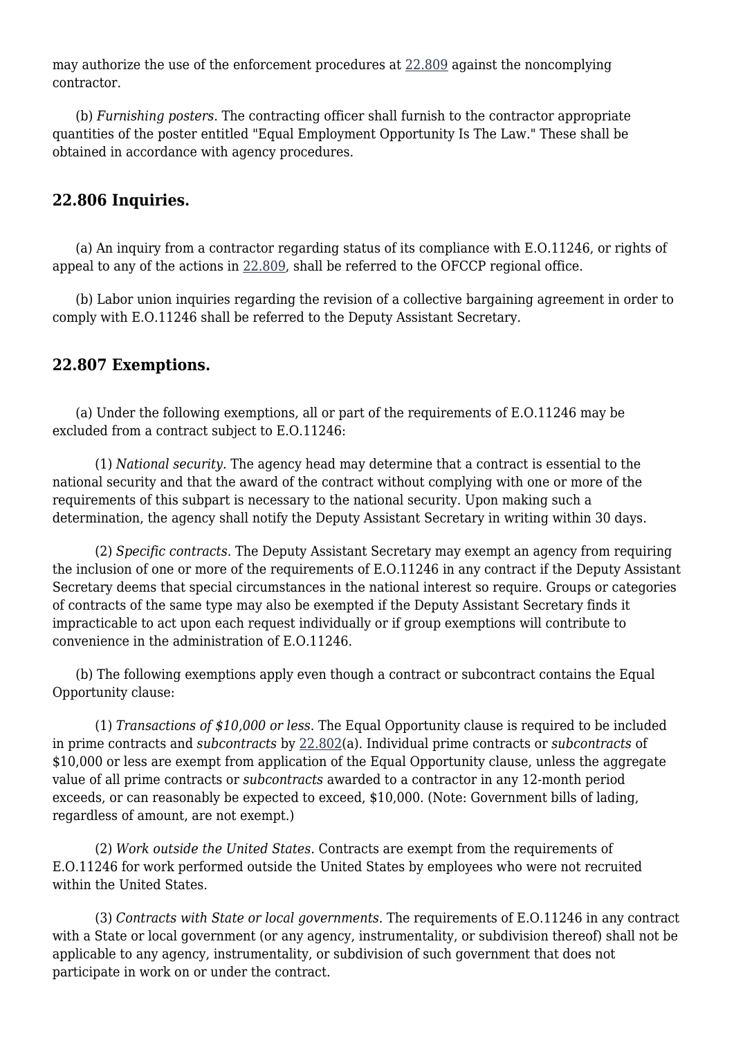may authorize the use of the enforcement procedures at 22.809 against the noncomplying contractor.

(b) *Furnishing posters*. The contracting officer shall furnish to the contractor appropriate quantities of the poster entitled "Equal Employment Opportunity Is The Law." These shall be obtained in accordance with agency procedures.

## 22.806 Inquiries.

(a) An inquiry from a contractor regarding status of its compliance with E.O.11246, or rights of appeal to any of the actions in 22.809, shall be referred to the OFCCP regional office.

(b) Labor union inquiries regarding the revision of a collective bargaining agreement in order to comply with E.O.11246 shall be referred to the Deputy Assistant Secretary.

## 22.807 Exemptions.

(a) Under the following exemptions, all or part of the requirements of E.O.11246 may be excluded from a contract subject to E.O.11246:

(1) *National security*. The agency head may determine that a contract is essential to the national security and that the award of the contract without complying with one or more of the requirements of this subpart is necessary to the national security. Upon making such a determination, the agency shall notify the Deputy Assistant Secretary in writing within 30 days.

(2) *Specific contracts*. The Deputy Assistant Secretary may exempt an agency from requiring the inclusion of one or more of the requirements of E.O.11246 in any contract if the Deputy Assistant Secretary deems that special circumstances in the national interest so require. Groups or categories of contracts of the same type may also be exempted if the Deputy Assistant Secretary finds it impracticable to act upon each request individually or if group exemptions will contribute to convenience in the administration of E.O.11246.

(b) The following exemptions apply even though a contract or subcontract contains the Equal Opportunity clause:

(1) *Transactions of $10,000 or less*. The Equal Opportunity clause is required to be included in prime contracts and *subcontracts* by 22.802(a). Individual prime contracts or *subcontracts* of $10,000 or less are exempt from application of the Equal Opportunity clause, unless the aggregate value of all prime contracts or *subcontracts* awarded to a contractor in any 12-month period exceeds, or can reasonably be expected to exceed, $10,000. (Note: Government bills of lading, regardless of amount, are not exempt.)

(2) *Work outside the United States*. Contracts are exempt from the requirements of E.O.11246 for work performed outside the United States by employees who were not recruited within the United States.

(3) *Contracts with State or local governments*. The requirements of E.O.11246 in any contract with a State or local government (or any agency, instrumentality, or subdivision thereof) shall not be applicable to any agency, instrumentality, or subdivision of such government that does not participate in work on or under the contract.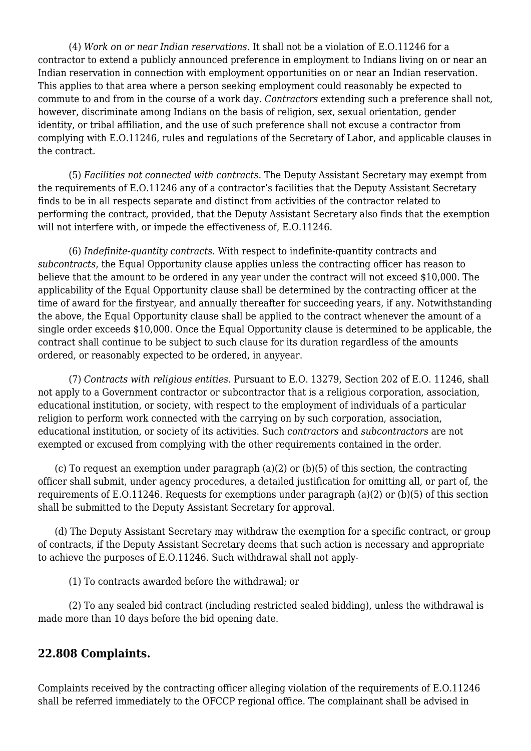(4) *Work on or near Indian reservations*. It shall not be a violation of E.O.11246 for a contractor to extend a publicly announced preference in employment to Indians living on or near an Indian reservation in connection with employment opportunities on or near an Indian reservation. This applies to that area where a person seeking employment could reasonably be expected to commute to and from in the course of a work day. *Contractors* extending such a preference shall not, however, discriminate among Indians on the basis of religion, sex, sexual orientation, gender identity, or tribal affiliation, and the use of such preference shall not excuse a contractor from complying with E.O.11246, rules and regulations of the Secretary of Labor, and applicable clauses in the contract.

(5) *Facilities not connected with contracts*. The Deputy Assistant Secretary may exempt from the requirements of E.O.11246 any of a contractor's facilities that the Deputy Assistant Secretary finds to be in all respects separate and distinct from activities of the contractor related to performing the contract, provided, that the Deputy Assistant Secretary also finds that the exemption will not interfere with, or impede the effectiveness of, E.O.11246.

(6) *Indefinite-quantity contracts*. With respect to indefinite-quantity contracts and *subcontracts*, the Equal Opportunity clause applies unless the contracting officer has reason to believe that the amount to be ordered in any year under the contract will not exceed $10,000. The applicability of the Equal Opportunity clause shall be determined by the contracting officer at the time of award for the firstyear, and annually thereafter for succeeding years, if any. Notwithstanding the above, the Equal Opportunity clause shall be applied to the contract whenever the amount of a single order exceeds $10,000. Once the Equal Opportunity clause is determined to be applicable, the contract shall continue to be subject to such clause for its duration regardless of the amounts ordered, or reasonably expected to be ordered, in anyyear.

(7) *Contracts with religious entities*. Pursuant to E.O. 13279, Section 202 of E.O. 11246, shall not apply to a Government contractor or subcontractor that is a religious corporation, association, educational institution, or society, with respect to the employment of individuals of a particular religion to perform work connected with the carrying on by such corporation, association, educational institution, or society of its activities. Such *contractors* and *subcontractors* are not exempted or excused from complying with the other requirements contained in the order.

(c) To request an exemption under paragraph (a)(2) or (b)(5) of this section, the contracting officer shall submit, under agency procedures, a detailed justification for omitting all, or part of, the requirements of E.O.11246. Requests for exemptions under paragraph (a)(2) or (b)(5) of this section shall be submitted to the Deputy Assistant Secretary for approval.

(d) The Deputy Assistant Secretary may withdraw the exemption for a specific contract, or group of contracts, if the Deputy Assistant Secretary deems that such action is necessary and appropriate to achieve the purposes of E.O.11246. Such withdrawal shall not apply-

(1) To contracts awarded before the withdrawal; or

(2) To any sealed bid contract (including restricted sealed bidding), unless the withdrawal is made more than 10 days before the bid opening date.

## 22.808 Complaints.

Complaints received by the contracting officer alleging violation of the requirements of E.O.11246 shall be referred immediately to the OFCCP regional office. The complainant shall be advised in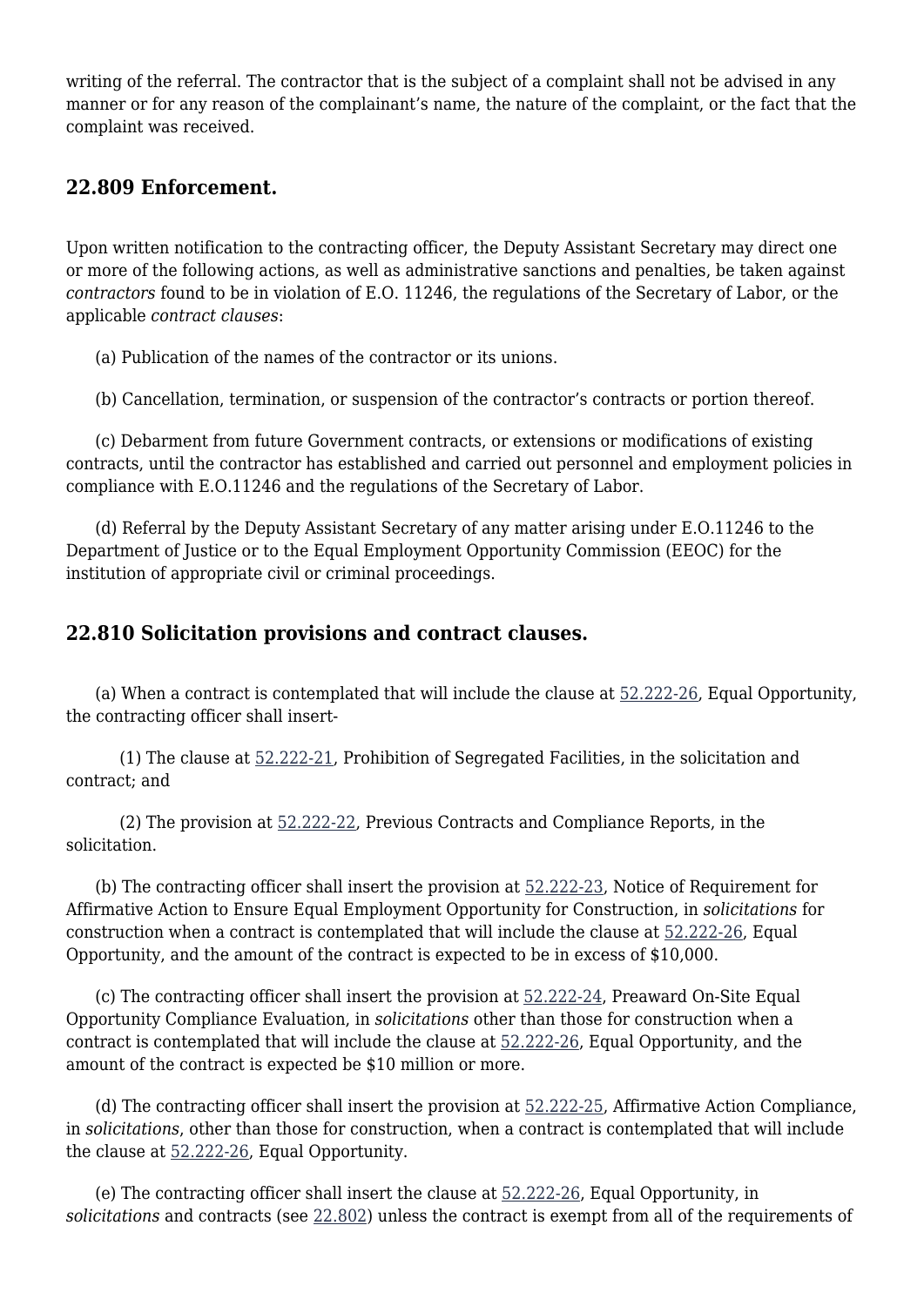writing of the referral. The contractor that is the subject of a complaint shall not be advised in any manner or for any reason of the complainant's name, the nature of the complaint, or the fact that the complaint was received.

### 22.809 Enforcement.

Upon written notification to the contracting officer, the Deputy Assistant Secretary may direct one or more of the following actions, as well as administrative sanctions and penalties, be taken against *contractors* found to be in violation of E.O. 11246, the regulations of the Secretary of Labor, or the applicable *contract clauses*:

(a) Publication of the names of the contractor or its unions.

(b) Cancellation, termination, or suspension of the contractor's contracts or portion thereof.

(c) Debarment from future Government contracts, or extensions or modifications of existing contracts, until the contractor has established and carried out personnel and employment policies in compliance with E.O.11246 and the regulations of the Secretary of Labor.

(d) Referral by the Deputy Assistant Secretary of any matter arising under E.O.11246 to the Department of Justice or to the Equal Employment Opportunity Commission (EEOC) for the institution of appropriate civil or criminal proceedings.

### 22.810 Solicitation provisions and contract clauses.

(a) When a contract is contemplated that will include the clause at 52.222-26, Equal Opportunity, the contracting officer shall insert-

(1) The clause at 52.222-21, Prohibition of Segregated Facilities, in the solicitation and contract; and

(2) The provision at 52.222-22, Previous Contracts and Compliance Reports, in the solicitation.

(b) The contracting officer shall insert the provision at 52.222-23, Notice of Requirement for Affirmative Action to Ensure Equal Employment Opportunity for Construction, in *solicitations* for construction when a contract is contemplated that will include the clause at 52.222-26, Equal Opportunity, and the amount of the contract is expected to be in excess of $10,000.

(c) The contracting officer shall insert the provision at 52.222-24, Preaward On-Site Equal Opportunity Compliance Evaluation, in *solicitations* other than those for construction when a contract is contemplated that will include the clause at 52.222-26, Equal Opportunity, and the amount of the contract is expected be $10 million or more.

(d) The contracting officer shall insert the provision at 52.222-25, Affirmative Action Compliance, in *solicitations*, other than those for construction, when a contract is contemplated that will include the clause at 52.222-26, Equal Opportunity.

(e) The contracting officer shall insert the clause at 52.222-26, Equal Opportunity, in *solicitations* and contracts (see 22.802) unless the contract is exempt from all of the requirements of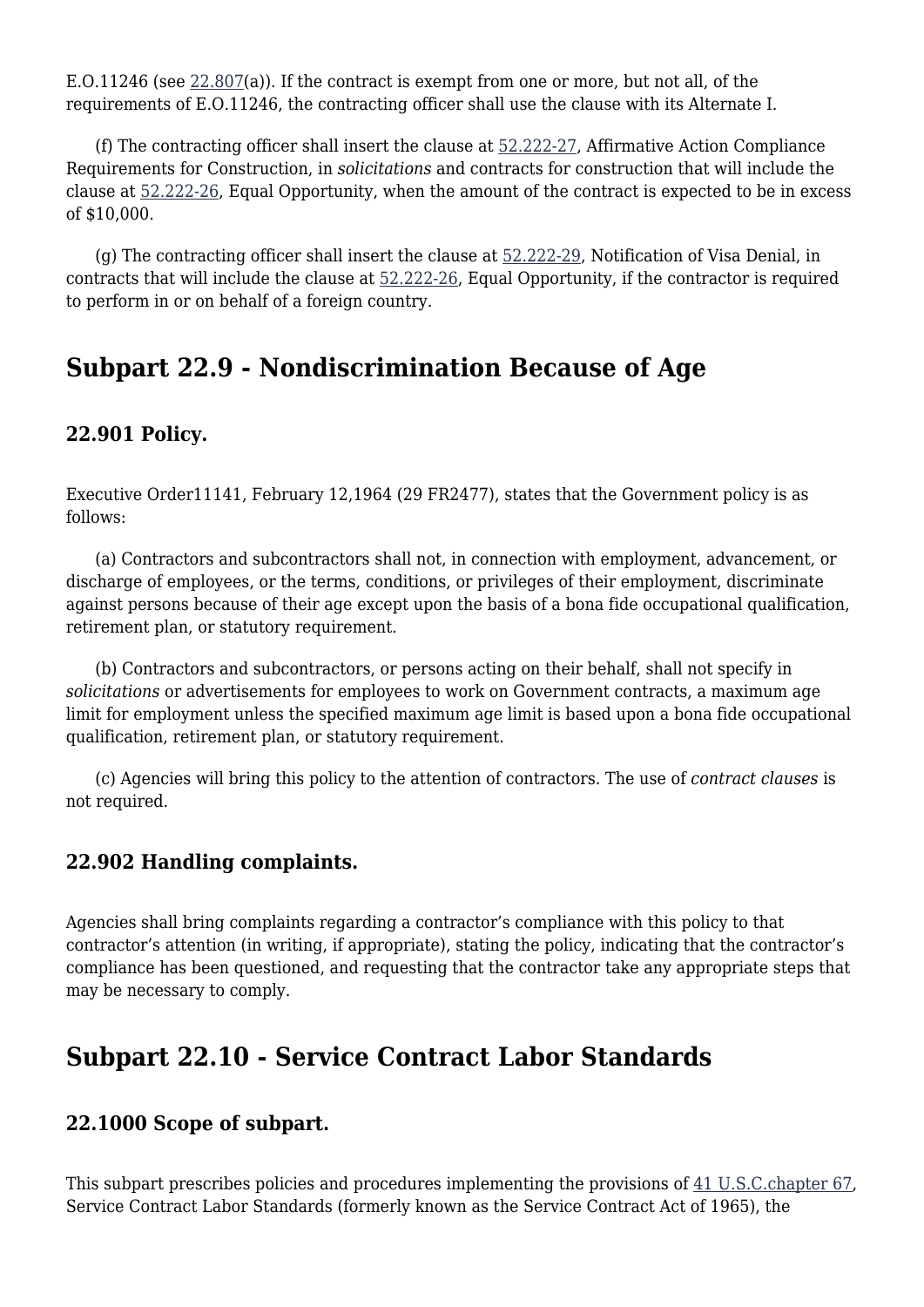E.O.11246 (see 22.807(a)). If the contract is exempt from one or more, but not all, of the requirements of E.O.11246, the contracting officer shall use the clause with its Alternate I.

(f) The contracting officer shall insert the clause at 52.222-27, Affirmative Action Compliance Requirements for Construction, in *solicitations* and contracts for construction that will include the clause at 52.222-26, Equal Opportunity, when the amount of the contract is expected to be in excess of $10,000.

(g) The contracting officer shall insert the clause at 52.222-29, Notification of Visa Denial, in contracts that will include the clause at 52.222-26, Equal Opportunity, if the contractor is required to perform in or on behalf of a foreign country.

## Subpart 22.9 - Nondiscrimination Because of Age

### 22.901 Policy.

Executive Order11141, February 12,1964 (29 FR2477), states that the Government policy is as follows:

(a) Contractors and subcontractors shall not, in connection with employment, advancement, or discharge of employees, or the terms, conditions, or privileges of their employment, discriminate against persons because of their age except upon the basis of a bona fide occupational qualification, retirement plan, or statutory requirement.

(b) Contractors and subcontractors, or persons acting on their behalf, shall not specify in *solicitations* or advertisements for employees to work on Government contracts, a maximum age limit for employment unless the specified maximum age limit is based upon a bona fide occupational qualification, retirement plan, or statutory requirement.

(c) Agencies will bring this policy to the attention of contractors. The use of *contract clauses* is not required.

### 22.902 Handling complaints.

Agencies shall bring complaints regarding a contractor's compliance with this policy to that contractor's attention (in writing, if appropriate), stating the policy, indicating that the contractor's compliance has been questioned, and requesting that the contractor take any appropriate steps that may be necessary to comply.

## Subpart 22.10 - Service Contract Labor Standards

### 22.1000 Scope of subpart.

This subpart prescribes policies and procedures implementing the provisions of 41 U.S.C.chapter 67, Service Contract Labor Standards (formerly known as the Service Contract Act of 1965), the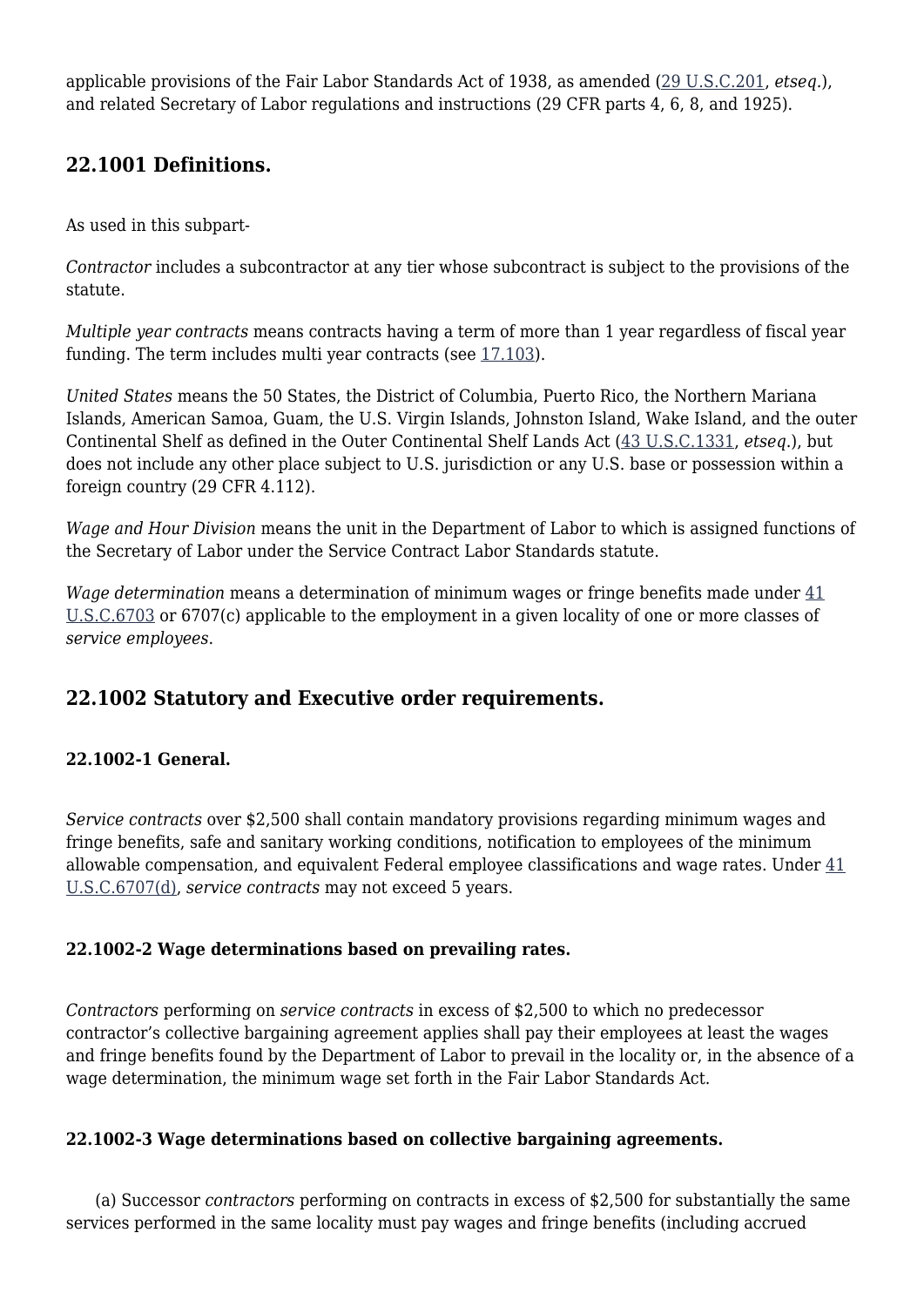applicable provisions of the Fair Labor Standards Act of 1938, as amended (29 U.S.C.201, *etseq*.), and related Secretary of Labor regulations and instructions (29 CFR parts 4, 6, 8, and 1925).

## 22.1001 Definitions.

As used in this subpart-

*Contractor* includes a subcontractor at any tier whose subcontract is subject to the provisions of the statute.

*Multiple year contracts* means contracts having a term of more than 1 year regardless of fiscal year funding. The term includes multi year contracts (see 17.103).

*United States* means the 50 States, the District of Columbia, Puerto Rico, the Northern Mariana Islands, American Samoa, Guam, the U.S. Virgin Islands, Johnston Island, Wake Island, and the outer Continental Shelf as defined in the Outer Continental Shelf Lands Act (43 U.S.C.1331, *etseq*.), but does not include any other place subject to U.S. jurisdiction or any U.S. base or possession within a foreign country (29 CFR 4.112).

*Wage and Hour Division* means the unit in the Department of Labor to which is assigned functions of the Secretary of Labor under the Service Contract Labor Standards statute.

*Wage determination* means a determination of minimum wages or fringe benefits made under 41 U.S.C.6703 or 6707(c) applicable to the employment in a given locality of one or more classes of *service employees*.

## 22.1002 Statutory and Executive order requirements.

### 22.1002-1 General.

*Service contracts* over $2,500 shall contain mandatory provisions regarding minimum wages and fringe benefits, safe and sanitary working conditions, notification to employees of the minimum allowable compensation, and equivalent Federal employee classifications and wage rates. Under 41 U.S.C.6707(d), *service contracts* may not exceed 5 years.

### 22.1002-2 Wage determinations based on prevailing rates.

*Contractors* performing on *service contracts* in excess of $2,500 to which no predecessor contractor's collective bargaining agreement applies shall pay their employees at least the wages and fringe benefits found by the Department of Labor to prevail in the locality or, in the absence of a wage determination, the minimum wage set forth in the Fair Labor Standards Act.

### 22.1002-3 Wage determinations based on collective bargaining agreements.

(a) Successor *contractors* performing on contracts in excess of $2,500 for substantially the same services performed in the same locality must pay wages and fringe benefits (including accrued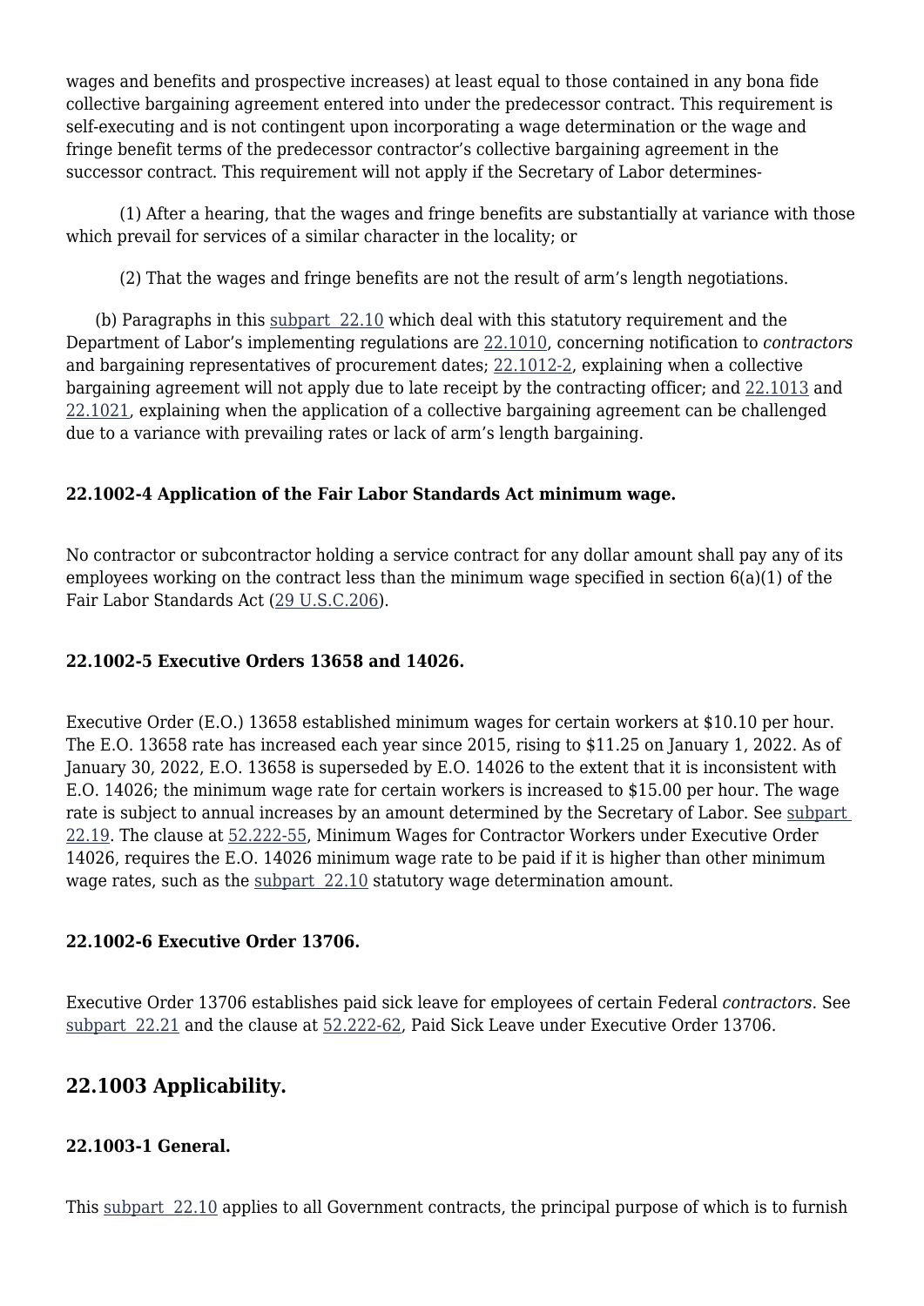wages and benefits and prospective increases) at least equal to those contained in any bona fide collective bargaining agreement entered into under the predecessor contract. This requirement is self-executing and is not contingent upon incorporating a wage determination or the wage and fringe benefit terms of the predecessor contractor's collective bargaining agreement in the successor contract. This requirement will not apply if the Secretary of Labor determines-

(1) After a hearing, that the wages and fringe benefits are substantially at variance with those which prevail for services of a similar character in the locality; or

(2) That the wages and fringe benefits are not the result of arm's length negotiations.

(b) Paragraphs in this subpart 22.10 which deal with this statutory requirement and the Department of Labor's implementing regulations are 22.1010, concerning notification to *contractors* and bargaining representatives of procurement dates; 22.1012-2, explaining when a collective bargaining agreement will not apply due to late receipt by the contracting officer; and 22.1013 and 22.1021, explaining when the application of a collective bargaining agreement can be challenged due to a variance with prevailing rates or lack of arm's length bargaining.

#### 22.1002-4 Application of the Fair Labor Standards Act minimum wage.

No contractor or subcontractor holding a service contract for any dollar amount shall pay any of its employees working on the contract less than the minimum wage specified in section 6(a)(1) of the Fair Labor Standards Act (29 U.S.C.206).

#### 22.1002-5 Executive Orders 13658 and 14026.

Executive Order (E.O.) 13658 established minimum wages for certain workers at $10.10 per hour. The E.O. 13658 rate has increased each year since 2015, rising to $11.25 on January 1, 2022. As of January 30, 2022, E.O. 13658 is superseded by E.O. 14026 to the extent that it is inconsistent with E.O. 14026; the minimum wage rate for certain workers is increased to $15.00 per hour. The wage rate is subject to annual increases by an amount determined by the Secretary of Labor. See subpart 22.19. The clause at 52.222-55, Minimum Wages for Contractor Workers under Executive Order 14026, requires the E.O. 14026 minimum wage rate to be paid if it is higher than other minimum wage rates, such as the subpart 22.10 statutory wage determination amount.

#### 22.1002-6 Executive Order 13706.

Executive Order 13706 establishes paid sick leave for employees of certain Federal *contractors*. See subpart 22.21 and the clause at 52.222-62, Paid Sick Leave under Executive Order 13706.

### 22.1003 Applicability.

#### 22.1003-1 General.

This subpart 22.10 applies to all Government contracts, the principal purpose of which is to furnish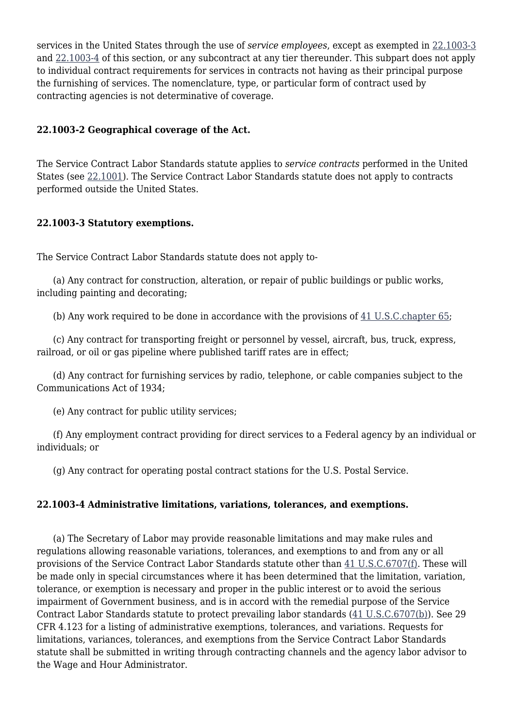services in the United States through the use of *service employees*, except as exempted in 22.1003-3 and 22.1003-4 of this section, or any subcontract at any tier thereunder. This subpart does not apply to individual contract requirements for services in contracts not having as their principal purpose the furnishing of services. The nomenclature, type, or particular form of contract used by contracting agencies is not determinative of coverage.

**22.1003-2 Geographical coverage of the Act.**

The Service Contract Labor Standards statute applies to *service contracts* performed in the United States (see 22.1001). The Service Contract Labor Standards statute does not apply to contracts performed outside the United States.

**22.1003-3 Statutory exemptions.**

The Service Contract Labor Standards statute does not apply to-

(a) Any contract for construction, alteration, or repair of public buildings or public works, including painting and decorating;

(b) Any work required to be done in accordance with the provisions of 41 U.S.C.chapter 65;

(c) Any contract for transporting freight or personnel by vessel, aircraft, bus, truck, express, railroad, or oil or gas pipeline where published tariff rates are in effect;

(d) Any contract for furnishing services by radio, telephone, or cable companies subject to the Communications Act of 1934;

(e) Any contract for public utility services;

(f) Any employment contract providing for direct services to a Federal agency by an individual or individuals; or

(g) Any contract for operating postal contract stations for the U.S. Postal Service.

**22.1003-4 Administrative limitations, variations, tolerances, and exemptions.**

(a) The Secretary of Labor may provide reasonable limitations and may make rules and regulations allowing reasonable variations, tolerances, and exemptions to and from any or all provisions of the Service Contract Labor Standards statute other than 41 U.S.C.6707(f). These will be made only in special circumstances where it has been determined that the limitation, variation, tolerance, or exemption is necessary and proper in the public interest or to avoid the serious impairment of Government business, and is in accord with the remedial purpose of the Service Contract Labor Standards statute to protect prevailing labor standards (41 U.S.C.6707(b)). See 29 CFR 4.123 for a listing of administrative exemptions, tolerances, and variations. Requests for limitations, variances, tolerances, and exemptions from the Service Contract Labor Standards statute shall be submitted in writing through contracting channels and the agency labor advisor to the Wage and Hour Administrator.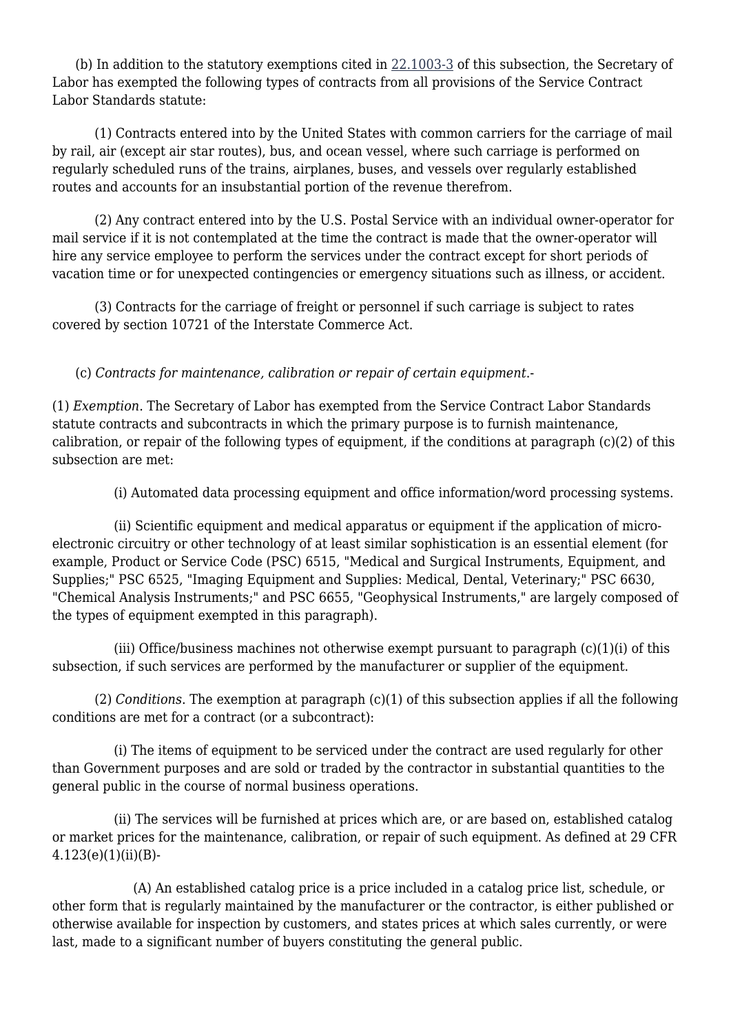(b) In addition to the statutory exemptions cited in 22.1003-3 of this subsection, the Secretary of Labor has exempted the following types of contracts from all provisions of the Service Contract Labor Standards statute:

(1) Contracts entered into by the United States with common carriers for the carriage of mail by rail, air (except air star routes), bus, and ocean vessel, where such carriage is performed on regularly scheduled runs of the trains, airplanes, buses, and vessels over regularly established routes and accounts for an insubstantial portion of the revenue therefrom.

(2) Any contract entered into by the U.S. Postal Service with an individual owner-operator for mail service if it is not contemplated at the time the contract is made that the owner-operator will hire any service employee to perform the services under the contract except for short periods of vacation time or for unexpected contingencies or emergency situations such as illness, or accident.

(3) Contracts for the carriage of freight or personnel if such carriage is subject to rates covered by section 10721 of the Interstate Commerce Act.

(c) *Contracts for maintenance, calibration or repair of certain equipment*.-

(1) *Exemption*. The Secretary of Labor has exempted from the Service Contract Labor Standards statute contracts and subcontracts in which the primary purpose is to furnish maintenance, calibration, or repair of the following types of equipment, if the conditions at paragraph (c)(2) of this subsection are met:

(i) Automated data processing equipment and office information/word processing systems.

(ii) Scientific equipment and medical apparatus or equipment if the application of micro-electronic circuitry or other technology of at least similar sophistication is an essential element (for example, Product or Service Code (PSC) 6515, "Medical and Surgical Instruments, Equipment, and Supplies;" PSC 6525, "Imaging Equipment and Supplies: Medical, Dental, Veterinary;" PSC 6630, "Chemical Analysis Instruments;" and PSC 6655, "Geophysical Instruments," are largely composed of the types of equipment exempted in this paragraph).

(iii) Office/business machines not otherwise exempt pursuant to paragraph (c)(1)(i) of this subsection, if such services are performed by the manufacturer or supplier of the equipment.

(2) *Conditions*. The exemption at paragraph (c)(1) of this subsection applies if all the following conditions are met for a contract (or a subcontract):

(i) The items of equipment to be serviced under the contract are used regularly for other than Government purposes and are sold or traded by the contractor in substantial quantities to the general public in the course of normal business operations.

(ii) The services will be furnished at prices which are, or are based on, established catalog or market prices for the maintenance, calibration, or repair of such equipment. As defined at 29 CFR 4.123(e)(1)(ii)(B)-

(A) An established catalog price is a price included in a catalog price list, schedule, or other form that is regularly maintained by the manufacturer or the contractor, is either published or otherwise available for inspection by customers, and states prices at which sales currently, or were last, made to a significant number of buyers constituting the general public.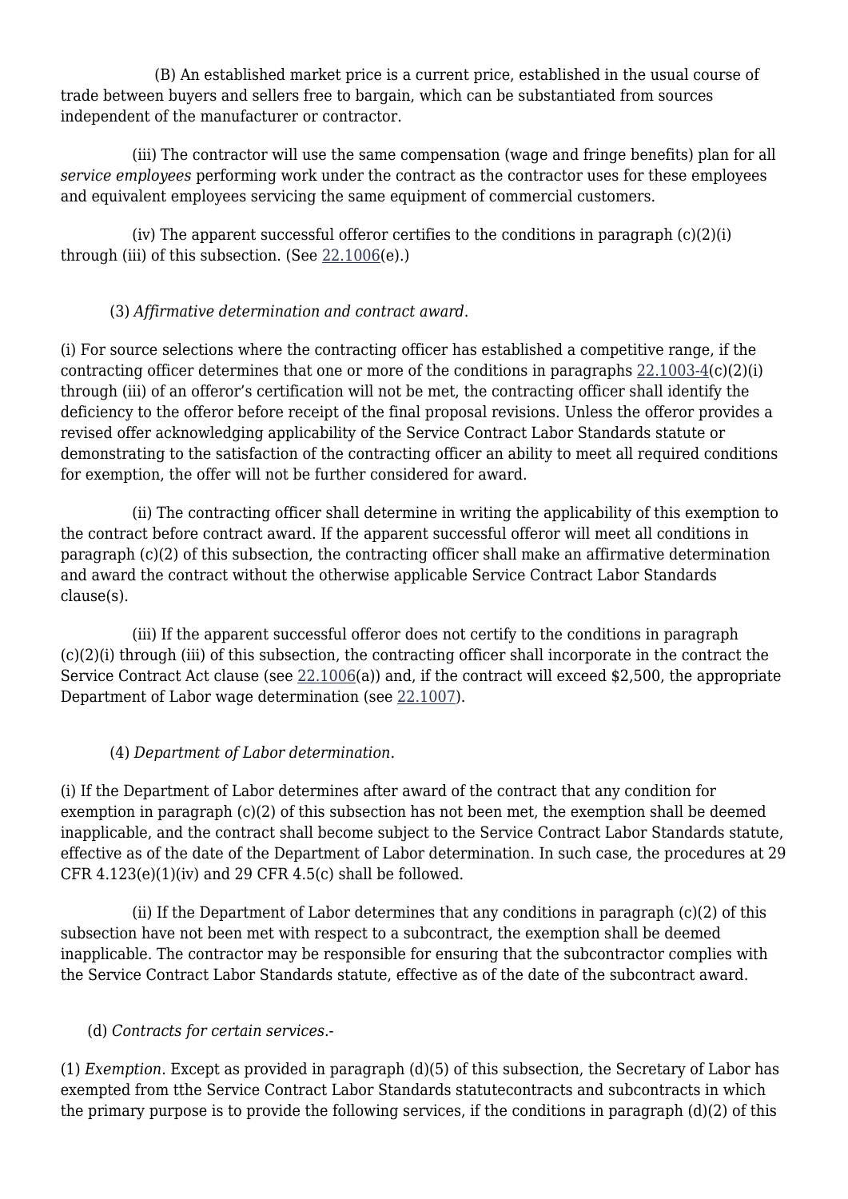(B) An established market price is a current price, established in the usual course of trade between buyers and sellers free to bargain, which can be substantiated from sources independent of the manufacturer or contractor.

(iii) The contractor will use the same compensation (wage and fringe benefits) plan for all *service employees* performing work under the contract as the contractor uses for these employees and equivalent employees servicing the same equipment of commercial customers.

(iv) The apparent successful offeror certifies to the conditions in paragraph (c)(2)(i) through (iii) of this subsection. (See 22.1006(e).)

(3) *Affirmative determination and contract award*.

(i) For source selections where the contracting officer has established a competitive range, if the contracting officer determines that one or more of the conditions in paragraphs 22.1003-4(c)(2)(i) through (iii) of an offeror's certification will not be met, the contracting officer shall identify the deficiency to the offeror before receipt of the final proposal revisions. Unless the offeror provides a revised offer acknowledging applicability of the Service Contract Labor Standards statute or demonstrating to the satisfaction of the contracting officer an ability to meet all required conditions for exemption, the offer will not be further considered for award.

(ii) The contracting officer shall determine in writing the applicability of this exemption to the contract before contract award. If the apparent successful offeror will meet all conditions in paragraph (c)(2) of this subsection, the contracting officer shall make an affirmative determination and award the contract without the otherwise applicable Service Contract Labor Standards clause(s).

(iii) If the apparent successful offeror does not certify to the conditions in paragraph (c)(2)(i) through (iii) of this subsection, the contracting officer shall incorporate in the contract the Service Contract Act clause (see 22.1006(a)) and, if the contract will exceed $2,500, the appropriate Department of Labor wage determination (see 22.1007).

(4) *Department of Labor determination*.

(i) If the Department of Labor determines after award of the contract that any condition for exemption in paragraph (c)(2) of this subsection has not been met, the exemption shall be deemed inapplicable, and the contract shall become subject to the Service Contract Labor Standards statute, effective as of the date of the Department of Labor determination. In such case, the procedures at 29 CFR 4.123(e)(1)(iv) and 29 CFR 4.5(c) shall be followed.

(ii) If the Department of Labor determines that any conditions in paragraph (c)(2) of this subsection have not been met with respect to a subcontract, the exemption shall be deemed inapplicable. The contractor may be responsible for ensuring that the subcontractor complies with the Service Contract Labor Standards statute, effective as of the date of the subcontract award.

(d) *Contracts for certain services*.-

(1) *Exemption*. Except as provided in paragraph (d)(5) of this subsection, the Secretary of Labor has exempted from tthe Service Contract Labor Standards statutecontracts and subcontracts in which the primary purpose is to provide the following services, if the conditions in paragraph (d)(2) of this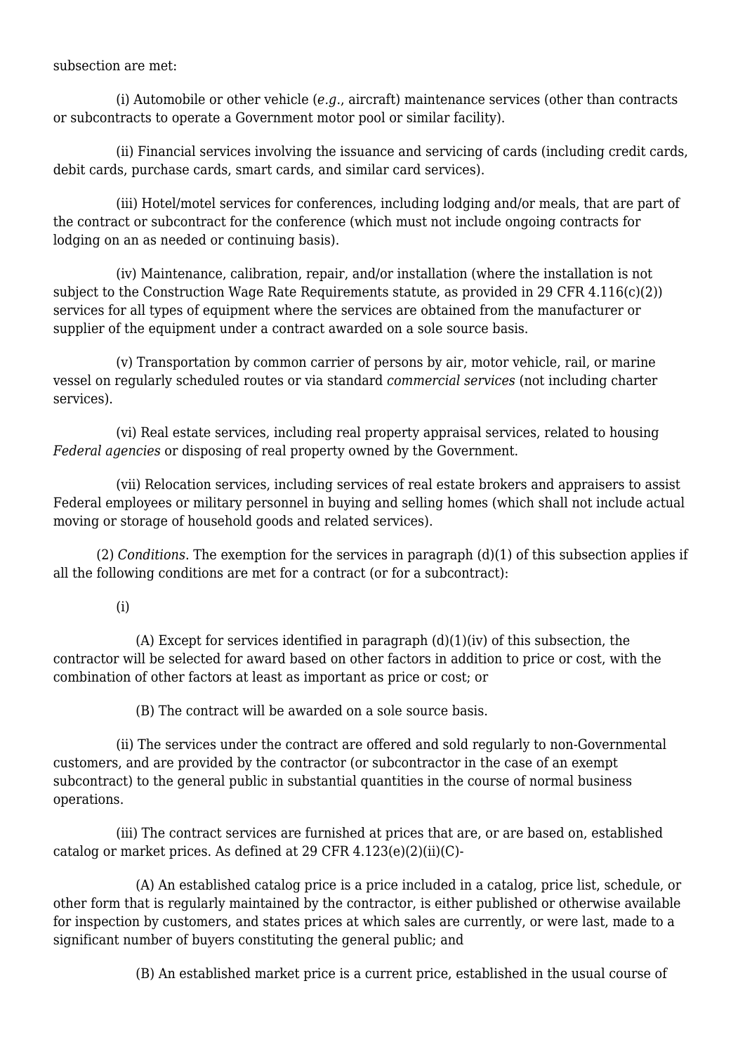subsection are met:

(i) Automobile or other vehicle (*e.g.*, aircraft) maintenance services (other than contracts or subcontracts to operate a Government motor pool or similar facility).

(ii) Financial services involving the issuance and servicing of cards (including credit cards, debit cards, purchase cards, smart cards, and similar card services).

(iii) Hotel/motel services for conferences, including lodging and/or meals, that are part of the contract or subcontract for the conference (which must not include ongoing contracts for lodging on an as needed or continuing basis).

(iv) Maintenance, calibration, repair, and/or installation (where the installation is not subject to the Construction Wage Rate Requirements statute, as provided in 29 CFR 4.116(c)(2)) services for all types of equipment where the services are obtained from the manufacturer or supplier of the equipment under a contract awarded on a sole source basis.

(v) Transportation by common carrier of persons by air, motor vehicle, rail, or marine vessel on regularly scheduled routes or via standard *commercial services* (not including charter services).

(vi) Real estate services, including real property appraisal services, related to housing *Federal agencies* or disposing of real property owned by the Government.

(vii) Relocation services, including services of real estate brokers and appraisers to assist Federal employees or military personnel in buying and selling homes (which shall not include actual moving or storage of household goods and related services).

(2) *Conditions*. The exemption for the services in paragraph (d)(1) of this subsection applies if all the following conditions are met for a contract (or for a subcontract):

(i)

(A) Except for services identified in paragraph (d)(1)(iv) of this subsection, the contractor will be selected for award based on other factors in addition to price or cost, with the combination of other factors at least as important as price or cost; or

(B) The contract will be awarded on a sole source basis.

(ii) The services under the contract are offered and sold regularly to non-Governmental customers, and are provided by the contractor (or subcontractor in the case of an exempt subcontract) to the general public in substantial quantities in the course of normal business operations.

(iii) The contract services are furnished at prices that are, or are based on, established catalog or market prices. As defined at 29 CFR 4.123(e)(2)(ii)(C)-

(A) An established catalog price is a price included in a catalog, price list, schedule, or other form that is regularly maintained by the contractor, is either published or otherwise available for inspection by customers, and states prices at which sales are currently, or were last, made to a significant number of buyers constituting the general public; and

(B) An established market price is a current price, established in the usual course of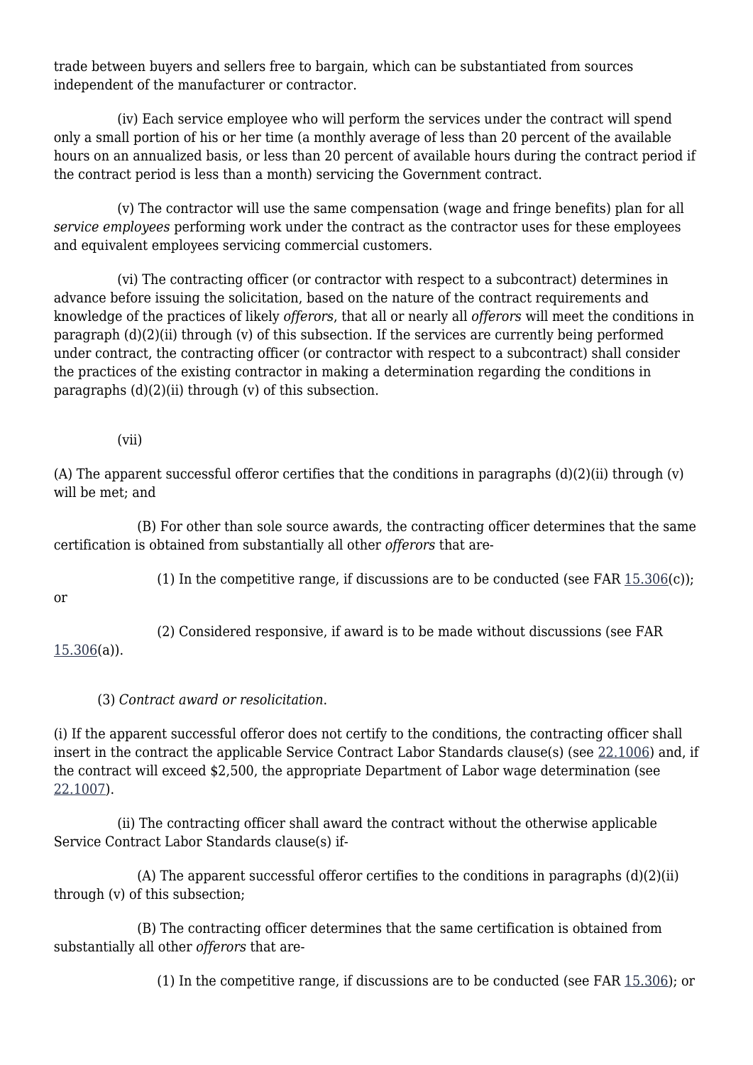trade between buyers and sellers free to bargain, which can be substantiated from sources independent of the manufacturer or contractor.

(iv) Each service employee who will perform the services under the contract will spend only a small portion of his or her time (a monthly average of less than 20 percent of the available hours on an annualized basis, or less than 20 percent of available hours during the contract period if the contract period is less than a month) servicing the Government contract.

(v) The contractor will use the same compensation (wage and fringe benefits) plan for all *service employees* performing work under the contract as the contractor uses for these employees and equivalent employees servicing commercial customers.

(vi) The contracting officer (or contractor with respect to a subcontract) determines in advance before issuing the solicitation, based on the nature of the contract requirements and knowledge of the practices of likely *offerors*, that all or nearly all *offerors* will meet the conditions in paragraph (d)(2)(ii) through (v) of this subsection. If the services are currently being performed under contract, the contracting officer (or contractor with respect to a subcontract) shall consider the practices of the existing contractor in making a determination regarding the conditions in paragraphs (d)(2)(ii) through (v) of this subsection.

(vii)

(A) The apparent successful offeror certifies that the conditions in paragraphs (d)(2)(ii) through (v) will be met; and

(B) For other than sole source awards, the contracting officer determines that the same certification is obtained from substantially all other *offerors* that are-

(1) In the competitive range, if discussions are to be conducted (see FAR 15.306(c)); or

(2) Considered responsive, if award is to be made without discussions (see FAR 15.306(a)).

(3) *Contract award or resolicitation*.

(i) If the apparent successful offeror does not certify to the conditions, the contracting officer shall insert in the contract the applicable Service Contract Labor Standards clause(s) (see 22.1006) and, if the contract will exceed $2,500, the appropriate Department of Labor wage determination (see 22.1007).

(ii) The contracting officer shall award the contract without the otherwise applicable Service Contract Labor Standards clause(s) if-

(A) The apparent successful offeror certifies to the conditions in paragraphs (d)(2)(ii) through (v) of this subsection;

(B) The contracting officer determines that the same certification is obtained from substantially all other *offerors* that are-

(1) In the competitive range, if discussions are to be conducted (see FAR 15.306); or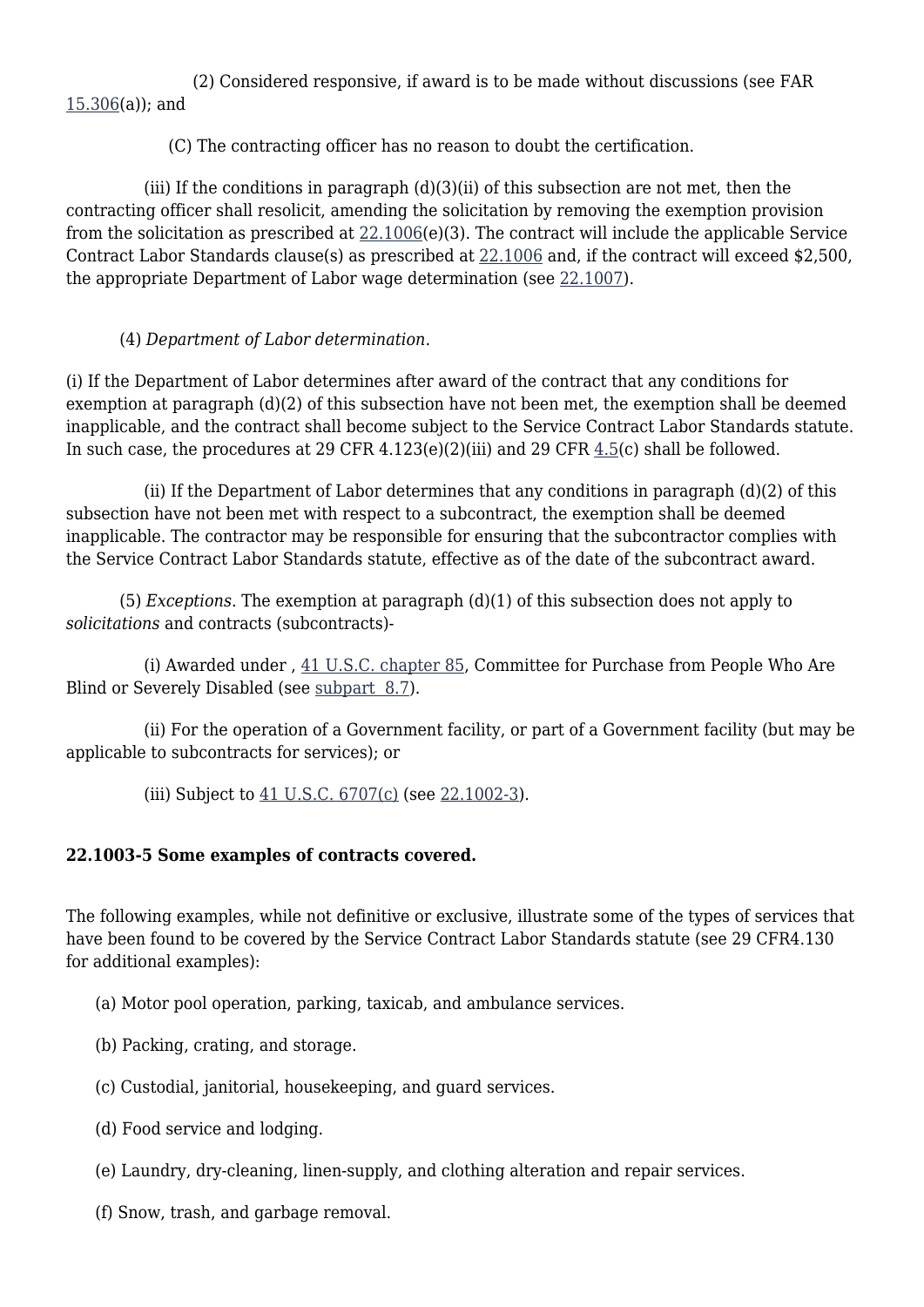(2) Considered responsive, if award is to be made without discussions (see FAR 15.306(a)); and

(C) The contracting officer has no reason to doubt the certification.

(iii) If the conditions in paragraph (d)(3)(ii) of this subsection are not met, then the contracting officer shall resolicit, amending the solicitation by removing the exemption provision from the solicitation as prescribed at 22.1006(e)(3). The contract will include the applicable Service Contract Labor Standards clause(s) as prescribed at 22.1006 and, if the contract will exceed $2,500, the appropriate Department of Labor wage determination (see 22.1007).

(4) *Department of Labor determination*.

(i) If the Department of Labor determines after award of the contract that any conditions for exemption at paragraph (d)(2) of this subsection have not been met, the exemption shall be deemed inapplicable, and the contract shall become subject to the Service Contract Labor Standards statute. In such case, the procedures at 29 CFR 4.123(e)(2)(iii) and 29 CFR 4.5(c) shall be followed.

(ii) If the Department of Labor determines that any conditions in paragraph (d)(2) of this subsection have not been met with respect to a subcontract, the exemption shall be deemed inapplicable. The contractor may be responsible for ensuring that the subcontractor complies with the Service Contract Labor Standards statute, effective as of the date of the subcontract award.

(5) *Exceptions*. The exemption at paragraph (d)(1) of this subsection does not apply to *solicitations* and contracts (subcontracts)-

(i) Awarded under , 41 U.S.C. chapter 85, Committee for Purchase from People Who Are Blind or Severely Disabled (see subpart 8.7).

(ii) For the operation of a Government facility, or part of a Government facility (but may be applicable to subcontracts for services); or

(iii) Subject to 41 U.S.C. 6707(c) (see 22.1002-3).

**22.1003-5 Some examples of contracts covered.**

The following examples, while not definitive or exclusive, illustrate some of the types of services that have been found to be covered by the Service Contract Labor Standards statute (see 29 CFR4.130 for additional examples):

(a) Motor pool operation, parking, taxicab, and ambulance services.

(b) Packing, crating, and storage.

(c) Custodial, janitorial, housekeeping, and guard services.

(d) Food service and lodging.

(e) Laundry, dry-cleaning, linen-supply, and clothing alteration and repair services.

(f) Snow, trash, and garbage removal.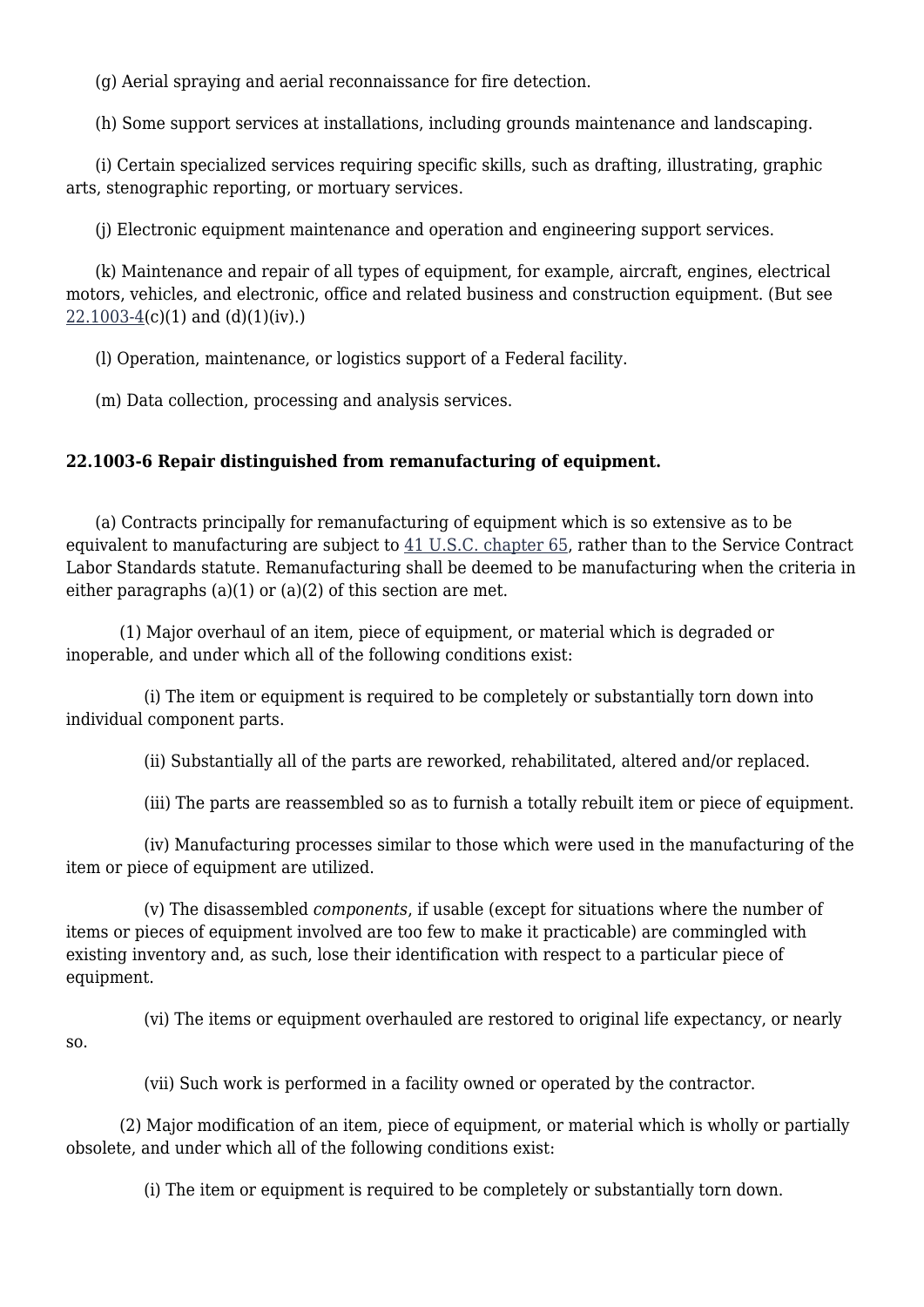(g) Aerial spraying and aerial reconnaissance for fire detection.

(h) Some support services at installations, including grounds maintenance and landscaping.

(i) Certain specialized services requiring specific skills, such as drafting, illustrating, graphic arts, stenographic reporting, or mortuary services.

(j) Electronic equipment maintenance and operation and engineering support services.

(k) Maintenance and repair of all types of equipment, for example, aircraft, engines, electrical motors, vehicles, and electronic, office and related business and construction equipment. (But see 22.1003-4(c)(1) and (d)(1)(iv).)

(l) Operation, maintenance, or logistics support of a Federal facility.

(m) Data collection, processing and analysis services.

**22.1003-6 Repair distinguished from remanufacturing of equipment.**

(a) Contracts principally for remanufacturing of equipment which is so extensive as to be equivalent to manufacturing are subject to 41 U.S.C. chapter 65, rather than to the Service Contract Labor Standards statute. Remanufacturing shall be deemed to be manufacturing when the criteria in either paragraphs (a)(1) or (a)(2) of this section are met.

(1) Major overhaul of an item, piece of equipment, or material which is degraded or inoperable, and under which all of the following conditions exist:

(i) The item or equipment is required to be completely or substantially torn down into individual component parts.

(ii) Substantially all of the parts are reworked, rehabilitated, altered and/or replaced.

(iii) The parts are reassembled so as to furnish a totally rebuilt item or piece of equipment.

(iv) Manufacturing processes similar to those which were used in the manufacturing of the item or piece of equipment are utilized.

(v) The disassembled *components*, if usable (except for situations where the number of items or pieces of equipment involved are too few to make it practicable) are commingled with existing inventory and, as such, lose their identification with respect to a particular piece of equipment.

(vi) The items or equipment overhauled are restored to original life expectancy, or nearly so.

(vii) Such work is performed in a facility owned or operated by the contractor.

(2) Major modification of an item, piece of equipment, or material which is wholly or partially obsolete, and under which all of the following conditions exist:

(i) The item or equipment is required to be completely or substantially torn down.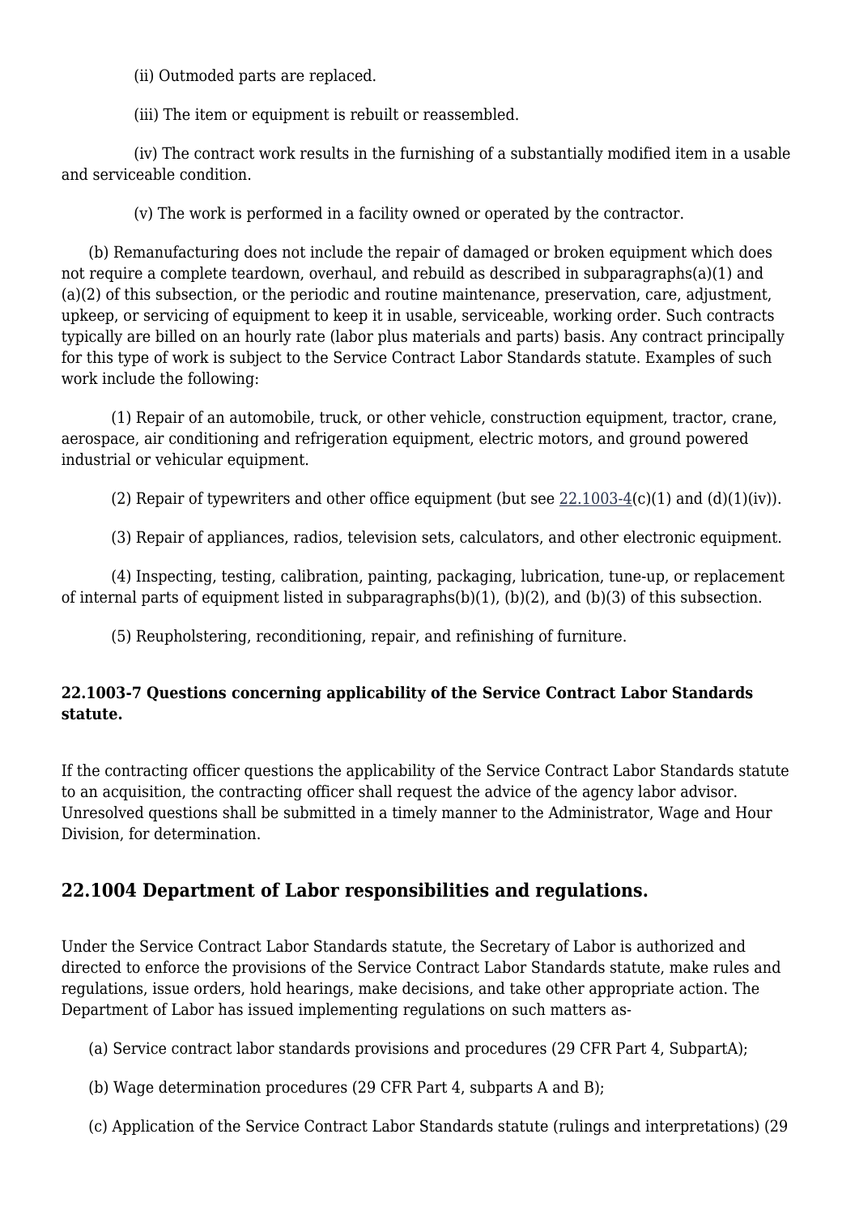(ii) Outmoded parts are replaced.

(iii) The item or equipment is rebuilt or reassembled.

(iv) The contract work results in the furnishing of a substantially modified item in a usable and serviceable condition.

(v) The work is performed in a facility owned or operated by the contractor.

(b) Remanufacturing does not include the repair of damaged or broken equipment which does not require a complete teardown, overhaul, and rebuild as described in subparagraphs(a)(1) and (a)(2) of this subsection, or the periodic and routine maintenance, preservation, care, adjustment, upkeep, or servicing of equipment to keep it in usable, serviceable, working order. Such contracts typically are billed on an hourly rate (labor plus materials and parts) basis. Any contract principally for this type of work is subject to the Service Contract Labor Standards statute. Examples of such work include the following:

(1) Repair of an automobile, truck, or other vehicle, construction equipment, tractor, crane, aerospace, air conditioning and refrigeration equipment, electric motors, and ground powered industrial or vehicular equipment.

(2) Repair of typewriters and other office equipment (but see 22.1003-4(c)(1) and (d)(1)(iv)).

(3) Repair of appliances, radios, television sets, calculators, and other electronic equipment.

(4) Inspecting, testing, calibration, painting, packaging, lubrication, tune-up, or replacement of internal parts of equipment listed in subparagraphs(b)(1), (b)(2), and (b)(3) of this subsection.

(5) Reupholstering, reconditioning, repair, and refinishing of furniture.

### 22.1003-7 Questions concerning applicability of the Service Contract Labor Standards statute.

If the contracting officer questions the applicability of the Service Contract Labor Standards statute to an acquisition, the contracting officer shall request the advice of the agency labor advisor. Unresolved questions shall be submitted in a timely manner to the Administrator, Wage and Hour Division, for determination.

## 22.1004 Department of Labor responsibilities and regulations.

Under the Service Contract Labor Standards statute, the Secretary of Labor is authorized and directed to enforce the provisions of the Service Contract Labor Standards statute, make rules and regulations, issue orders, hold hearings, make decisions, and take other appropriate action. The Department of Labor has issued implementing regulations on such matters as-

(a) Service contract labor standards provisions and procedures (29 CFR Part 4, SubpartA);

(b) Wage determination procedures (29 CFR Part 4, subparts A and B);

(c) Application of the Service Contract Labor Standards statute (rulings and interpretations) (29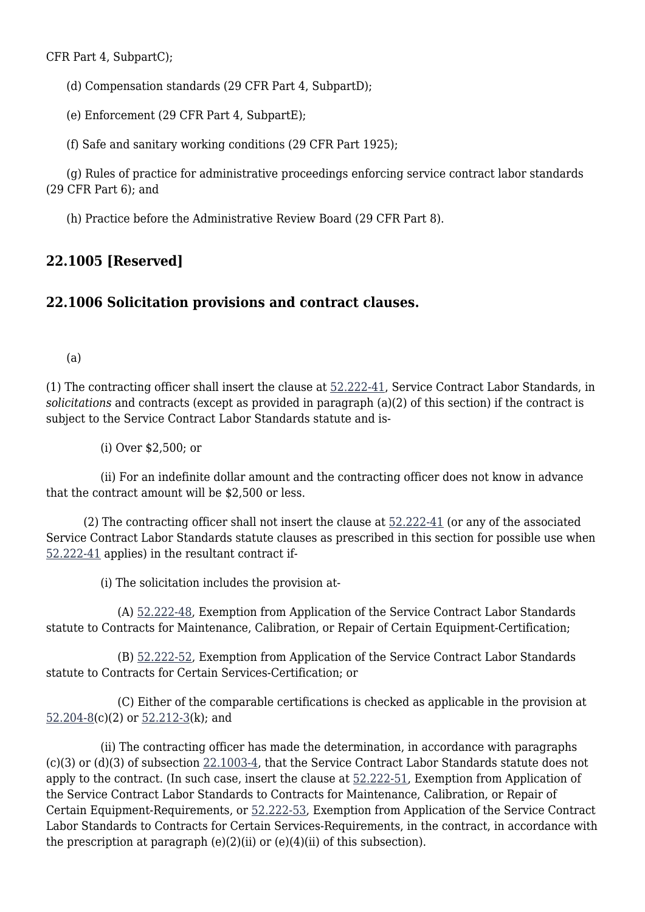CFR Part 4, SubpartC);

(d) Compensation standards (29 CFR Part 4, SubpartD);

(e) Enforcement (29 CFR Part 4, SubpartE);

(f) Safe and sanitary working conditions (29 CFR Part 1925);

(g) Rules of practice for administrative proceedings enforcing service contract labor standards (29 CFR Part 6); and

(h) Practice before the Administrative Review Board (29 CFR Part 8).

### 22.1005 [Reserved]

### 22.1006 Solicitation provisions and contract clauses.

(a)

(1) The contracting officer shall insert the clause at 52.222-41, Service Contract Labor Standards, in *solicitations* and contracts (except as provided in paragraph (a)(2) of this section) if the contract is subject to the Service Contract Labor Standards statute and is-

(i) Over $2,500; or

(ii) For an indefinite dollar amount and the contracting officer does not know in advance that the contract amount will be $2,500 or less.

(2) The contracting officer shall not insert the clause at 52.222-41 (or any of the associated Service Contract Labor Standards statute clauses as prescribed in this section for possible use when 52.222-41 applies) in the resultant contract if-

(i) The solicitation includes the provision at-

(A) 52.222-48, Exemption from Application of the Service Contract Labor Standards statute to Contracts for Maintenance, Calibration, or Repair of Certain Equipment-Certification;

(B) 52.222-52, Exemption from Application of the Service Contract Labor Standards statute to Contracts for Certain Services-Certification; or

(C) Either of the comparable certifications is checked as applicable in the provision at 52.204-8(c)(2) or 52.212-3(k); and

(ii) The contracting officer has made the determination, in accordance with paragraphs (c)(3) or (d)(3) of subsection 22.1003-4, that the Service Contract Labor Standards statute does not apply to the contract. (In such case, insert the clause at 52.222-51, Exemption from Application of the Service Contract Labor Standards to Contracts for Maintenance, Calibration, or Repair of Certain Equipment-Requirements, or 52.222-53, Exemption from Application of the Service Contract Labor Standards to Contracts for Certain Services-Requirements, in the contract, in accordance with the prescription at paragraph (e)(2)(ii) or (e)(4)(ii) of this subsection).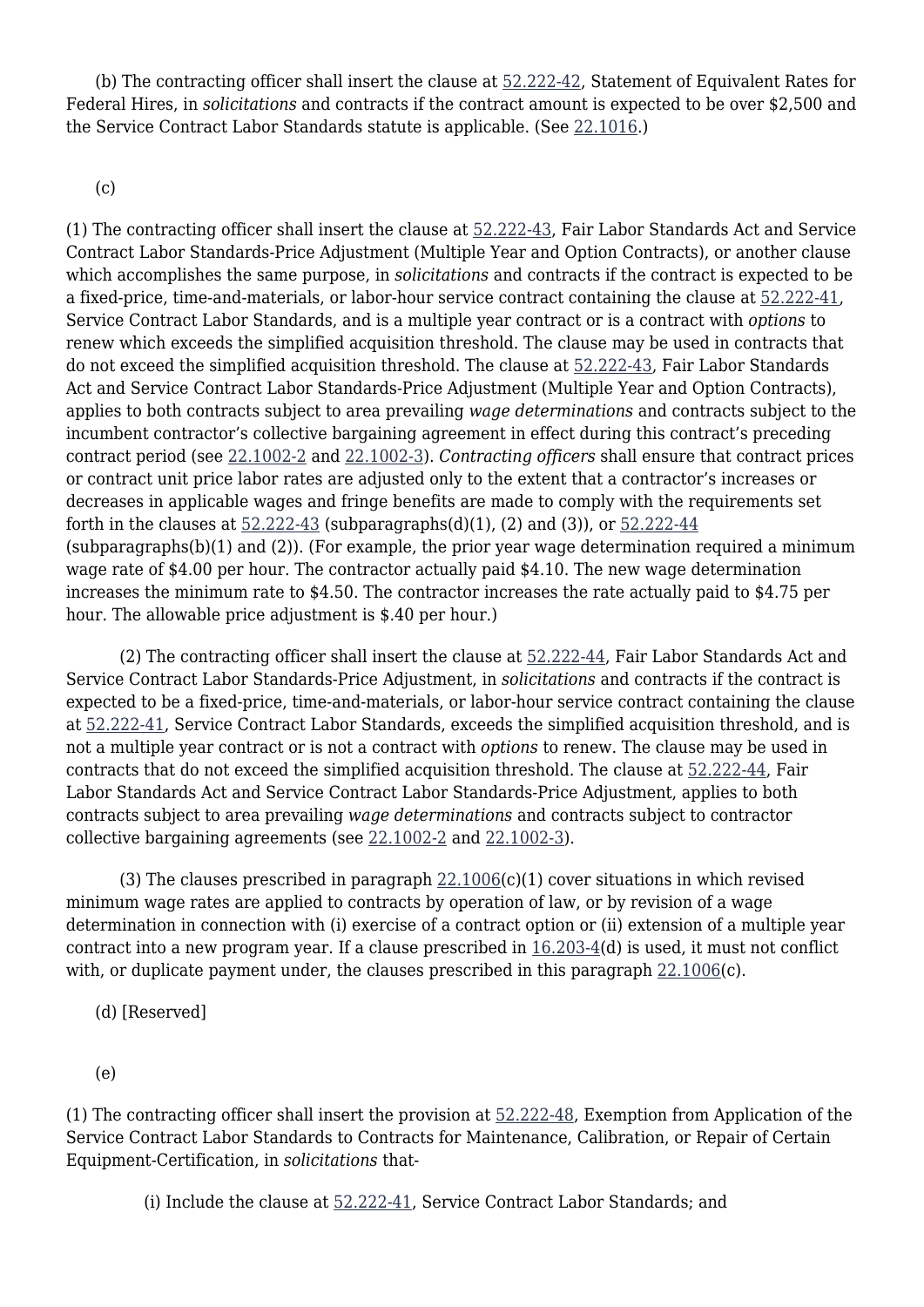(b) The contracting officer shall insert the clause at 52.222-42, Statement of Equivalent Rates for Federal Hires, in *solicitations* and contracts if the contract amount is expected to be over $2,500 and the Service Contract Labor Standards statute is applicable. (See 22.1016.)

(c)

(1) The contracting officer shall insert the clause at 52.222-43, Fair Labor Standards Act and Service Contract Labor Standards-Price Adjustment (Multiple Year and Option Contracts), or another clause which accomplishes the same purpose, in *solicitations* and contracts if the contract is expected to be a fixed-price, time-and-materials, or labor-hour service contract containing the clause at 52.222-41, Service Contract Labor Standards, and is a multiple year contract or is a contract with *options* to renew which exceeds the simplified acquisition threshold. The clause may be used in contracts that do not exceed the simplified acquisition threshold. The clause at 52.222-43, Fair Labor Standards Act and Service Contract Labor Standards-Price Adjustment (Multiple Year and Option Contracts), applies to both contracts subject to area prevailing *wage determinations* and contracts subject to the incumbent contractor's collective bargaining agreement in effect during this contract's preceding contract period (see 22.1002-2 and 22.1002-3). *Contracting officers* shall ensure that contract prices or contract unit price labor rates are adjusted only to the extent that a contractor's increases or decreases in applicable wages and fringe benefits are made to comply with the requirements set forth in the clauses at 52.222-43 (subparagraphs(d)(1), (2) and (3)), or 52.222-44 (subparagraphs(b)(1) and (2)). (For example, the prior year wage determination required a minimum wage rate of $4.00 per hour. The contractor actually paid $4.10. The new wage determination increases the minimum rate to $4.50. The contractor increases the rate actually paid to $4.75 per hour. The allowable price adjustment is $.40 per hour.)

(2) The contracting officer shall insert the clause at 52.222-44, Fair Labor Standards Act and Service Contract Labor Standards-Price Adjustment, in *solicitations* and contracts if the contract is expected to be a fixed-price, time-and-materials, or labor-hour service contract containing the clause at 52.222-41, Service Contract Labor Standards, exceeds the simplified acquisition threshold, and is not a multiple year contract or is not a contract with *options* to renew. The clause may be used in contracts that do not exceed the simplified acquisition threshold. The clause at 52.222-44, Fair Labor Standards Act and Service Contract Labor Standards-Price Adjustment, applies to both contracts subject to area prevailing *wage determinations* and contracts subject to contractor collective bargaining agreements (see 22.1002-2 and 22.1002-3).

(3) The clauses prescribed in paragraph 22.1006(c)(1) cover situations in which revised minimum wage rates are applied to contracts by operation of law, or by revision of a wage determination in connection with (i) exercise of a contract option or (ii) extension of a multiple year contract into a new program year. If a clause prescribed in 16.203-4(d) is used, it must not conflict with, or duplicate payment under, the clauses prescribed in this paragraph 22.1006(c).

(d) [Reserved]

(e)

(1) The contracting officer shall insert the provision at 52.222-48, Exemption from Application of the Service Contract Labor Standards to Contracts for Maintenance, Calibration, or Repair of Certain Equipment-Certification, in *solicitations* that-

(i) Include the clause at 52.222-41, Service Contract Labor Standards; and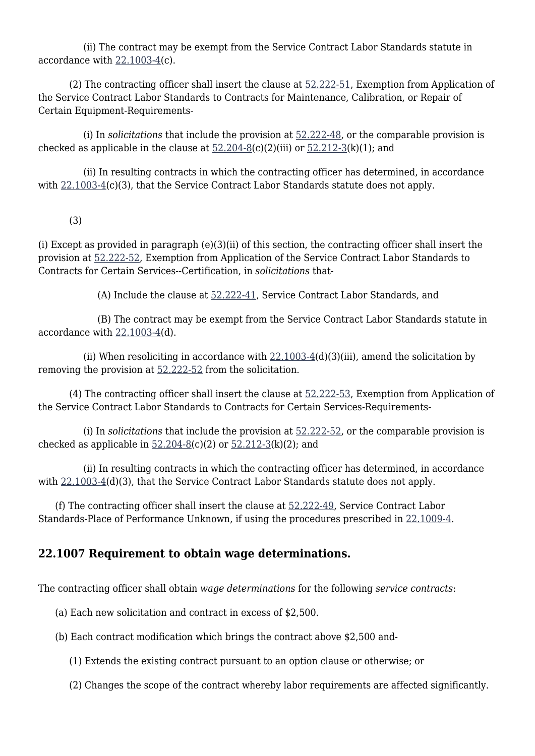(ii) The contract may be exempt from the Service Contract Labor Standards statute in accordance with 22.1003-4(c).

(2) The contracting officer shall insert the clause at 52.222-51, Exemption from Application of the Service Contract Labor Standards to Contracts for Maintenance, Calibration, or Repair of Certain Equipment-Requirements-

(i) In *solicitations* that include the provision at 52.222-48, or the comparable provision is checked as applicable in the clause at 52.204-8(c)(2)(iii) or 52.212-3(k)(1); and

(ii) In resulting contracts in which the contracting officer has determined, in accordance with 22.1003-4(c)(3), that the Service Contract Labor Standards statute does not apply.

(3)

(i) Except as provided in paragraph (e)(3)(ii) of this section, the contracting officer shall insert the provision at 52.222-52, Exemption from Application of the Service Contract Labor Standards to Contracts for Certain Services--Certification, in *solicitations* that-

(A) Include the clause at 52.222-41, Service Contract Labor Standards, and

(B) The contract may be exempt from the Service Contract Labor Standards statute in accordance with 22.1003-4(d).

(ii) When resoliciting in accordance with 22.1003-4(d)(3)(iii), amend the solicitation by removing the provision at 52.222-52 from the solicitation.

(4) The contracting officer shall insert the clause at 52.222-53, Exemption from Application of the Service Contract Labor Standards to Contracts for Certain Services-Requirements-

(i) In *solicitations* that include the provision at 52.222-52, or the comparable provision is checked as applicable in 52.204-8(c)(2) or 52.212-3(k)(2); and

(ii) In resulting contracts in which the contracting officer has determined, in accordance with 22.1003-4(d)(3), that the Service Contract Labor Standards statute does not apply.

(f) The contracting officer shall insert the clause at 52.222-49, Service Contract Labor Standards-Place of Performance Unknown, if using the procedures prescribed in 22.1009-4.

## 22.1007 Requirement to obtain wage determinations.

The contracting officer shall obtain *wage determinations* for the following *service contracts*:

(a) Each new solicitation and contract in excess of $2,500.

(b) Each contract modification which brings the contract above $2,500 and-

(1) Extends the existing contract pursuant to an option clause or otherwise; or

(2) Changes the scope of the contract whereby labor requirements are affected significantly.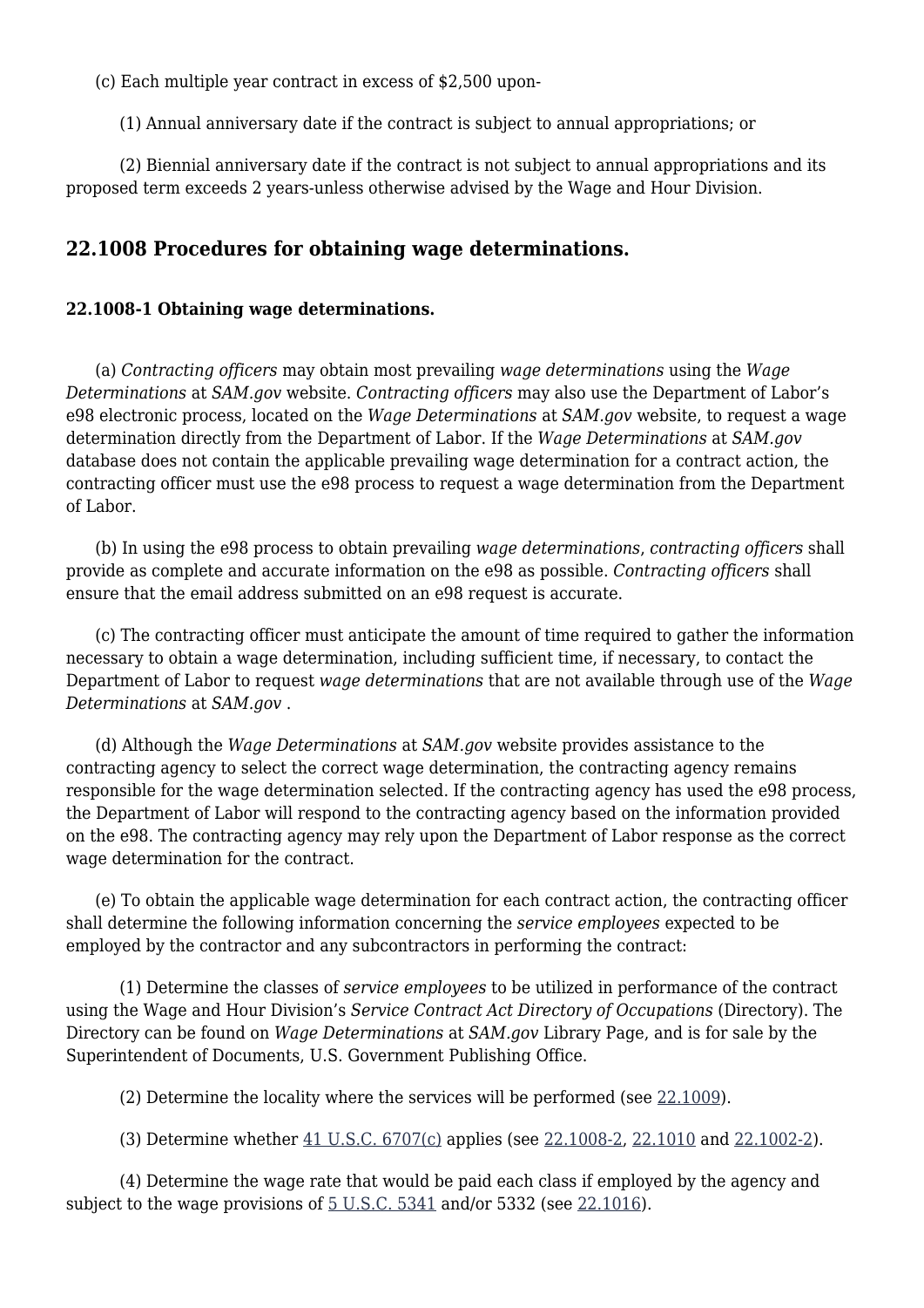(c) Each multiple year contract in excess of $2,500 upon-

(1) Annual anniversary date if the contract is subject to annual appropriations; or

(2) Biennial anniversary date if the contract is not subject to annual appropriations and its proposed term exceeds 2 years-unless otherwise advised by the Wage and Hour Division.

## 22.1008 Procedures for obtaining wage determinations.

### 22.1008-1 Obtaining wage determinations.

(a) *Contracting officers* may obtain most prevailing *wage determinations* using the *Wage Determinations* at *SAM.gov* website. *Contracting officers* may also use the Department of Labor's e98 electronic process, located on the *Wage Determinations* at *SAM.gov* website, to request a wage determination directly from the Department of Labor. If the *Wage Determinations* at *SAM.gov* database does not contain the applicable prevailing wage determination for a contract action, the contracting officer must use the e98 process to request a wage determination from the Department of Labor.

(b) In using the e98 process to obtain prevailing *wage determinations*, *contracting officers* shall provide as complete and accurate information on the e98 as possible. *Contracting officers* shall ensure that the email address submitted on an e98 request is accurate.

(c) The contracting officer must anticipate the amount of time required to gather the information necessary to obtain a wage determination, including sufficient time, if necessary, to contact the Department of Labor to request *wage determinations* that are not available through use of the *Wage Determinations* at *SAM.gov* .

(d) Although the *Wage Determinations* at *SAM.gov* website provides assistance to the contracting agency to select the correct wage determination, the contracting agency remains responsible for the wage determination selected. If the contracting agency has used the e98 process, the Department of Labor will respond to the contracting agency based on the information provided on the e98. The contracting agency may rely upon the Department of Labor response as the correct wage determination for the contract.

(e) To obtain the applicable wage determination for each contract action, the contracting officer shall determine the following information concerning the *service employees* expected to be employed by the contractor and any subcontractors in performing the contract:

(1) Determine the classes of *service employees* to be utilized in performance of the contract using the Wage and Hour Division's *Service Contract Act Directory of Occupations* (Directory). The Directory can be found on *Wage Determinations* at *SAM.gov* Library Page, and is for sale by the Superintendent of Documents, U.S. Government Publishing Office.

(2) Determine the locality where the services will be performed (see 22.1009).

(3) Determine whether 41 U.S.C. 6707(c) applies (see 22.1008-2, 22.1010 and 22.1002-2).

(4) Determine the wage rate that would be paid each class if employed by the agency and subject to the wage provisions of 5 U.S.C. 5341 and/or 5332 (see 22.1016).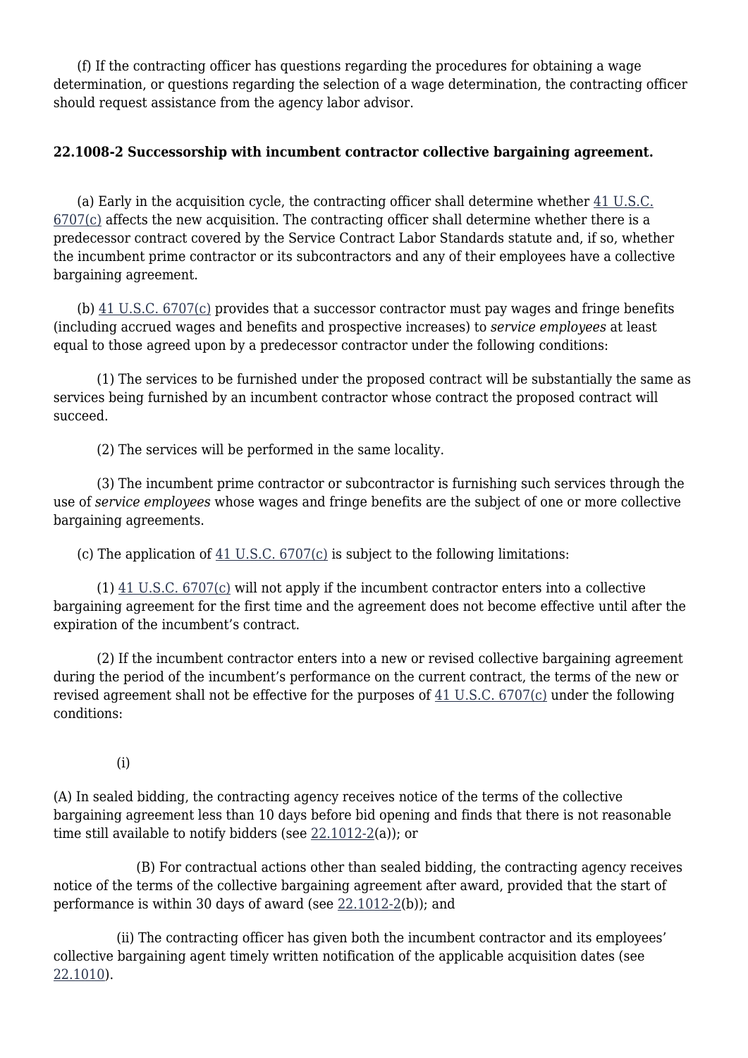(f) If the contracting officer has questions regarding the procedures for obtaining a wage determination, or questions regarding the selection of a wage determination, the contracting officer should request assistance from the agency labor advisor.

**22.1008-2 Successorship with incumbent contractor collective bargaining agreement.**

(a) Early in the acquisition cycle, the contracting officer shall determine whether 41 U.S.C. 6707(c) affects the new acquisition. The contracting officer shall determine whether there is a predecessor contract covered by the Service Contract Labor Standards statute and, if so, whether the incumbent prime contractor or its subcontractors and any of their employees have a collective bargaining agreement.

(b) 41 U.S.C. 6707(c) provides that a successor contractor must pay wages and fringe benefits (including accrued wages and benefits and prospective increases) to *service employees* at least equal to those agreed upon by a predecessor contractor under the following conditions:

(1) The services to be furnished under the proposed contract will be substantially the same as services being furnished by an incumbent contractor whose contract the proposed contract will succeed.

(2) The services will be performed in the same locality.

(3) The incumbent prime contractor or subcontractor is furnishing such services through the use of *service employees* whose wages and fringe benefits are the subject of one or more collective bargaining agreements.

(c) The application of 41 U.S.C. 6707(c) is subject to the following limitations:

(1) 41 U.S.C. 6707(c) will not apply if the incumbent contractor enters into a collective bargaining agreement for the first time and the agreement does not become effective until after the expiration of the incumbent's contract.

(2) If the incumbent contractor enters into a new or revised collective bargaining agreement during the period of the incumbent's performance on the current contract, the terms of the new or revised agreement shall not be effective for the purposes of 41 U.S.C. 6707(c) under the following conditions:

(i)

(A) In sealed bidding, the contracting agency receives notice of the terms of the collective bargaining agreement less than 10 days before bid opening and finds that there is not reasonable time still available to notify bidders (see 22.1012-2(a)); or

(B) For contractual actions other than sealed bidding, the contracting agency receives notice of the terms of the collective bargaining agreement after award, provided that the start of performance is within 30 days of award (see 22.1012-2(b)); and

(ii) The contracting officer has given both the incumbent contractor and its employees' collective bargaining agent timely written notification of the applicable acquisition dates (see 22.1010).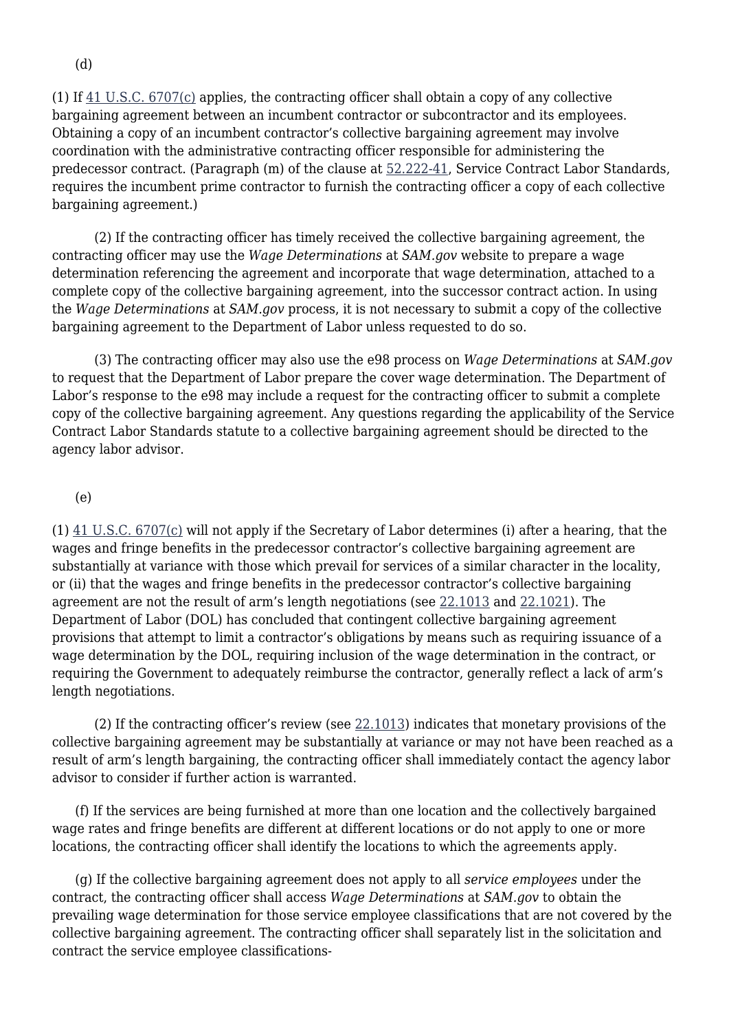(d)

(1) If 41 U.S.C. 6707(c) applies, the contracting officer shall obtain a copy of any collective bargaining agreement between an incumbent contractor or subcontractor and its employees. Obtaining a copy of an incumbent contractor's collective bargaining agreement may involve coordination with the administrative contracting officer responsible for administering the predecessor contract. (Paragraph (m) of the clause at 52.222-41, Service Contract Labor Standards, requires the incumbent prime contractor to furnish the contracting officer a copy of each collective bargaining agreement.)

(2) If the contracting officer has timely received the collective bargaining agreement, the contracting officer may use the *Wage Determinations* at *SAM.gov* website to prepare a wage determination referencing the agreement and incorporate that wage determination, attached to a complete copy of the collective bargaining agreement, into the successor contract action. In using the *Wage Determinations* at *SAM.gov* process, it is not necessary to submit a copy of the collective bargaining agreement to the Department of Labor unless requested to do so.

(3) The contracting officer may also use the e98 process on *Wage Determinations* at *SAM.gov* to request that the Department of Labor prepare the cover wage determination. The Department of Labor's response to the e98 may include a request for the contracting officer to submit a complete copy of the collective bargaining agreement. Any questions regarding the applicability of the Service Contract Labor Standards statute to a collective bargaining agreement should be directed to the agency labor advisor.

(e)

(1) 41 U.S.C. 6707(c) will not apply if the Secretary of Labor determines (i) after a hearing, that the wages and fringe benefits in the predecessor contractor's collective bargaining agreement are substantially at variance with those which prevail for services of a similar character in the locality, or (ii) that the wages and fringe benefits in the predecessor contractor's collective bargaining agreement are not the result of arm's length negotiations (see 22.1013 and 22.1021). The Department of Labor (DOL) has concluded that contingent collective bargaining agreement provisions that attempt to limit a contractor's obligations by means such as requiring issuance of a wage determination by the DOL, requiring inclusion of the wage determination in the contract, or requiring the Government to adequately reimburse the contractor, generally reflect a lack of arm's length negotiations.

(2) If the contracting officer's review (see 22.1013) indicates that monetary provisions of the collective bargaining agreement may be substantially at variance or may not have been reached as a result of arm's length bargaining, the contracting officer shall immediately contact the agency labor advisor to consider if further action is warranted.

(f) If the services are being furnished at more than one location and the collectively bargained wage rates and fringe benefits are different at different locations or do not apply to one or more locations, the contracting officer shall identify the locations to which the agreements apply.

(g) If the collective bargaining agreement does not apply to all *service employees* under the contract, the contracting officer shall access *Wage Determinations* at *SAM.gov* to obtain the prevailing wage determination for those service employee classifications that are not covered by the collective bargaining agreement. The contracting officer shall separately list in the solicitation and contract the service employee classifications-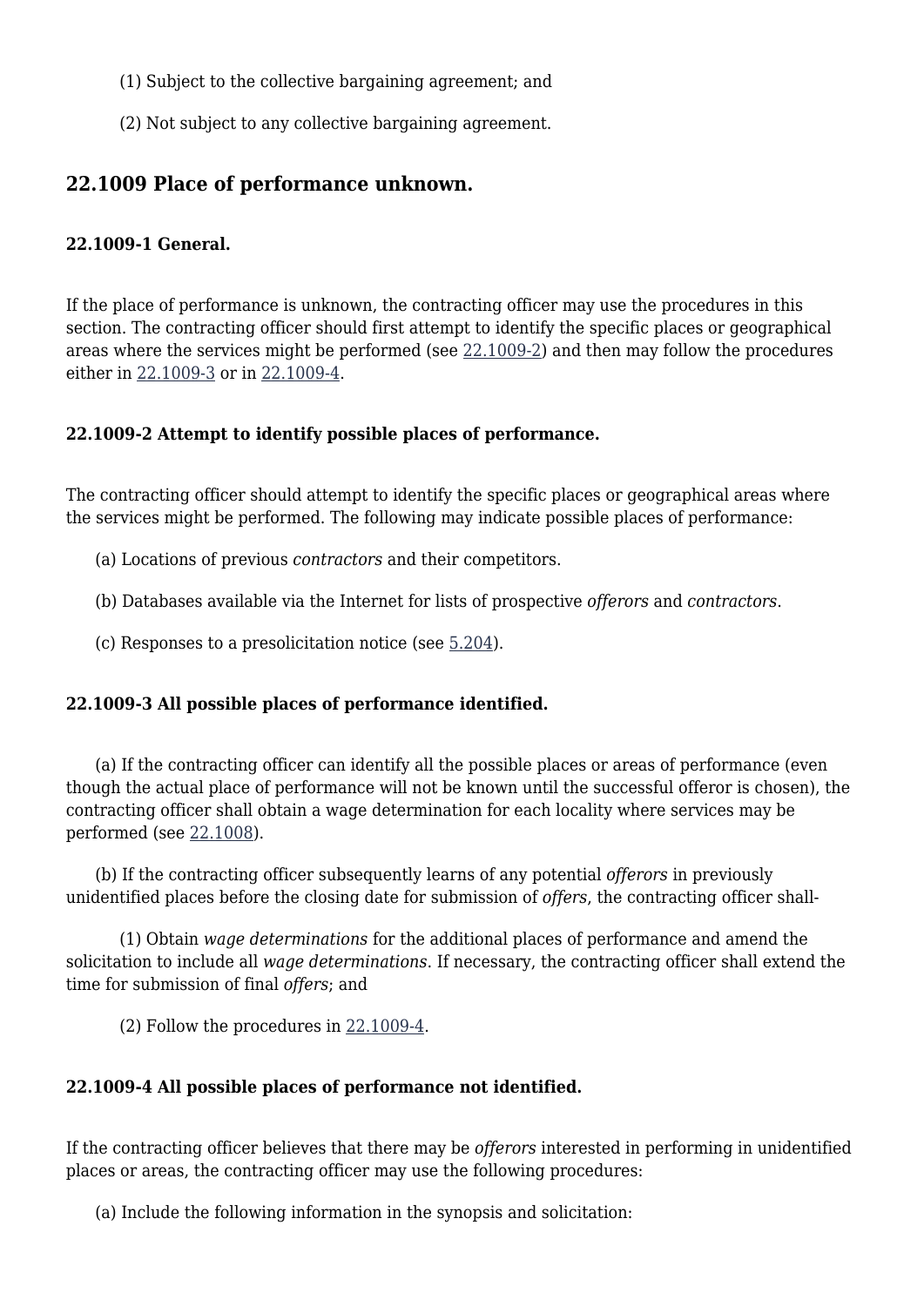(1) Subject to the collective bargaining agreement; and

(2) Not subject to any collective bargaining agreement.

## 22.1009 Place of performance unknown.

### 22.1009-1 General.

If the place of performance is unknown, the contracting officer may use the procedures in this section. The contracting officer should first attempt to identify the specific places or geographical areas where the services might be performed (see 22.1009-2) and then may follow the procedures either in 22.1009-3 or in 22.1009-4.

### 22.1009-2 Attempt to identify possible places of performance.

The contracting officer should attempt to identify the specific places or geographical areas where the services might be performed. The following may indicate possible places of performance:

(a) Locations of previous *contractors* and their competitors.

(b) Databases available via the Internet for lists of prospective *offerors* and *contractors*.

(c) Responses to a presolicitation notice (see 5.204).

### 22.1009-3 All possible places of performance identified.

(a) If the contracting officer can identify all the possible places or areas of performance (even though the actual place of performance will not be known until the successful offeror is chosen), the contracting officer shall obtain a wage determination for each locality where services may be performed (see 22.1008).

(b) If the contracting officer subsequently learns of any potential *offerors* in previously unidentified places before the closing date for submission of *offers*, the contracting officer shall-

(1) Obtain *wage determinations* for the additional places of performance and amend the solicitation to include all *wage determinations*. If necessary, the contracting officer shall extend the time for submission of final *offers*; and

(2) Follow the procedures in 22.1009-4.

### 22.1009-4 All possible places of performance not identified.

If the contracting officer believes that there may be *offerors* interested in performing in unidentified places or areas, the contracting officer may use the following procedures:

(a) Include the following information in the synopsis and solicitation: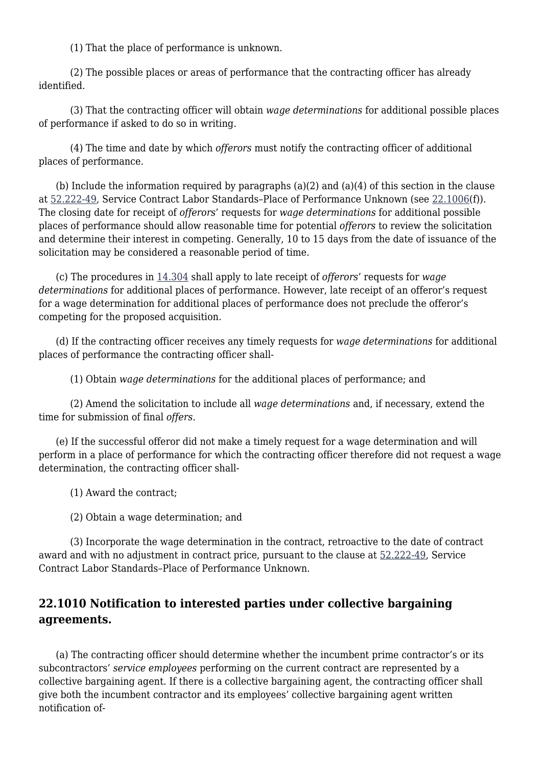(1) That the place of performance is unknown.

(2) The possible places or areas of performance that the contracting officer has already identified.

(3) That the contracting officer will obtain *wage determinations* for additional possible places of performance if asked to do so in writing.

(4) The time and date by which *offerors* must notify the contracting officer of additional places of performance.

(b) Include the information required by paragraphs (a)(2) and (a)(4) of this section in the clause at 52.222-49, Service Contract Labor Standards–Place of Performance Unknown (see 22.1006(f)). The closing date for receipt of *offerors*' requests for *wage determinations* for additional possible places of performance should allow reasonable time for potential *offerors* to review the solicitation and determine their interest in competing. Generally, 10 to 15 days from the date of issuance of the solicitation may be considered a reasonable period of time.

(c) The procedures in 14.304 shall apply to late receipt of *offerors*' requests for *wage determinations* for additional places of performance. However, late receipt of an offeror's request for a wage determination for additional places of performance does not preclude the offeror's competing for the proposed acquisition.

(d) If the contracting officer receives any timely requests for *wage determinations* for additional places of performance the contracting officer shall-

(1) Obtain *wage determinations* for the additional places of performance; and

(2) Amend the solicitation to include all *wage determinations* and, if necessary, extend the time for submission of final *offers*.

(e) If the successful offeror did not make a timely request for a wage determination and will perform in a place of performance for which the contracting officer therefore did not request a wage determination, the contracting officer shall-

(1) Award the contract;

(2) Obtain a wage determination; and

(3) Incorporate the wage determination in the contract, retroactive to the date of contract award and with no adjustment in contract price, pursuant to the clause at 52.222-49, Service Contract Labor Standards–Place of Performance Unknown.

### 22.1010 Notification to interested parties under collective bargaining agreements.

(a) The contracting officer should determine whether the incumbent prime contractor's or its subcontractors' *service employees* performing on the current contract are represented by a collective bargaining agent. If there is a collective bargaining agent, the contracting officer shall give both the incumbent contractor and its employees' collective bargaining agent written notification of-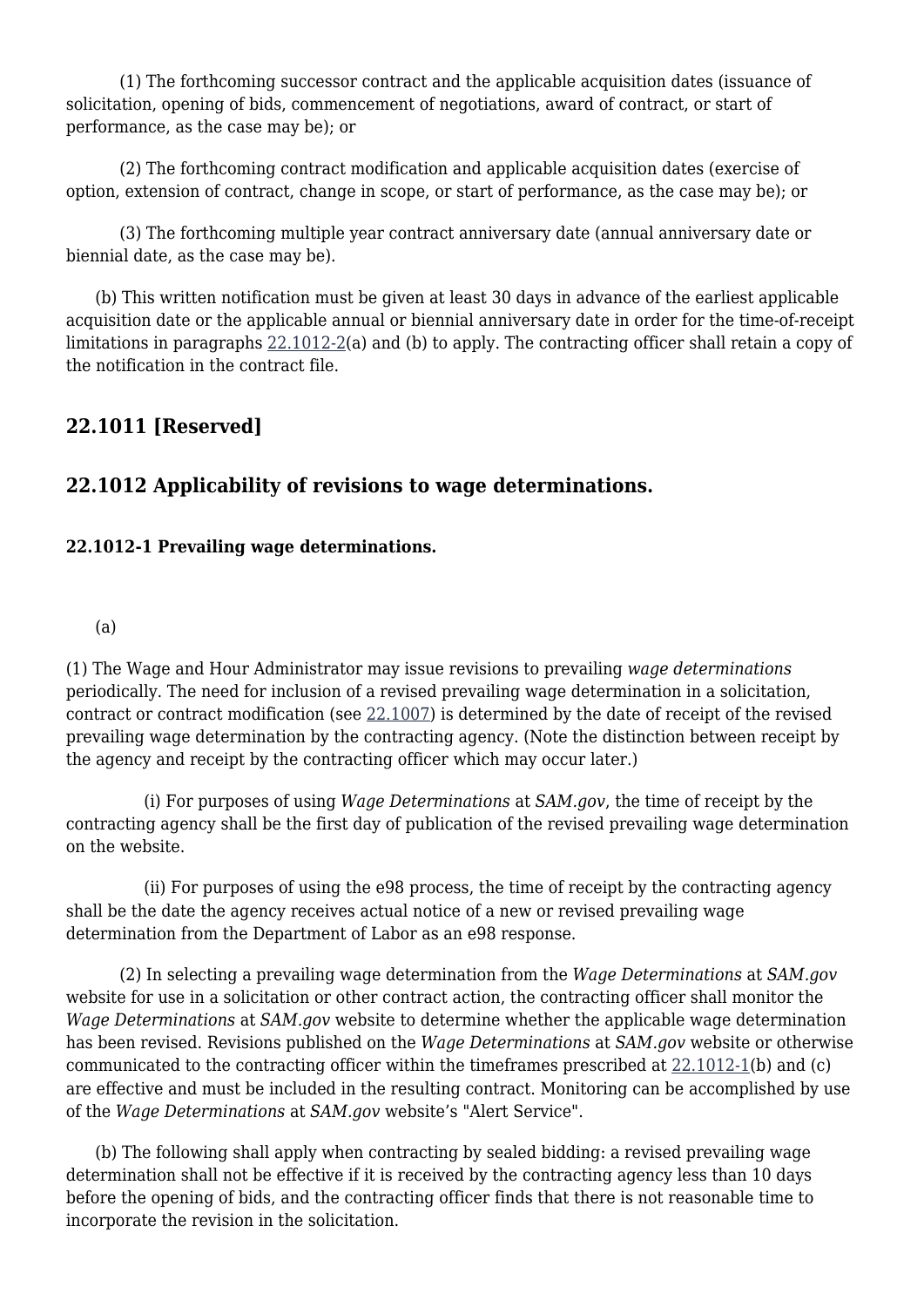(1) The forthcoming successor contract and the applicable acquisition dates (issuance of solicitation, opening of bids, commencement of negotiations, award of contract, or start of performance, as the case may be); or

(2) The forthcoming contract modification and applicable acquisition dates (exercise of option, extension of contract, change in scope, or start of performance, as the case may be); or

(3) The forthcoming multiple year contract anniversary date (annual anniversary date or biennial date, as the case may be).

(b) This written notification must be given at least 30 days in advance of the earliest applicable acquisition date or the applicable annual or biennial anniversary date in order for the time-of-receipt limitations in paragraphs 22.1012-2(a) and (b) to apply. The contracting officer shall retain a copy of the notification in the contract file.

## 22.1011 [Reserved]

## 22.1012 Applicability of revisions to wage determinations.

### 22.1012-1 Prevailing wage determinations.

(a)

(1) The Wage and Hour Administrator may issue revisions to prevailing *wage determinations* periodically. The need for inclusion of a revised prevailing wage determination in a solicitation, contract or contract modification (see 22.1007) is determined by the date of receipt of the revised prevailing wage determination by the contracting agency. (Note the distinction between receipt by the agency and receipt by the contracting officer which may occur later.)

(i) For purposes of using *Wage Determinations* at *SAM.gov*, the time of receipt by the contracting agency shall be the first day of publication of the revised prevailing wage determination on the website.

(ii) For purposes of using the e98 process, the time of receipt by the contracting agency shall be the date the agency receives actual notice of a new or revised prevailing wage determination from the Department of Labor as an e98 response.

(2) In selecting a prevailing wage determination from the *Wage Determinations* at *SAM.gov* website for use in a solicitation or other contract action, the contracting officer shall monitor the *Wage Determinations* at *SAM.gov* website to determine whether the applicable wage determination has been revised. Revisions published on the *Wage Determinations* at *SAM.gov* website or otherwise communicated to the contracting officer within the timeframes prescribed at 22.1012-1(b) and (c) are effective and must be included in the resulting contract. Monitoring can be accomplished by use of the *Wage Determinations* at *SAM.gov* website's "Alert Service".

(b) The following shall apply when contracting by sealed bidding: a revised prevailing wage determination shall not be effective if it is received by the contracting agency less than 10 days before the opening of bids, and the contracting officer finds that there is not reasonable time to incorporate the revision in the solicitation.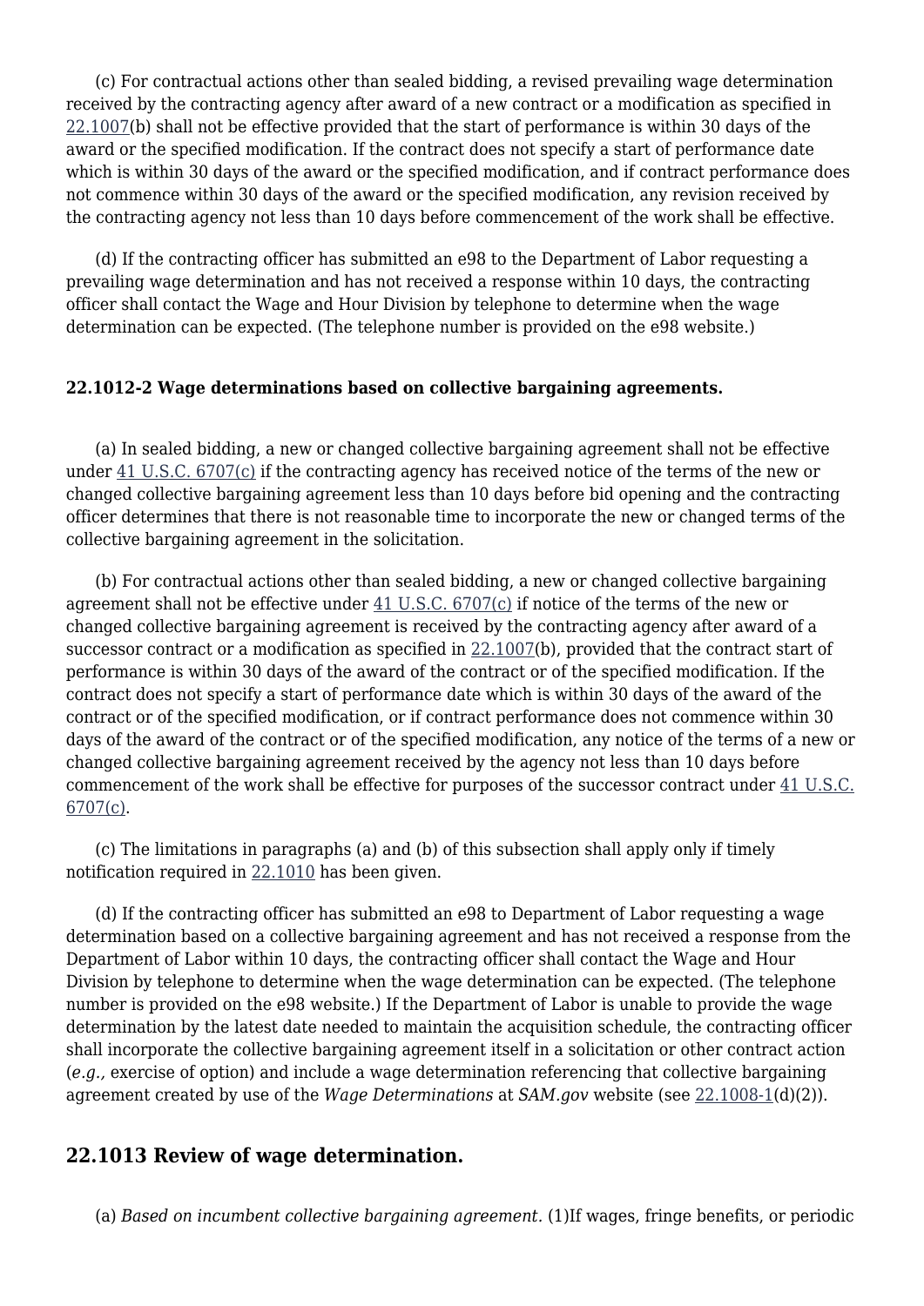(c) For contractual actions other than sealed bidding, a revised prevailing wage determination received by the contracting agency after award of a new contract or a modification as specified in 22.1007(b) shall not be effective provided that the start of performance is within 30 days of the award or the specified modification. If the contract does not specify a start of performance date which is within 30 days of the award or the specified modification, and if contract performance does not commence within 30 days of the award or the specified modification, any revision received by the contracting agency not less than 10 days before commencement of the work shall be effective.

(d) If the contracting officer has submitted an e98 to the Department of Labor requesting a prevailing wage determination and has not received a response within 10 days, the contracting officer shall contact the Wage and Hour Division by telephone to determine when the wage determination can be expected. (The telephone number is provided on the e98 website.)

**22.1012-2 Wage determinations based on collective bargaining agreements.**

(a) In sealed bidding, a new or changed collective bargaining agreement shall not be effective under 41 U.S.C. 6707(c) if the contracting agency has received notice of the terms of the new or changed collective bargaining agreement less than 10 days before bid opening and the contracting officer determines that there is not reasonable time to incorporate the new or changed terms of the collective bargaining agreement in the solicitation.

(b) For contractual actions other than sealed bidding, a new or changed collective bargaining agreement shall not be effective under 41 U.S.C. 6707(c) if notice of the terms of the new or changed collective bargaining agreement is received by the contracting agency after award of a successor contract or a modification as specified in 22.1007(b), provided that the contract start of performance is within 30 days of the award of the contract or of the specified modification. If the contract does not specify a start of performance date which is within 30 days of the award of the contract or of the specified modification, or if contract performance does not commence within 30 days of the award of the contract or of the specified modification, any notice of the terms of a new or changed collective bargaining agreement received by the agency not less than 10 days before commencement of the work shall be effective for purposes of the successor contract under 41 U.S.C. 6707(c).

(c) The limitations in paragraphs (a) and (b) of this subsection shall apply only if timely notification required in 22.1010 has been given.

(d) If the contracting officer has submitted an e98 to Department of Labor requesting a wage determination based on a collective bargaining agreement and has not received a response from the Department of Labor within 10 days, the contracting officer shall contact the Wage and Hour Division by telephone to determine when the wage determination can be expected. (The telephone number is provided on the e98 website.) If the Department of Labor is unable to provide the wage determination by the latest date needed to maintain the acquisition schedule, the contracting officer shall incorporate the collective bargaining agreement itself in a solicitation or other contract action (*e.g.,* exercise of option) and include a wage determination referencing that collective bargaining agreement created by use of the *Wage Determinations* at *SAM.gov* website (see 22.1008-1(d)(2)).

## 22.1013 Review of wage determination.

(a) *Based on incumbent collective bargaining agreement.* (1)If wages, fringe benefits, or periodic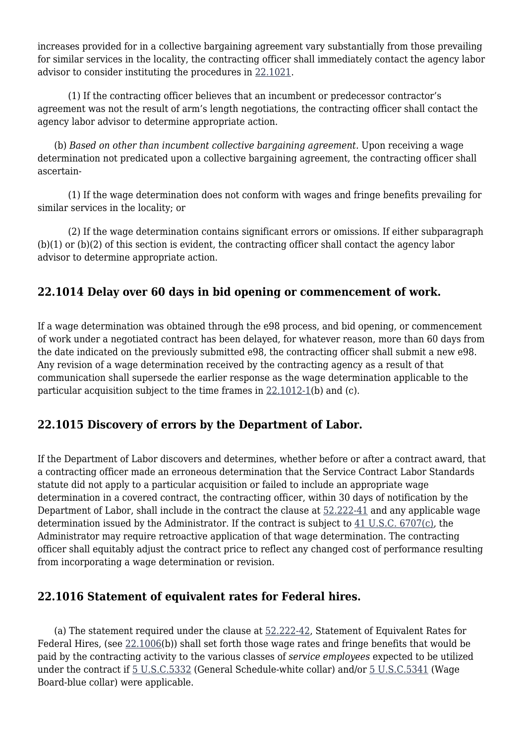increases provided for in a collective bargaining agreement vary substantially from those prevailing for similar services in the locality, the contracting officer shall immediately contact the agency labor advisor to consider instituting the procedures in 22.1021.

(1) If the contracting officer believes that an incumbent or predecessor contractor's agreement was not the result of arm's length negotiations, the contracting officer shall contact the agency labor advisor to determine appropriate action.

(b) *Based on other than incumbent collective bargaining agreement.* Upon receiving a wage determination not predicated upon a collective bargaining agreement, the contracting officer shall ascertain-

(1) If the wage determination does not conform with wages and fringe benefits prevailing for similar services in the locality; or

(2) If the wage determination contains significant errors or omissions. If either subparagraph (b)(1) or (b)(2) of this section is evident, the contracting officer shall contact the agency labor advisor to determine appropriate action.

## 22.1014 Delay over 60 days in bid opening or commencement of work.

If a wage determination was obtained through the e98 process, and bid opening, or commencement of work under a negotiated contract has been delayed, for whatever reason, more than 60 days from the date indicated on the previously submitted e98, the contracting officer shall submit a new e98. Any revision of a wage determination received by the contracting agency as a result of that communication shall supersede the earlier response as the wage determination applicable to the particular acquisition subject to the time frames in 22.1012-1(b) and (c).

## 22.1015 Discovery of errors by the Department of Labor.

If the Department of Labor discovers and determines, whether before or after a contract award, that a contracting officer made an erroneous determination that the Service Contract Labor Standards statute did not apply to a particular acquisition or failed to include an appropriate wage determination in a covered contract, the contracting officer, within 30 days of notification by the Department of Labor, shall include in the contract the clause at 52.222-41 and any applicable wage determination issued by the Administrator. If the contract is subject to 41 U.S.C. 6707(c), the Administrator may require retroactive application of that wage determination. The contracting officer shall equitably adjust the contract price to reflect any changed cost of performance resulting from incorporating a wage determination or revision.

## 22.1016 Statement of equivalent rates for Federal hires.

(a) The statement required under the clause at 52.222-42, Statement of Equivalent Rates for Federal Hires, (see 22.1006(b)) shall set forth those wage rates and fringe benefits that would be paid by the contracting activity to the various classes of *service employees* expected to be utilized under the contract if 5 U.S.C.5332 (General Schedule-white collar) and/or 5 U.S.C.5341 (Wage Board-blue collar) were applicable.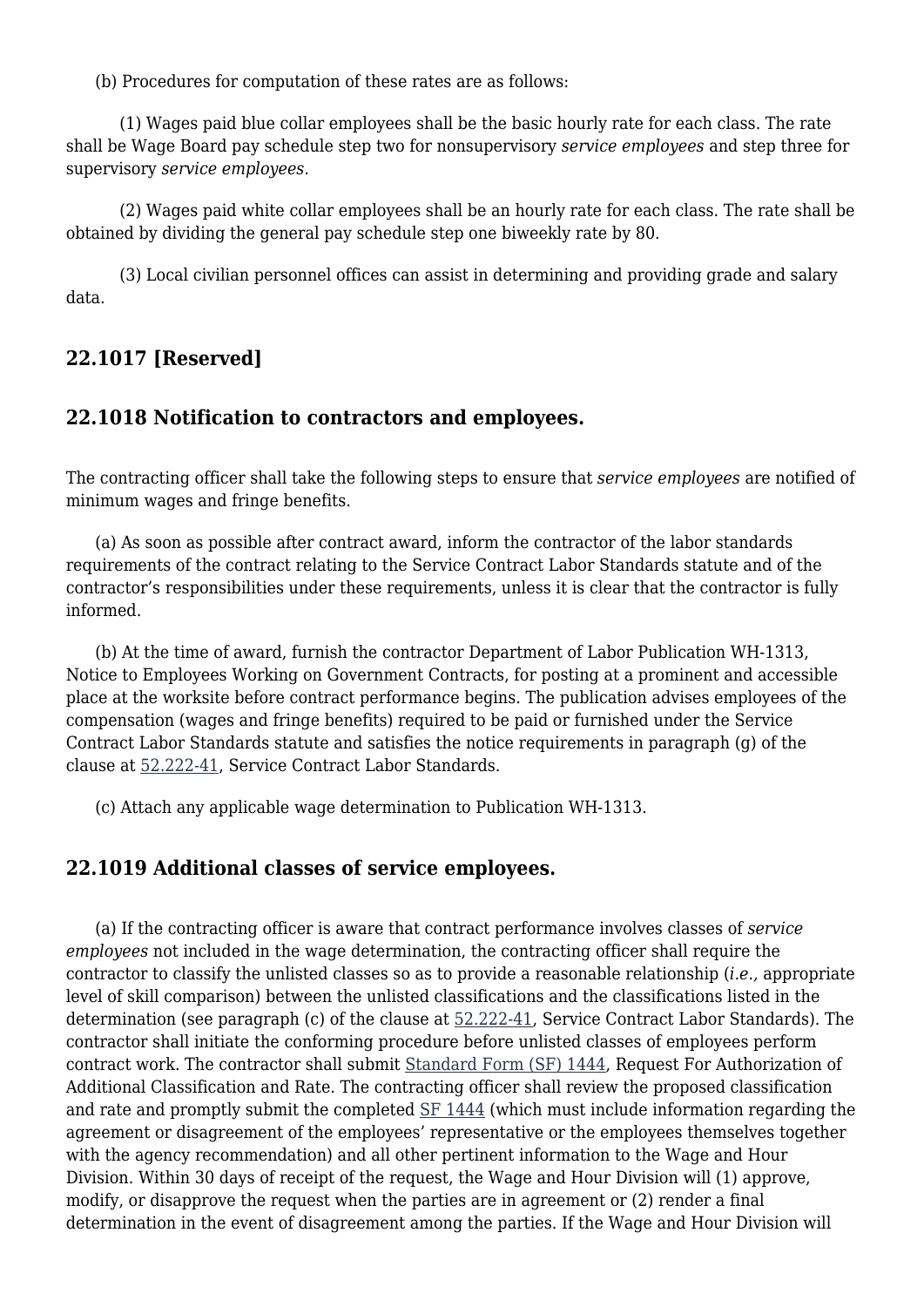(b) Procedures for computation of these rates are as follows:

(1) Wages paid blue collar employees shall be the basic hourly rate for each class. The rate shall be Wage Board pay schedule step two for nonsupervisory *service employees* and step three for supervisory *service employees*.

(2) Wages paid white collar employees shall be an hourly rate for each class. The rate shall be obtained by dividing the general pay schedule step one biweekly rate by 80.

(3) Local civilian personnel offices can assist in determining and providing grade and salary data.

## 22.1017 [Reserved]

## 22.1018 Notification to contractors and employees.

The contracting officer shall take the following steps to ensure that *service employees* are notified of minimum wages and fringe benefits.

(a) As soon as possible after contract award, inform the contractor of the labor standards requirements of the contract relating to the Service Contract Labor Standards statute and of the contractor's responsibilities under these requirements, unless it is clear that the contractor is fully informed.

(b) At the time of award, furnish the contractor Department of Labor Publication WH-1313, Notice to Employees Working on Government Contracts, for posting at a prominent and accessible place at the worksite before contract performance begins. The publication advises employees of the compensation (wages and fringe benefits) required to be paid or furnished under the Service Contract Labor Standards statute and satisfies the notice requirements in paragraph (g) of the clause at 52.222-41, Service Contract Labor Standards.

(c) Attach any applicable wage determination to Publication WH-1313.

## 22.1019 Additional classes of service employees.

(a) If the contracting officer is aware that contract performance involves classes of *service employees* not included in the wage determination, the contracting officer shall require the contractor to classify the unlisted classes so as to provide a reasonable relationship (*i.e.,* appropriate level of skill comparison) between the unlisted classifications and the classifications listed in the determination (see paragraph (c) of the clause at 52.222-41, Service Contract Labor Standards). The contractor shall initiate the conforming procedure before unlisted classes of employees perform contract work. The contractor shall submit Standard Form (SF) 1444, Request For Authorization of Additional Classification and Rate. The contracting officer shall review the proposed classification and rate and promptly submit the completed SF 1444 (which must include information regarding the agreement or disagreement of the employees' representative or the employees themselves together with the agency recommendation) and all other pertinent information to the Wage and Hour Division. Within 30 days of receipt of the request, the Wage and Hour Division will (1) approve, modify, or disapprove the request when the parties are in agreement or (2) render a final determination in the event of disagreement among the parties. If the Wage and Hour Division will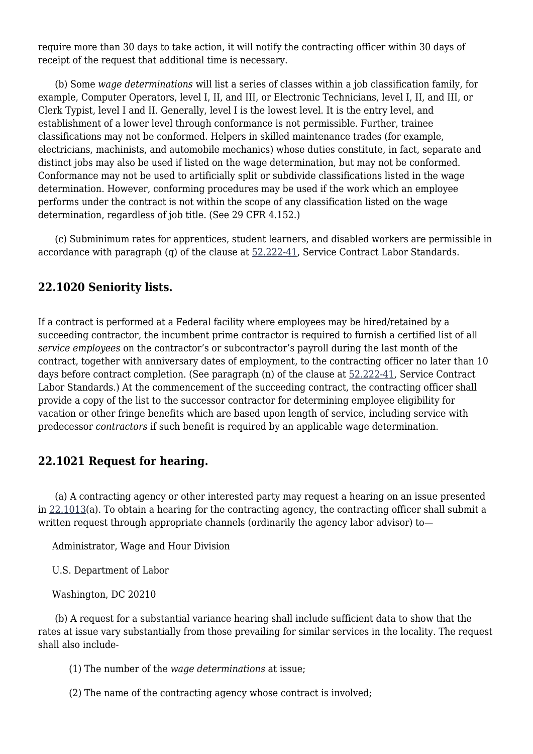require more than 30 days to take action, it will notify the contracting officer within 30 days of receipt of the request that additional time is necessary.

(b) Some *wage determinations* will list a series of classes within a job classification family, for example, Computer Operators, level I, II, and III, or Electronic Technicians, level I, II, and III, or Clerk Typist, level I and II. Generally, level I is the lowest level. It is the entry level, and establishment of a lower level through conformance is not permissible. Further, trainee classifications may not be conformed. Helpers in skilled maintenance trades (for example, electricians, machinists, and automobile mechanics) whose duties constitute, in fact, separate and distinct jobs may also be used if listed on the wage determination, but may not be conformed. Conformance may not be used to artificially split or subdivide classifications listed in the wage determination. However, conforming procedures may be used if the work which an employee performs under the contract is not within the scope of any classification listed on the wage determination, regardless of job title. (See 29 CFR 4.152.)

(c) Subminimum rates for apprentices, student learners, and disabled workers are permissible in accordance with paragraph (q) of the clause at 52.222-41, Service Contract Labor Standards.

### 22.1020 Seniority lists.

If a contract is performed at a Federal facility where employees may be hired/retained by a succeeding contractor, the incumbent prime contractor is required to furnish a certified list of all *service employees* on the contractor's or subcontractor's payroll during the last month of the contract, together with anniversary dates of employment, to the contracting officer no later than 10 days before contract completion. (See paragraph (n) of the clause at 52.222-41, Service Contract Labor Standards.) At the commencement of the succeeding contract, the contracting officer shall provide a copy of the list to the successor contractor for determining employee eligibility for vacation or other fringe benefits which are based upon length of service, including service with predecessor *contractors* if such benefit is required by an applicable wage determination.

### 22.1021 Request for hearing.

(a) A contracting agency or other interested party may request a hearing on an issue presented in 22.1013(a). To obtain a hearing for the contracting agency, the contracting officer shall submit a written request through appropriate channels (ordinarily the agency labor advisor) to—

Administrator, Wage and Hour Division

U.S. Department of Labor

Washington, DC 20210

(b) A request for a substantial variance hearing shall include sufficient data to show that the rates at issue vary substantially from those prevailing for similar services in the locality. The request shall also include-

(1) The number of the *wage determinations* at issue;

(2) The name of the contracting agency whose contract is involved;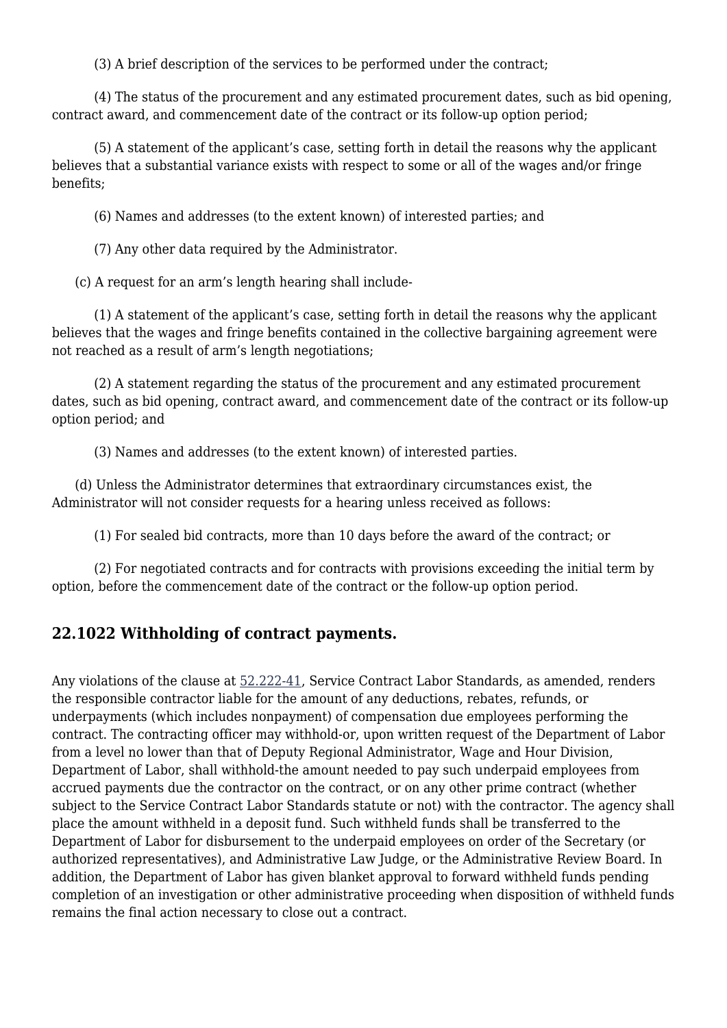(3) A brief description of the services to be performed under the contract;

(4) The status of the procurement and any estimated procurement dates, such as bid opening, contract award, and commencement date of the contract or its follow-up option period;

(5) A statement of the applicant's case, setting forth in detail the reasons why the applicant believes that a substantial variance exists with respect to some or all of the wages and/or fringe benefits;

(6) Names and addresses (to the extent known) of interested parties; and

(7) Any other data required by the Administrator.

(c) A request for an arm's length hearing shall include-

(1) A statement of the applicant's case, setting forth in detail the reasons why the applicant believes that the wages and fringe benefits contained in the collective bargaining agreement were not reached as a result of arm's length negotiations;

(2) A statement regarding the status of the procurement and any estimated procurement dates, such as bid opening, contract award, and commencement date of the contract or its follow-up option period; and

(3) Names and addresses (to the extent known) of interested parties.

(d) Unless the Administrator determines that extraordinary circumstances exist, the Administrator will not consider requests for a hearing unless received as follows:

(1) For sealed bid contracts, more than 10 days before the award of the contract; or

(2) For negotiated contracts and for contracts with provisions exceeding the initial term by option, before the commencement date of the contract or the follow-up option period.

## 22.1022 Withholding of contract payments.

Any violations of the clause at 52.222-41, Service Contract Labor Standards, as amended, renders the responsible contractor liable for the amount of any deductions, rebates, refunds, or underpayments (which includes nonpayment) of compensation due employees performing the contract. The contracting officer may withhold-or, upon written request of the Department of Labor from a level no lower than that of Deputy Regional Administrator, Wage and Hour Division, Department of Labor, shall withhold-the amount needed to pay such underpaid employees from accrued payments due the contractor on the contract, or on any other prime contract (whether subject to the Service Contract Labor Standards statute or not) with the contractor. The agency shall place the amount withheld in a deposit fund. Such withheld funds shall be transferred to the Department of Labor for disbursement to the underpaid employees on order of the Secretary (or authorized representatives), and Administrative Law Judge, or the Administrative Review Board. In addition, the Department of Labor has given blanket approval to forward withheld funds pending completion of an investigation or other administrative proceeding when disposition of withheld funds remains the final action necessary to close out a contract.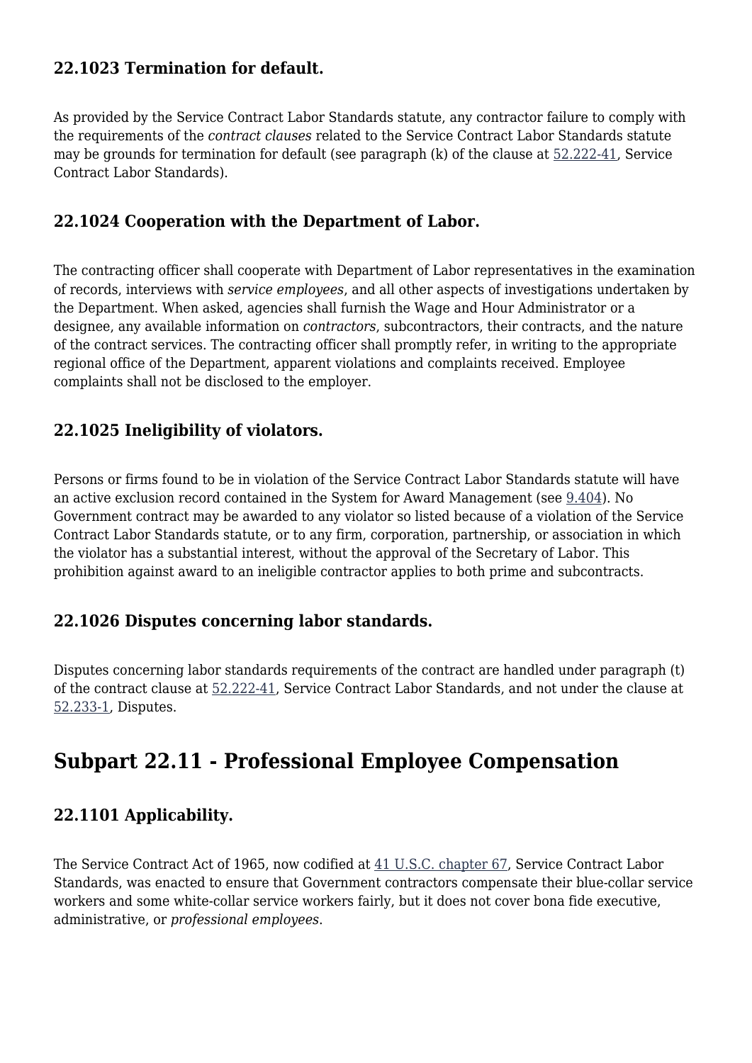### 22.1023 Termination for default.

As provided by the Service Contract Labor Standards statute, any contractor failure to comply with the requirements of the *contract clauses* related to the Service Contract Labor Standards statute may be grounds for termination for default (see paragraph (k) of the clause at 52.222-41, Service Contract Labor Standards).

### 22.1024 Cooperation with the Department of Labor.

The contracting officer shall cooperate with Department of Labor representatives in the examination of records, interviews with *service employees*, and all other aspects of investigations undertaken by the Department. When asked, agencies shall furnish the Wage and Hour Administrator or a designee, any available information on *contractors*, subcontractors, their contracts, and the nature of the contract services. The contracting officer shall promptly refer, in writing to the appropriate regional office of the Department, apparent violations and complaints received. Employee complaints shall not be disclosed to the employer.

### 22.1025 Ineligibility of violators.

Persons or firms found to be in violation of the Service Contract Labor Standards statute will have an active exclusion record contained in the System for Award Management (see 9.404). No Government contract may be awarded to any violator so listed because of a violation of the Service Contract Labor Standards statute, or to any firm, corporation, partnership, or association in which the violator has a substantial interest, without the approval of the Secretary of Labor. This prohibition against award to an ineligible contractor applies to both prime and subcontracts.

### 22.1026 Disputes concerning labor standards.

Disputes concerning labor standards requirements of the contract are handled under paragraph (t) of the contract clause at 52.222-41, Service Contract Labor Standards, and not under the clause at 52.233-1, Disputes.

## Subpart 22.11 - Professional Employee Compensation

### 22.1101 Applicability.

The Service Contract Act of 1965, now codified at 41 U.S.C. chapter 67, Service Contract Labor Standards, was enacted to ensure that Government contractors compensate their blue-collar service workers and some white-collar service workers fairly, but it does not cover bona fide executive, administrative, or *professional employees*.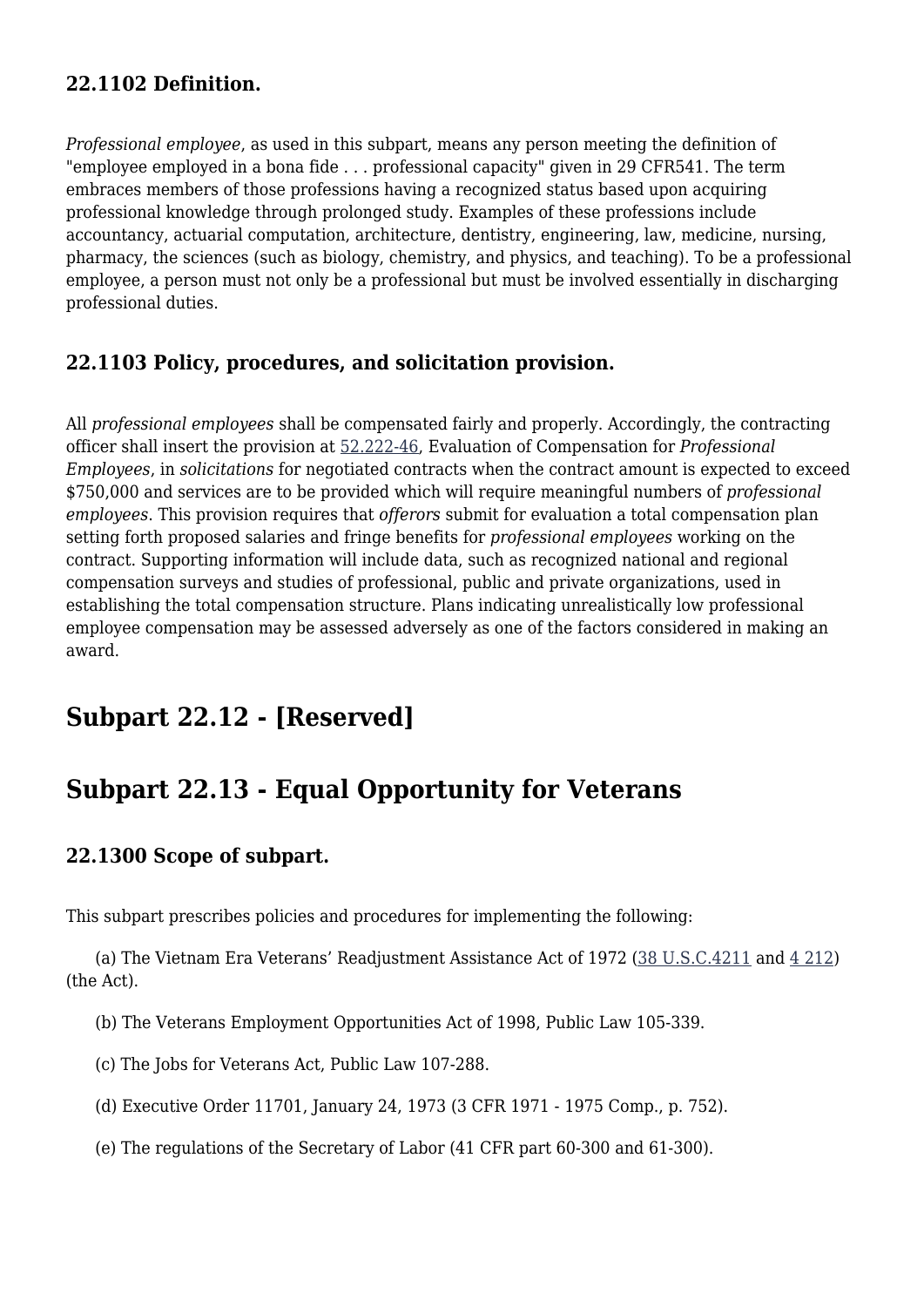### 22.1102 Definition.

*Professional employee*, as used in this subpart, means any person meeting the definition of "employee employed in a bona fide . . . professional capacity" given in 29 CFR541. The term embraces members of those professions having a recognized status based upon acquiring professional knowledge through prolonged study. Examples of these professions include accountancy, actuarial computation, architecture, dentistry, engineering, law, medicine, nursing, pharmacy, the sciences (such as biology, chemistry, and physics, and teaching). To be a professional employee, a person must not only be a professional but must be involved essentially in discharging professional duties.

### 22.1103 Policy, procedures, and solicitation provision.

All *professional employees* shall be compensated fairly and properly. Accordingly, the contracting officer shall insert the provision at 52.222-46, Evaluation of Compensation for *Professional Employees*, in *solicitations* for negotiated contracts when the contract amount is expected to exceed $750,000 and services are to be provided which will require meaningful numbers of *professional employees*. This provision requires that *offerors* submit for evaluation a total compensation plan setting forth proposed salaries and fringe benefits for *professional employees* working on the contract. Supporting information will include data, such as recognized national and regional compensation surveys and studies of professional, public and private organizations, used in establishing the total compensation structure. Plans indicating unrealistically low professional employee compensation may be assessed adversely as one of the factors considered in making an award.

## Subpart 22.12 - [Reserved]

## Subpart 22.13 - Equal Opportunity for Veterans

### 22.1300 Scope of subpart.

This subpart prescribes policies and procedures for implementing the following:

(a) The Vietnam Era Veterans' Readjustment Assistance Act of 1972 (38 U.S.C.4211 and 4 212) (the Act).

(b) The Veterans Employment Opportunities Act of 1998, Public Law 105-339.

(c) The Jobs for Veterans Act, Public Law 107-288.

(d) Executive Order 11701, January 24, 1973 (3 CFR 1971 - 1975 Comp., p. 752).

(e) The regulations of the Secretary of Labor (41 CFR part 60-300 and 61-300).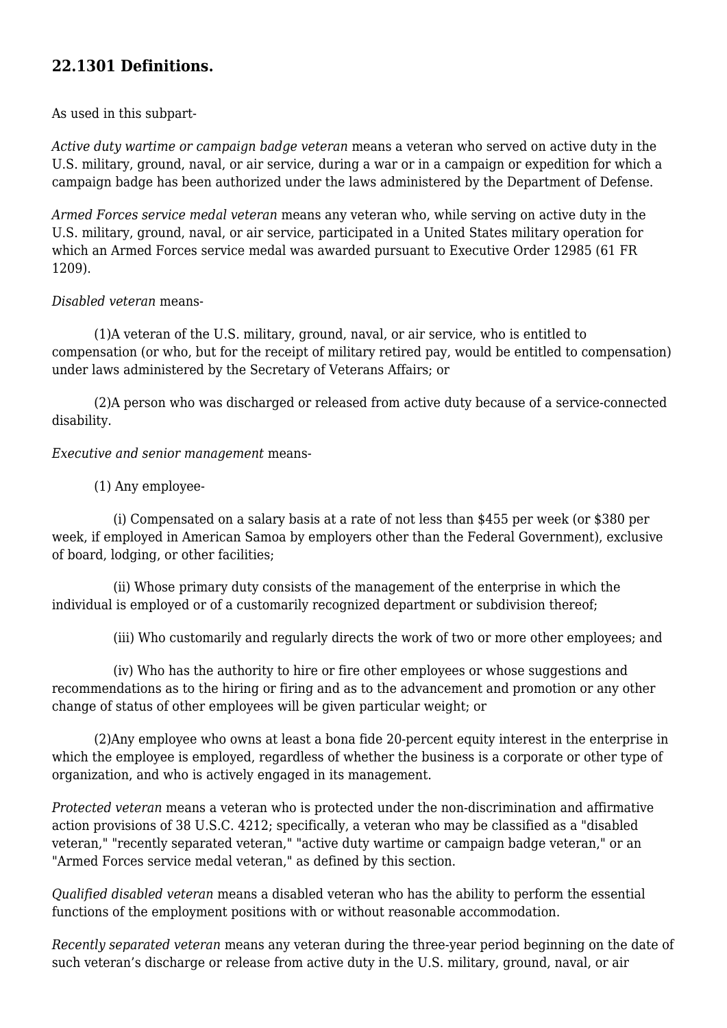## 22.1301 Definitions.

As used in this subpart-

*Active duty wartime or campaign badge veteran* means a veteran who served on active duty in the U.S. military, ground, naval, or air service, during a war or in a campaign or expedition for which a campaign badge has been authorized under the laws administered by the Department of Defense.

*Armed Forces service medal veteran* means any veteran who, while serving on active duty in the U.S. military, ground, naval, or air service, participated in a United States military operation for which an Armed Forces service medal was awarded pursuant to Executive Order 12985 (61 FR 1209).

*Disabled veteran* means-

(1)A veteran of the U.S. military, ground, naval, or air service, who is entitled to compensation (or who, but for the receipt of military retired pay, would be entitled to compensation) under laws administered by the Secretary of Veterans Affairs; or

(2)A person who was discharged or released from active duty because of a service-connected disability.

*Executive and senior management* means-

(1) Any employee-

(i) Compensated on a salary basis at a rate of not less than $455 per week (or $380 per week, if employed in American Samoa by employers other than the Federal Government), exclusive of board, lodging, or other facilities;

(ii) Whose primary duty consists of the management of the enterprise in which the individual is employed or of a customarily recognized department or subdivision thereof;

(iii) Who customarily and regularly directs the work of two or more other employees; and

(iv) Who has the authority to hire or fire other employees or whose suggestions and recommendations as to the hiring or firing and as to the advancement and promotion or any other change of status of other employees will be given particular weight; or

(2)Any employee who owns at least a bona fide 20-percent equity interest in the enterprise in which the employee is employed, regardless of whether the business is a corporate or other type of organization, and who is actively engaged in its management.

*Protected veteran* means a veteran who is protected under the non-discrimination and affirmative action provisions of 38 U.S.C. 4212; specifically, a veteran who may be classified as a "disabled veteran," "recently separated veteran," "active duty wartime or campaign badge veteran," or an "Armed Forces service medal veteran," as defined by this section.

*Qualified disabled veteran* means a disabled veteran who has the ability to perform the essential functions of the employment positions with or without reasonable accommodation.

*Recently separated veteran* means any veteran during the three-year period beginning on the date of such veteran's discharge or release from active duty in the U.S. military, ground, naval, or air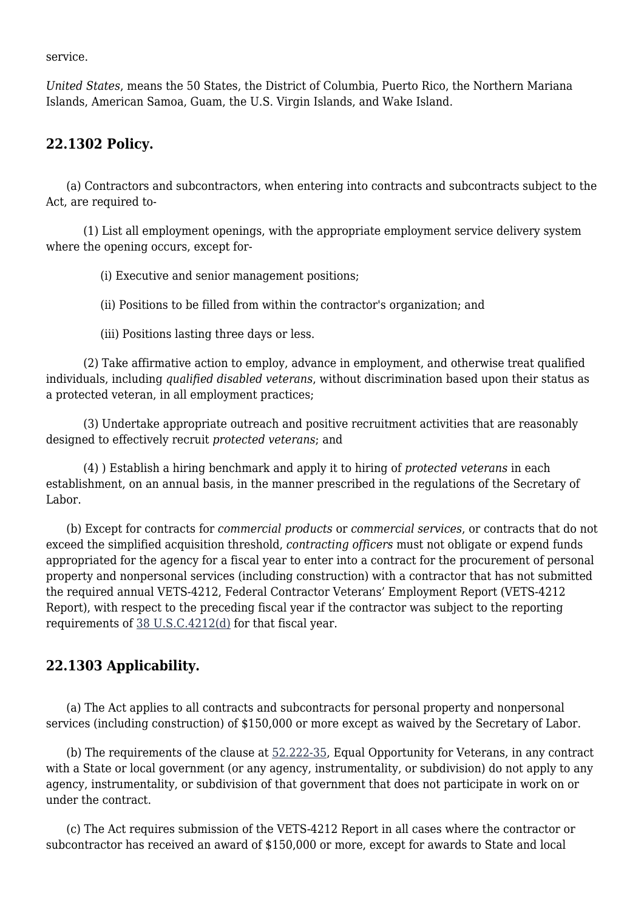service.

*United States*, means the 50 States, the District of Columbia, Puerto Rico, the Northern Mariana Islands, American Samoa, Guam, the U.S. Virgin Islands, and Wake Island.

## 22.1302 Policy.

(a) Contractors and subcontractors, when entering into contracts and subcontracts subject to the Act, are required to-

(1) List all employment openings, with the appropriate employment service delivery system where the opening occurs, except for-

(i) Executive and senior management positions;

(ii) Positions to be filled from within the contractor's organization; and

(iii) Positions lasting three days or less.

(2) Take affirmative action to employ, advance in employment, and otherwise treat qualified individuals, including *qualified disabled veterans*, without discrimination based upon their status as a protected veteran, in all employment practices;

(3) Undertake appropriate outreach and positive recruitment activities that are reasonably designed to effectively recruit *protected veterans*; and

(4) ) Establish a hiring benchmark and apply it to hiring of *protected veterans* in each establishment, on an annual basis, in the manner prescribed in the regulations of the Secretary of Labor.

(b) Except for contracts for *commercial products* or *commercial services*, or contracts that do not exceed the simplified acquisition threshold, *contracting officers* must not obligate or expend funds appropriated for the agency for a fiscal year to enter into a contract for the procurement of personal property and nonpersonal services (including construction) with a contractor that has not submitted the required annual VETS-4212, Federal Contractor Veterans' Employment Report (VETS-4212 Report), with respect to the preceding fiscal year if the contractor was subject to the reporting requirements of 38 U.S.C.4212(d) for that fiscal year.

## 22.1303 Applicability.

(a) The Act applies to all contracts and subcontracts for personal property and nonpersonal services (including construction) of $150,000 or more except as waived by the Secretary of Labor.

(b) The requirements of the clause at 52.222-35, Equal Opportunity for Veterans, in any contract with a State or local government (or any agency, instrumentality, or subdivision) do not apply to any agency, instrumentality, or subdivision of that government that does not participate in work on or under the contract.

(c) The Act requires submission of the VETS-4212 Report in all cases where the contractor or subcontractor has received an award of $150,000 or more, except for awards to State and local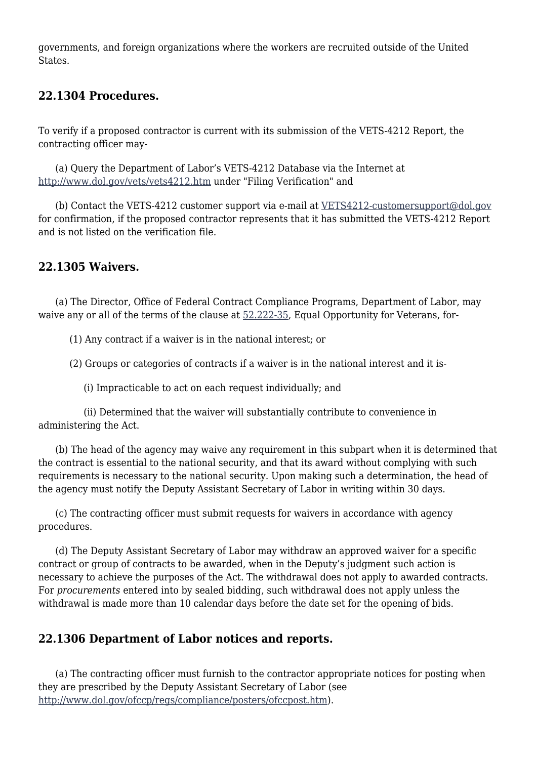governments, and foreign organizations where the workers are recruited outside of the United States.

## 22.1304 Procedures.

To verify if a proposed contractor is current with its submission of the VETS-4212 Report, the contracting officer may-

(a) Query the Department of Labor's VETS-4212 Database via the Internet at http://www.dol.gov/vets/vets4212.htm under "Filing Verification" and

(b) Contact the VETS-4212 customer support via e-mail at VETS4212-customersupport@dol.gov for confirmation, if the proposed contractor represents that it has submitted the VETS-4212 Report and is not listed on the verification file.

## 22.1305 Waivers.

(a) The Director, Office of Federal Contract Compliance Programs, Department of Labor, may waive any or all of the terms of the clause at 52.222-35, Equal Opportunity for Veterans, for-

(1) Any contract if a waiver is in the national interest; or

(2) Groups or categories of contracts if a waiver is in the national interest and it is-

(i) Impracticable to act on each request individually; and

(ii) Determined that the waiver will substantially contribute to convenience in administering the Act.

(b) The head of the agency may waive any requirement in this subpart when it is determined that the contract is essential to the national security, and that its award without complying with such requirements is necessary to the national security. Upon making such a determination, the head of the agency must notify the Deputy Assistant Secretary of Labor in writing within 30 days.

(c) The contracting officer must submit requests for waivers in accordance with agency procedures.

(d) The Deputy Assistant Secretary of Labor may withdraw an approved waiver for a specific contract or group of contracts to be awarded, when in the Deputy's judgment such action is necessary to achieve the purposes of the Act. The withdrawal does not apply to awarded contracts. For *procurements* entered into by sealed bidding, such withdrawal does not apply unless the withdrawal is made more than 10 calendar days before the date set for the opening of bids.

## 22.1306 Department of Labor notices and reports.

(a) The contracting officer must furnish to the contractor appropriate notices for posting when they are prescribed by the Deputy Assistant Secretary of Labor (see http://www.dol.gov/ofccp/regs/compliance/posters/ofccpost.htm).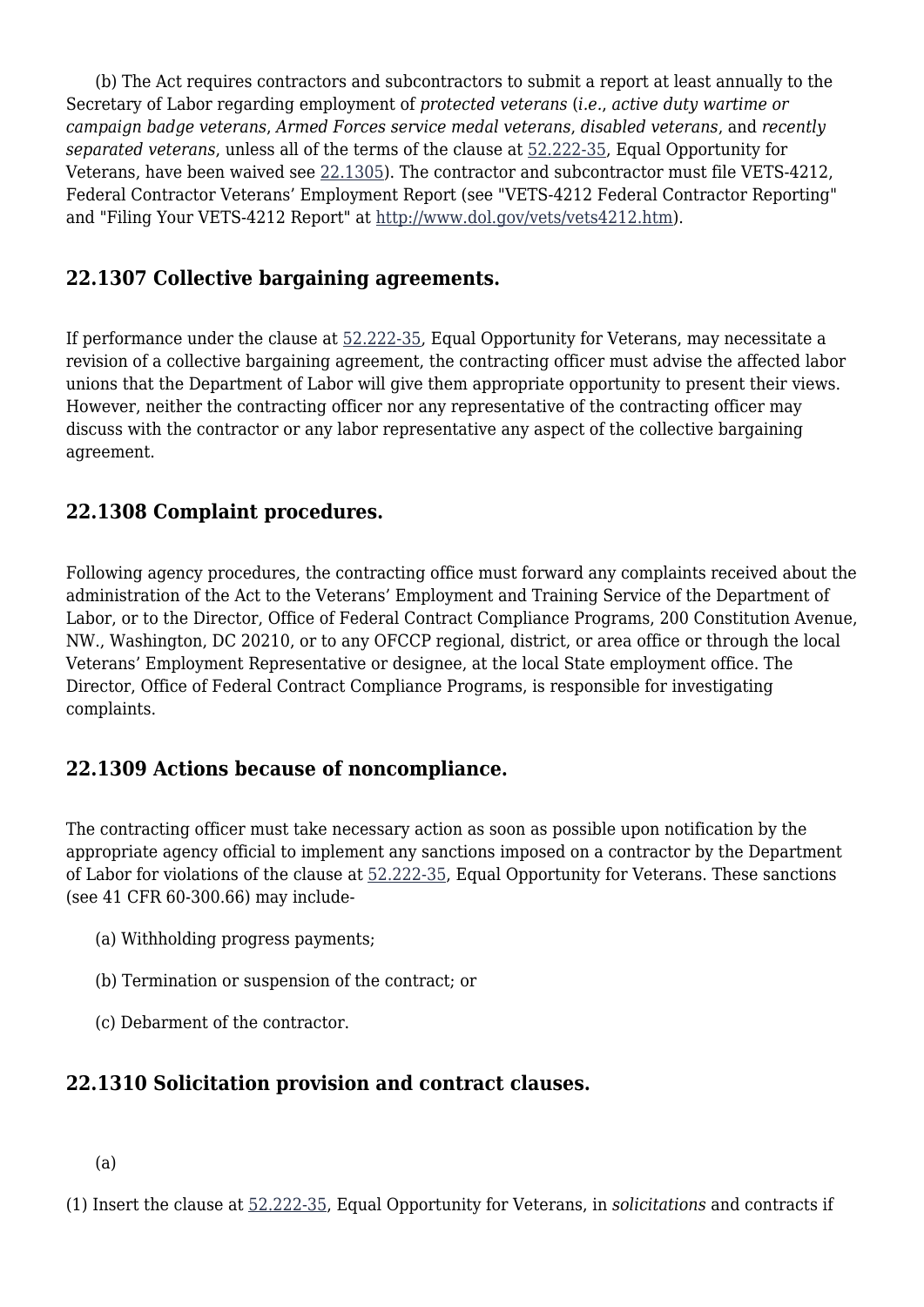(b) The Act requires contractors and subcontractors to submit a report at least annually to the Secretary of Labor regarding employment of *protected veterans* (*i.e.*, *active duty wartime or campaign badge veterans*, *Armed Forces service medal veterans*, *disabled veterans*, and *recently separated veterans*, unless all of the terms of the clause at 52.222-35, Equal Opportunity for Veterans, have been waived see 22.1305). The contractor and subcontractor must file VETS-4212, Federal Contractor Veterans' Employment Report (see "VETS-4212 Federal Contractor Reporting" and "Filing Your VETS-4212 Report" at http://www.dol.gov/vets/vets4212.htm).

## 22.1307 Collective bargaining agreements.

If performance under the clause at 52.222-35, Equal Opportunity for Veterans, may necessitate a revision of a collective bargaining agreement, the contracting officer must advise the affected labor unions that the Department of Labor will give them appropriate opportunity to present their views. However, neither the contracting officer nor any representative of the contracting officer may discuss with the contractor or any labor representative any aspect of the collective bargaining agreement.

## 22.1308 Complaint procedures.

Following agency procedures, the contracting office must forward any complaints received about the administration of the Act to the Veterans' Employment and Training Service of the Department of Labor, or to the Director, Office of Federal Contract Compliance Programs, 200 Constitution Avenue, NW., Washington, DC 20210, or to any OFCCP regional, district, or area office or through the local Veterans' Employment Representative or designee, at the local State employment office. The Director, Office of Federal Contract Compliance Programs, is responsible for investigating complaints.

## 22.1309 Actions because of noncompliance.

The contracting officer must take necessary action as soon as possible upon notification by the appropriate agency official to implement any sanctions imposed on a contractor by the Department of Labor for violations of the clause at 52.222-35, Equal Opportunity for Veterans. These sanctions (see 41 CFR 60-300.66) may include-

(a) Withholding progress payments;

(b) Termination or suspension of the contract; or

(c) Debarment of the contractor.

## 22.1310 Solicitation provision and contract clauses.

(a)

(1) Insert the clause at 52.222-35, Equal Opportunity for Veterans, in *solicitations* and contracts if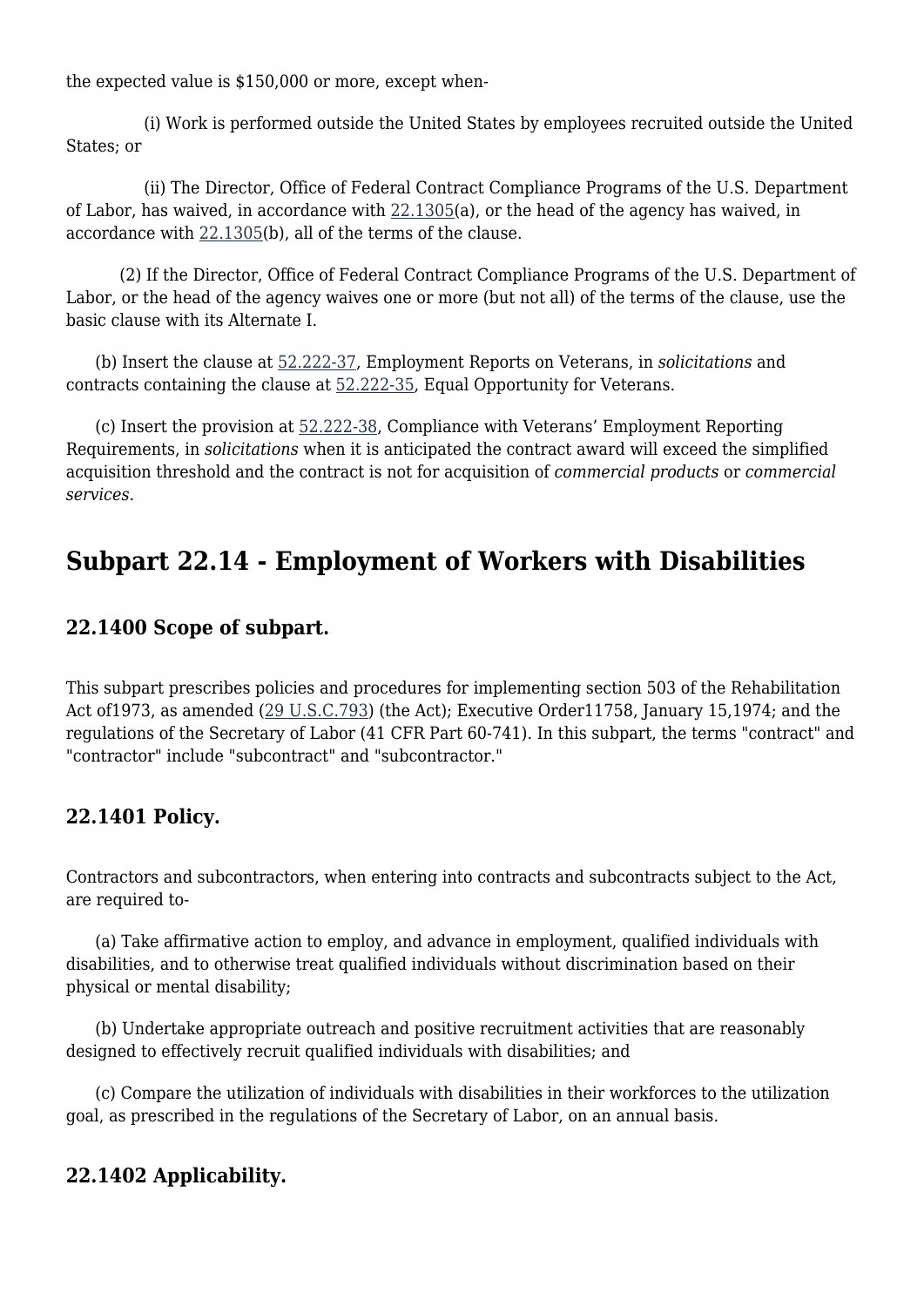the expected value is $150,000 or more, except when-

(i) Work is performed outside the United States by employees recruited outside the United States; or

(ii) The Director, Office of Federal Contract Compliance Programs of the U.S. Department of Labor, has waived, in accordance with 22.1305(a), or the head of the agency has waived, in accordance with 22.1305(b), all of the terms of the clause.

(2) If the Director, Office of Federal Contract Compliance Programs of the U.S. Department of Labor, or the head of the agency waives one or more (but not all) of the terms of the clause, use the basic clause with its Alternate I.

(b) Insert the clause at 52.222-37, Employment Reports on Veterans, in *solicitations* and contracts containing the clause at 52.222-35, Equal Opportunity for Veterans.

(c) Insert the provision at 52.222-38, Compliance with Veterans' Employment Reporting Requirements, in *solicitations* when it is anticipated the contract award will exceed the simplified acquisition threshold and the contract is not for acquisition of *commercial products* or *commercial services*.

## Subpart 22.14 - Employment of Workers with Disabilities

### 22.1400 Scope of subpart.

This subpart prescribes policies and procedures for implementing section 503 of the Rehabilitation Act of1973, as amended (29 U.S.C.793) (the Act); Executive Order11758, January 15,1974; and the regulations of the Secretary of Labor (41 CFR Part 60-741). In this subpart, the terms "contract" and "contractor" include "subcontract" and "subcontractor."

### 22.1401 Policy.

Contractors and subcontractors, when entering into contracts and subcontracts subject to the Act, are required to-

(a) Take affirmative action to employ, and advance in employment, qualified individuals with disabilities, and to otherwise treat qualified individuals without discrimination based on their physical or mental disability;

(b) Undertake appropriate outreach and positive recruitment activities that are reasonably designed to effectively recruit qualified individuals with disabilities; and

(c) Compare the utilization of individuals with disabilities in their workforces to the utilization goal, as prescribed in the regulations of the Secretary of Labor, on an annual basis.

### 22.1402 Applicability.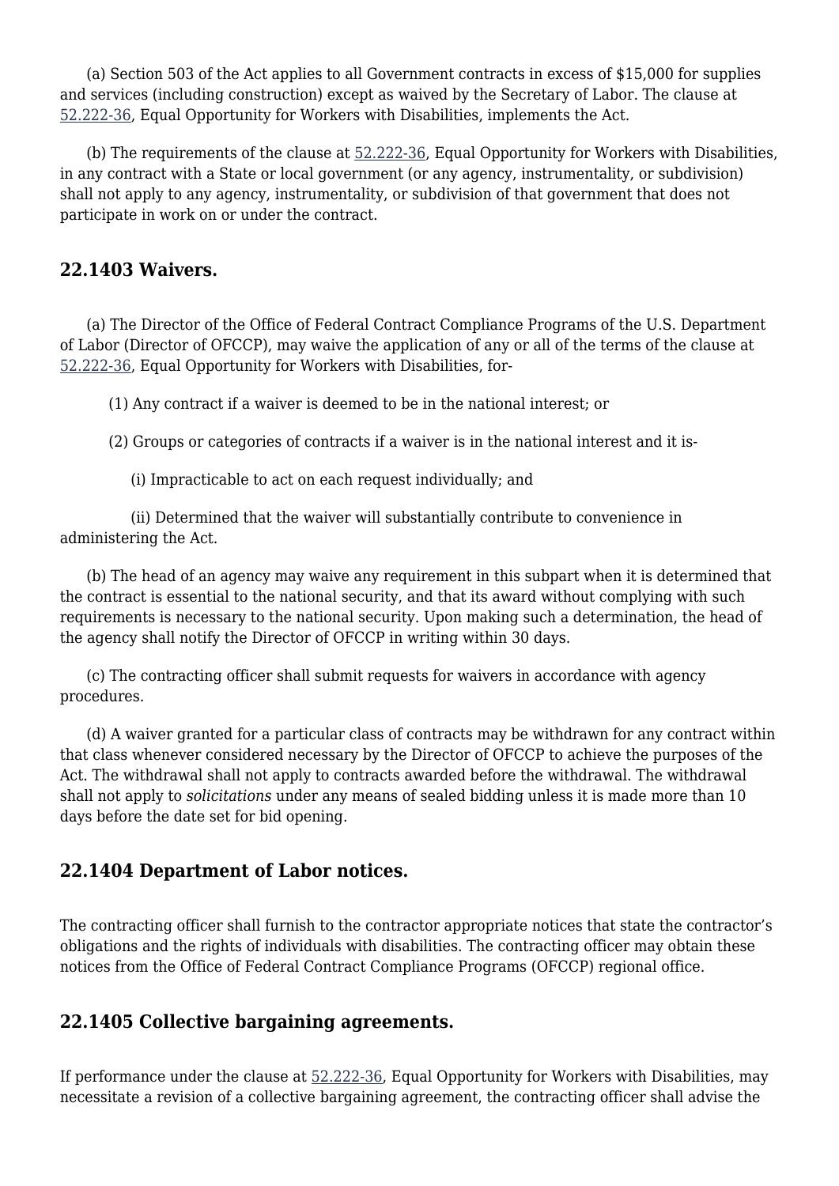(a) Section 503 of the Act applies to all Government contracts in excess of $15,000 for supplies and services (including construction) except as waived by the Secretary of Labor. The clause at 52.222-36, Equal Opportunity for Workers with Disabilities, implements the Act.

(b) The requirements of the clause at 52.222-36, Equal Opportunity for Workers with Disabilities, in any contract with a State or local government (or any agency, instrumentality, or subdivision) shall not apply to any agency, instrumentality, or subdivision of that government that does not participate in work on or under the contract.

## 22.1403 Waivers.

(a) The Director of the Office of Federal Contract Compliance Programs of the U.S. Department of Labor (Director of OFCCP), may waive the application of any or all of the terms of the clause at 52.222-36, Equal Opportunity for Workers with Disabilities, for-

(1) Any contract if a waiver is deemed to be in the national interest; or

(2) Groups or categories of contracts if a waiver is in the national interest and it is-

(i) Impracticable to act on each request individually; and

(ii) Determined that the waiver will substantially contribute to convenience in administering the Act.

(b) The head of an agency may waive any requirement in this subpart when it is determined that the contract is essential to the national security, and that its award without complying with such requirements is necessary to the national security. Upon making such a determination, the head of the agency shall notify the Director of OFCCP in writing within 30 days.

(c) The contracting officer shall submit requests for waivers in accordance with agency procedures.

(d) A waiver granted for a particular class of contracts may be withdrawn for any contract within that class whenever considered necessary by the Director of OFCCP to achieve the purposes of the Act. The withdrawal shall not apply to contracts awarded before the withdrawal. The withdrawal shall not apply to *solicitations* under any means of sealed bidding unless it is made more than 10 days before the date set for bid opening.

## 22.1404 Department of Labor notices.

The contracting officer shall furnish to the contractor appropriate notices that state the contractor's obligations and the rights of individuals with disabilities. The contracting officer may obtain these notices from the Office of Federal Contract Compliance Programs (OFCCP) regional office.

## 22.1405 Collective bargaining agreements.

If performance under the clause at 52.222-36, Equal Opportunity for Workers with Disabilities, may necessitate a revision of a collective bargaining agreement, the contracting officer shall advise the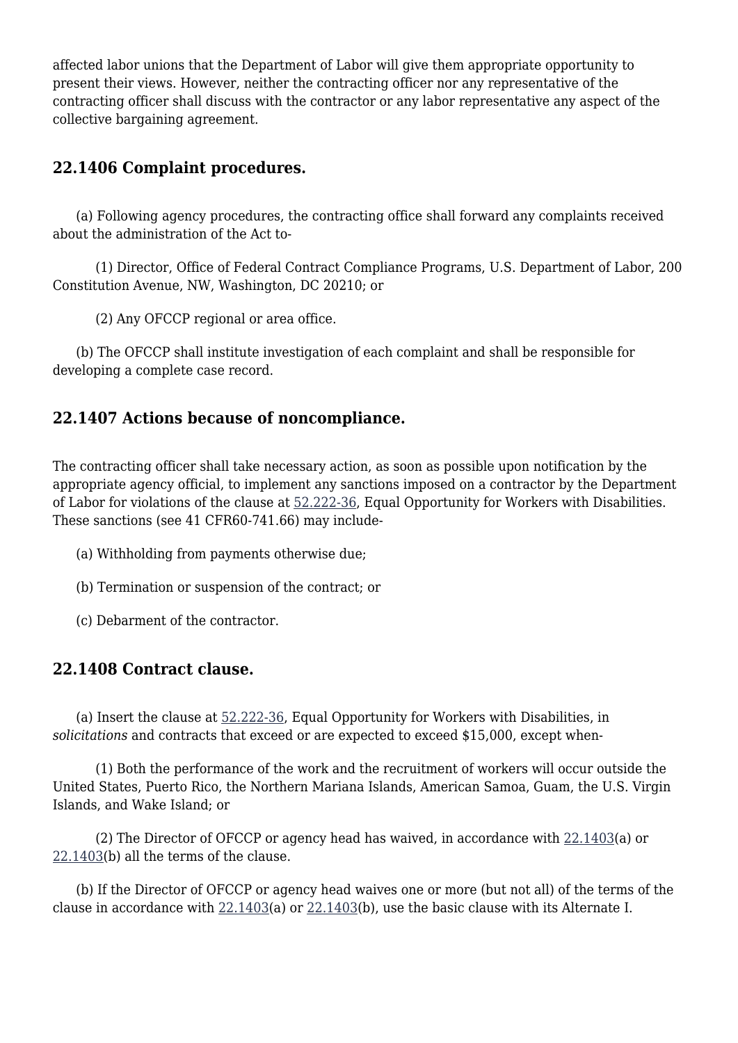affected labor unions that the Department of Labor will give them appropriate opportunity to present their views. However, neither the contracting officer nor any representative of the contracting officer shall discuss with the contractor or any labor representative any aspect of the collective bargaining agreement.

### 22.1406 Complaint procedures.

(a) Following agency procedures, the contracting office shall forward any complaints received about the administration of the Act to-

(1) Director, Office of Federal Contract Compliance Programs, U.S. Department of Labor, 200 Constitution Avenue, NW, Washington, DC 20210; or

(2) Any OFCCP regional or area office.

(b) The OFCCP shall institute investigation of each complaint and shall be responsible for developing a complete case record.

### 22.1407 Actions because of noncompliance.

The contracting officer shall take necessary action, as soon as possible upon notification by the appropriate agency official, to implement any sanctions imposed on a contractor by the Department of Labor for violations of the clause at 52.222-36, Equal Opportunity for Workers with Disabilities. These sanctions (see 41 CFR60-741.66) may include-

(a) Withholding from payments otherwise due;

(b) Termination or suspension of the contract; or

(c) Debarment of the contractor.

### 22.1408 Contract clause.

(a) Insert the clause at 52.222-36, Equal Opportunity for Workers with Disabilities, in *solicitations* and contracts that exceed or are expected to exceed $15,000, except when-

(1) Both the performance of the work and the recruitment of workers will occur outside the United States, Puerto Rico, the Northern Mariana Islands, American Samoa, Guam, the U.S. Virgin Islands, and Wake Island; or

(2) The Director of OFCCP or agency head has waived, in accordance with 22.1403(a) or 22.1403(b) all the terms of the clause.

(b) If the Director of OFCCP or agency head waives one or more (but not all) of the terms of the clause in accordance with 22.1403(a) or 22.1403(b), use the basic clause with its Alternate I.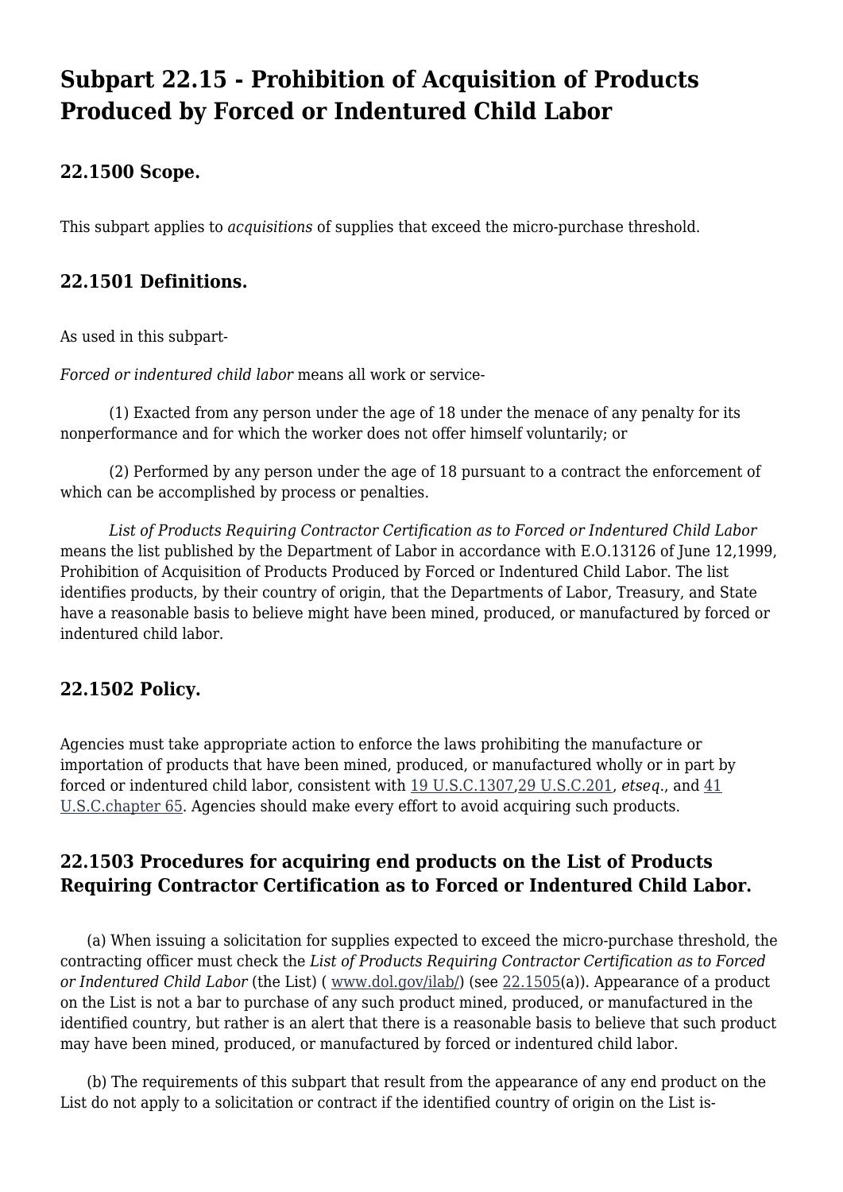## Subpart 22.15 - Prohibition of Acquisition of Products Produced by Forced or Indentured Child Labor

### 22.1500 Scope.

This subpart applies to *acquisitions* of supplies that exceed the micro-purchase threshold.

### 22.1501 Definitions.

As used in this subpart-

*Forced or indentured child labor* means all work or service-

(1) Exacted from any person under the age of 18 under the menace of any penalty for its nonperformance and for which the worker does not offer himself voluntarily; or

(2) Performed by any person under the age of 18 pursuant to a contract the enforcement of which can be accomplished by process or penalties.

*List of Products Requiring Contractor Certification as to Forced or Indentured Child Labor* means the list published by the Department of Labor in accordance with E.O.13126 of June 12,1999, Prohibition of Acquisition of Products Produced by Forced or Indentured Child Labor. The list identifies products, by their country of origin, that the Departments of Labor, Treasury, and State have a reasonable basis to believe might have been mined, produced, or manufactured by forced or indentured child labor.

### 22.1502 Policy.

Agencies must take appropriate action to enforce the laws prohibiting the manufacture or importation of products that have been mined, produced, or manufactured wholly or in part by forced or indentured child labor, consistent with 19 U.S.C.1307,29 U.S.C.201, *etseq*., and 41 U.S.C.chapter 65. Agencies should make every effort to avoid acquiring such products.

### 22.1503 Procedures for acquiring end products on the List of Products Requiring Contractor Certification as to Forced or Indentured Child Labor.

(a) When issuing a solicitation for supplies expected to exceed the micro-purchase threshold, the contracting officer must check the *List of Products Requiring Contractor Certification as to Forced or Indentured Child Labor* (the List) ( www.dol.gov/ilab/) (see 22.1505(a)). Appearance of a product on the List is not a bar to purchase of any such product mined, produced, or manufactured in the identified country, but rather is an alert that there is a reasonable basis to believe that such product may have been mined, produced, or manufactured by forced or indentured child labor.

(b) The requirements of this subpart that result from the appearance of any end product on the List do not apply to a solicitation or contract if the identified country of origin on the List is-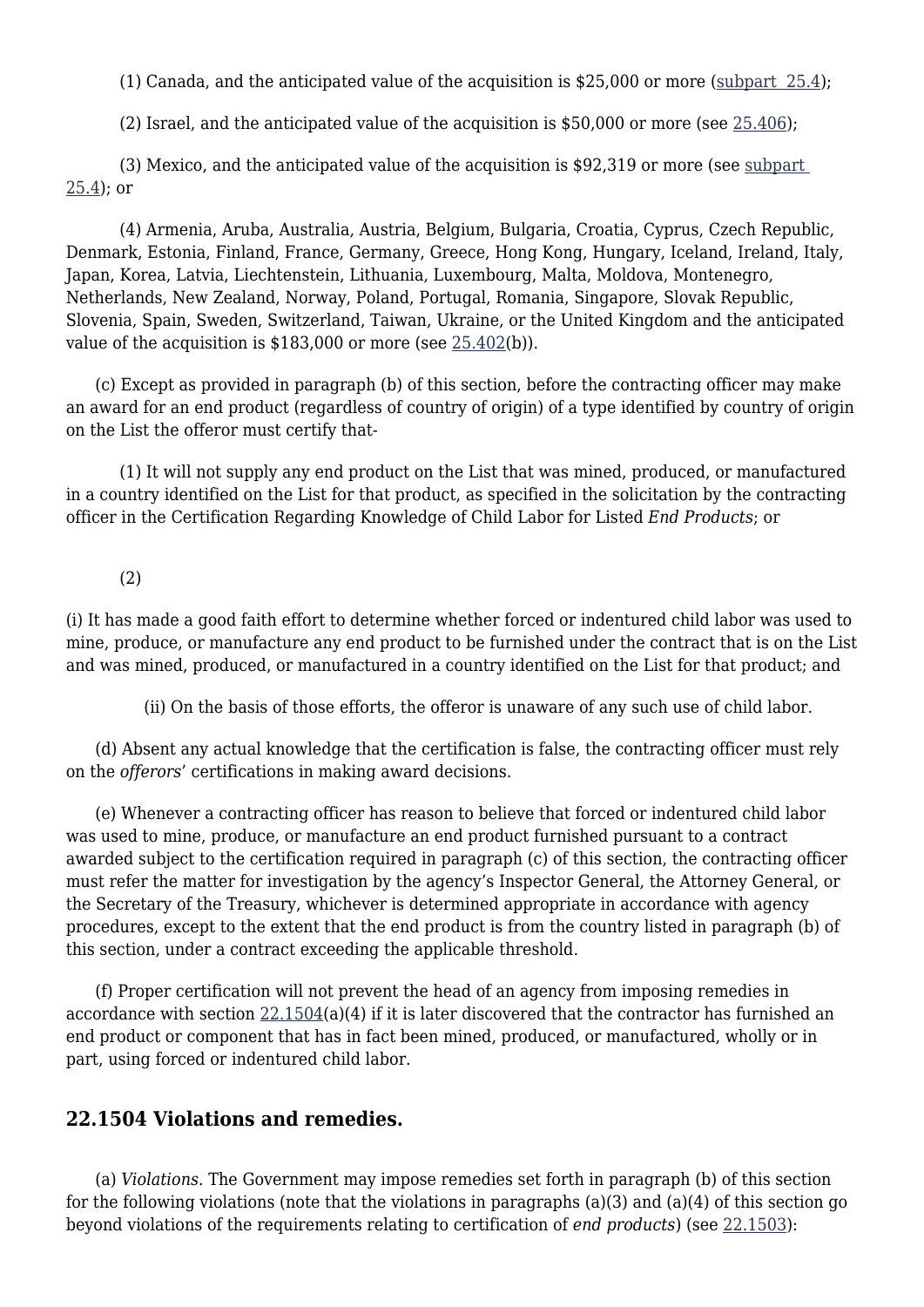(1) Canada, and the anticipated value of the acquisition is $25,000 or more (subpart 25.4);

(2) Israel, and the anticipated value of the acquisition is $50,000 or more (see 25.406);

(3) Mexico, and the anticipated value of the acquisition is $92,319 or more (see subpart 25.4); or

(4) Armenia, Aruba, Australia, Austria, Belgium, Bulgaria, Croatia, Cyprus, Czech Republic, Denmark, Estonia, Finland, France, Germany, Greece, Hong Kong, Hungary, Iceland, Ireland, Italy, Japan, Korea, Latvia, Liechtenstein, Lithuania, Luxembourg, Malta, Moldova, Montenegro, Netherlands, New Zealand, Norway, Poland, Portugal, Romania, Singapore, Slovak Republic, Slovenia, Spain, Sweden, Switzerland, Taiwan, Ukraine, or the United Kingdom and the anticipated value of the acquisition is $183,000 or more (see 25.402(b)).

(c) Except as provided in paragraph (b) of this section, before the contracting officer may make an award for an end product (regardless of country of origin) of a type identified by country of origin on the List the offeror must certify that-

(1) It will not supply any end product on the List that was mined, produced, or manufactured in a country identified on the List for that product, as specified in the solicitation by the contracting officer in the Certification Regarding Knowledge of Child Labor for Listed *End Products*; or

(2)

(i) It has made a good faith effort to determine whether forced or indentured child labor was used to mine, produce, or manufacture any end product to be furnished under the contract that is on the List and was mined, produced, or manufactured in a country identified on the List for that product; and

(ii) On the basis of those efforts, the offeror is unaware of any such use of child labor.

(d) Absent any actual knowledge that the certification is false, the contracting officer must rely on the *offerors*' certifications in making award decisions.

(e) Whenever a contracting officer has reason to believe that forced or indentured child labor was used to mine, produce, or manufacture an end product furnished pursuant to a contract awarded subject to the certification required in paragraph (c) of this section, the contracting officer must refer the matter for investigation by the agency's Inspector General, the Attorney General, or the Secretary of the Treasury, whichever is determined appropriate in accordance with agency procedures, except to the extent that the end product is from the country listed in paragraph (b) of this section, under a contract exceeding the applicable threshold.

(f) Proper certification will not prevent the head of an agency from imposing remedies in accordance with section 22.1504(a)(4) if it is later discovered that the contractor has furnished an end product or component that has in fact been mined, produced, or manufactured, wholly or in part, using forced or indentured child labor.

## 22.1504 Violations and remedies.

(a) *Violations.* The Government may impose remedies set forth in paragraph (b) of this section for the following violations (note that the violations in paragraphs (a)(3) and (a)(4) of this section go beyond violations of the requirements relating to certification of *end products*) (see 22.1503):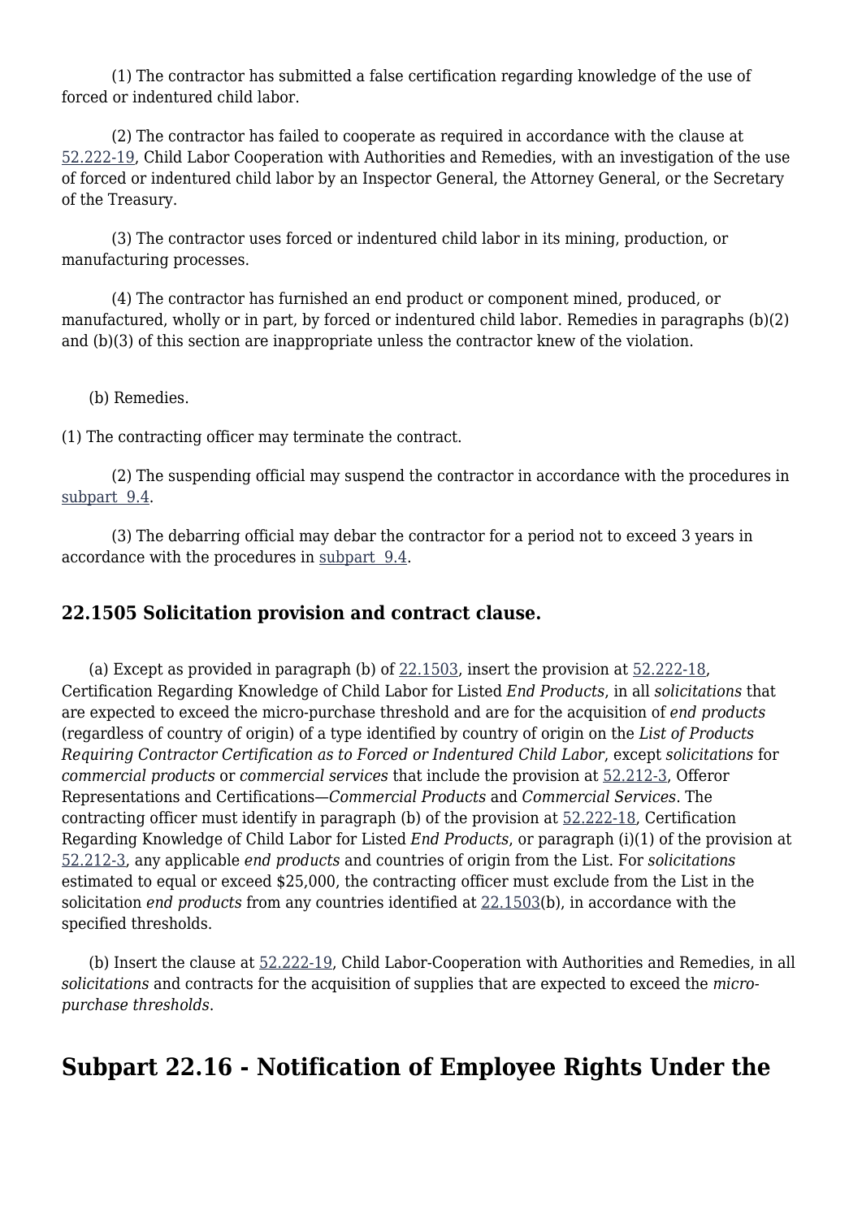(1) The contractor has submitted a false certification regarding knowledge of the use of forced or indentured child labor.

(2) The contractor has failed to cooperate as required in accordance with the clause at 52.222-19, Child Labor Cooperation with Authorities and Remedies, with an investigation of the use of forced or indentured child labor by an Inspector General, the Attorney General, or the Secretary of the Treasury.

(3) The contractor uses forced or indentured child labor in its mining, production, or manufacturing processes.

(4) The contractor has furnished an end product or component mined, produced, or manufactured, wholly or in part, by forced or indentured child labor. Remedies in paragraphs (b)(2) and (b)(3) of this section are inappropriate unless the contractor knew of the violation.

(b) Remedies.

(1) The contracting officer may terminate the contract.

(2) The suspending official may suspend the contractor in accordance with the procedures in subpart 9.4.

(3) The debarring official may debar the contractor for a period not to exceed 3 years in accordance with the procedures in subpart 9.4.

### 22.1505 Solicitation provision and contract clause.

(a) Except as provided in paragraph (b) of 22.1503, insert the provision at 52.222-18, Certification Regarding Knowledge of Child Labor for Listed *End Products*, in all *solicitations* that are expected to exceed the micro-purchase threshold and are for the acquisition of *end products* (regardless of country of origin) of a type identified by country of origin on the *List of Products Requiring Contractor Certification as to Forced or Indentured Child Labor*, except *solicitations* for *commercial products* or *commercial services* that include the provision at 52.212-3, Offeror Representations and Certifications—*Commercial Products* and *Commercial Services*. The contracting officer must identify in paragraph (b) of the provision at 52.222-18, Certification Regarding Knowledge of Child Labor for Listed *End Products*, or paragraph (i)(1) of the provision at 52.212-3, any applicable *end products* and countries of origin from the List. For *solicitations* estimated to equal or exceed $25,000, the contracting officer must exclude from the List in the solicitation *end products* from any countries identified at 22.1503(b), in accordance with the specified thresholds.

(b) Insert the clause at 52.222-19, Child Labor-Cooperation with Authorities and Remedies, in all *solicitations* and contracts for the acquisition of supplies that are expected to exceed the *micro-purchase thresholds*.

## Subpart 22.16 - Notification of Employee Rights Under the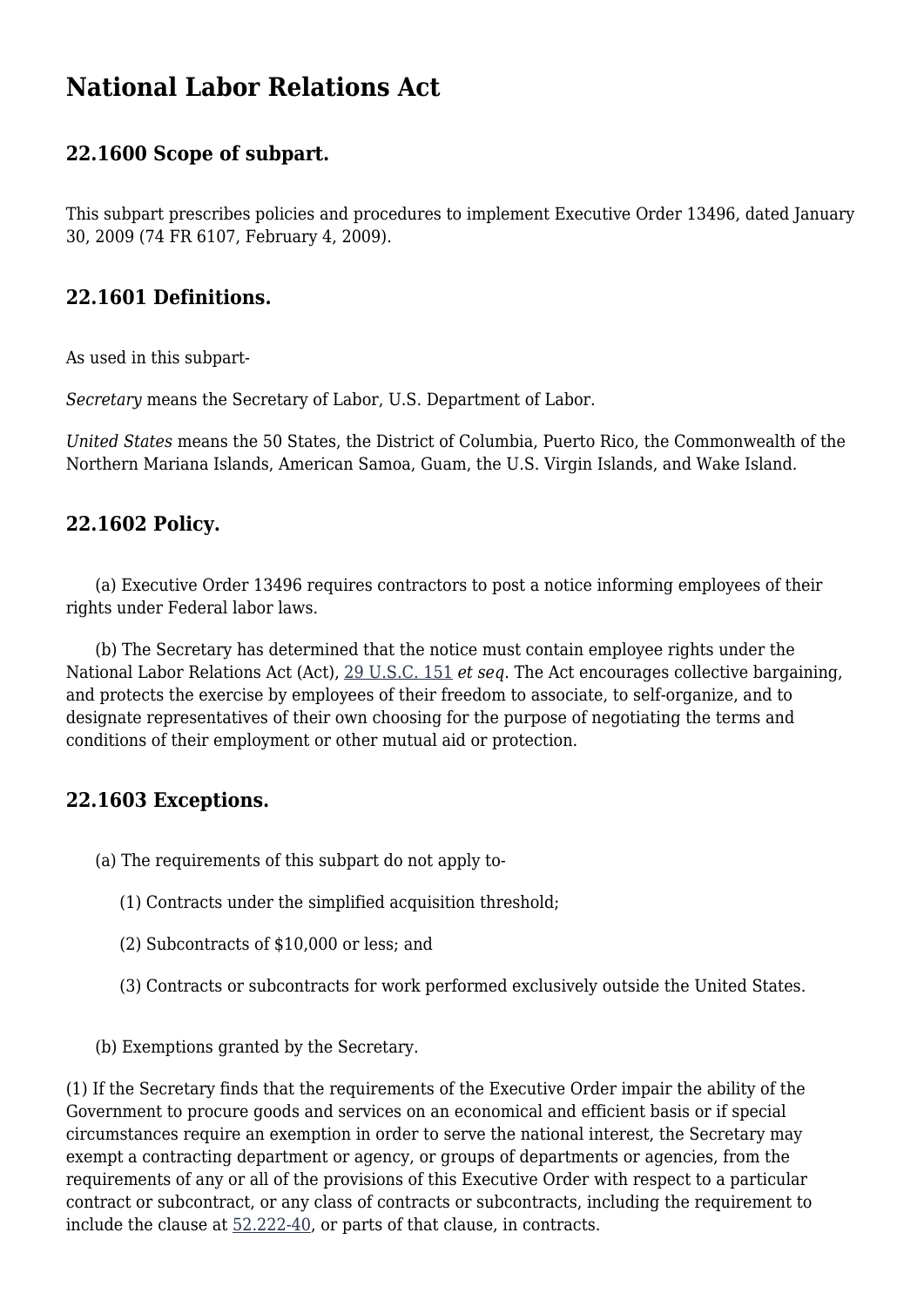# National Labor Relations Act

## 22.1600 Scope of subpart.

This subpart prescribes policies and procedures to implement Executive Order 13496, dated January 30, 2009 (74 FR 6107, February 4, 2009).

## 22.1601 Definitions.

As used in this subpart-

*Secretary* means the Secretary of Labor, U.S. Department of Labor.

*United States* means the 50 States, the District of Columbia, Puerto Rico, the Commonwealth of the Northern Mariana Islands, American Samoa, Guam, the U.S. Virgin Islands, and Wake Island.

## 22.1602 Policy.

(a) Executive Order 13496 requires contractors to post a notice informing employees of their rights under Federal labor laws.

(b) The Secretary has determined that the notice must contain employee rights under the National Labor Relations Act (Act), 29 U.S.C. 151 *et seq*. The Act encourages collective bargaining, and protects the exercise by employees of their freedom to associate, to self-organize, and to designate representatives of their own choosing for the purpose of negotiating the terms and conditions of their employment or other mutual aid or protection.

## 22.1603 Exceptions.

(a) The requirements of this subpart do not apply to-

(1) Contracts under the simplified acquisition threshold;

(2) Subcontracts of $10,000 or less; and

(3) Contracts or subcontracts for work performed exclusively outside the United States.

(b) Exemptions granted by the Secretary.

(1) If the Secretary finds that the requirements of the Executive Order impair the ability of the Government to procure goods and services on an economical and efficient basis or if special circumstances require an exemption in order to serve the national interest, the Secretary may exempt a contracting department or agency, or groups of departments or agencies, from the requirements of any or all of the provisions of this Executive Order with respect to a particular contract or subcontract, or any class of contracts or subcontracts, including the requirement to include the clause at 52.222-40, or parts of that clause, in contracts.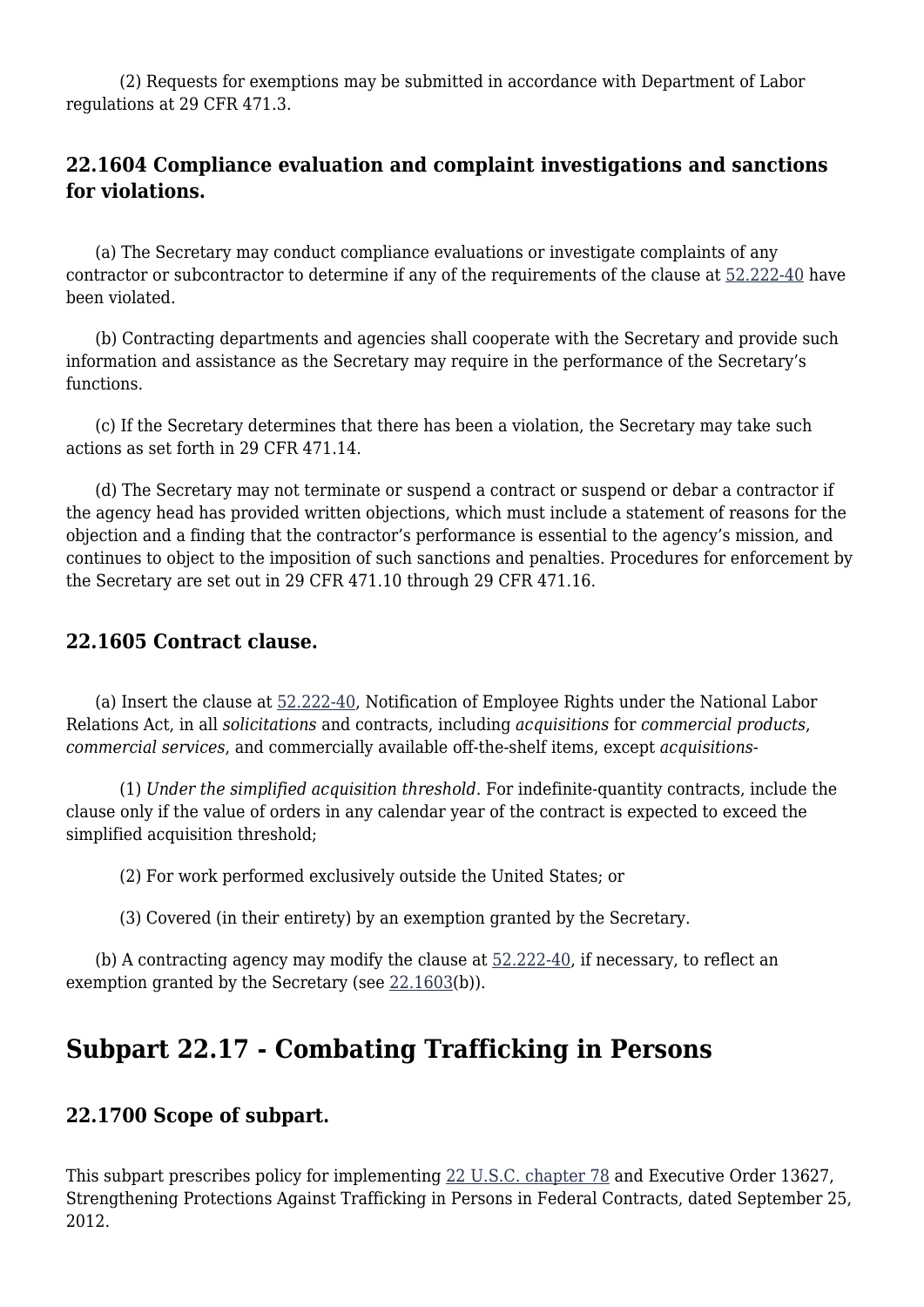(2) Requests for exemptions may be submitted in accordance with Department of Labor regulations at 29 CFR 471.3.

### 22.1604 Compliance evaluation and complaint investigations and sanctions for violations.

(a) The Secretary may conduct compliance evaluations or investigate complaints of any contractor or subcontractor to determine if any of the requirements of the clause at 52.222-40 have been violated.

(b) Contracting departments and agencies shall cooperate with the Secretary and provide such information and assistance as the Secretary may require in the performance of the Secretary's functions.

(c) If the Secretary determines that there has been a violation, the Secretary may take such actions as set forth in 29 CFR 471.14.

(d) The Secretary may not terminate or suspend a contract or suspend or debar a contractor if the agency head has provided written objections, which must include a statement of reasons for the objection and a finding that the contractor's performance is essential to the agency's mission, and continues to object to the imposition of such sanctions and penalties. Procedures for enforcement by the Secretary are set out in 29 CFR 471.10 through 29 CFR 471.16.

### 22.1605 Contract clause.

(a) Insert the clause at 52.222-40, Notification of Employee Rights under the National Labor Relations Act, in all *solicitations* and contracts, including *acquisitions* for *commercial products*, *commercial services*, and commercially available off-the-shelf items, except *acquisitions*-

(1) *Under the simplified acquisition threshold*. For indefinite-quantity contracts, include the clause only if the value of orders in any calendar year of the contract is expected to exceed the simplified acquisition threshold;

(2) For work performed exclusively outside the United States; or

(3) Covered (in their entirety) by an exemption granted by the Secretary.

(b) A contracting agency may modify the clause at 52.222-40, if necessary, to reflect an exemption granted by the Secretary (see 22.1603(b)).

## Subpart 22.17 - Combating Trafficking in Persons

### 22.1700 Scope of subpart.

This subpart prescribes policy for implementing 22 U.S.C. chapter 78 and Executive Order 13627, Strengthening Protections Against Trafficking in Persons in Federal Contracts, dated September 25, 2012.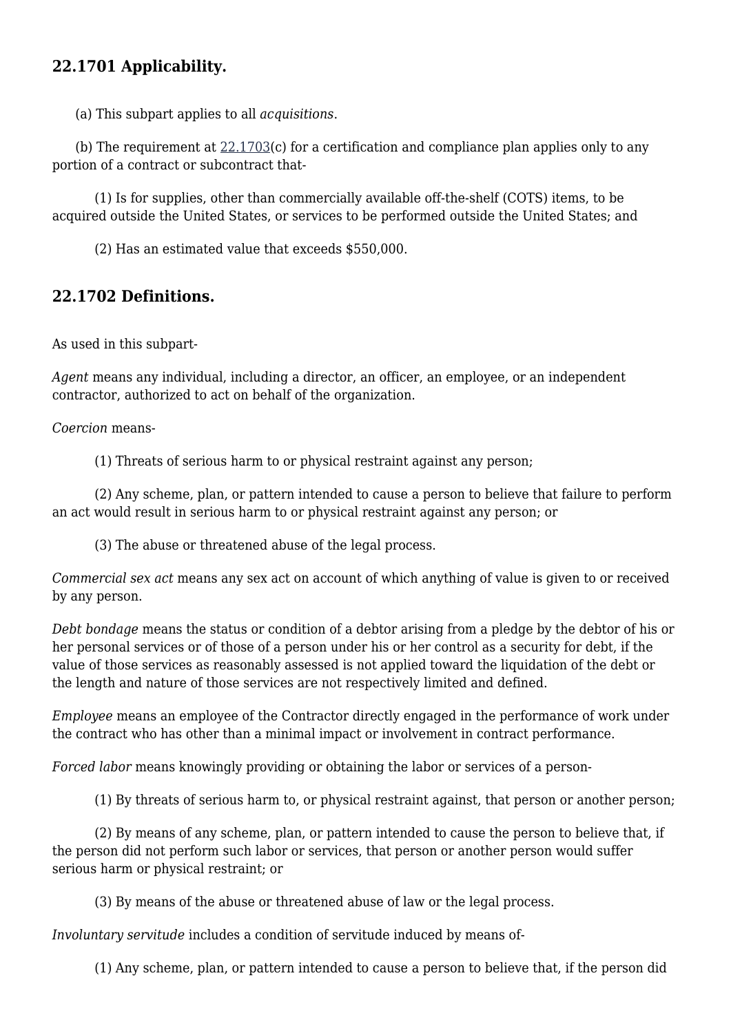## 22.1701 Applicability.

(a) This subpart applies to all *acquisitions*.

(b) The requirement at 22.1703(c) for a certification and compliance plan applies only to any portion of a contract or subcontract that-

(1) Is for supplies, other than commercially available off-the-shelf (COTS) items, to be acquired outside the United States, or services to be performed outside the United States; and

(2) Has an estimated value that exceeds $550,000.

## 22.1702 Definitions.

As used in this subpart-

*Agent* means any individual, including a director, an officer, an employee, or an independent contractor, authorized to act on behalf of the organization.

*Coercion* means-

(1) Threats of serious harm to or physical restraint against any person;

(2) Any scheme, plan, or pattern intended to cause a person to believe that failure to perform an act would result in serious harm to or physical restraint against any person; or

(3) The abuse or threatened abuse of the legal process.

*Commercial sex act* means any sex act on account of which anything of value is given to or received by any person.

*Debt bondage* means the status or condition of a debtor arising from a pledge by the debtor of his or her personal services or of those of a person under his or her control as a security for debt, if the value of those services as reasonably assessed is not applied toward the liquidation of the debt or the length and nature of those services are not respectively limited and defined.

*Employee* means an employee of the Contractor directly engaged in the performance of work under the contract who has other than a minimal impact or involvement in contract performance.

*Forced labor* means knowingly providing or obtaining the labor or services of a person-

(1) By threats of serious harm to, or physical restraint against, that person or another person;

(2) By means of any scheme, plan, or pattern intended to cause the person to believe that, if the person did not perform such labor or services, that person or another person would suffer serious harm or physical restraint; or

(3) By means of the abuse or threatened abuse of law or the legal process.

*Involuntary servitude* includes a condition of servitude induced by means of-

(1) Any scheme, plan, or pattern intended to cause a person to believe that, if the person did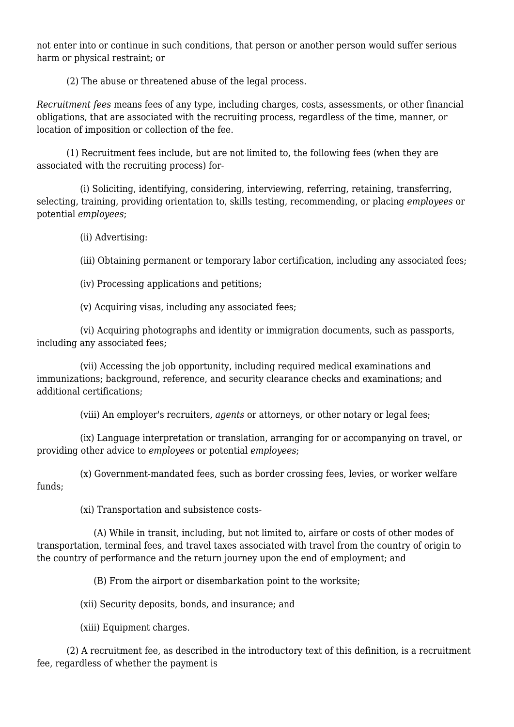not enter into or continue in such conditions, that person or another person would suffer serious harm or physical restraint; or

(2) The abuse or threatened abuse of the legal process.

*Recruitment fees* means fees of any type, including charges, costs, assessments, or other financial obligations, that are associated with the recruiting process, regardless of the time, manner, or location of imposition or collection of the fee.

(1) Recruitment fees include, but are not limited to, the following fees (when they are associated with the recruiting process) for-

(i) Soliciting, identifying, considering, interviewing, referring, retaining, transferring, selecting, training, providing orientation to, skills testing, recommending, or placing *employees* or potential *employees*;

(ii) Advertising:

(iii) Obtaining permanent or temporary labor certification, including any associated fees;

(iv) Processing applications and petitions;

(v) Acquiring visas, including any associated fees;

(vi) Acquiring photographs and identity or immigration documents, such as passports, including any associated fees;

(vii) Accessing the job opportunity, including required medical examinations and immunizations; background, reference, and security clearance checks and examinations; and additional certifications;

(viii) An employer's recruiters, *agents* or attorneys, or other notary or legal fees;

(ix) Language interpretation or translation, arranging for or accompanying on travel, or providing other advice to *employees* or potential *employees*;

(x) Government-mandated fees, such as border crossing fees, levies, or worker welfare funds;

(xi) Transportation and subsistence costs-

(A) While in transit, including, but not limited to, airfare or costs of other modes of transportation, terminal fees, and travel taxes associated with travel from the country of origin to the country of performance and the return journey upon the end of employment; and

(B) From the airport or disembarkation point to the worksite;

(xii) Security deposits, bonds, and insurance; and

(xiii) Equipment charges.

(2) A recruitment fee, as described in the introductory text of this definition, is a recruitment fee, regardless of whether the payment is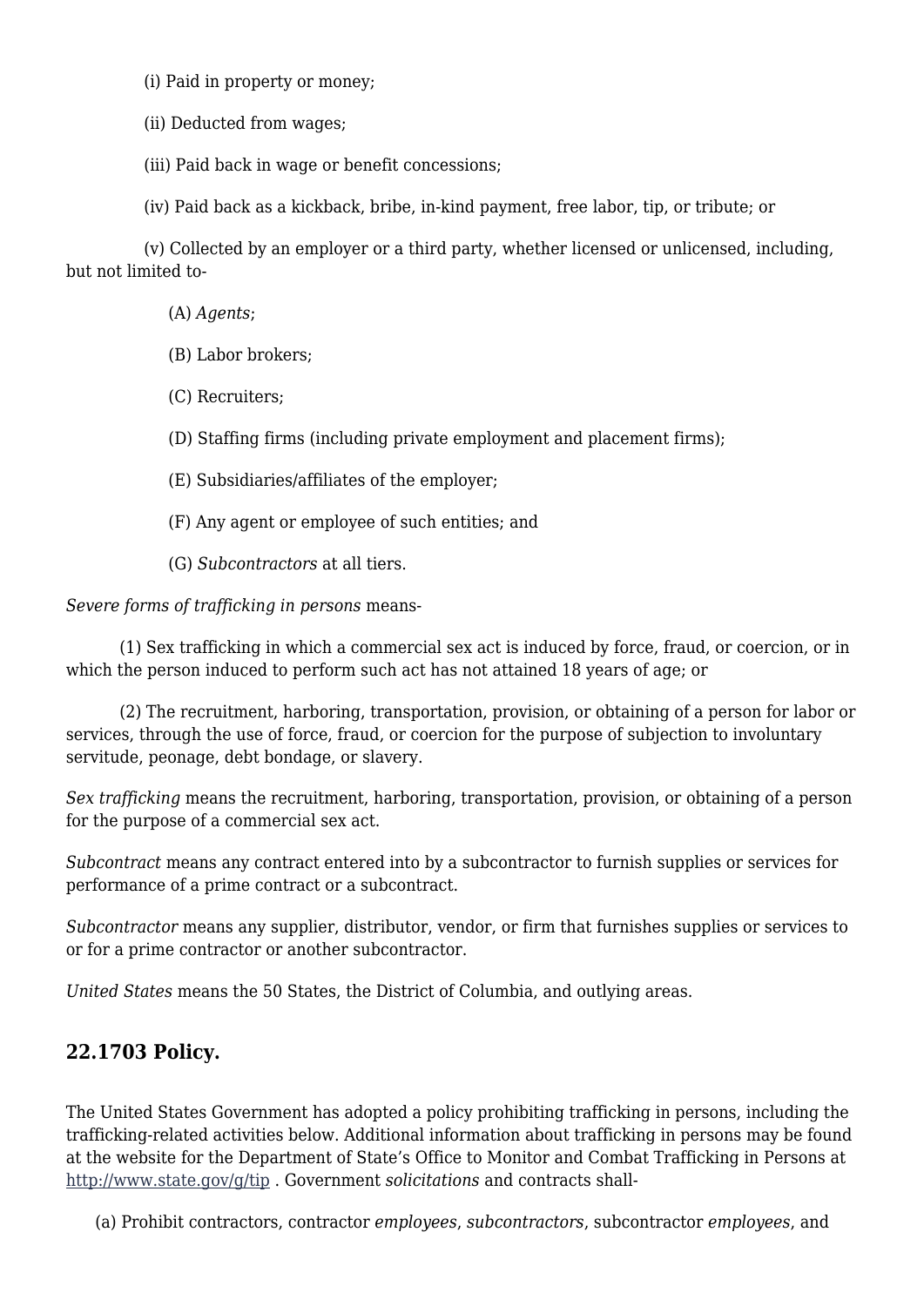(i) Paid in property or money;

(ii) Deducted from wages;

(iii) Paid back in wage or benefit concessions;

(iv) Paid back as a kickback, bribe, in-kind payment, free labor, tip, or tribute; or

(v) Collected by an employer or a third party, whether licensed or unlicensed, including, but not limited to-

(A) *Agents*;

(B) Labor brokers;

(C) Recruiters;

(D) Staffing firms (including private employment and placement firms);

(E) Subsidiaries/affiliates of the employer;

(F) Any agent or employee of such entities; and

(G) *Subcontractors* at all tiers.

*Severe forms of trafficking in persons* means-

(1) Sex trafficking in which a commercial sex act is induced by force, fraud, or coercion, or in which the person induced to perform such act has not attained 18 years of age; or

(2) The recruitment, harboring, transportation, provision, or obtaining of a person for labor or services, through the use of force, fraud, or coercion for the purpose of subjection to involuntary servitude, peonage, debt bondage, or slavery.

*Sex trafficking* means the recruitment, harboring, transportation, provision, or obtaining of a person for the purpose of a commercial sex act.

*Subcontract* means any contract entered into by a subcontractor to furnish supplies or services for performance of a prime contract or a subcontract.

*Subcontractor* means any supplier, distributor, vendor, or firm that furnishes supplies or services to or for a prime contractor or another subcontractor.

*United States* means the 50 States, the District of Columbia, and outlying areas.

## 22.1703 Policy.

The United States Government has adopted a policy prohibiting trafficking in persons, including the trafficking-related activities below. Additional information about trafficking in persons may be found at the website for the Department of State's Office to Monitor and Combat Trafficking in Persons at http://www.state.gov/g/tip . Government *solicitations* and contracts shall-

(a) Prohibit contractors, contractor *employees*, *subcontractors*, subcontractor *employees*, and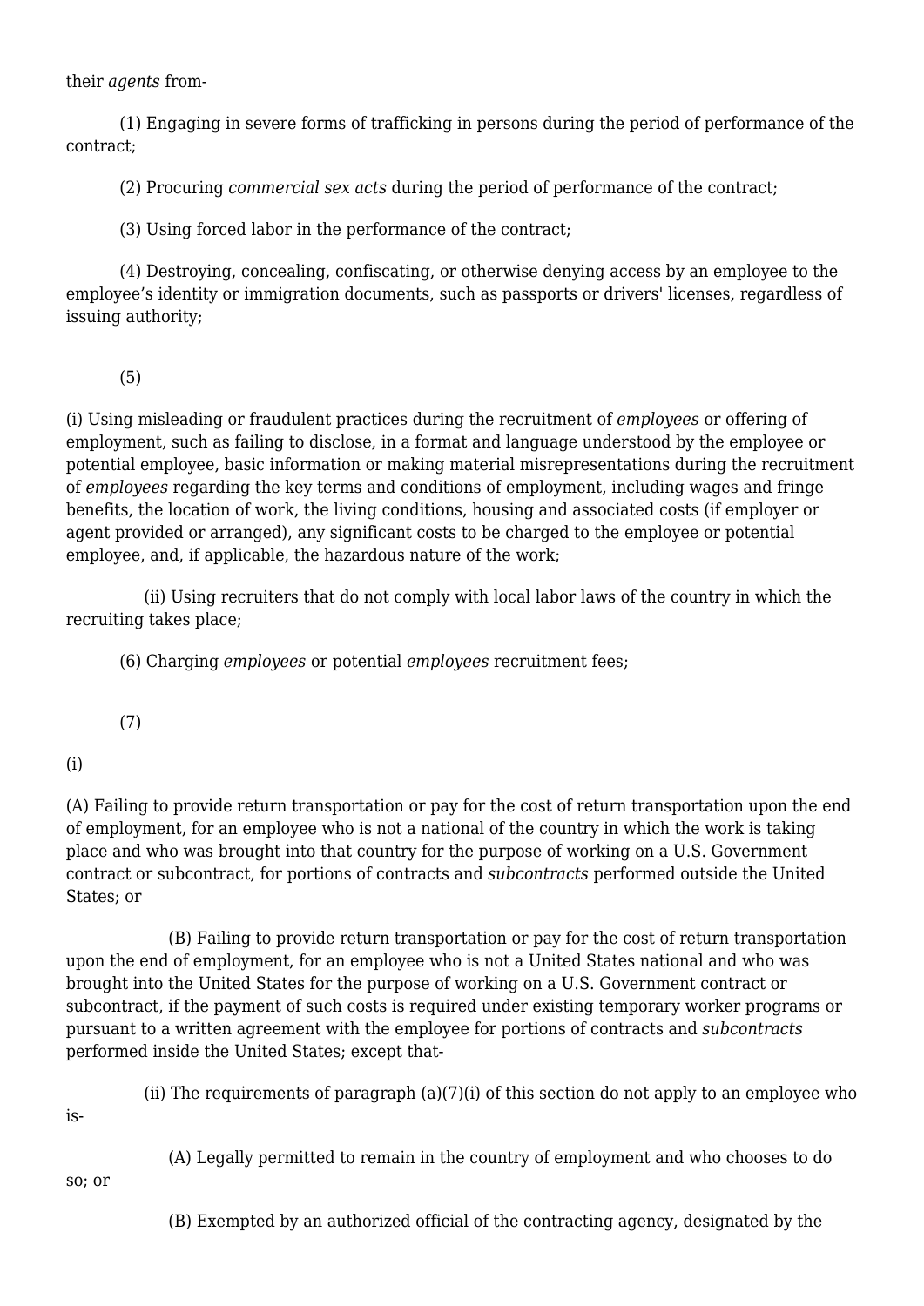their *agents* from-

(1) Engaging in severe forms of trafficking in persons during the period of performance of the contract;

(2) Procuring *commercial sex acts* during the period of performance of the contract;

(3) Using forced labor in the performance of the contract;

(4) Destroying, concealing, confiscating, or otherwise denying access by an employee to the employee's identity or immigration documents, such as passports or drivers' licenses, regardless of issuing authority;

(5)

(i) Using misleading or fraudulent practices during the recruitment of *employees* or offering of employment, such as failing to disclose, in a format and language understood by the employee or potential employee, basic information or making material misrepresentations during the recruitment of *employees* regarding the key terms and conditions of employment, including wages and fringe benefits, the location of work, the living conditions, housing and associated costs (if employer or agent provided or arranged), any significant costs to be charged to the employee or potential employee, and, if applicable, the hazardous nature of the work;

(ii) Using recruiters that do not comply with local labor laws of the country in which the recruiting takes place;

(6) Charging *employees* or potential *employees* recruitment fees;

(7)

(i)

(A) Failing to provide return transportation or pay for the cost of return transportation upon the end of employment, for an employee who is not a national of the country in which the work is taking place and who was brought into that country for the purpose of working on a U.S. Government contract or subcontract, for portions of contracts and *subcontracts* performed outside the United States; or

(B) Failing to provide return transportation or pay for the cost of return transportation upon the end of employment, for an employee who is not a United States national and who was brought into the United States for the purpose of working on a U.S. Government contract or subcontract, if the payment of such costs is required under existing temporary worker programs or pursuant to a written agreement with the employee for portions of contracts and *subcontracts* performed inside the United States; except that-

(ii) The requirements of paragraph (a)(7)(i) of this section do not apply to an employee who is-

(A) Legally permitted to remain in the country of employment and who chooses to do so; or

(B) Exempted by an authorized official of the contracting agency, designated by the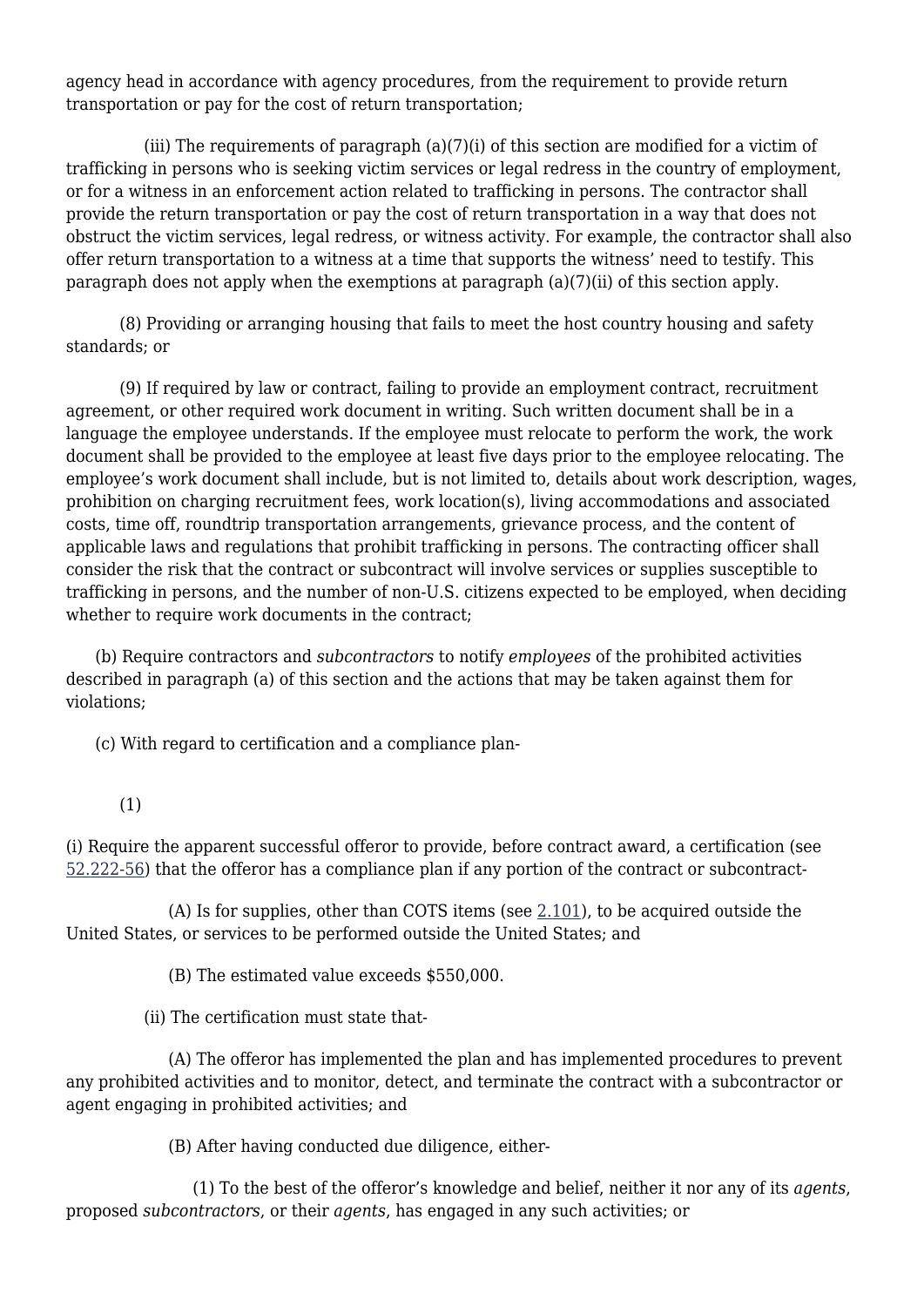agency head in accordance with agency procedures, from the requirement to provide return transportation or pay for the cost of return transportation;

(iii) The requirements of paragraph (a)(7)(i) of this section are modified for a victim of trafficking in persons who is seeking victim services or legal redress in the country of employment, or for a witness in an enforcement action related to trafficking in persons. The contractor shall provide the return transportation or pay the cost of return transportation in a way that does not obstruct the victim services, legal redress, or witness activity. For example, the contractor shall also offer return transportation to a witness at a time that supports the witness' need to testify. This paragraph does not apply when the exemptions at paragraph (a)(7)(ii) of this section apply.

(8) Providing or arranging housing that fails to meet the host country housing and safety standards; or

(9) If required by law or contract, failing to provide an employment contract, recruitment agreement, or other required work document in writing. Such written document shall be in a language the employee understands. If the employee must relocate to perform the work, the work document shall be provided to the employee at least five days prior to the employee relocating. The employee's work document shall include, but is not limited to, details about work description, wages, prohibition on charging recruitment fees, work location(s), living accommodations and associated costs, time off, roundtrip transportation arrangements, grievance process, and the content of applicable laws and regulations that prohibit trafficking in persons. The contracting officer shall consider the risk that the contract or subcontract will involve services or supplies susceptible to trafficking in persons, and the number of non-U.S. citizens expected to be employed, when deciding whether to require work documents in the contract;

(b) Require contractors and *subcontractors* to notify *employees* of the prohibited activities described in paragraph (a) of this section and the actions that may be taken against them for violations;

(c) With regard to certification and a compliance plan-

(1)

(i) Require the apparent successful offeror to provide, before contract award, a certification (see 52.222-56) that the offeror has a compliance plan if any portion of the contract or subcontract-

(A) Is for supplies, other than COTS items (see 2.101), to be acquired outside the United States, or services to be performed outside the United States; and

(B) The estimated value exceeds $550,000.

(ii) The certification must state that-

(A) The offeror has implemented the plan and has implemented procedures to prevent any prohibited activities and to monitor, detect, and terminate the contract with a subcontractor or agent engaging in prohibited activities; and

(B) After having conducted due diligence, either-

(1) To the best of the offeror's knowledge and belief, neither it nor any of its *agents*, proposed *subcontractors*, or their *agents*, has engaged in any such activities; or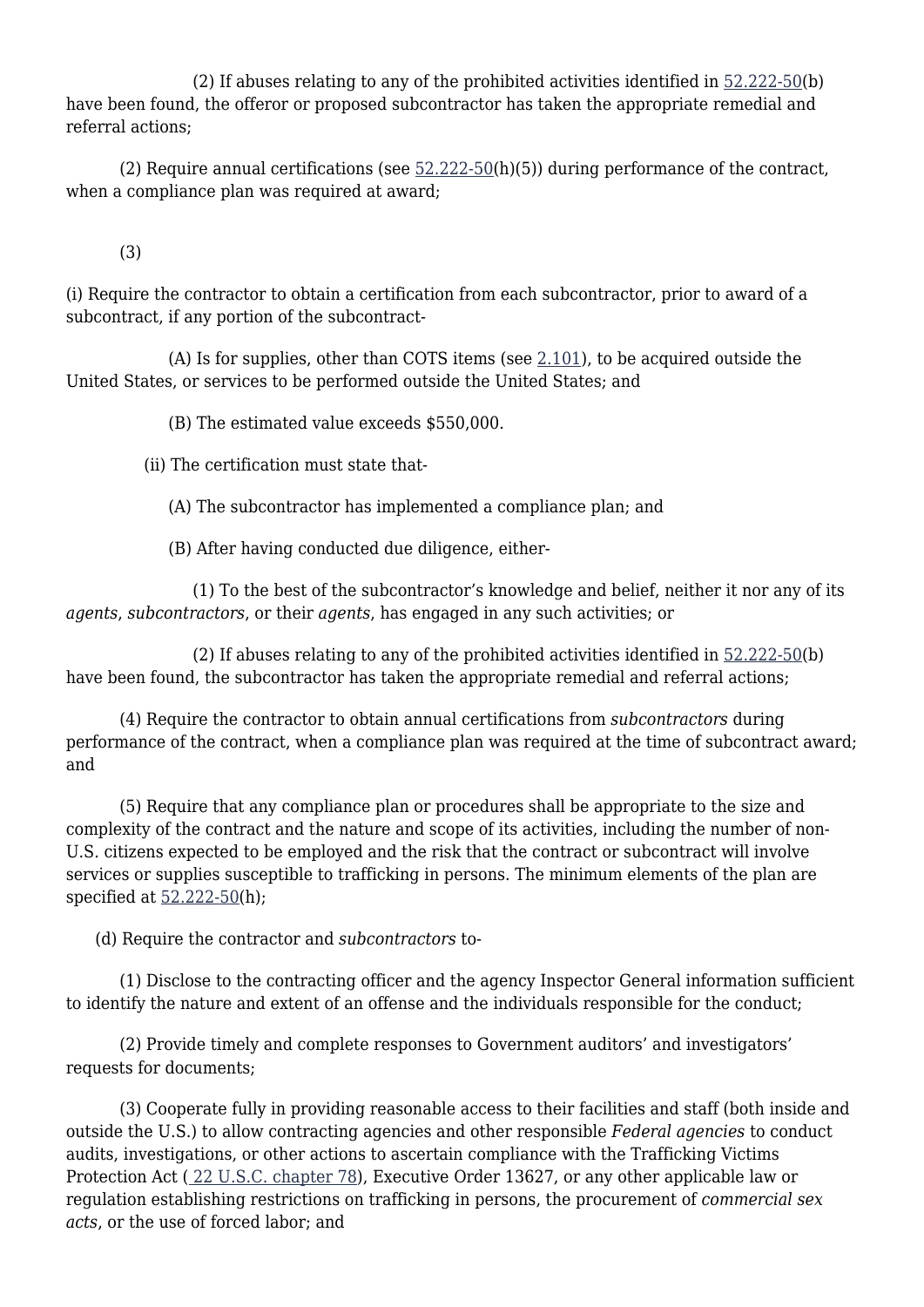(2) If abuses relating to any of the prohibited activities identified in 52.222-50(b) have been found, the offeror or proposed subcontractor has taken the appropriate remedial and referral actions;

(2) Require annual certifications (see 52.222-50(h)(5)) during performance of the contract, when a compliance plan was required at award;

(3)

(i) Require the contractor to obtain a certification from each subcontractor, prior to award of a subcontract, if any portion of the subcontract-

(A) Is for supplies, other than COTS items (see 2.101), to be acquired outside the United States, or services to be performed outside the United States; and

(B) The estimated value exceeds $550,000.

(ii) The certification must state that-

(A) The subcontractor has implemented a compliance plan; and

(B) After having conducted due diligence, either-

(1) To the best of the subcontractor's knowledge and belief, neither it nor any of its *agents*, *subcontractors*, or their *agents*, has engaged in any such activities; or

(2) If abuses relating to any of the prohibited activities identified in 52.222-50(b) have been found, the subcontractor has taken the appropriate remedial and referral actions;

(4) Require the contractor to obtain annual certifications from *subcontractors* during performance of the contract, when a compliance plan was required at the time of subcontract award; and

(5) Require that any compliance plan or procedures shall be appropriate to the size and complexity of the contract and the nature and scope of its activities, including the number of non-U.S. citizens expected to be employed and the risk that the contract or subcontract will involve services or supplies susceptible to trafficking in persons. The minimum elements of the plan are specified at 52.222-50(h);

(d) Require the contractor and *subcontractors* to-

(1) Disclose to the contracting officer and the agency Inspector General information sufficient to identify the nature and extent of an offense and the individuals responsible for the conduct;

(2) Provide timely and complete responses to Government auditors' and investigators' requests for documents;

(3) Cooperate fully in providing reasonable access to their facilities and staff (both inside and outside the U.S.) to allow contracting agencies and other responsible *Federal agencies* to conduct audits, investigations, or other actions to ascertain compliance with the Trafficking Victims Protection Act ( 22 U.S.C. chapter 78), Executive Order 13627, or any other applicable law or regulation establishing restrictions on trafficking in persons, the procurement of *commercial sex acts*, or the use of forced labor; and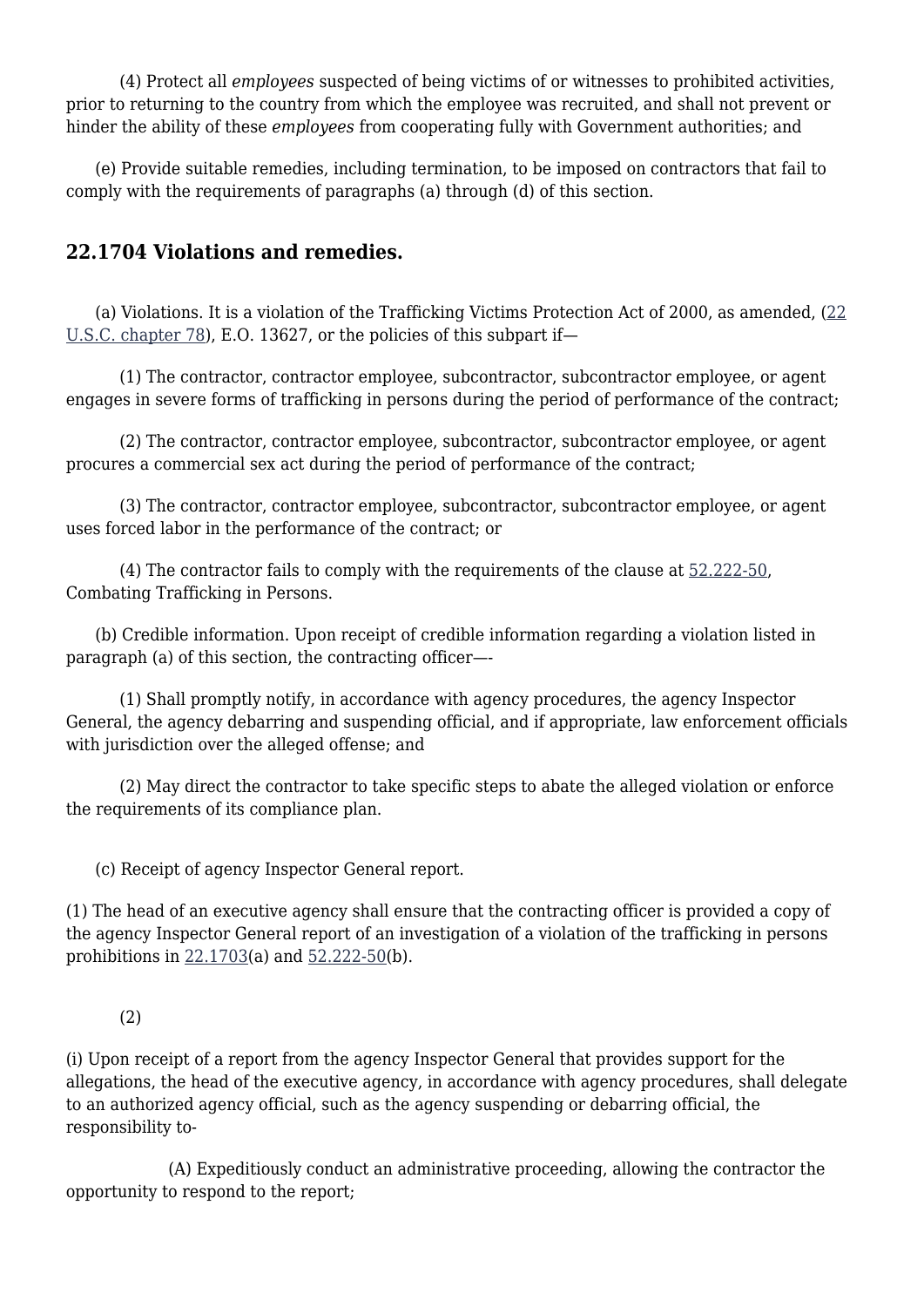(4) Protect all *employees* suspected of being victims of or witnesses to prohibited activities, prior to returning to the country from which the employee was recruited, and shall not prevent or hinder the ability of these *employees* from cooperating fully with Government authorities; and

(e) Provide suitable remedies, including termination, to be imposed on contractors that fail to comply with the requirements of paragraphs (a) through (d) of this section.

### 22.1704 Violations and remedies.

(a) Violations. It is a violation of the Trafficking Victims Protection Act of 2000, as amended, (22 U.S.C. chapter 78), E.O. 13627, or the policies of this subpart if—

(1) The contractor, contractor employee, subcontractor, subcontractor employee, or agent engages in severe forms of trafficking in persons during the period of performance of the contract;

(2) The contractor, contractor employee, subcontractor, subcontractor employee, or agent procures a commercial sex act during the period of performance of the contract;

(3) The contractor, contractor employee, subcontractor, subcontractor employee, or agent uses forced labor in the performance of the contract; or

(4) The contractor fails to comply with the requirements of the clause at 52.222-50, Combating Trafficking in Persons.

(b) Credible information. Upon receipt of credible information regarding a violation listed in paragraph (a) of this section, the contracting officer—-

(1) Shall promptly notify, in accordance with agency procedures, the agency Inspector General, the agency debarring and suspending official, and if appropriate, law enforcement officials with jurisdiction over the alleged offense; and

(2) May direct the contractor to take specific steps to abate the alleged violation or enforce the requirements of its compliance plan.

(c) Receipt of agency Inspector General report.

(1) The head of an executive agency shall ensure that the contracting officer is provided a copy of the agency Inspector General report of an investigation of a violation of the trafficking in persons prohibitions in 22.1703(a) and 52.222-50(b).

(2)

(i) Upon receipt of a report from the agency Inspector General that provides support for the allegations, the head of the executive agency, in accordance with agency procedures, shall delegate to an authorized agency official, such as the agency suspending or debarring official, the responsibility to-

(A) Expeditiously conduct an administrative proceeding, allowing the contractor the opportunity to respond to the report;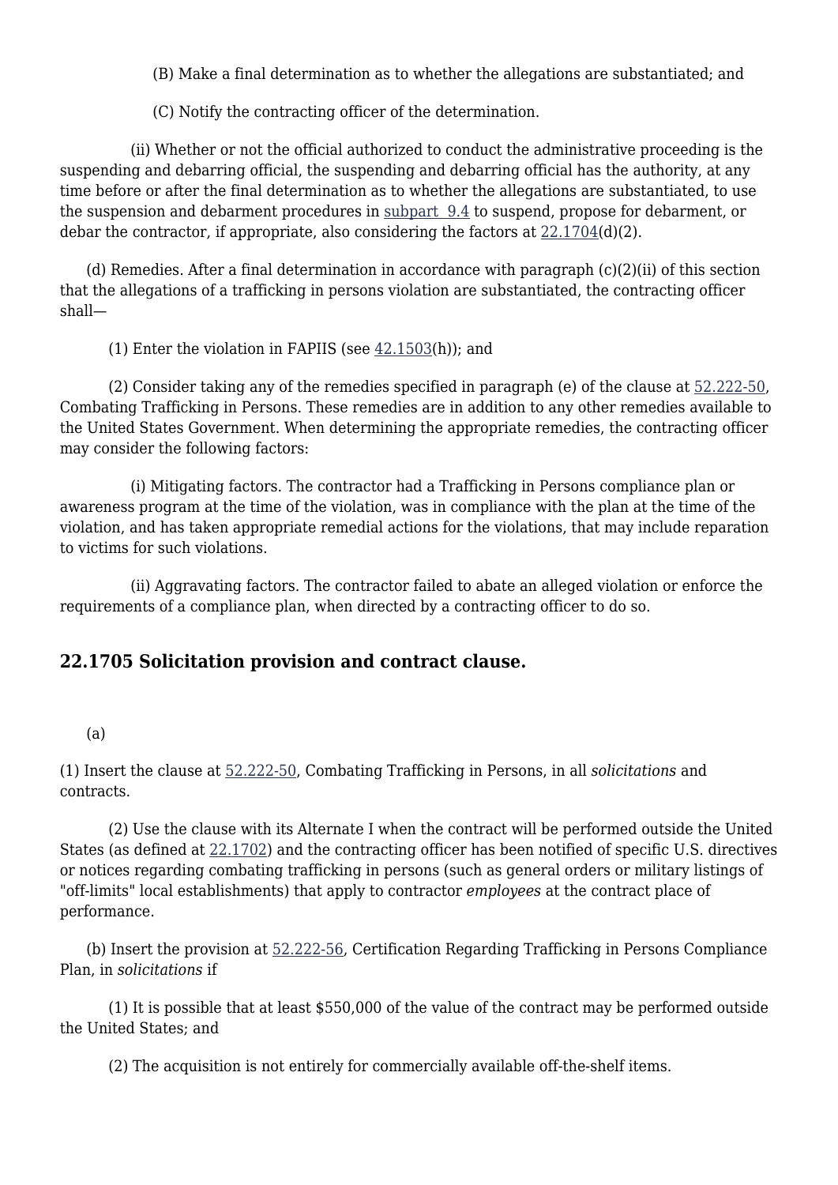(B) Make a final determination as to whether the allegations are substantiated; and

(C) Notify the contracting officer of the determination.

(ii) Whether or not the official authorized to conduct the administrative proceeding is the suspending and debarring official, the suspending and debarring official has the authority, at any time before or after the final determination as to whether the allegations are substantiated, to use the suspension and debarment procedures in subpart 9.4 to suspend, propose for debarment, or debar the contractor, if appropriate, also considering the factors at 22.1704(d)(2).

(d) Remedies. After a final determination in accordance with paragraph (c)(2)(ii) of this section that the allegations of a trafficking in persons violation are substantiated, the contracting officer shall—

(1) Enter the violation in FAPIIS (see 42.1503(h)); and

(2) Consider taking any of the remedies specified in paragraph (e) of the clause at 52.222-50, Combating Trafficking in Persons. These remedies are in addition to any other remedies available to the United States Government. When determining the appropriate remedies, the contracting officer may consider the following factors:

(i) Mitigating factors. The contractor had a Trafficking in Persons compliance plan or awareness program at the time of the violation, was in compliance with the plan at the time of the violation, and has taken appropriate remedial actions for the violations, that may include reparation to victims for such violations.

(ii) Aggravating factors. The contractor failed to abate an alleged violation or enforce the requirements of a compliance plan, when directed by a contracting officer to do so.

## 22.1705 Solicitation provision and contract clause.

(a)

(1) Insert the clause at 52.222-50, Combating Trafficking in Persons, in all *solicitations* and contracts.

(2) Use the clause with its Alternate I when the contract will be performed outside the United States (as defined at 22.1702) and the contracting officer has been notified of specific U.S. directives or notices regarding combating trafficking in persons (such as general orders or military listings of "off-limits" local establishments) that apply to contractor *employees* at the contract place of performance.

(b) Insert the provision at 52.222-56, Certification Regarding Trafficking in Persons Compliance Plan, in *solicitations* if

(1) It is possible that at least $550,000 of the value of the contract may be performed outside the United States; and

(2) The acquisition is not entirely for commercially available off-the-shelf items.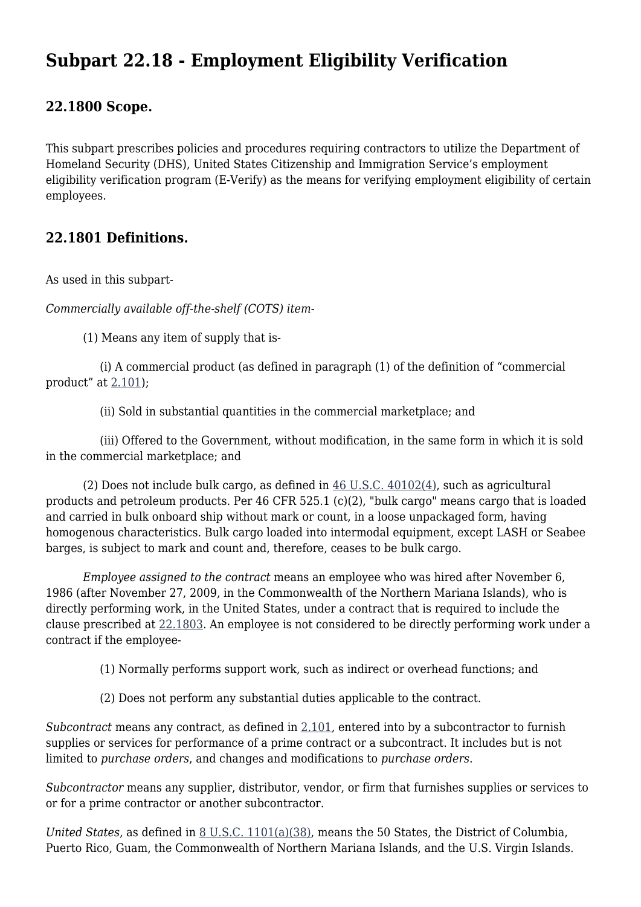# Subpart 22.18 - Employment Eligibility Verification

## 22.1800 Scope.

This subpart prescribes policies and procedures requiring contractors to utilize the Department of Homeland Security (DHS), United States Citizenship and Immigration Service's employment eligibility verification program (E-Verify) as the means for verifying employment eligibility of certain employees.

## 22.1801 Definitions.

As used in this subpart-

*Commercially available off-the-shelf (COTS) item*-

(1) Means any item of supply that is-

(i) A commercial product (as defined in paragraph (1) of the definition of "commercial product" at 2.101);

(ii) Sold in substantial quantities in the commercial marketplace; and

(iii) Offered to the Government, without modification, in the same form in which it is sold in the commercial marketplace; and

(2) Does not include bulk cargo, as defined in 46 U.S.C. 40102(4), such as agricultural products and petroleum products. Per 46 CFR 525.1 (c)(2), "bulk cargo" means cargo that is loaded and carried in bulk onboard ship without mark or count, in a loose unpackaged form, having homogenous characteristics. Bulk cargo loaded into intermodal equipment, except LASH or Seabee barges, is subject to mark and count and, therefore, ceases to be bulk cargo.

*Employee assigned to the contract* means an employee who was hired after November 6, 1986 (after November 27, 2009, in the Commonwealth of the Northern Mariana Islands), who is directly performing work, in the United States, under a contract that is required to include the clause prescribed at 22.1803. An employee is not considered to be directly performing work under a contract if the employee-

(1) Normally performs support work, such as indirect or overhead functions; and

(2) Does not perform any substantial duties applicable to the contract.

*Subcontract* means any contract, as defined in 2.101, entered into by a subcontractor to furnish supplies or services for performance of a prime contract or a subcontract. It includes but is not limited to *purchase orders*, and changes and modifications to *purchase orders*.

*Subcontractor* means any supplier, distributor, vendor, or firm that furnishes supplies or services to or for a prime contractor or another subcontractor.

*United States*, as defined in 8 U.S.C. 1101(a)(38), means the 50 States, the District of Columbia, Puerto Rico, Guam, the Commonwealth of Northern Mariana Islands, and the U.S. Virgin Islands.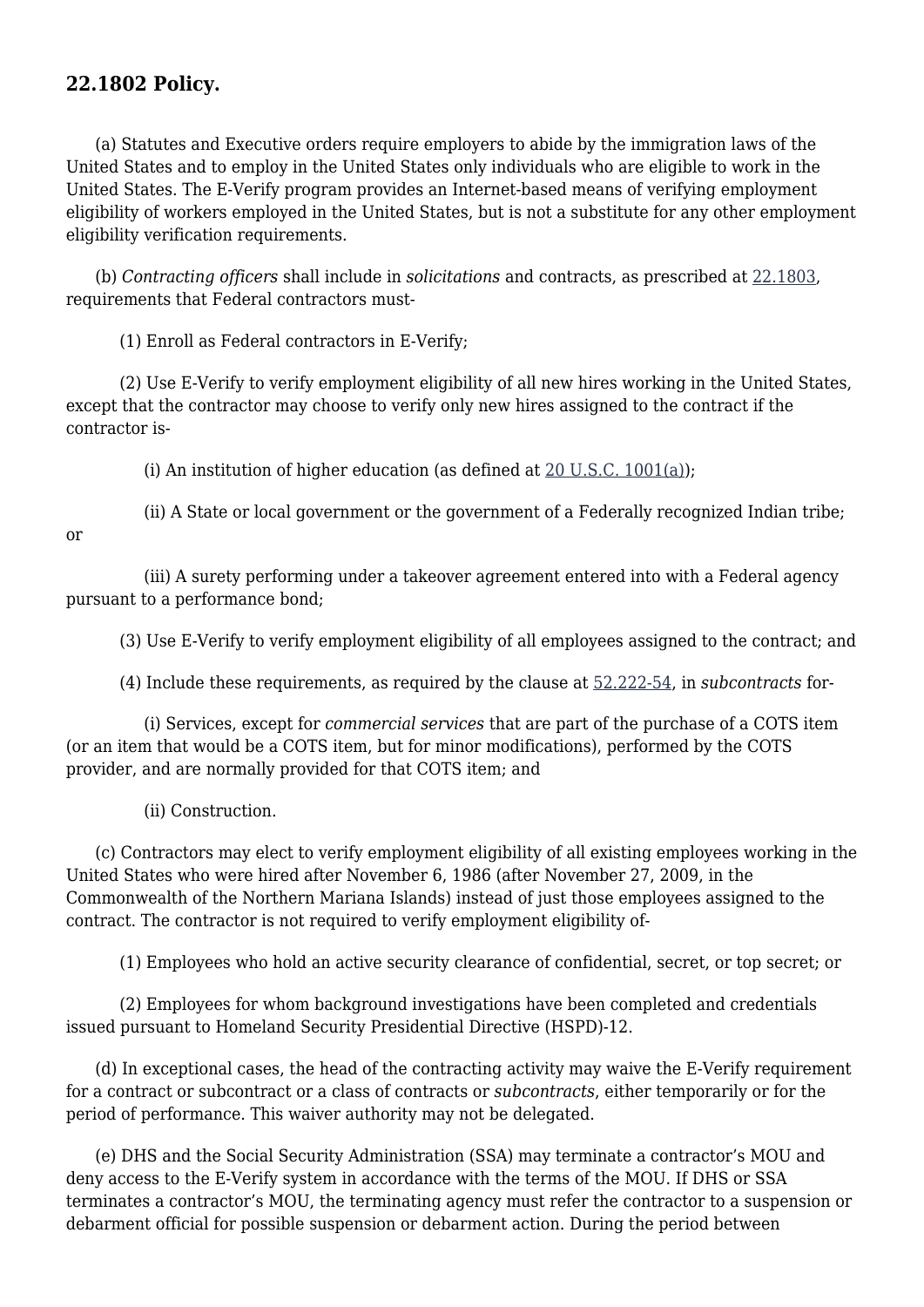## 22.1802 Policy.

(a) Statutes and Executive orders require employers to abide by the immigration laws of the United States and to employ in the United States only individuals who are eligible to work in the United States. The E-Verify program provides an Internet-based means of verifying employment eligibility of workers employed in the United States, but is not a substitute for any other employment eligibility verification requirements.

(b) *Contracting officers* shall include in *solicitations* and contracts, as prescribed at 22.1803, requirements that Federal contractors must-

(1) Enroll as Federal contractors in E-Verify;

(2) Use E-Verify to verify employment eligibility of all new hires working in the United States, except that the contractor may choose to verify only new hires assigned to the contract if the contractor is-

(i) An institution of higher education (as defined at 20 U.S.C. 1001(a));

(ii) A State or local government or the government of a Federally recognized Indian tribe; or

(iii) A surety performing under a takeover agreement entered into with a Federal agency pursuant to a performance bond;

(3) Use E-Verify to verify employment eligibility of all employees assigned to the contract; and

(4) Include these requirements, as required by the clause at 52.222-54, in *subcontracts* for-

(i) Services, except for *commercial services* that are part of the purchase of a COTS item (or an item that would be a COTS item, but for minor modifications), performed by the COTS provider, and are normally provided for that COTS item; and

(ii) Construction.

(c) Contractors may elect to verify employment eligibility of all existing employees working in the United States who were hired after November 6, 1986 (after November 27, 2009, in the Commonwealth of the Northern Mariana Islands) instead of just those employees assigned to the contract. The contractor is not required to verify employment eligibility of-

(1) Employees who hold an active security clearance of confidential, secret, or top secret; or

(2) Employees for whom background investigations have been completed and credentials issued pursuant to Homeland Security Presidential Directive (HSPD)-12.

(d) In exceptional cases, the head of the contracting activity may waive the E-Verify requirement for a contract or subcontract or a class of contracts or *subcontracts*, either temporarily or for the period of performance. This waiver authority may not be delegated.

(e) DHS and the Social Security Administration (SSA) may terminate a contractor's MOU and deny access to the E-Verify system in accordance with the terms of the MOU. If DHS or SSA terminates a contractor's MOU, the terminating agency must refer the contractor to a suspension or debarment official for possible suspension or debarment action. During the period between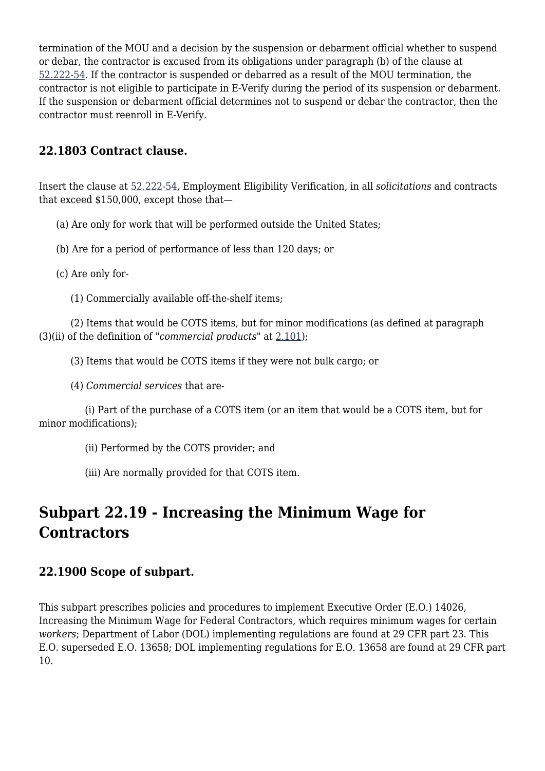termination of the MOU and a decision by the suspension or debarment official whether to suspend or debar, the contractor is excused from its obligations under paragraph (b) of the clause at 52.222-54. If the contractor is suspended or debarred as a result of the MOU termination, the contractor is not eligible to participate in E-Verify during the period of its suspension or debarment. If the suspension or debarment official determines not to suspend or debar the contractor, then the contractor must reenroll in E-Verify.

### 22.1803 Contract clause.

Insert the clause at 52.222-54, Employment Eligibility Verification, in all *solicitations* and contracts that exceed $150,000, except those that—

(a) Are only for work that will be performed outside the United States;

(b) Are for a period of performance of less than 120 days; or

(c) Are only for-

(1) Commercially available off-the-shelf items;

(2) Items that would be COTS items, but for minor modifications (as defined at paragraph (3)(ii) of the definition of "*commercial products*" at 2.101);

(3) Items that would be COTS items if they were not bulk cargo; or

(4) *Commercial services* that are-

(i) Part of the purchase of a COTS item (or an item that would be a COTS item, but for minor modifications);

(ii) Performed by the COTS provider; and

(iii) Are normally provided for that COTS item.

## Subpart 22.19 - Increasing the Minimum Wage for Contractors

### 22.1900 Scope of subpart.

This subpart prescribes policies and procedures to implement Executive Order (E.O.) 14026, Increasing the Minimum Wage for Federal Contractors, which requires minimum wages for certain *workers*; Department of Labor (DOL) implementing regulations are found at 29 CFR part 23. This E.O. superseded E.O. 13658; DOL implementing regulations for E.O. 13658 are found at 29 CFR part 10.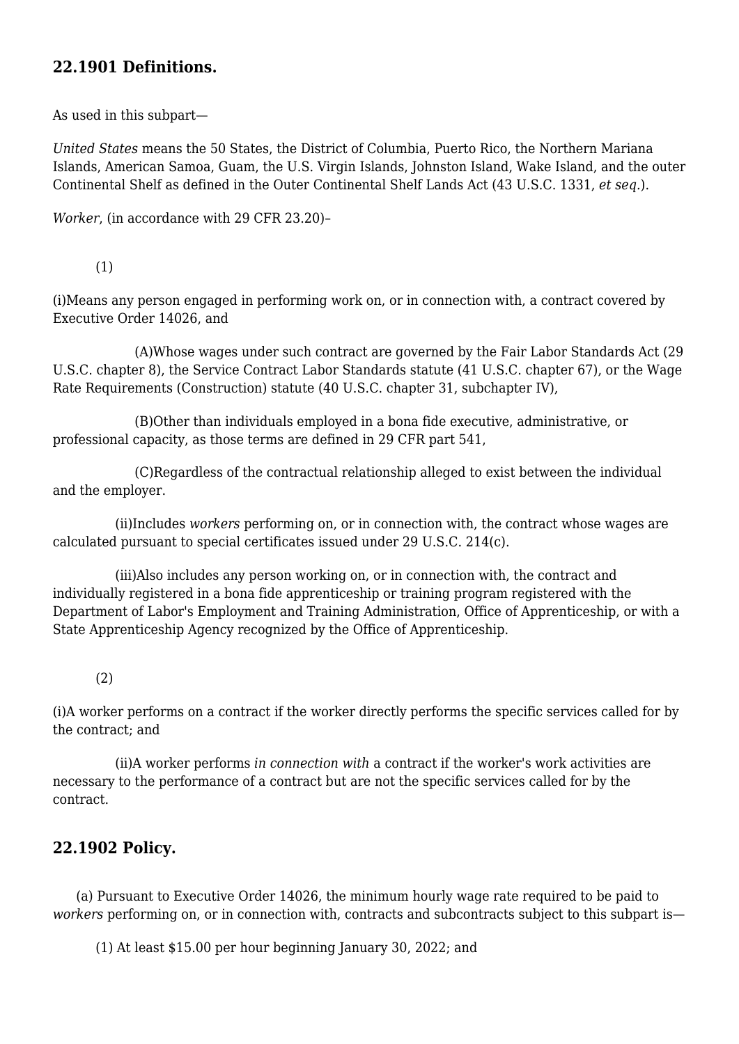## 22.1901 Definitions.

As used in this subpart—

*United States* means the 50 States, the District of Columbia, Puerto Rico, the Northern Mariana Islands, American Samoa, Guam, the U.S. Virgin Islands, Johnston Island, Wake Island, and the outer Continental Shelf as defined in the Outer Continental Shelf Lands Act (43 U.S.C. 1331, *et seq.*).

*Worker*, (in accordance with 29 CFR 23.20)–

(1)

(i)Means any person engaged in performing work on, or in connection with, a contract covered by Executive Order 14026, and

(A)Whose wages under such contract are governed by the Fair Labor Standards Act (29 U.S.C. chapter 8), the Service Contract Labor Standards statute (41 U.S.C. chapter 67), or the Wage Rate Requirements (Construction) statute (40 U.S.C. chapter 31, subchapter IV),

(B)Other than individuals employed in a bona fide executive, administrative, or professional capacity, as those terms are defined in 29 CFR part 541,

(C)Regardless of the contractual relationship alleged to exist between the individual and the employer.

(ii)Includes *workers* performing on, or in connection with, the contract whose wages are calculated pursuant to special certificates issued under 29 U.S.C. 214(c).

(iii)Also includes any person working on, or in connection with, the contract and individually registered in a bona fide apprenticeship or training program registered with the Department of Labor's Employment and Training Administration, Office of Apprenticeship, or with a State Apprenticeship Agency recognized by the Office of Apprenticeship.

(2)

(i)A worker performs on a contract if the worker directly performs the specific services called for by the contract; and

(ii)A worker performs *in connection with* a contract if the worker's work activities are necessary to the performance of a contract but are not the specific services called for by the contract.

## 22.1902 Policy.

(a) Pursuant to Executive Order 14026, the minimum hourly wage rate required to be paid to *workers* performing on, or in connection with, contracts and subcontracts subject to this subpart is—

(1) At least $15.00 per hour beginning January 30, 2022; and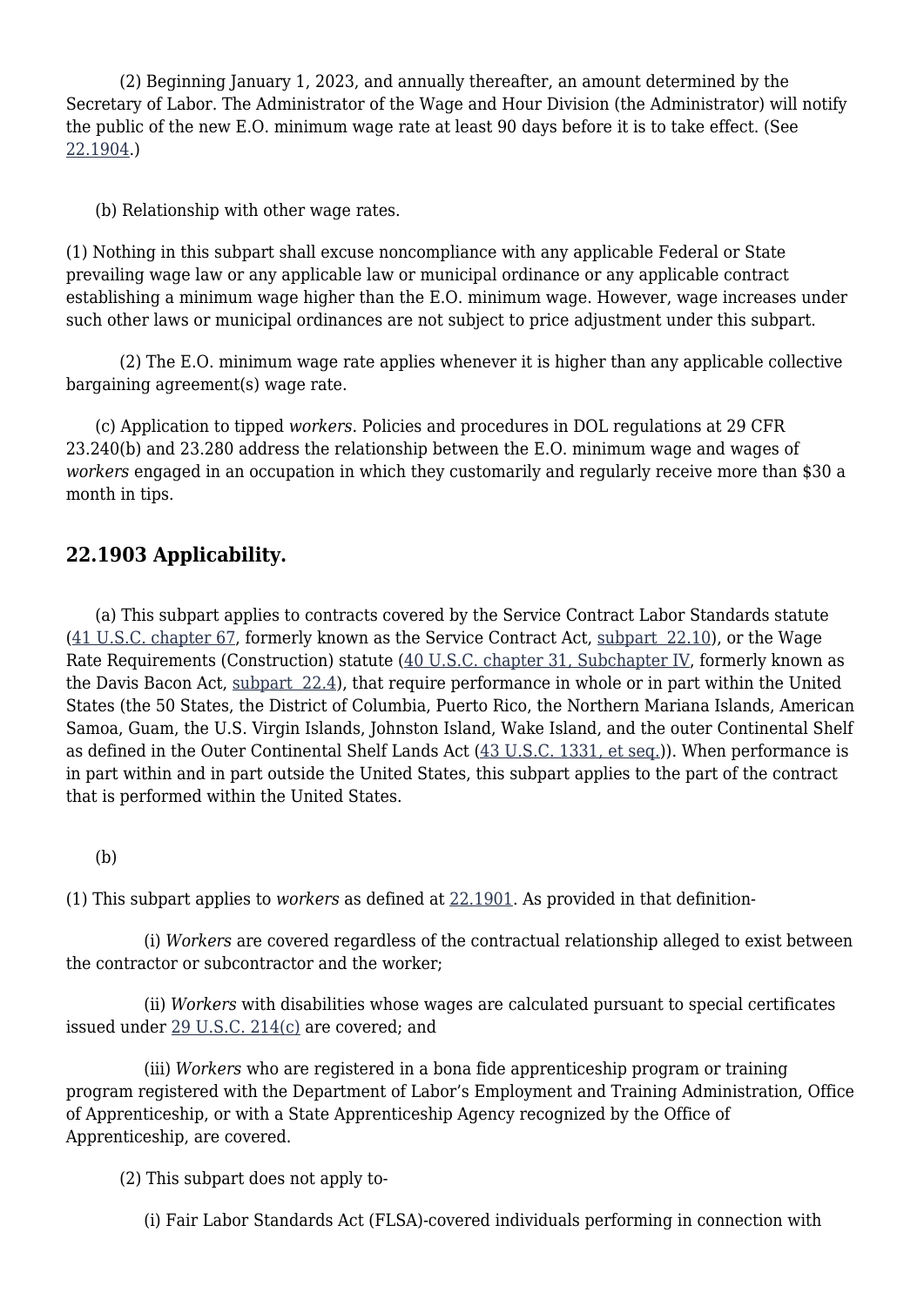(2) Beginning January 1, 2023, and annually thereafter, an amount determined by the Secretary of Labor. The Administrator of the Wage and Hour Division (the Administrator) will notify the public of the new E.O. minimum wage rate at least 90 days before it is to take effect. (See 22.1904.)

(b) Relationship with other wage rates.

(1) Nothing in this subpart shall excuse noncompliance with any applicable Federal or State prevailing wage law or any applicable law or municipal ordinance or any applicable contract establishing a minimum wage higher than the E.O. minimum wage. However, wage increases under such other laws or municipal ordinances are not subject to price adjustment under this subpart.

(2) The E.O. minimum wage rate applies whenever it is higher than any applicable collective bargaining agreement(s) wage rate.

(c) Application to tipped *workers*. Policies and procedures in DOL regulations at 29 CFR 23.240(b) and 23.280 address the relationship between the E.O. minimum wage and wages of *workers* engaged in an occupation in which they customarily and regularly receive more than $30 a month in tips.

### 22.1903 Applicability.

(a) This subpart applies to contracts covered by the Service Contract Labor Standards statute (41 U.S.C. chapter 67, formerly known as the Service Contract Act, subpart 22.10), or the Wage Rate Requirements (Construction) statute (40 U.S.C. chapter 31, Subchapter IV, formerly known as the Davis Bacon Act, subpart 22.4), that require performance in whole or in part within the United States (the 50 States, the District of Columbia, Puerto Rico, the Northern Mariana Islands, American Samoa, Guam, the U.S. Virgin Islands, Johnston Island, Wake Island, and the outer Continental Shelf as defined in the Outer Continental Shelf Lands Act (43 U.S.C. 1331, et seq.)). When performance is in part within and in part outside the United States, this subpart applies to the part of the contract that is performed within the United States.

(b)

(1) This subpart applies to *workers* as defined at 22.1901. As provided in that definition-

(i) *Workers* are covered regardless of the contractual relationship alleged to exist between the contractor or subcontractor and the worker;

(ii) *Workers* with disabilities whose wages are calculated pursuant to special certificates issued under 29 U.S.C. 214(c) are covered; and

(iii) *Workers* who are registered in a bona fide apprenticeship program or training program registered with the Department of Labor's Employment and Training Administration, Office of Apprenticeship, or with a State Apprenticeship Agency recognized by the Office of Apprenticeship, are covered.

(2) This subpart does not apply to-

(i) Fair Labor Standards Act (FLSA)-covered individuals performing in connection with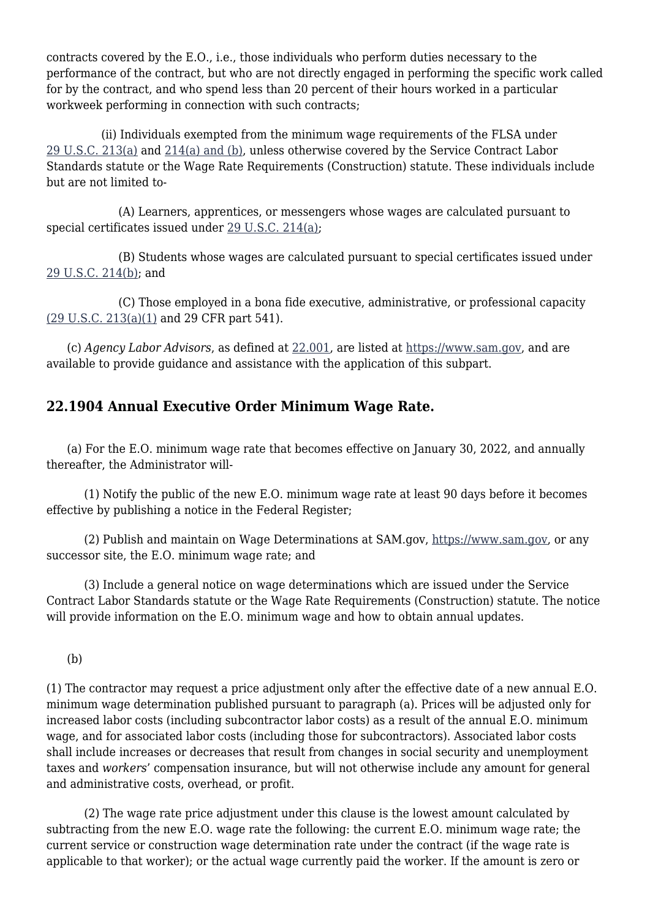contracts covered by the E.O., i.e., those individuals who perform duties necessary to the performance of the contract, but who are not directly engaged in performing the specific work called for by the contract, and who spend less than 20 percent of their hours worked in a particular workweek performing in connection with such contracts;

(ii) Individuals exempted from the minimum wage requirements of the FLSA under 29 U.S.C. 213(a) and 214(a) and (b), unless otherwise covered by the Service Contract Labor Standards statute or the Wage Rate Requirements (Construction) statute. These individuals include but are not limited to-

(A) Learners, apprentices, or messengers whose wages are calculated pursuant to special certificates issued under 29 U.S.C. 214(a);

(B) Students whose wages are calculated pursuant to special certificates issued under 29 U.S.C. 214(b); and

(C) Those employed in a bona fide executive, administrative, or professional capacity (29 U.S.C. 213(a)(1) and 29 CFR part 541).

(c) *Agency Labor Advisors*, as defined at 22.001, are listed at https://www.sam.gov, and are available to provide guidance and assistance with the application of this subpart.

## 22.1904 Annual Executive Order Minimum Wage Rate.

(a) For the E.O. minimum wage rate that becomes effective on January 30, 2022, and annually thereafter, the Administrator will-

(1) Notify the public of the new E.O. minimum wage rate at least 90 days before it becomes effective by publishing a notice in the Federal Register;

(2) Publish and maintain on Wage Determinations at SAM.gov, https://www.sam.gov, or any successor site, the E.O. minimum wage rate; and

(3) Include a general notice on wage determinations which are issued under the Service Contract Labor Standards statute or the Wage Rate Requirements (Construction) statute. The notice will provide information on the E.O. minimum wage and how to obtain annual updates.

(b)

(1) The contractor may request a price adjustment only after the effective date of a new annual E.O. minimum wage determination published pursuant to paragraph (a). Prices will be adjusted only for increased labor costs (including subcontractor labor costs) as a result of the annual E.O. minimum wage, and for associated labor costs (including those for subcontractors). Associated labor costs shall include increases or decreases that result from changes in social security and unemployment taxes and *workers*' compensation insurance, but will not otherwise include any amount for general and administrative costs, overhead, or profit.

(2) The wage rate price adjustment under this clause is the lowest amount calculated by subtracting from the new E.O. wage rate the following: the current E.O. minimum wage rate; the current service or construction wage determination rate under the contract (if the wage rate is applicable to that worker); or the actual wage currently paid the worker. If the amount is zero or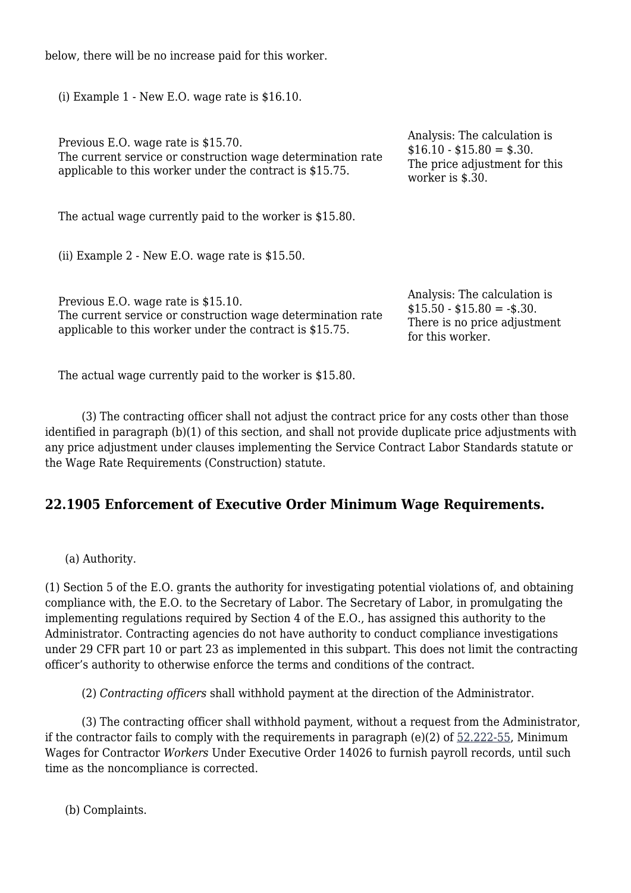below, there will be no increase paid for this worker.

(i) Example 1 - New E.O. wage rate is $16.10.

| | |
|---|---|
| Previous E.O. wage rate is $15.70.<br>The current service or construction wage determination rate applicable to this worker under the contract is $15.75. | Analysis: The calculation is $16.10 - $15.80 = $.30.<br>The price adjustment for this worker is $.30. |

The actual wage currently paid to the worker is $15.80.

(ii) Example 2 - New E.O. wage rate is $15.50.

| | |
|---|---|
| Previous E.O. wage rate is $15.10.<br>The current service or construction wage determination rate applicable to this worker under the contract is $15.75. | Analysis: The calculation is $15.50 - $15.80 = -$.30.<br>There is no price adjustment for this worker. |

The actual wage currently paid to the worker is $15.80.

(3) The contracting officer shall not adjust the contract price for any costs other than those identified in paragraph (b)(1) of this section, and shall not provide duplicate price adjustments with any price adjustment under clauses implementing the Service Contract Labor Standards statute or the Wage Rate Requirements (Construction) statute.

## 22.1905 Enforcement of Executive Order Minimum Wage Requirements.

(a) Authority.

(1) Section 5 of the E.O. grants the authority for investigating potential violations of, and obtaining compliance with, the E.O. to the Secretary of Labor. The Secretary of Labor, in promulgating the implementing regulations required by Section 4 of the E.O., has assigned this authority to the Administrator. Contracting agencies do not have authority to conduct compliance investigations under 29 CFR part 10 or part 23 as implemented in this subpart. This does not limit the contracting officer's authority to otherwise enforce the terms and conditions of the contract.

(2) *Contracting officers* shall withhold payment at the direction of the Administrator.

(3) The contracting officer shall withhold payment, without a request from the Administrator, if the contractor fails to comply with the requirements in paragraph (e)(2) of 52.222-55, Minimum Wages for Contractor *Workers* Under Executive Order 14026 to furnish payroll records, until such time as the noncompliance is corrected.

(b) Complaints.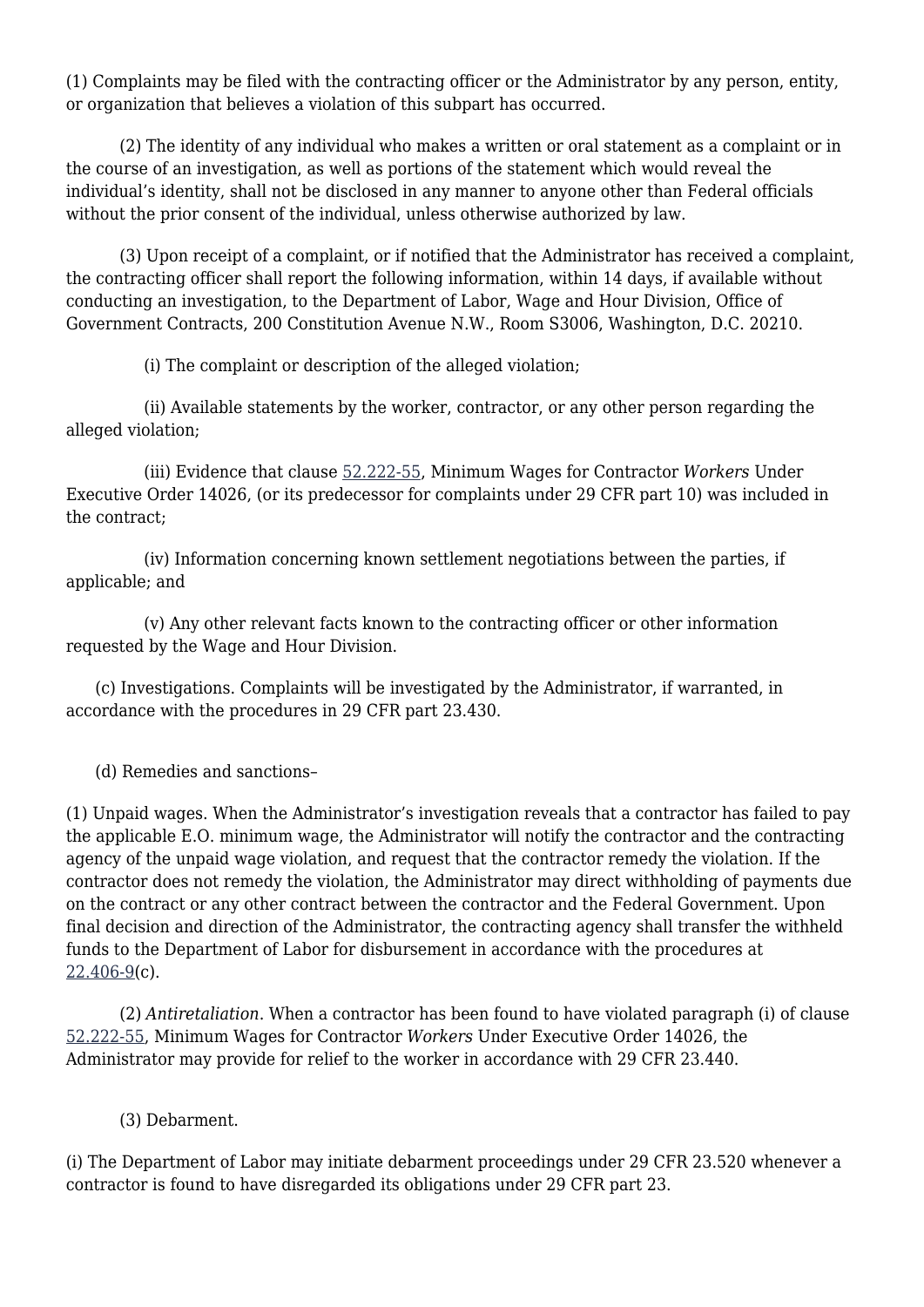(1) Complaints may be filed with the contracting officer or the Administrator by any person, entity, or organization that believes a violation of this subpart has occurred.

(2) The identity of any individual who makes a written or oral statement as a complaint or in the course of an investigation, as well as portions of the statement which would reveal the individual's identity, shall not be disclosed in any manner to anyone other than Federal officials without the prior consent of the individual, unless otherwise authorized by law.

(3) Upon receipt of a complaint, or if notified that the Administrator has received a complaint, the contracting officer shall report the following information, within 14 days, if available without conducting an investigation, to the Department of Labor, Wage and Hour Division, Office of Government Contracts, 200 Constitution Avenue N.W., Room S3006, Washington, D.C. 20210.

(i) The complaint or description of the alleged violation;

(ii) Available statements by the worker, contractor, or any other person regarding the alleged violation;

(iii) Evidence that clause 52.222-55, Minimum Wages for Contractor *Workers* Under Executive Order 14026, (or its predecessor for complaints under 29 CFR part 10) was included in the contract;

(iv) Information concerning known settlement negotiations between the parties, if applicable; and

(v) Any other relevant facts known to the contracting officer or other information requested by the Wage and Hour Division.

(c) Investigations. Complaints will be investigated by the Administrator, if warranted, in accordance with the procedures in 29 CFR part 23.430.

(d) Remedies and sanctions–

(1) Unpaid wages. When the Administrator's investigation reveals that a contractor has failed to pay the applicable E.O. minimum wage, the Administrator will notify the contractor and the contracting agency of the unpaid wage violation, and request that the contractor remedy the violation. If the contractor does not remedy the violation, the Administrator may direct withholding of payments due on the contract or any other contract between the contractor and the Federal Government. Upon final decision and direction of the Administrator, the contracting agency shall transfer the withheld funds to the Department of Labor for disbursement in accordance with the procedures at 22.406-9(c).

(2) *Antiretaliation*. When a contractor has been found to have violated paragraph (i) of clause 52.222-55, Minimum Wages for Contractor *Workers* Under Executive Order 14026, the Administrator may provide for relief to the worker in accordance with 29 CFR 23.440.

(3) Debarment.

(i) The Department of Labor may initiate debarment proceedings under 29 CFR 23.520 whenever a contractor is found to have disregarded its obligations under 29 CFR part 23.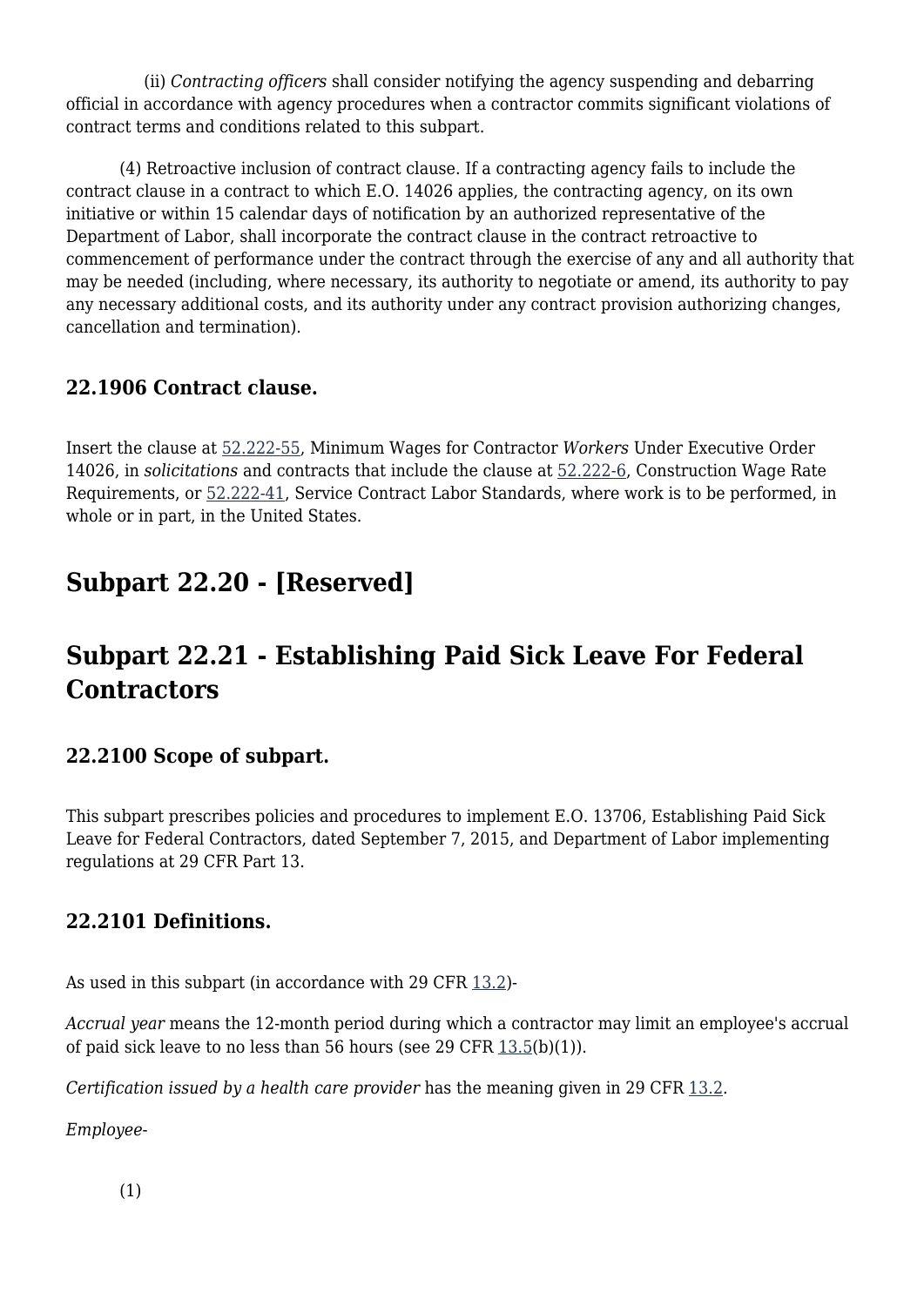(ii) *Contracting officers* shall consider notifying the agency suspending and debarring official in accordance with agency procedures when a contractor commits significant violations of contract terms and conditions related to this subpart.

(4) Retroactive inclusion of contract clause. If a contracting agency fails to include the contract clause in a contract to which E.O. 14026 applies, the contracting agency, on its own initiative or within 15 calendar days of notification by an authorized representative of the Department of Labor, shall incorporate the contract clause in the contract retroactive to commencement of performance under the contract through the exercise of any and all authority that may be needed (including, where necessary, its authority to negotiate or amend, its authority to pay any necessary additional costs, and its authority under any contract provision authorizing changes, cancellation and termination).

### 22.1906 Contract clause.

Insert the clause at 52.222-55, Minimum Wages for Contractor *Workers* Under Executive Order 14026, in *solicitations* and contracts that include the clause at 52.222-6, Construction Wage Rate Requirements, or 52.222-41, Service Contract Labor Standards, where work is to be performed, in whole or in part, in the United States.

## Subpart 22.20 - [Reserved]

## Subpart 22.21 - Establishing Paid Sick Leave For Federal Contractors

### 22.2100 Scope of subpart.

This subpart prescribes policies and procedures to implement E.O. 13706, Establishing Paid Sick Leave for Federal Contractors, dated September 7, 2015, and Department of Labor implementing regulations at 29 CFR Part 13.

### 22.2101 Definitions.

As used in this subpart (in accordance with 29 CFR 13.2)-

*Accrual year* means the 12-month period during which a contractor may limit an employee's accrual of paid sick leave to no less than 56 hours (see 29 CFR 13.5(b)(1)).

*Certification issued by a health care provider* has the meaning given in 29 CFR 13.2.

*Employee-*

(1)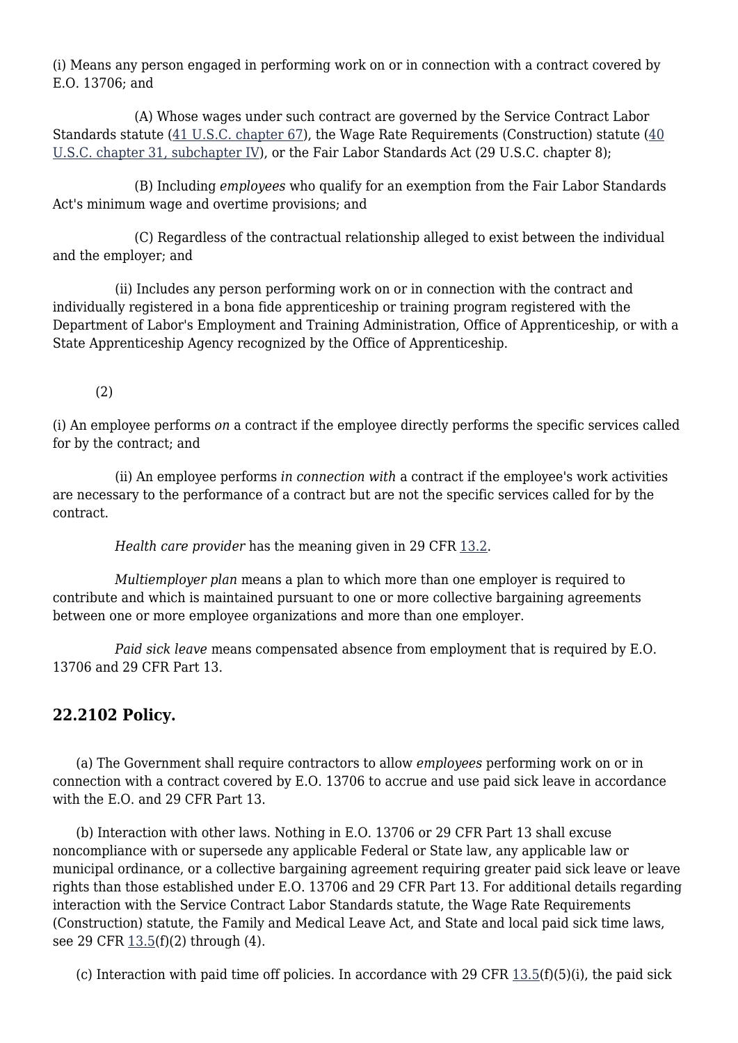(i) Means any person engaged in performing work on or in connection with a contract covered by E.O. 13706; and

(A) Whose wages under such contract are governed by the Service Contract Labor Standards statute (41 U.S.C. chapter 67), the Wage Rate Requirements (Construction) statute (40 U.S.C. chapter 31, subchapter IV), or the Fair Labor Standards Act (29 U.S.C. chapter 8);

(B) Including *employees* who qualify for an exemption from the Fair Labor Standards Act's minimum wage and overtime provisions; and

(C) Regardless of the contractual relationship alleged to exist between the individual and the employer; and

(ii) Includes any person performing work on or in connection with the contract and individually registered in a bona fide apprenticeship or training program registered with the Department of Labor's Employment and Training Administration, Office of Apprenticeship, or with a State Apprenticeship Agency recognized by the Office of Apprenticeship.

(2)

(i) An employee performs *on* a contract if the employee directly performs the specific services called for by the contract; and

(ii) An employee performs *in connection with* a contract if the employee's work activities are necessary to the performance of a contract but are not the specific services called for by the contract.

*Health care provider* has the meaning given in 29 CFR 13.2.

*Multiemployer plan* means a plan to which more than one employer is required to contribute and which is maintained pursuant to one or more collective bargaining agreements between one or more employee organizations and more than one employer.

*Paid sick leave* means compensated absence from employment that is required by E.O. 13706 and 29 CFR Part 13.

## 22.2102 Policy.

(a) The Government shall require contractors to allow *employees* performing work on or in connection with a contract covered by E.O. 13706 to accrue and use paid sick leave in accordance with the E.O. and 29 CFR Part 13.

(b) Interaction with other laws. Nothing in E.O. 13706 or 29 CFR Part 13 shall excuse noncompliance with or supersede any applicable Federal or State law, any applicable law or municipal ordinance, or a collective bargaining agreement requiring greater paid sick leave or leave rights than those established under E.O. 13706 and 29 CFR Part 13. For additional details regarding interaction with the Service Contract Labor Standards statute, the Wage Rate Requirements (Construction) statute, the Family and Medical Leave Act, and State and local paid sick time laws, see 29 CFR 13.5(f)(2) through (4).

(c) Interaction with paid time off policies. In accordance with 29 CFR 13.5(f)(5)(i), the paid sick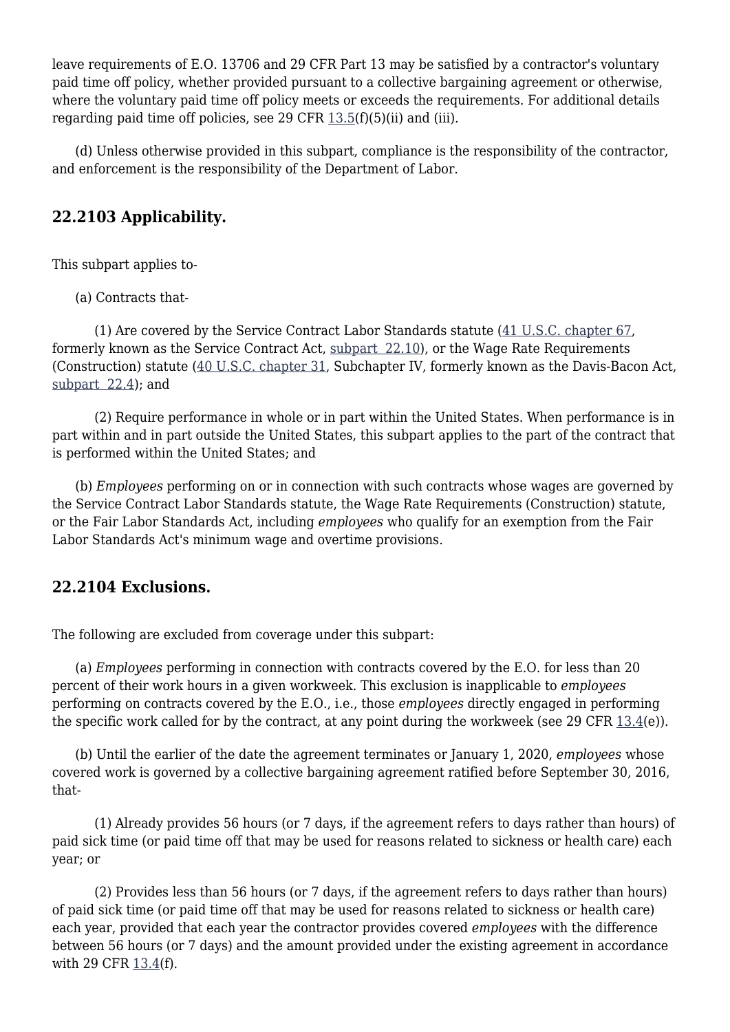leave requirements of E.O. 13706 and 29 CFR Part 13 may be satisfied by a contractor's voluntary paid time off policy, whether provided pursuant to a collective bargaining agreement or otherwise, where the voluntary paid time off policy meets or exceeds the requirements. For additional details regarding paid time off policies, see 29 CFR 13.5(f)(5)(ii) and (iii).

(d) Unless otherwise provided in this subpart, compliance is the responsibility of the contractor, and enforcement is the responsibility of the Department of Labor.

## 22.2103 Applicability.

This subpart applies to-

(a) Contracts that-

(1) Are covered by the Service Contract Labor Standards statute (41 U.S.C. chapter 67, formerly known as the Service Contract Act, subpart 22.10), or the Wage Rate Requirements (Construction) statute (40 U.S.C. chapter 31, Subchapter IV, formerly known as the Davis-Bacon Act, subpart 22.4); and

(2) Require performance in whole or in part within the United States. When performance is in part within and in part outside the United States, this subpart applies to the part of the contract that is performed within the United States; and

(b) *Employees* performing on or in connection with such contracts whose wages are governed by the Service Contract Labor Standards statute, the Wage Rate Requirements (Construction) statute, or the Fair Labor Standards Act, including *employees* who qualify for an exemption from the Fair Labor Standards Act's minimum wage and overtime provisions.

## 22.2104 Exclusions.

The following are excluded from coverage under this subpart:

(a) *Employees* performing in connection with contracts covered by the E.O. for less than 20 percent of their work hours in a given workweek. This exclusion is inapplicable to *employees* performing on contracts covered by the E.O., i.e., those *employees* directly engaged in performing the specific work called for by the contract, at any point during the workweek (see 29 CFR 13.4(e)).

(b) Until the earlier of the date the agreement terminates or January 1, 2020, *employees* whose covered work is governed by a collective bargaining agreement ratified before September 30, 2016, that-

(1) Already provides 56 hours (or 7 days, if the agreement refers to days rather than hours) of paid sick time (or paid time off that may be used for reasons related to sickness or health care) each year; or

(2) Provides less than 56 hours (or 7 days, if the agreement refers to days rather than hours) of paid sick time (or paid time off that may be used for reasons related to sickness or health care) each year, provided that each year the contractor provides covered *employees* with the difference between 56 hours (or 7 days) and the amount provided under the existing agreement in accordance with 29 CFR 13.4(f).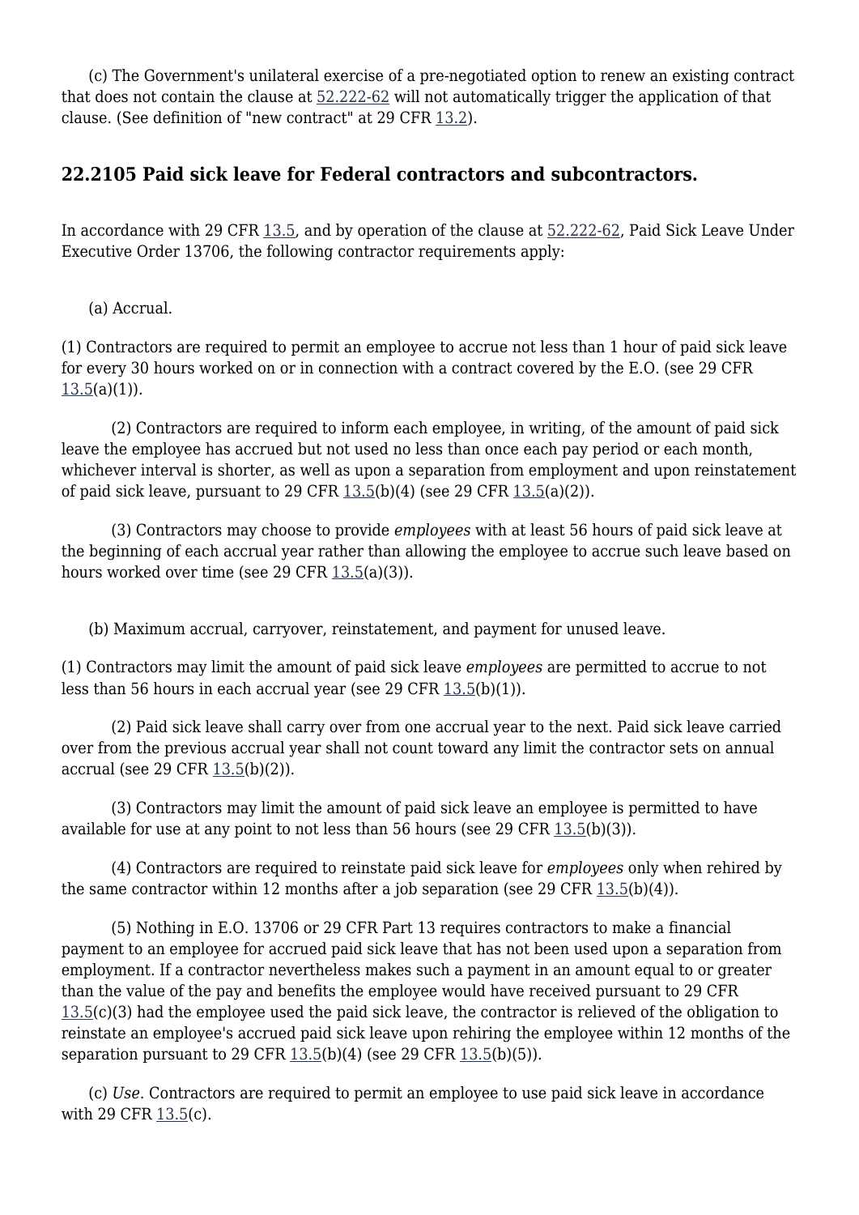(c) The Government's unilateral exercise of a pre-negotiated option to renew an existing contract that does not contain the clause at 52.222-62 will not automatically trigger the application of that clause. (See definition of "new contract" at 29 CFR 13.2).

## 22.2105 Paid sick leave for Federal contractors and subcontractors.

In accordance with 29 CFR 13.5, and by operation of the clause at 52.222-62, Paid Sick Leave Under Executive Order 13706, the following contractor requirements apply:

(a) Accrual.

(1) Contractors are required to permit an employee to accrue not less than 1 hour of paid sick leave for every 30 hours worked on or in connection with a contract covered by the E.O. (see 29 CFR 13.5(a)(1)).

(2) Contractors are required to inform each employee, in writing, of the amount of paid sick leave the employee has accrued but not used no less than once each pay period or each month, whichever interval is shorter, as well as upon a separation from employment and upon reinstatement of paid sick leave, pursuant to 29 CFR 13.5(b)(4) (see 29 CFR 13.5(a)(2)).

(3) Contractors may choose to provide *employees* with at least 56 hours of paid sick leave at the beginning of each accrual year rather than allowing the employee to accrue such leave based on hours worked over time (see 29 CFR 13.5(a)(3)).

(b) Maximum accrual, carryover, reinstatement, and payment for unused leave.

(1) Contractors may limit the amount of paid sick leave *employees* are permitted to accrue to not less than 56 hours in each accrual year (see 29 CFR 13.5(b)(1)).

(2) Paid sick leave shall carry over from one accrual year to the next. Paid sick leave carried over from the previous accrual year shall not count toward any limit the contractor sets on annual accrual (see 29 CFR 13.5(b)(2)).

(3) Contractors may limit the amount of paid sick leave an employee is permitted to have available for use at any point to not less than 56 hours (see 29 CFR 13.5(b)(3)).

(4) Contractors are required to reinstate paid sick leave for *employees* only when rehired by the same contractor within 12 months after a job separation (see 29 CFR 13.5(b)(4)).

(5) Nothing in E.O. 13706 or 29 CFR Part 13 requires contractors to make a financial payment to an employee for accrued paid sick leave that has not been used upon a separation from employment. If a contractor nevertheless makes such a payment in an amount equal to or greater than the value of the pay and benefits the employee would have received pursuant to 29 CFR 13.5(c)(3) had the employee used the paid sick leave, the contractor is relieved of the obligation to reinstate an employee's accrued paid sick leave upon rehiring the employee within 12 months of the separation pursuant to 29 CFR 13.5(b)(4) (see 29 CFR 13.5(b)(5)).

(c) *Use*. Contractors are required to permit an employee to use paid sick leave in accordance with 29 CFR 13.5(c).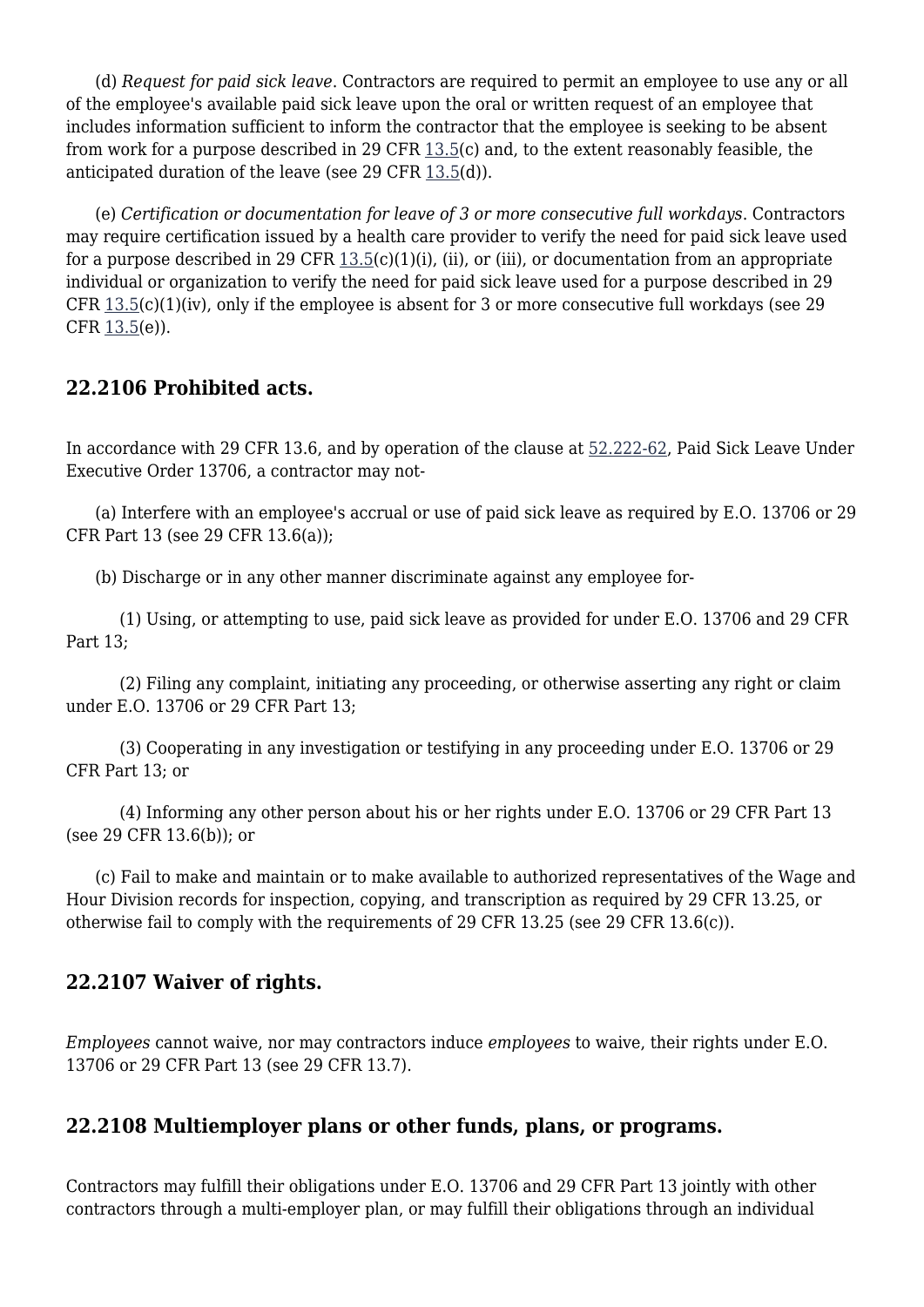(d) *Request for paid sick leave*. Contractors are required to permit an employee to use any or all of the employee's available paid sick leave upon the oral or written request of an employee that includes information sufficient to inform the contractor that the employee is seeking to be absent from work for a purpose described in 29 CFR 13.5(c) and, to the extent reasonably feasible, the anticipated duration of the leave (see 29 CFR 13.5(d)).

(e) *Certification or documentation for leave of 3 or more consecutive full workdays*. Contractors may require certification issued by a health care provider to verify the need for paid sick leave used for a purpose described in 29 CFR 13.5(c)(1)(i), (ii), or (iii), or documentation from an appropriate individual or organization to verify the need for paid sick leave used for a purpose described in 29 CFR 13.5(c)(1)(iv), only if the employee is absent for 3 or more consecutive full workdays (see 29 CFR 13.5(e)).

## 22.2106 Prohibited acts.

In accordance with 29 CFR 13.6, and by operation of the clause at 52.222-62, Paid Sick Leave Under Executive Order 13706, a contractor may not-

(a) Interfere with an employee's accrual or use of paid sick leave as required by E.O. 13706 or 29 CFR Part 13 (see 29 CFR 13.6(a));

(b) Discharge or in any other manner discriminate against any employee for-

(1) Using, or attempting to use, paid sick leave as provided for under E.O. 13706 and 29 CFR Part 13;

(2) Filing any complaint, initiating any proceeding, or otherwise asserting any right or claim under E.O. 13706 or 29 CFR Part 13;

(3) Cooperating in any investigation or testifying in any proceeding under E.O. 13706 or 29 CFR Part 13; or

(4) Informing any other person about his or her rights under E.O. 13706 or 29 CFR Part 13 (see 29 CFR 13.6(b)); or

(c) Fail to make and maintain or to make available to authorized representatives of the Wage and Hour Division records for inspection, copying, and transcription as required by 29 CFR 13.25, or otherwise fail to comply with the requirements of 29 CFR 13.25 (see 29 CFR 13.6(c)).

## 22.2107 Waiver of rights.

*Employees* cannot waive, nor may contractors induce *employees* to waive, their rights under E.O. 13706 or 29 CFR Part 13 (see 29 CFR 13.7).

## 22.2108 Multiemployer plans or other funds, plans, or programs.

Contractors may fulfill their obligations under E.O. 13706 and 29 CFR Part 13 jointly with other contractors through a multi-employer plan, or may fulfill their obligations through an individual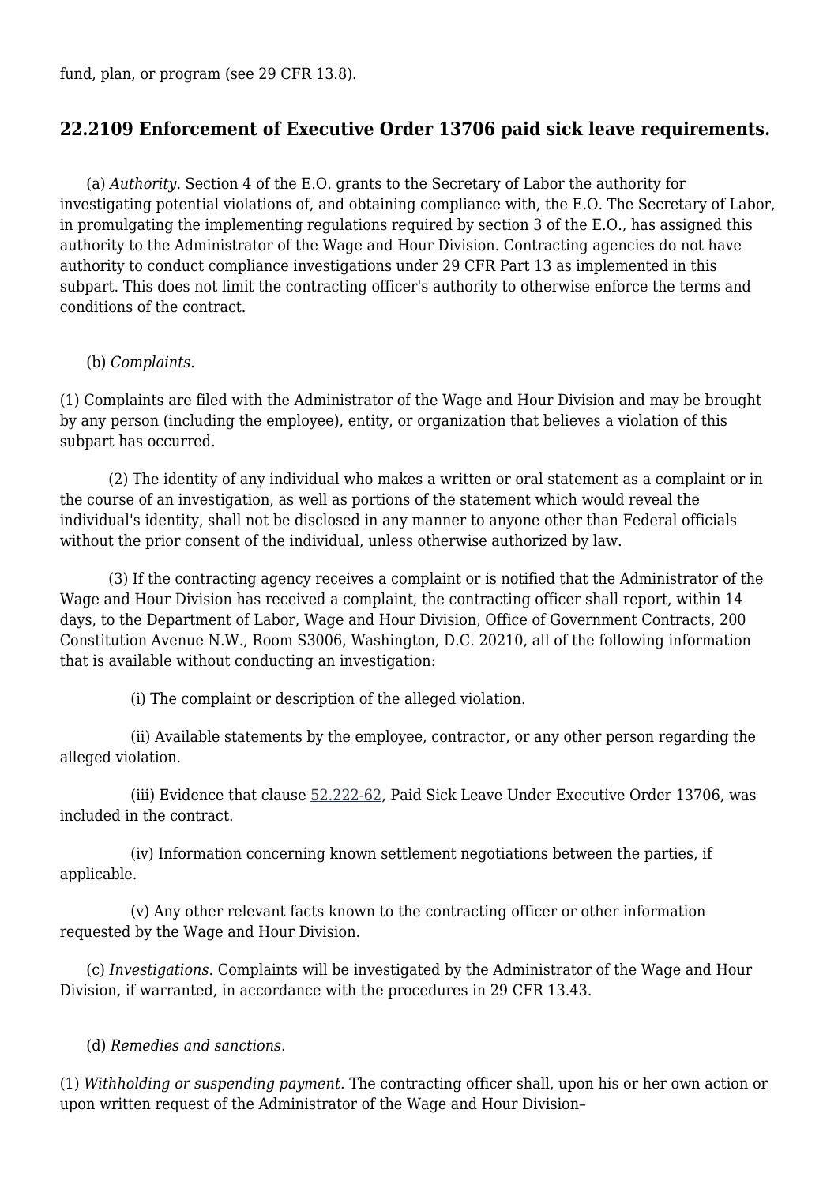fund, plan, or program (see 29 CFR 13.8).

## 22.2109 Enforcement of Executive Order 13706 paid sick leave requirements.

(a) *Authority*. Section 4 of the E.O. grants to the Secretary of Labor the authority for investigating potential violations of, and obtaining compliance with, the E.O. The Secretary of Labor, in promulgating the implementing regulations required by section 3 of the E.O., has assigned this authority to the Administrator of the Wage and Hour Division. Contracting agencies do not have authority to conduct compliance investigations under 29 CFR Part 13 as implemented in this subpart. This does not limit the contracting officer's authority to otherwise enforce the terms and conditions of the contract.

(b) *Complaints*.

(1) Complaints are filed with the Administrator of the Wage and Hour Division and may be brought by any person (including the employee), entity, or organization that believes a violation of this subpart has occurred.

(2) The identity of any individual who makes a written or oral statement as a complaint or in the course of an investigation, as well as portions of the statement which would reveal the individual's identity, shall not be disclosed in any manner to anyone other than Federal officials without the prior consent of the individual, unless otherwise authorized by law.

(3) If the contracting agency receives a complaint or is notified that the Administrator of the Wage and Hour Division has received a complaint, the contracting officer shall report, within 14 days, to the Department of Labor, Wage and Hour Division, Office of Government Contracts, 200 Constitution Avenue N.W., Room S3006, Washington, D.C. 20210, all of the following information that is available without conducting an investigation:

(i) The complaint or description of the alleged violation.

(ii) Available statements by the employee, contractor, or any other person regarding the alleged violation.

(iii) Evidence that clause 52.222-62, Paid Sick Leave Under Executive Order 13706, was included in the contract.

(iv) Information concerning known settlement negotiations between the parties, if applicable.

(v) Any other relevant facts known to the contracting officer or other information requested by the Wage and Hour Division.

(c) *Investigations*. Complaints will be investigated by the Administrator of the Wage and Hour Division, if warranted, in accordance with the procedures in 29 CFR 13.43.

(d) *Remedies and sanctions*.

(1) *Withholding or suspending payment*. The contracting officer shall, upon his or her own action or upon written request of the Administrator of the Wage and Hour Division–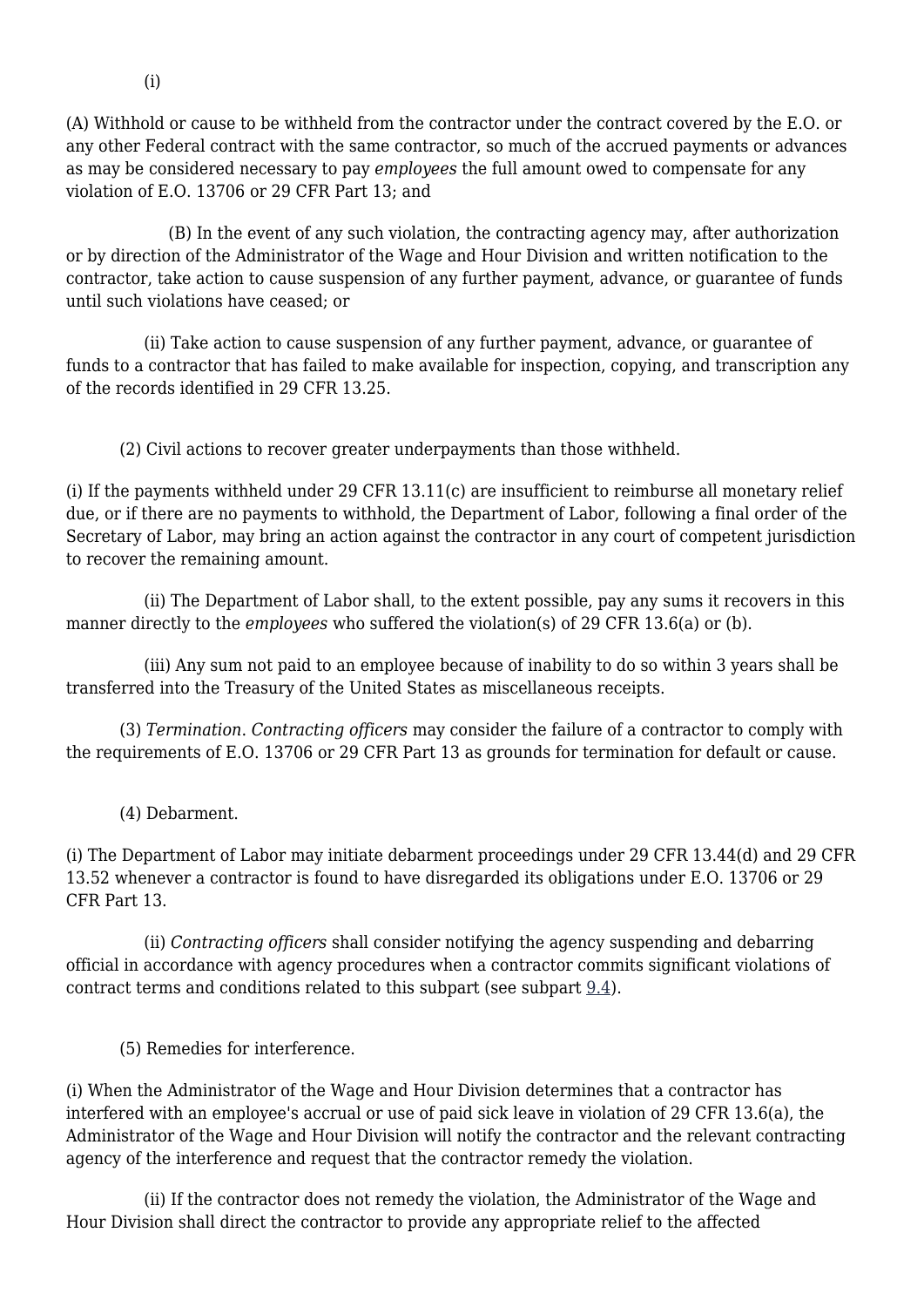(i)

(A) Withhold or cause to be withheld from the contractor under the contract covered by the E.O. or any other Federal contract with the same contractor, so much of the accrued payments or advances as may be considered necessary to pay *employees* the full amount owed to compensate for any violation of E.O. 13706 or 29 CFR Part 13; and

(B) In the event of any such violation, the contracting agency may, after authorization or by direction of the Administrator of the Wage and Hour Division and written notification to the contractor, take action to cause suspension of any further payment, advance, or guarantee of funds until such violations have ceased; or

(ii) Take action to cause suspension of any further payment, advance, or guarantee of funds to a contractor that has failed to make available for inspection, copying, and transcription any of the records identified in 29 CFR 13.25.

(2) Civil actions to recover greater underpayments than those withheld.

(i) If the payments withheld under 29 CFR 13.11(c) are insufficient to reimburse all monetary relief due, or if there are no payments to withhold, the Department of Labor, following a final order of the Secretary of Labor, may bring an action against the contractor in any court of competent jurisdiction to recover the remaining amount.

(ii) The Department of Labor shall, to the extent possible, pay any sums it recovers in this manner directly to the *employees* who suffered the violation(s) of 29 CFR 13.6(a) or (b).

(iii) Any sum not paid to an employee because of inability to do so within 3 years shall be transferred into the Treasury of the United States as miscellaneous receipts.

(3) *Termination*. *Contracting officers* may consider the failure of a contractor to comply with the requirements of E.O. 13706 or 29 CFR Part 13 as grounds for termination for default or cause.

(4) Debarment.

(i) The Department of Labor may initiate debarment proceedings under 29 CFR 13.44(d) and 29 CFR 13.52 whenever a contractor is found to have disregarded its obligations under E.O. 13706 or 29 CFR Part 13.

(ii) *Contracting officers* shall consider notifying the agency suspending and debarring official in accordance with agency procedures when a contractor commits significant violations of contract terms and conditions related to this subpart (see subpart 9.4).

(5) Remedies for interference.

(i) When the Administrator of the Wage and Hour Division determines that a contractor has interfered with an employee's accrual or use of paid sick leave in violation of 29 CFR 13.6(a), the Administrator of the Wage and Hour Division will notify the contractor and the relevant contracting agency of the interference and request that the contractor remedy the violation.

(ii) If the contractor does not remedy the violation, the Administrator of the Wage and Hour Division shall direct the contractor to provide any appropriate relief to the affected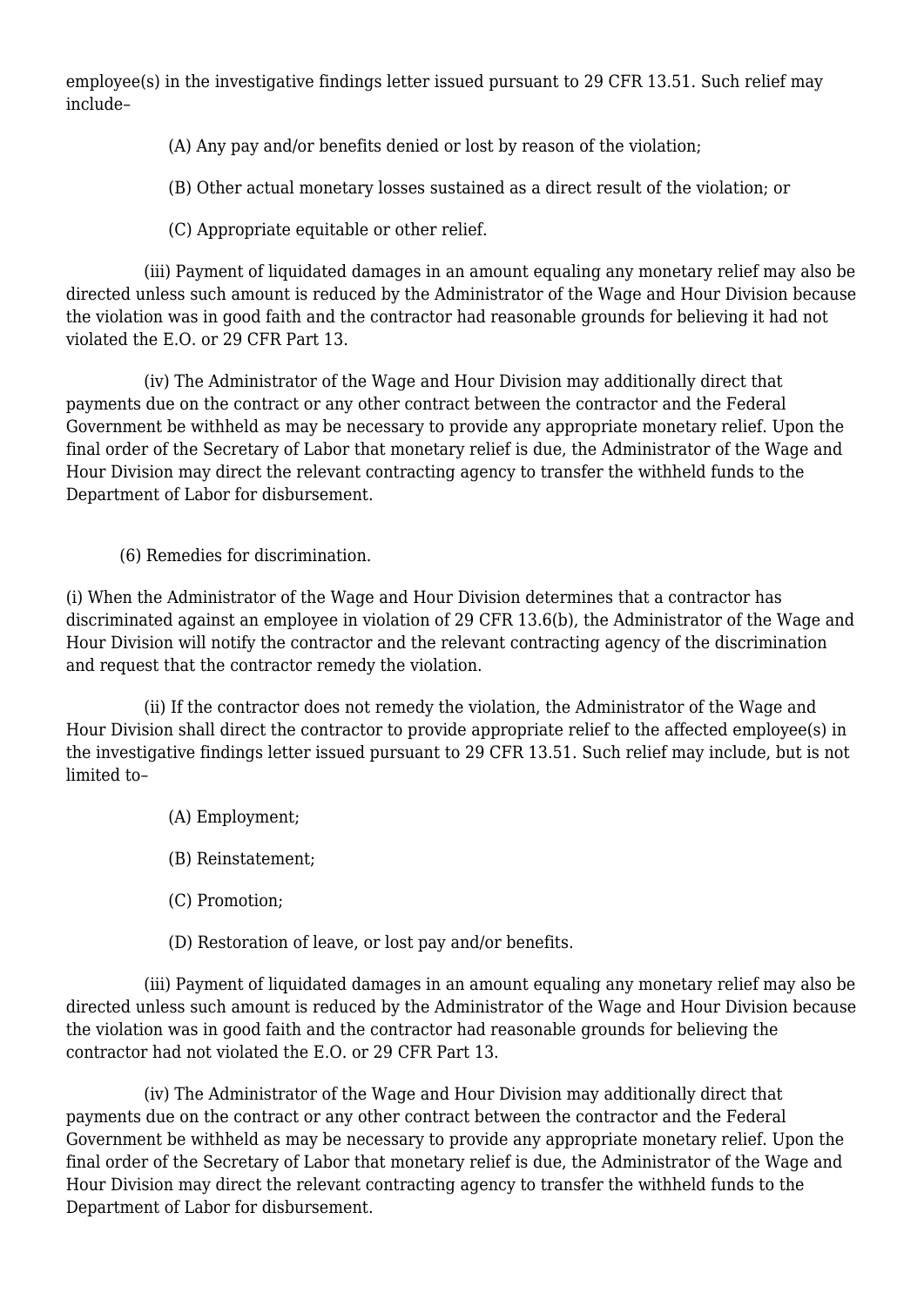employee(s) in the investigative findings letter issued pursuant to 29 CFR 13.51. Such relief may include–

(A) Any pay and/or benefits denied or lost by reason of the violation;

(B) Other actual monetary losses sustained as a direct result of the violation; or

(C) Appropriate equitable or other relief.

(iii) Payment of liquidated damages in an amount equaling any monetary relief may also be directed unless such amount is reduced by the Administrator of the Wage and Hour Division because the violation was in good faith and the contractor had reasonable grounds for believing it had not violated the E.O. or 29 CFR Part 13.

(iv) The Administrator of the Wage and Hour Division may additionally direct that payments due on the contract or any other contract between the contractor and the Federal Government be withheld as may be necessary to provide any appropriate monetary relief. Upon the final order of the Secretary of Labor that monetary relief is due, the Administrator of the Wage and Hour Division may direct the relevant contracting agency to transfer the withheld funds to the Department of Labor for disbursement.

(6) Remedies for discrimination.

(i) When the Administrator of the Wage and Hour Division determines that a contractor has discriminated against an employee in violation of 29 CFR 13.6(b), the Administrator of the Wage and Hour Division will notify the contractor and the relevant contracting agency of the discrimination and request that the contractor remedy the violation.

(ii) If the contractor does not remedy the violation, the Administrator of the Wage and Hour Division shall direct the contractor to provide appropriate relief to the affected employee(s) in the investigative findings letter issued pursuant to 29 CFR 13.51. Such relief may include, but is not limited to–

(A) Employment;

(B) Reinstatement;

(C) Promotion;

(D) Restoration of leave, or lost pay and/or benefits.

(iii) Payment of liquidated damages in an amount equaling any monetary relief may also be directed unless such amount is reduced by the Administrator of the Wage and Hour Division because the violation was in good faith and the contractor had reasonable grounds for believing the contractor had not violated the E.O. or 29 CFR Part 13.

(iv) The Administrator of the Wage and Hour Division may additionally direct that payments due on the contract or any other contract between the contractor and the Federal Government be withheld as may be necessary to provide any appropriate monetary relief. Upon the final order of the Secretary of Labor that monetary relief is due, the Administrator of the Wage and Hour Division may direct the relevant contracting agency to transfer the withheld funds to the Department of Labor for disbursement.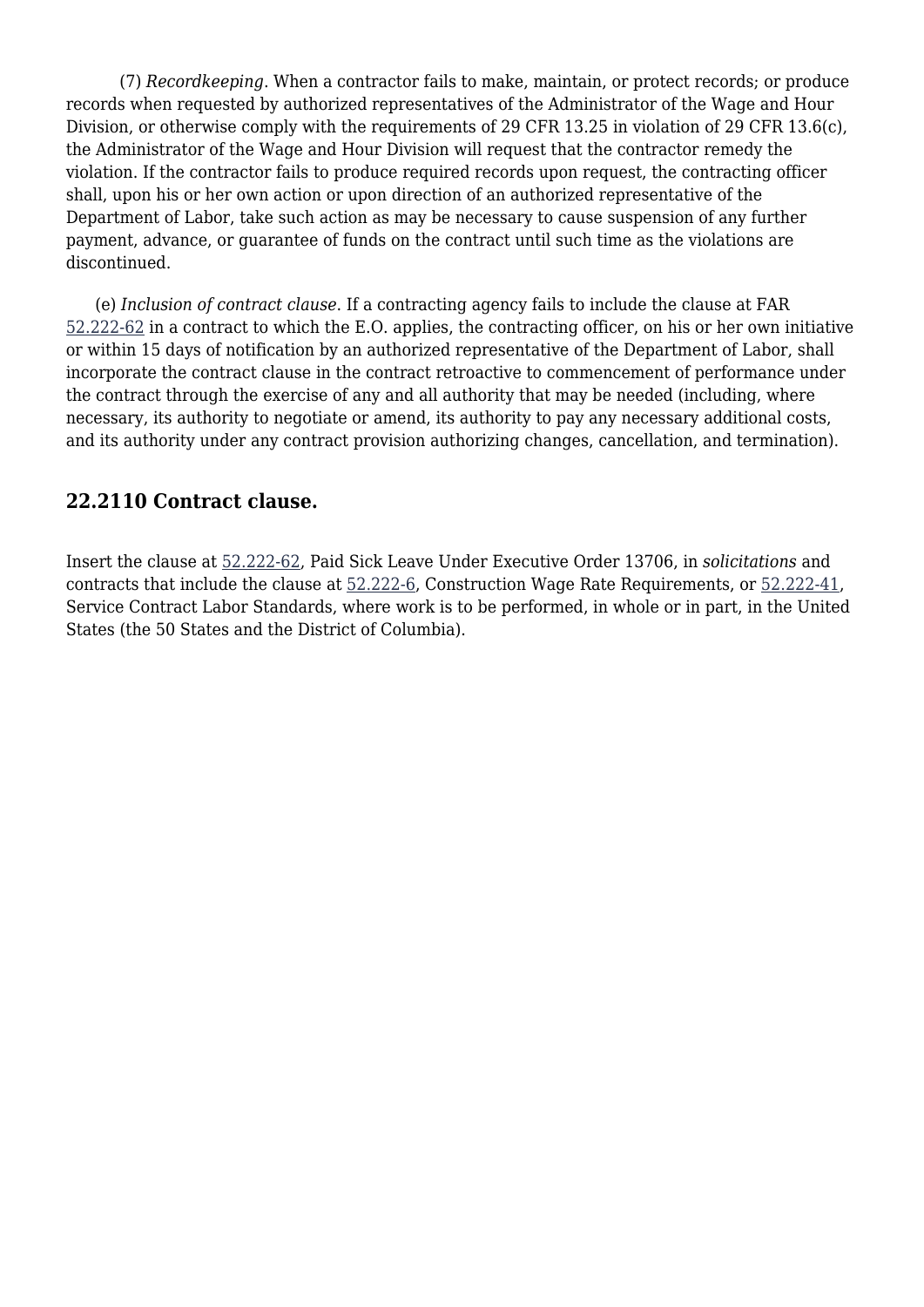(7) *Recordkeeping*. When a contractor fails to make, maintain, or protect records; or produce records when requested by authorized representatives of the Administrator of the Wage and Hour Division, or otherwise comply with the requirements of 29 CFR 13.25 in violation of 29 CFR 13.6(c), the Administrator of the Wage and Hour Division will request that the contractor remedy the violation. If the contractor fails to produce required records upon request, the contracting officer shall, upon his or her own action or upon direction of an authorized representative of the Department of Labor, take such action as may be necessary to cause suspension of any further payment, advance, or guarantee of funds on the contract until such time as the violations are discontinued.

(e) *Inclusion of contract clause*. If a contracting agency fails to include the clause at FAR 52.222-62 in a contract to which the E.O. applies, the contracting officer, on his or her own initiative or within 15 days of notification by an authorized representative of the Department of Labor, shall incorporate the contract clause in the contract retroactive to commencement of performance under the contract through the exercise of any and all authority that may be needed (including, where necessary, its authority to negotiate or amend, its authority to pay any necessary additional costs, and its authority under any contract provision authorizing changes, cancellation, and termination).

## 22.2110 Contract clause.

Insert the clause at 52.222-62, Paid Sick Leave Under Executive Order 13706, in *solicitations* and contracts that include the clause at 52.222-6, Construction Wage Rate Requirements, or 52.222-41, Service Contract Labor Standards, where work is to be performed, in whole or in part, in the United States (the 50 States and the District of Columbia).